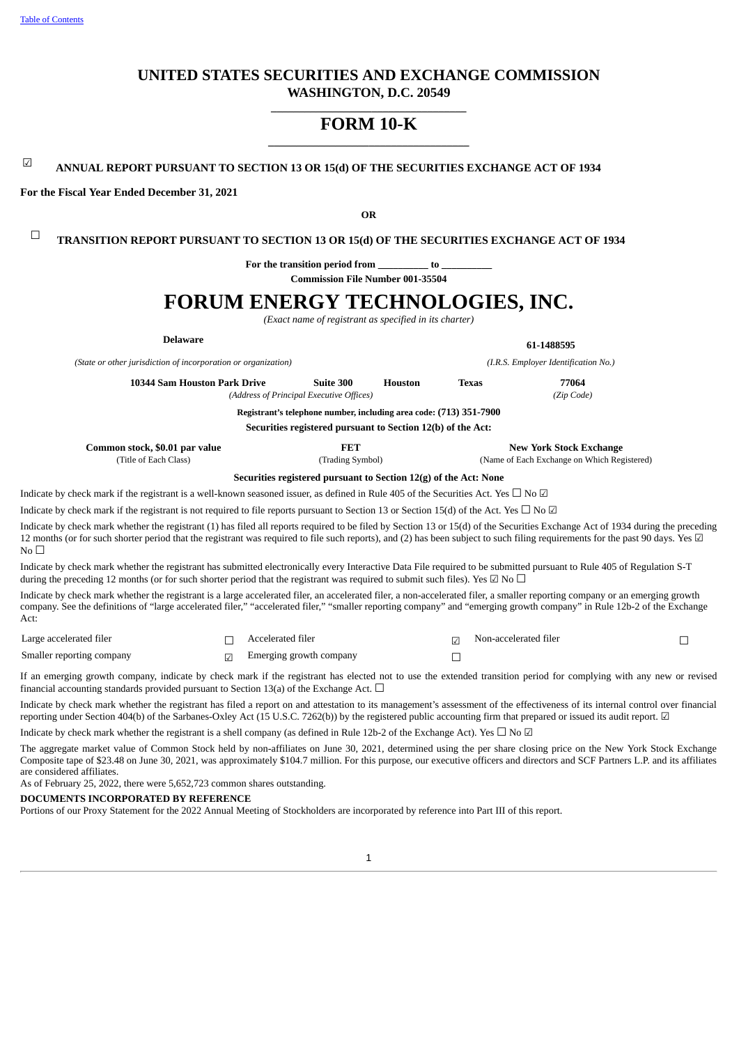Table of Contents

# UNITED STATES SECURITIES AND EXCHANGE COMMISSION

**WASHINGTON, D.C. 20549**

# FORM 10-K

☑ **ANNUAL REPORT PURSUANT TO SECTION 13 OR 15(d) OF THE SECURITIES EXCHANGE ACT OF 1934**

**For the Fiscal Year Ended December 31, 2021**

**OR**

☐ **TRANSITION REPORT PURSUANT TO SECTION 13 OR 15(d) OF THE SECURITIES EXCHANGE ACT OF 1934**

**For the transition period from __________ to __________**

**Commission File Number 001-35504**

# FORUM ENERGY TECHNOLOGIES, INC.

*(Exact name of registrant as specified in its charter)*

| **Delaware** | **61-1488595** |
|---|---|
| *(State or other jurisdiction of incorporation or organization)* | *(I.R.S. Employer Identification No.)* |

| **10344 Sam Houston Park Drive** | **Suite 300** | **Houston** | **Texas** | **77064** |
|---|---|---|---|---|
| *(Address of Principal Executive Offices)* | | | | *(Zip Code)* |

**Registrant's telephone number, including area code: (713) 351-7900**

**Securities registered pursuant to Section 12(b) of the Act:**

| **Common stock, $0.01 par value** | **FET** | **New York Stock Exchange** |
|---|---|---|
| (Title of Each Class) | (Trading Symbol) | (Name of Each Exchange on Which Registered) |

**Securities registered pursuant to Section 12(g) of the Act: None**

Indicate by check mark if the registrant is a well-known seasoned issuer, as defined in Rule 405 of the Securities Act. Yes ☐ No ☑

Indicate by check mark if the registrant is not required to file reports pursuant to Section 13 or Section 15(d) of the Act. Yes ☐ No ☑

Indicate by check mark whether the registrant (1) has filed all reports required to be filed by Section 13 or 15(d) of the Securities Exchange Act of 1934 during the preceding 12 months (or for such shorter period that the registrant was required to file such reports), and (2) has been subject to such filing requirements for the past 90 days. Yes ☑ No ☐

Indicate by check mark whether the registrant has submitted electronically every Interactive Data File required to be submitted pursuant to Rule 405 of Regulation S-T during the preceding 12 months (or for such shorter period that the registrant was required to submit such files). Yes ☑ No ☐

Indicate by check mark whether the registrant is a large accelerated filer, an accelerated filer, a non-accelerated filer, a smaller reporting company or an emerging growth company. See the definitions of "large accelerated filer," "accelerated filer," "smaller reporting company" and "emerging growth company" in Rule 12b-2 of the Exchange Act:

| Large accelerated filer | ☐ | Accelerated filer | ☑ | Non-accelerated filer | ☐ |
|---|---|---|---|---|---|
| Smaller reporting company | ☑ | Emerging growth company | ☐ | | |

If an emerging growth company, indicate by check mark if the registrant has elected not to use the extended transition period for complying with any new or revised financial accounting standards provided pursuant to Section 13(a) of the Exchange Act. ☐

Indicate by check mark whether the registrant has filed a report on and attestation to its management's assessment of the effectiveness of its internal control over financial reporting under Section 404(b) of the Sarbanes-Oxley Act (15 U.S.C. 7262(b)) by the registered public accounting firm that prepared or issued its audit report. ☑

Indicate by check mark whether the registrant is a shell company (as defined in Rule 12b-2 of the Exchange Act). Yes ☐ No ☑

The aggregate market value of Common Stock held by non-affiliates on June 30, 2021, determined using the per share closing price on the New York Stock Exchange Composite tape of $23.48 on June 30, 2021, was approximately $104.7 million. For this purpose, our executive officers and directors and SCF Partners L.P. and its affiliates are considered affiliates.

As of February 25, 2022, there were 5,652,723 common shares outstanding.

**DOCUMENTS INCORPORATED BY REFERENCE**

Portions of our Proxy Statement for the 2022 Annual Meeting of Stockholders are incorporated by reference into Part III of this report.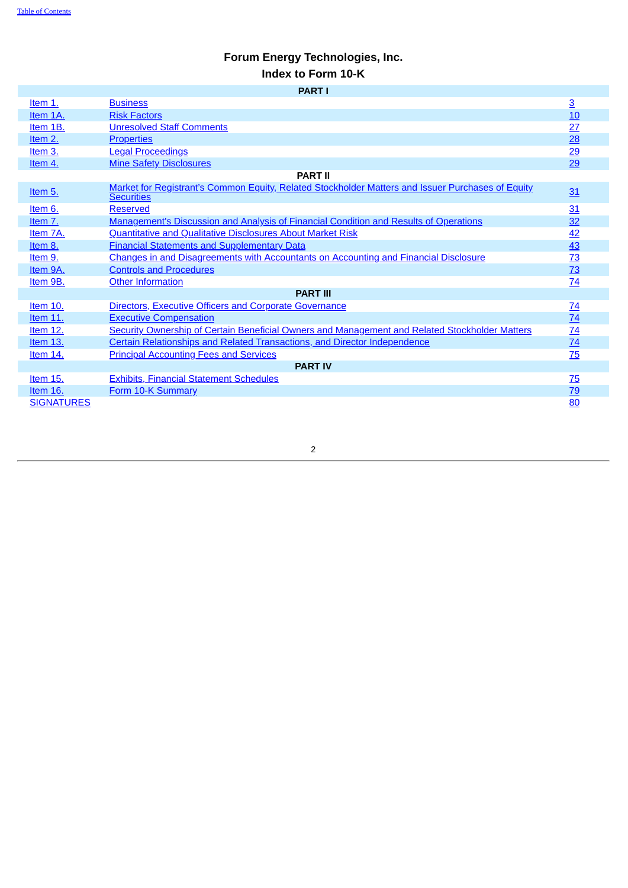# Forum Energy Technologies, Inc.

## Index to Form 10-K

| | PART I | |
|---|---|---|
| Item 1. | Business | 3 |
| Item 1A. | Risk Factors | 10 |
| Item 1B. | Unresolved Staff Comments | 27 |
| Item 2. | Properties | 28 |
| Item 3. | Legal Proceedings | 29 |
| Item 4. | Mine Safety Disclosures | 29 |
| | **PART II** | |
| Item 5. | Market for Registrant's Common Equity, Related Stockholder Matters and Issuer Purchases of Equity Securities | 31 |
| Item 6. | Reserved | 31 |
| Item 7. | Management's Discussion and Analysis of Financial Condition and Results of Operations | 32 |
| Item 7A. | Quantitative and Qualitative Disclosures About Market Risk | 42 |
| Item 8. | Financial Statements and Supplementary Data | 43 |
| Item 9. | Changes in and Disagreements with Accountants on Accounting and Financial Disclosure | 73 |
| Item 9A. | Controls and Procedures | 73 |
| Item 9B. | Other Information | 74 |
| | **PART III** | |
| Item 10. | Directors, Executive Officers and Corporate Governance | 74 |
| Item 11. | Executive Compensation | 74 |
| Item 12. | Security Ownership of Certain Beneficial Owners and Management and Related Stockholder Matters | 74 |
| Item 13. | Certain Relationships and Related Transactions, and Director Independence | 74 |
| Item 14. | Principal Accounting Fees and Services | 75 |
| | **PART IV** | |
| Item 15. | Exhibits, Financial Statement Schedules | 75 |
| Item 16. | Form 10-K Summary | 79 |
| SIGNATURES | | 80 |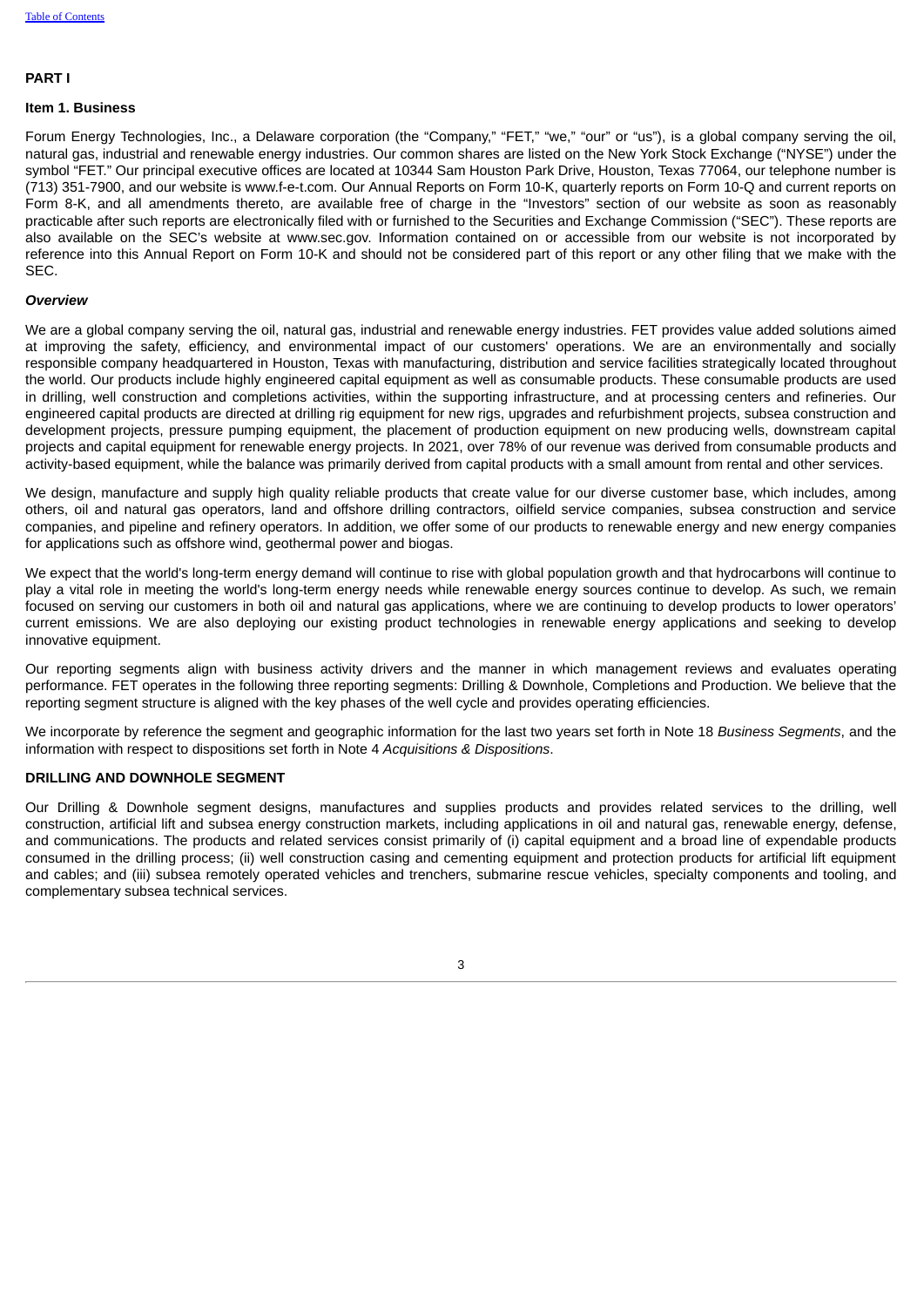# PART I

## Item 1. Business

Forum Energy Technologies, Inc., a Delaware corporation (the "Company," "FET," "we," "our" or "us"), is a global company serving the oil, natural gas, industrial and renewable energy industries. Our common shares are listed on the New York Stock Exchange ("NYSE") under the symbol "FET." Our principal executive offices are located at 10344 Sam Houston Park Drive, Houston, Texas 77064, our telephone number is (713) 351-7900, and our website is www.f-e-t.com. Our Annual Reports on Form 10-K, quarterly reports on Form 10-Q and current reports on Form 8-K, and all amendments thereto, are available free of charge in the "Investors" section of our website as soon as reasonably practicable after such reports are electronically filed with or furnished to the Securities and Exchange Commission ("SEC"). These reports are also available on the SEC's website at www.sec.gov. Information contained on or accessible from our website is not incorporated by reference into this Annual Report on Form 10-K and should not be considered part of this report or any other filing that we make with the SEC.

### *Overview*

We are a global company serving the oil, natural gas, industrial and renewable energy industries. FET provides value added solutions aimed at improving the safety, efficiency, and environmental impact of our customers' operations. We are an environmentally and socially responsible company headquartered in Houston, Texas with manufacturing, distribution and service facilities strategically located throughout the world. Our products include highly engineered capital equipment as well as consumable products. These consumable products are used in drilling, well construction and completions activities, within the supporting infrastructure, and at processing centers and refineries. Our engineered capital products are directed at drilling rig equipment for new rigs, upgrades and refurbishment projects, subsea construction and development projects, pressure pumping equipment, the placement of production equipment on new producing wells, downstream capital projects and capital equipment for renewable energy projects. In 2021, over 78% of our revenue was derived from consumable products and activity-based equipment, while the balance was primarily derived from capital products with a small amount from rental and other services.

We design, manufacture and supply high quality reliable products that create value for our diverse customer base, which includes, among others, oil and natural gas operators, land and offshore drilling contractors, oilfield service companies, subsea construction and service companies, and pipeline and refinery operators. In addition, we offer some of our products to renewable energy and new energy companies for applications such as offshore wind, geothermal power and biogas.

We expect that the world's long-term energy demand will continue to rise with global population growth and that hydrocarbons will continue to play a vital role in meeting the world's long-term energy needs while renewable energy sources continue to develop. As such, we remain focused on serving our customers in both oil and natural gas applications, where we are continuing to develop products to lower operators' current emissions. We are also deploying our existing product technologies in renewable energy applications and seeking to develop innovative equipment.

Our reporting segments align with business activity drivers and the manner in which management reviews and evaluates operating performance. FET operates in the following three reporting segments: Drilling & Downhole, Completions and Production. We believe that the reporting segment structure is aligned with the key phases of the well cycle and provides operating efficiencies.

We incorporate by reference the segment and geographic information for the last two years set forth in Note 18 *Business Segments*, and the information with respect to dispositions set forth in Note 4 *Acquisitions & Dispositions*.

### DRILLING AND DOWNHOLE SEGMENT

Our Drilling & Downhole segment designs, manufactures and supplies products and provides related services to the drilling, well construction, artificial lift and subsea energy construction markets, including applications in oil and natural gas, renewable energy, defense, and communications. The products and related services consist primarily of (i) capital equipment and a broad line of expendable products consumed in the drilling process; (ii) well construction casing and cementing equipment and protection products for artificial lift equipment and cables; and (iii) subsea remotely operated vehicles and trenchers, submarine rescue vehicles, specialty components and tooling, and complementary subsea technical services.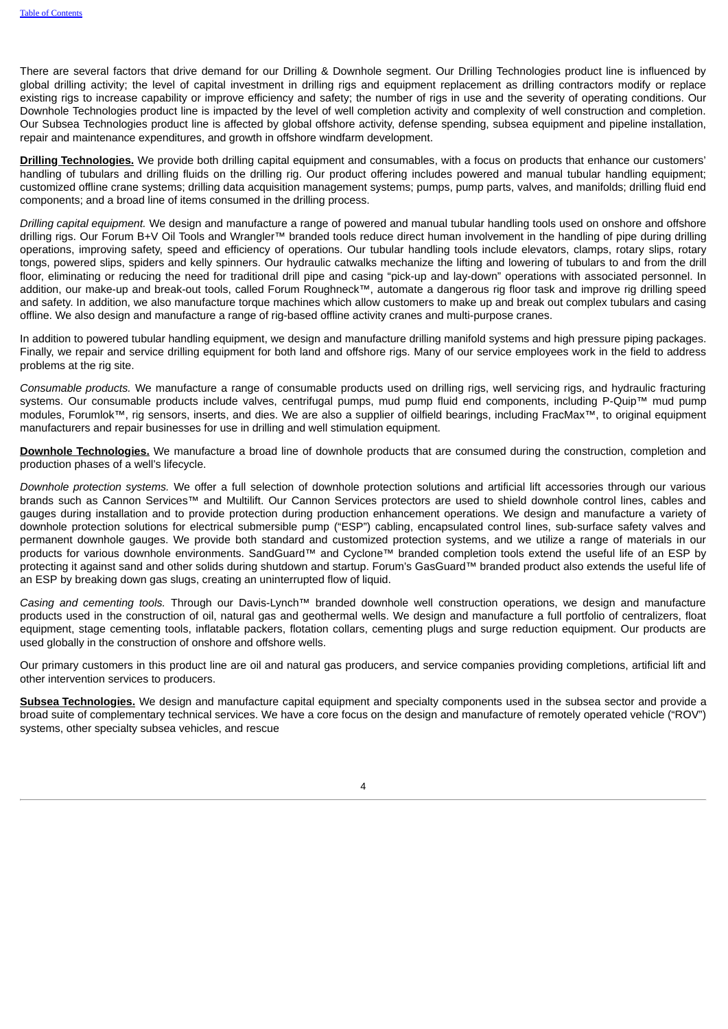There are several factors that drive demand for our Drilling & Downhole segment. Our Drilling Technologies product line is influenced by global drilling activity; the level of capital investment in drilling rigs and equipment replacement as drilling contractors modify or replace existing rigs to increase capability or improve efficiency and safety; the number of rigs in use and the severity of operating conditions. Our Downhole Technologies product line is impacted by the level of well completion activity and complexity of well construction and completion. Our Subsea Technologies product line is affected by global offshore activity, defense spending, subsea equipment and pipeline installation, repair and maintenance expenditures, and growth in offshore windfarm development.

**Drilling Technologies.** We provide both drilling capital equipment and consumables, with a focus on products that enhance our customers' handling of tubulars and drilling fluids on the drilling rig. Our product offering includes powered and manual tubular handling equipment; customized offline crane systems; drilling data acquisition management systems; pumps, pump parts, valves, and manifolds; drilling fluid end components; and a broad line of items consumed in the drilling process.

*Drilling capital equipment.* We design and manufacture a range of powered and manual tubular handling tools used on onshore and offshore drilling rigs. Our Forum B+V Oil Tools and Wrangler™ branded tools reduce direct human involvement in the handling of pipe during drilling operations, improving safety, speed and efficiency of operations. Our tubular handling tools include elevators, clamps, rotary slips, rotary tongs, powered slips, spiders and kelly spinners. Our hydraulic catwalks mechanize the lifting and lowering of tubulars to and from the drill floor, eliminating or reducing the need for traditional drill pipe and casing "pick-up and lay-down" operations with associated personnel. In addition, our make-up and break-out tools, called Forum Roughneck™, automate a dangerous rig floor task and improve rig drilling speed and safety. In addition, we also manufacture torque machines which allow customers to make up and break out complex tubulars and casing offline. We also design and manufacture a range of rig-based offline activity cranes and multi-purpose cranes.

In addition to powered tubular handling equipment, we design and manufacture drilling manifold systems and high pressure piping packages. Finally, we repair and service drilling equipment for both land and offshore rigs. Many of our service employees work in the field to address problems at the rig site.

*Consumable products.* We manufacture a range of consumable products used on drilling rigs, well servicing rigs, and hydraulic fracturing systems. Our consumable products include valves, centrifugal pumps, mud pump fluid end components, including P-Quip™ mud pump modules, Forumlok™, rig sensors, inserts, and dies. We are also a supplier of oilfield bearings, including FracMax™, to original equipment manufacturers and repair businesses for use in drilling and well stimulation equipment.

**Downhole Technologies.** We manufacture a broad line of downhole products that are consumed during the construction, completion and production phases of a well's lifecycle.

*Downhole protection systems.* We offer a full selection of downhole protection solutions and artificial lift accessories through our various brands such as Cannon Services™ and Multilift. Our Cannon Services protectors are used to shield downhole control lines, cables and gauges during installation and to provide protection during production enhancement operations. We design and manufacture a variety of downhole protection solutions for electrical submersible pump ("ESP") cabling, encapsulated control lines, sub-surface safety valves and permanent downhole gauges. We provide both standard and customized protection systems, and we utilize a range of materials in our products for various downhole environments. SandGuard™ and Cyclone™ branded completion tools extend the useful life of an ESP by protecting it against sand and other solids during shutdown and startup. Forum's GasGuard™ branded product also extends the useful life of an ESP by breaking down gas slugs, creating an uninterrupted flow of liquid.

*Casing and cementing tools.* Through our Davis-Lynch™ branded downhole well construction operations, we design and manufacture products used in the construction of oil, natural gas and geothermal wells. We design and manufacture a full portfolio of centralizers, float equipment, stage cementing tools, inflatable packers, flotation collars, cementing plugs and surge reduction equipment. Our products are used globally in the construction of onshore and offshore wells.

Our primary customers in this product line are oil and natural gas producers, and service companies providing completions, artificial lift and other intervention services to producers.

**Subsea Technologies.** We design and manufacture capital equipment and specialty components used in the subsea sector and provide a broad suite of complementary technical services. We have a core focus on the design and manufacture of remotely operated vehicle ("ROV") systems, other specialty subsea vehicles, and rescue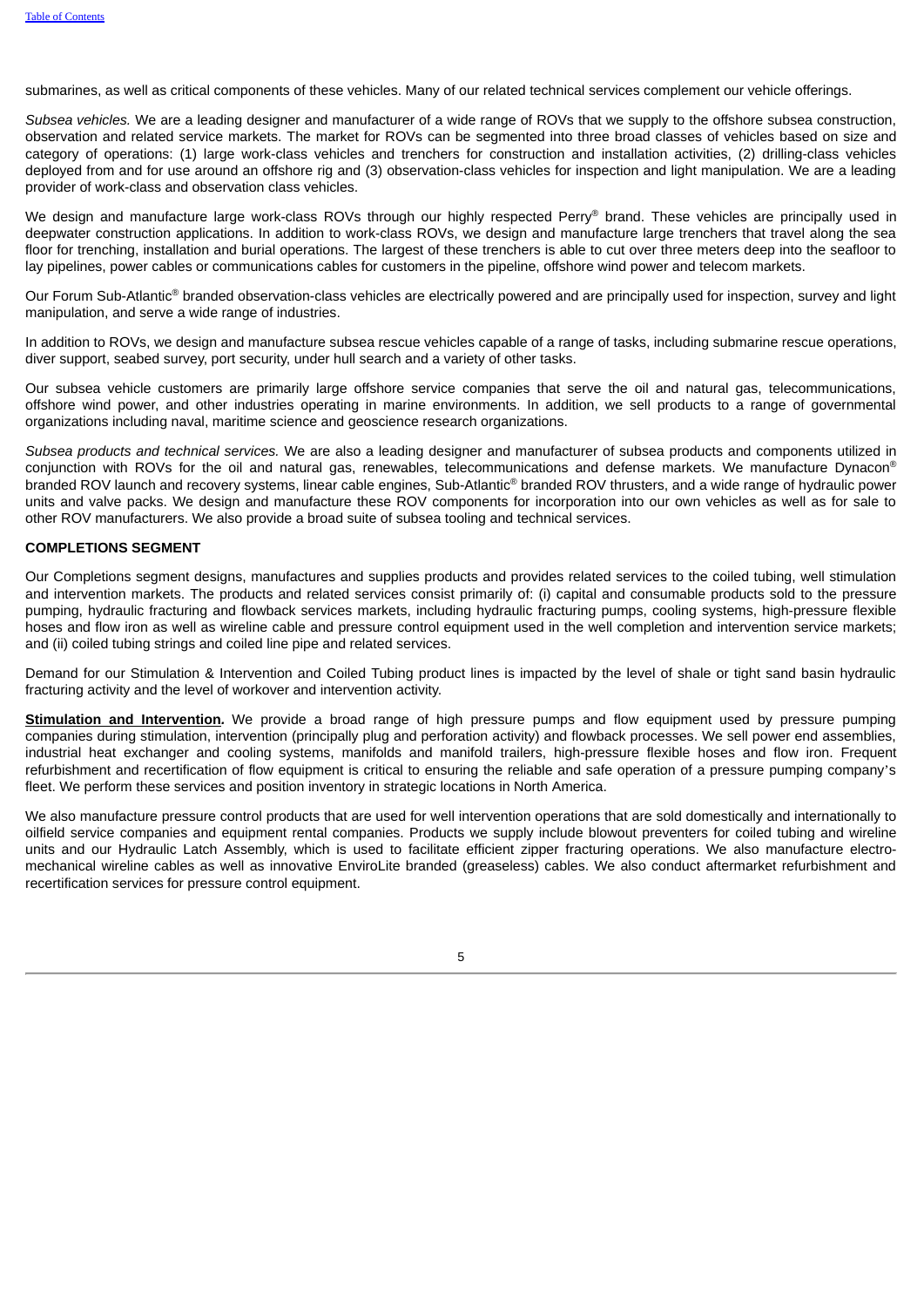submarines, as well as critical components of these vehicles. Many of our related technical services complement our vehicle offerings.

*Subsea vehicles.* We are a leading designer and manufacturer of a wide range of ROVs that we supply to the offshore subsea construction, observation and related service markets. The market for ROVs can be segmented into three broad classes of vehicles based on size and category of operations: (1) large work-class vehicles and trenchers for construction and installation activities, (2) drilling-class vehicles deployed from and for use around an offshore rig and (3) observation-class vehicles for inspection and light manipulation. We are a leading provider of work-class and observation class vehicles.

We design and manufacture large work-class ROVs through our highly respected Perry® brand. These vehicles are principally used in deepwater construction applications. In addition to work-class ROVs, we design and manufacture large trenchers that travel along the sea floor for trenching, installation and burial operations. The largest of these trenchers is able to cut over three meters deep into the seafloor to lay pipelines, power cables or communications cables for customers in the pipeline, offshore wind power and telecom markets.

Our Forum Sub-Atlantic® branded observation-class vehicles are electrically powered and are principally used for inspection, survey and light manipulation, and serve a wide range of industries.

In addition to ROVs, we design and manufacture subsea rescue vehicles capable of a range of tasks, including submarine rescue operations, diver support, seabed survey, port security, under hull search and a variety of other tasks.

Our subsea vehicle customers are primarily large offshore service companies that serve the oil and natural gas, telecommunications, offshore wind power, and other industries operating in marine environments. In addition, we sell products to a range of governmental organizations including naval, maritime science and geoscience research organizations.

*Subsea products and technical services.* We are also a leading designer and manufacturer of subsea products and components utilized in conjunction with ROVs for the oil and natural gas, renewables, telecommunications and defense markets. We manufacture Dynacon® branded ROV launch and recovery systems, linear cable engines, Sub-Atlantic® branded ROV thrusters, and a wide range of hydraulic power units and valve packs. We design and manufacture these ROV components for incorporation into our own vehicles as well as for sale to other ROV manufacturers. We also provide a broad suite of subsea tooling and technical services.

**COMPLETIONS SEGMENT**

Our Completions segment designs, manufactures and supplies products and provides related services to the coiled tubing, well stimulation and intervention markets. The products and related services consist primarily of: (i) capital and consumable products sold to the pressure pumping, hydraulic fracturing and flowback services markets, including hydraulic fracturing pumps, cooling systems, high-pressure flexible hoses and flow iron as well as wireline cable and pressure control equipment used in the well completion and intervention service markets; and (ii) coiled tubing strings and coiled line pipe and related services.

Demand for our Stimulation & Intervention and Coiled Tubing product lines is impacted by the level of shale or tight sand basin hydraulic fracturing activity and the level of workover and intervention activity.

***Stimulation and Intervention.*** We provide a broad range of high pressure pumps and flow equipment used by pressure pumping companies during stimulation, intervention (principally plug and perforation activity) and flowback processes. We sell power end assemblies, industrial heat exchanger and cooling systems, manifolds and manifold trailers, high-pressure flexible hoses and flow iron. Frequent refurbishment and recertification of flow equipment is critical to ensuring the reliable and safe operation of a pressure pumping company's fleet. We perform these services and position inventory in strategic locations in North America.

We also manufacture pressure control products that are used for well intervention operations that are sold domestically and internationally to oilfield service companies and equipment rental companies. Products we supply include blowout preventers for coiled tubing and wireline units and our Hydraulic Latch Assembly, which is used to facilitate efficient zipper fracturing operations. We also manufacture electro-mechanical wireline cables as well as innovative EnviroLite branded (greaseless) cables. We also conduct aftermarket refurbishment and recertification services for pressure control equipment.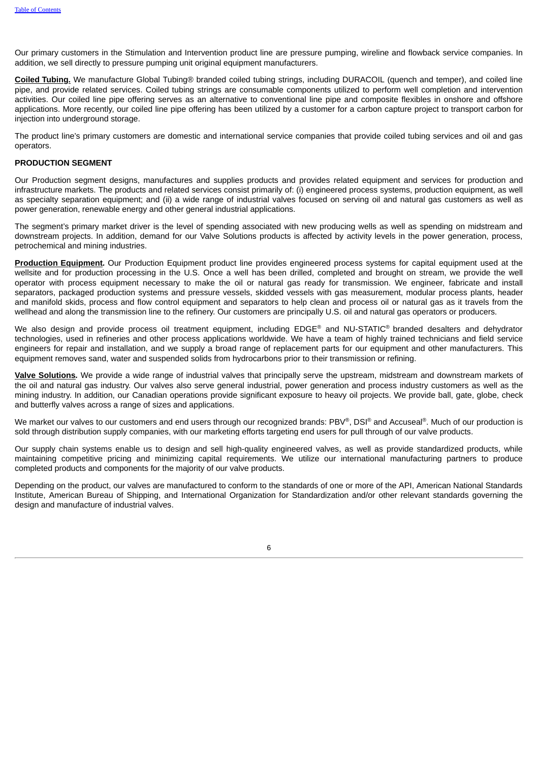Our primary customers in the Stimulation and Intervention product line are pressure pumping, wireline and flowback service companies. In addition, we sell directly to pressure pumping unit original equipment manufacturers.

**Coiled Tubing.** We manufacture Global Tubing® branded coiled tubing strings, including DURACOIL (quench and temper), and coiled line pipe, and provide related services. Coiled tubing strings are consumable components utilized to perform well completion and intervention activities. Our coiled line pipe offering serves as an alternative to conventional line pipe and composite flexibles in onshore and offshore applications. More recently, our coiled line pipe offering has been utilized by a customer for a carbon capture project to transport carbon for injection into underground storage.

The product line's primary customers are domestic and international service companies that provide coiled tubing services and oil and gas operators.

**PRODUCTION SEGMENT**

Our Production segment designs, manufactures and supplies products and provides related equipment and services for production and infrastructure markets. The products and related services consist primarily of: (i) engineered process systems, production equipment, as well as specialty separation equipment; and (ii) a wide range of industrial valves focused on serving oil and natural gas customers as well as power generation, renewable energy and other general industrial applications.

The segment's primary market driver is the level of spending associated with new producing wells as well as spending on midstream and downstream projects. In addition, demand for our Valve Solutions products is affected by activity levels in the power generation, process, petrochemical and mining industries.

**Production Equipment.** Our Production Equipment product line provides engineered process systems for capital equipment used at the wellsite and for production processing in the U.S. Once a well has been drilled, completed and brought on stream, we provide the well operator with process equipment necessary to make the oil or natural gas ready for transmission. We engineer, fabricate and install separators, packaged production systems and pressure vessels, skidded vessels with gas measurement, modular process plants, header and manifold skids, process and flow control equipment and separators to help clean and process oil or natural gas as it travels from the wellhead and along the transmission line to the refinery. Our customers are principally U.S. oil and natural gas operators or producers.

We also design and provide process oil treatment equipment, including EDGE® and NU-STATIC® branded desalters and dehydrator technologies, used in refineries and other process applications worldwide. We have a team of highly trained technicians and field service engineers for repair and installation, and we supply a broad range of replacement parts for our equipment and other manufacturers. This equipment removes sand, water and suspended solids from hydrocarbons prior to their transmission or refining.

**Valve Solutions.** We provide a wide range of industrial valves that principally serve the upstream, midstream and downstream markets of the oil and natural gas industry. Our valves also serve general industrial, power generation and process industry customers as well as the mining industry. In addition, our Canadian operations provide significant exposure to heavy oil projects. We provide ball, gate, globe, check and butterfly valves across a range of sizes and applications.

We market our valves to our customers and end users through our recognized brands: PBV®, DSI® and Accuseal®. Much of our production is sold through distribution supply companies, with our marketing efforts targeting end users for pull through of our valve products.

Our supply chain systems enable us to design and sell high-quality engineered valves, as well as provide standardized products, while maintaining competitive pricing and minimizing capital requirements. We utilize our international manufacturing partners to produce completed products and components for the majority of our valve products.

Depending on the product, our valves are manufactured to conform to the standards of one or more of the API, American National Standards Institute, American Bureau of Shipping, and International Organization for Standardization and/or other relevant standards governing the design and manufacture of industrial valves.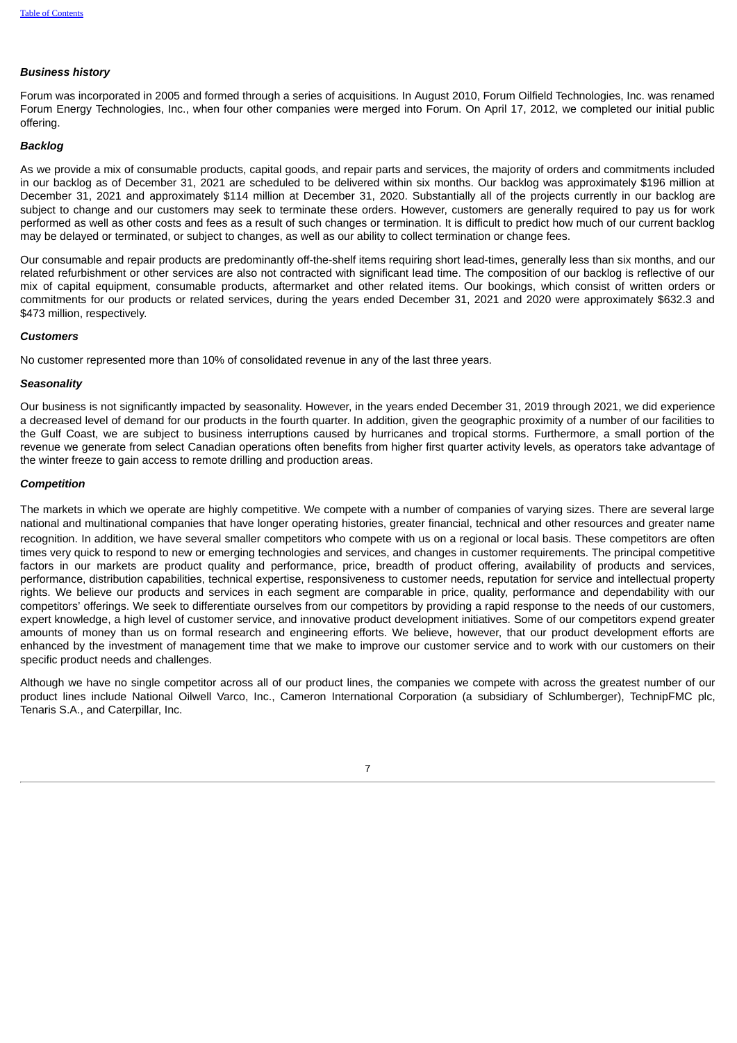### *Business history*

Forum was incorporated in 2005 and formed through a series of acquisitions. In August 2010, Forum Oilfield Technologies, Inc. was renamed Forum Energy Technologies, Inc., when four other companies were merged into Forum. On April 17, 2012, we completed our initial public offering.

### *Backlog*

As we provide a mix of consumable products, capital goods, and repair parts and services, the majority of orders and commitments included in our backlog as of December 31, 2021 are scheduled to be delivered within six months. Our backlog was approximately $196 million at December 31, 2021 and approximately $114 million at December 31, 2020. Substantially all of the projects currently in our backlog are subject to change and our customers may seek to terminate these orders. However, customers are generally required to pay us for work performed as well as other costs and fees as a result of such changes or termination. It is difficult to predict how much of our current backlog may be delayed or terminated, or subject to changes, as well as our ability to collect termination or change fees.

Our consumable and repair products are predominantly off-the-shelf items requiring short lead-times, generally less than six months, and our related refurbishment or other services are also not contracted with significant lead time. The composition of our backlog is reflective of our mix of capital equipment, consumable products, aftermarket and other related items. Our bookings, which consist of written orders or commitments for our products or related services, during the years ended December 31, 2021 and 2020 were approximately $632.3 and $473 million, respectively.

### *Customers*

No customer represented more than 10% of consolidated revenue in any of the last three years.

### *Seasonality*

Our business is not significantly impacted by seasonality. However, in the years ended December 31, 2019 through 2021, we did experience a decreased level of demand for our products in the fourth quarter. In addition, given the geographic proximity of a number of our facilities to the Gulf Coast, we are subject to business interruptions caused by hurricanes and tropical storms. Furthermore, a small portion of the revenue we generate from select Canadian operations often benefits from higher first quarter activity levels, as operators take advantage of the winter freeze to gain access to remote drilling and production areas.

### *Competition*

The markets in which we operate are highly competitive. We compete with a number of companies of varying sizes. There are several large national and multinational companies that have longer operating histories, greater financial, technical and other resources and greater name recognition. In addition, we have several smaller competitors who compete with us on a regional or local basis. These competitors are often times very quick to respond to new or emerging technologies and services, and changes in customer requirements. The principal competitive factors in our markets are product quality and performance, price, breadth of product offering, availability of products and services, performance, distribution capabilities, technical expertise, responsiveness to customer needs, reputation for service and intellectual property rights. We believe our products and services in each segment are comparable in price, quality, performance and dependability with our competitors' offerings. We seek to differentiate ourselves from our competitors by providing a rapid response to the needs of our customers, expert knowledge, a high level of customer service, and innovative product development initiatives. Some of our competitors expend greater amounts of money than us on formal research and engineering efforts. We believe, however, that our product development efforts are enhanced by the investment of management time that we make to improve our customer service and to work with our customers on their specific product needs and challenges.

Although we have no single competitor across all of our product lines, the companies we compete with across the greatest number of our product lines include National Oilwell Varco, Inc., Cameron International Corporation (a subsidiary of Schlumberger), TechnipFMC plc, Tenaris S.A., and Caterpillar, Inc.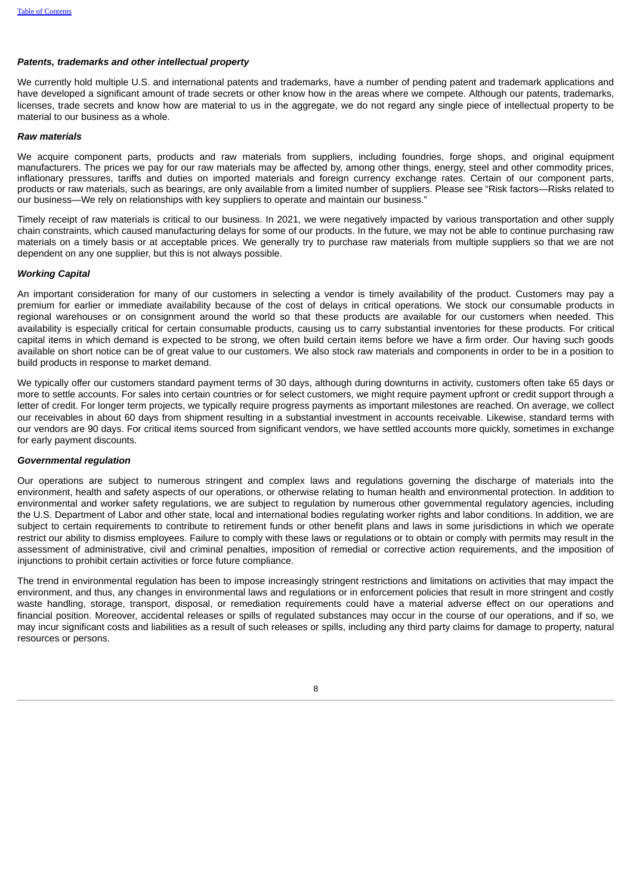### *Patents, trademarks and other intellectual property*

We currently hold multiple U.S. and international patents and trademarks, have a number of pending patent and trademark applications and have developed a significant amount of trade secrets or other know how in the areas where we compete. Although our patents, trademarks, licenses, trade secrets and know how are material to us in the aggregate, we do not regard any single piece of intellectual property to be material to our business as a whole.

### *Raw materials*

We acquire component parts, products and raw materials from suppliers, including foundries, forge shops, and original equipment manufacturers. The prices we pay for our raw materials may be affected by, among other things, energy, steel and other commodity prices, inflationary pressures, tariffs and duties on imported materials and foreign currency exchange rates. Certain of our component parts, products or raw materials, such as bearings, are only available from a limited number of suppliers. Please see "Risk factors—Risks related to our business—We rely on relationships with key suppliers to operate and maintain our business."

Timely receipt of raw materials is critical to our business. In 2021, we were negatively impacted by various transportation and other supply chain constraints, which caused manufacturing delays for some of our products. In the future, we may not be able to continue purchasing raw materials on a timely basis or at acceptable prices. We generally try to purchase raw materials from multiple suppliers so that we are not dependent on any one supplier, but this is not always possible.

### *Working Capital*

An important consideration for many of our customers in selecting a vendor is timely availability of the product. Customers may pay a premium for earlier or immediate availability because of the cost of delays in critical operations. We stock our consumable products in regional warehouses or on consignment around the world so that these products are available for our customers when needed. This availability is especially critical for certain consumable products, causing us to carry substantial inventories for these products. For critical capital items in which demand is expected to be strong, we often build certain items before we have a firm order. Our having such goods available on short notice can be of great value to our customers. We also stock raw materials and components in order to be in a position to build products in response to market demand.

We typically offer our customers standard payment terms of 30 days, although during downturns in activity, customers often take 65 days or more to settle accounts. For sales into certain countries or for select customers, we might require payment upfront or credit support through a letter of credit. For longer term projects, we typically require progress payments as important milestones are reached. On average, we collect our receivables in about 60 days from shipment resulting in a substantial investment in accounts receivable. Likewise, standard terms with our vendors are 90 days. For critical items sourced from significant vendors, we have settled accounts more quickly, sometimes in exchange for early payment discounts.

### *Governmental regulation*

Our operations are subject to numerous stringent and complex laws and regulations governing the discharge of materials into the environment, health and safety aspects of our operations, or otherwise relating to human health and environmental protection. In addition to environmental and worker safety regulations, we are subject to regulation by numerous other governmental regulatory agencies, including the U.S. Department of Labor and other state, local and international bodies regulating worker rights and labor conditions. In addition, we are subject to certain requirements to contribute to retirement funds or other benefit plans and laws in some jurisdictions in which we operate restrict our ability to dismiss employees. Failure to comply with these laws or regulations or to obtain or comply with permits may result in the assessment of administrative, civil and criminal penalties, imposition of remedial or corrective action requirements, and the imposition of injunctions to prohibit certain activities or force future compliance.

The trend in environmental regulation has been to impose increasingly stringent restrictions and limitations on activities that may impact the environment, and thus, any changes in environmental laws and regulations or in enforcement policies that result in more stringent and costly waste handling, storage, transport, disposal, or remediation requirements could have a material adverse effect on our operations and financial position. Moreover, accidental releases or spills of regulated substances may occur in the course of our operations, and if so, we may incur significant costs and liabilities as a result of such releases or spills, including any third party claims for damage to property, natural resources or persons.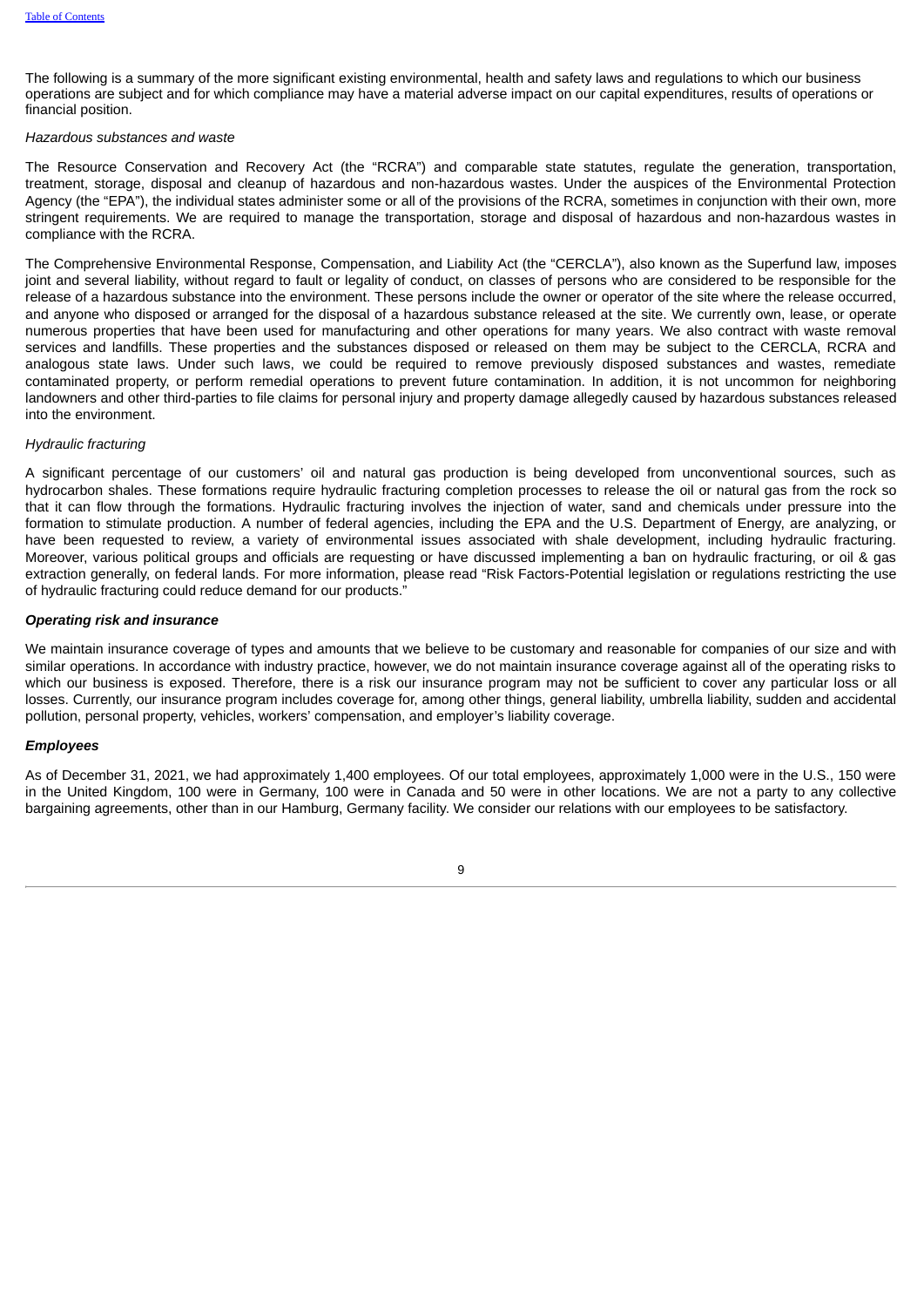The following is a summary of the more significant existing environmental, health and safety laws and regulations to which our business operations are subject and for which compliance may have a material adverse impact on our capital expenditures, results of operations or financial position.

*Hazardous substances and waste*

The Resource Conservation and Recovery Act (the "RCRA") and comparable state statutes, regulate the generation, transportation, treatment, storage, disposal and cleanup of hazardous and non-hazardous wastes. Under the auspices of the Environmental Protection Agency (the "EPA"), the individual states administer some or all of the provisions of the RCRA, sometimes in conjunction with their own, more stringent requirements. We are required to manage the transportation, storage and disposal of hazardous and non-hazardous wastes in compliance with the RCRA.

The Comprehensive Environmental Response, Compensation, and Liability Act (the "CERCLA"), also known as the Superfund law, imposes joint and several liability, without regard to fault or legality of conduct, on classes of persons who are considered to be responsible for the release of a hazardous substance into the environment. These persons include the owner or operator of the site where the release occurred, and anyone who disposed or arranged for the disposal of a hazardous substance released at the site. We currently own, lease, or operate numerous properties that have been used for manufacturing and other operations for many years. We also contract with waste removal services and landfills. These properties and the substances disposed or released on them may be subject to the CERCLA, RCRA and analogous state laws. Under such laws, we could be required to remove previously disposed substances and wastes, remediate contaminated property, or perform remedial operations to prevent future contamination. In addition, it is not uncommon for neighboring landowners and other third-parties to file claims for personal injury and property damage allegedly caused by hazardous substances released into the environment.

*Hydraulic fracturing*

A significant percentage of our customers' oil and natural gas production is being developed from unconventional sources, such as hydrocarbon shales. These formations require hydraulic fracturing completion processes to release the oil or natural gas from the rock so that it can flow through the formations. Hydraulic fracturing involves the injection of water, sand and chemicals under pressure into the formation to stimulate production. A number of federal agencies, including the EPA and the U.S. Department of Energy, are analyzing, or have been requested to review, a variety of environmental issues associated with shale development, including hydraulic fracturing. Moreover, various political groups and officials are requesting or have discussed implementing a ban on hydraulic fracturing, or oil & gas extraction generally, on federal lands. For more information, please read "Risk Factors-Potential legislation or regulations restricting the use of hydraulic fracturing could reduce demand for our products."

***Operating risk and insurance***

We maintain insurance coverage of types and amounts that we believe to be customary and reasonable for companies of our size and with similar operations. In accordance with industry practice, however, we do not maintain insurance coverage against all of the operating risks to which our business is exposed. Therefore, there is a risk our insurance program may not be sufficient to cover any particular loss or all losses. Currently, our insurance program includes coverage for, among other things, general liability, umbrella liability, sudden and accidental pollution, personal property, vehicles, workers' compensation, and employer's liability coverage.

***Employees***

As of December 31, 2021, we had approximately 1,400 employees. Of our total employees, approximately 1,000 were in the U.S., 150 were in the United Kingdom, 100 were in Germany, 100 were in Canada and 50 were in other locations. We are not a party to any collective bargaining agreements, other than in our Hamburg, Germany facility. We consider our relations with our employees to be satisfactory.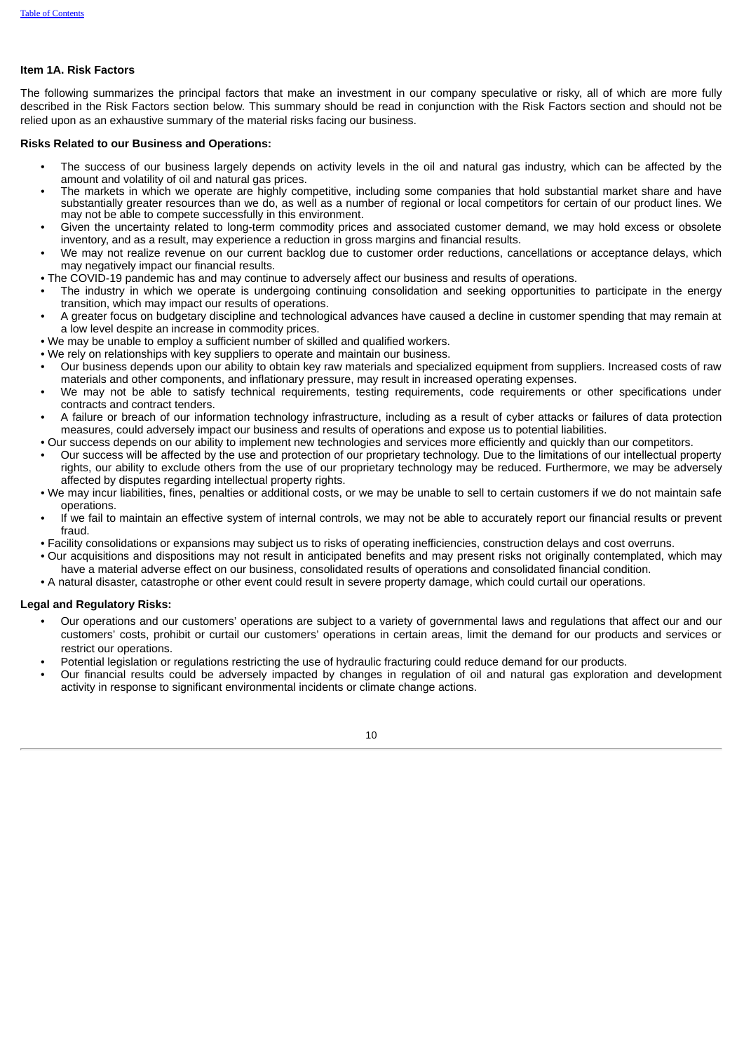## Item 1A. Risk Factors

The following summarizes the principal factors that make an investment in our company speculative or risky, all of which are more fully described in the Risk Factors section below. This summary should be read in conjunction with the Risk Factors section and should not be relied upon as an exhaustive summary of the material risks facing our business.

**Risks Related to our Business and Operations:**

- The success of our business largely depends on activity levels in the oil and natural gas industry, which can be affected by the amount and volatility of oil and natural gas prices.
- The markets in which we operate are highly competitive, including some companies that hold substantial market share and have substantially greater resources than we do, as well as a number of regional or local competitors for certain of our product lines. We may not be able to compete successfully in this environment.
- Given the uncertainty related to long-term commodity prices and associated customer demand, we may hold excess or obsolete inventory, and as a result, may experience a reduction in gross margins and financial results.
- We may not realize revenue on our current backlog due to customer order reductions, cancellations or acceptance delays, which may negatively impact our financial results.
- The COVID-19 pandemic has and may continue to adversely affect our business and results of operations.
- The industry in which we operate is undergoing continuing consolidation and seeking opportunities to participate in the energy transition, which may impact our results of operations.
- A greater focus on budgetary discipline and technological advances have caused a decline in customer spending that may remain at a low level despite an increase in commodity prices.
- We may be unable to employ a sufficient number of skilled and qualified workers.
- We rely on relationships with key suppliers to operate and maintain our business.
- Our business depends upon our ability to obtain key raw materials and specialized equipment from suppliers. Increased costs of raw materials and other components, and inflationary pressure, may result in increased operating expenses.
- We may not be able to satisfy technical requirements, testing requirements, code requirements or other specifications under contracts and contract tenders.
- A failure or breach of our information technology infrastructure, including as a result of cyber attacks or failures of data protection measures, could adversely impact our business and results of operations and expose us to potential liabilities.
- Our success depends on our ability to implement new technologies and services more efficiently and quickly than our competitors.
- Our success will be affected by the use and protection of our proprietary technology. Due to the limitations of our intellectual property rights, our ability to exclude others from the use of our proprietary technology may be reduced. Furthermore, we may be adversely affected by disputes regarding intellectual property rights.
- We may incur liabilities, fines, penalties or additional costs, or we may be unable to sell to certain customers if we do not maintain safe operations.
- If we fail to maintain an effective system of internal controls, we may not be able to accurately report our financial results or prevent fraud.
- Facility consolidations or expansions may subject us to risks of operating inefficiencies, construction delays and cost overruns.
- Our acquisitions and dispositions may not result in anticipated benefits and may present risks not originally contemplated, which may have a material adverse effect on our business, consolidated results of operations and consolidated financial condition.
- A natural disaster, catastrophe or other event could result in severe property damage, which could curtail our operations.

**Legal and Regulatory Risks:**

- Our operations and our customers' operations are subject to a variety of governmental laws and regulations that affect our and our customers' costs, prohibit or curtail our customers' operations in certain areas, limit the demand for our products and services or restrict our operations.
- Potential legislation or regulations restricting the use of hydraulic fracturing could reduce demand for our products.
- Our financial results could be adversely impacted by changes in regulation of oil and natural gas exploration and development activity in response to significant environmental incidents or climate change actions.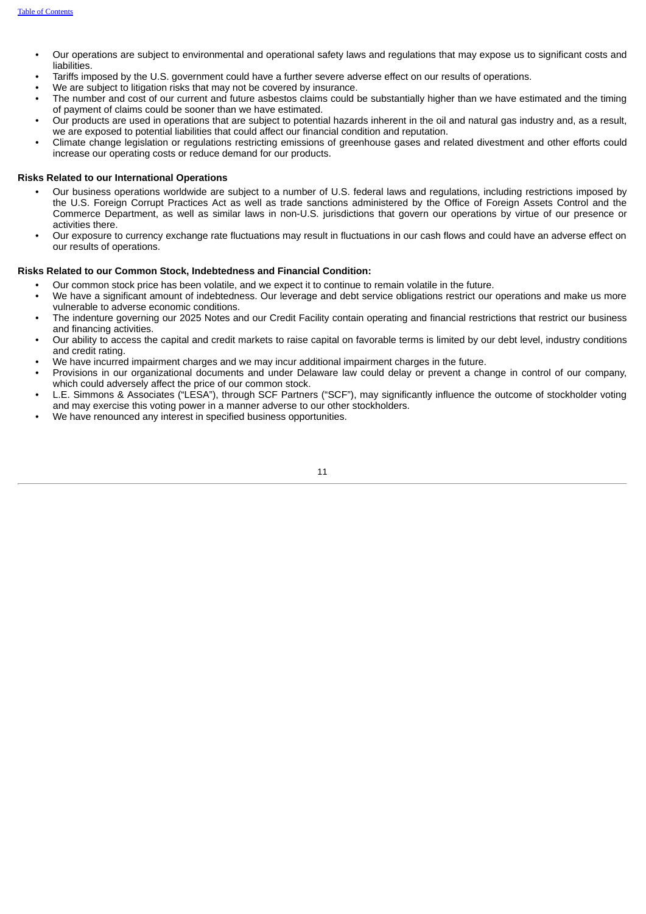- Our operations are subject to environmental and operational safety laws and regulations that may expose us to significant costs and liabilities.
- Tariffs imposed by the U.S. government could have a further severe adverse effect on our results of operations.
- We are subject to litigation risks that may not be covered by insurance.
- The number and cost of our current and future asbestos claims could be substantially higher than we have estimated and the timing of payment of claims could be sooner than we have estimated.
- Our products are used in operations that are subject to potential hazards inherent in the oil and natural gas industry and, as a result, we are exposed to potential liabilities that could affect our financial condition and reputation.
- Climate change legislation or regulations restricting emissions of greenhouse gases and related divestment and other efforts could increase our operating costs or reduce demand for our products.

**Risks Related to our International Operations**

- Our business operations worldwide are subject to a number of U.S. federal laws and regulations, including restrictions imposed by the U.S. Foreign Corrupt Practices Act as well as trade sanctions administered by the Office of Foreign Assets Control and the Commerce Department, as well as similar laws in non-U.S. jurisdictions that govern our operations by virtue of our presence or activities there.
- Our exposure to currency exchange rate fluctuations may result in fluctuations in our cash flows and could have an adverse effect on our results of operations.

**Risks Related to our Common Stock, Indebtedness and Financial Condition:**

- Our common stock price has been volatile, and we expect it to continue to remain volatile in the future.
- We have a significant amount of indebtedness. Our leverage and debt service obligations restrict our operations and make us more vulnerable to adverse economic conditions.
- The indenture governing our 2025 Notes and our Credit Facility contain operating and financial restrictions that restrict our business and financing activities.
- Our ability to access the capital and credit markets to raise capital on favorable terms is limited by our debt level, industry conditions and credit rating.
- We have incurred impairment charges and we may incur additional impairment charges in the future.
- Provisions in our organizational documents and under Delaware law could delay or prevent a change in control of our company, which could adversely affect the price of our common stock.
- L.E. Simmons & Associates ("LESA"), through SCF Partners ("SCF"), may significantly influence the outcome of stockholder voting and may exercise this voting power in a manner adverse to our other stockholders.
- We have renounced any interest in specified business opportunities.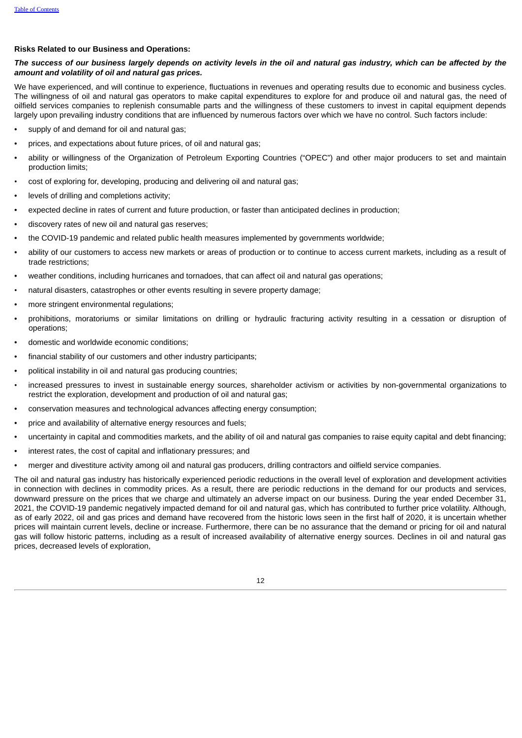**Risks Related to our Business and Operations:**

***The success of our business largely depends on activity levels in the oil and natural gas industry, which can be affected by the amount and volatility of oil and natural gas prices.***

We have experienced, and will continue to experience, fluctuations in revenues and operating results due to economic and business cycles. The willingness of oil and natural gas operators to make capital expenditures to explore for and produce oil and natural gas, the need of oilfield services companies to replenish consumable parts and the willingness of these customers to invest in capital equipment depends largely upon prevailing industry conditions that are influenced by numerous factors over which we have no control. Such factors include:

- supply of and demand for oil and natural gas;
- prices, and expectations about future prices, of oil and natural gas;
- ability or willingness of the Organization of Petroleum Exporting Countries ("OPEC") and other major producers to set and maintain production limits;
- cost of exploring for, developing, producing and delivering oil and natural gas;
- levels of drilling and completions activity;
- expected decline in rates of current and future production, or faster than anticipated declines in production;
- discovery rates of new oil and natural gas reserves;
- the COVID-19 pandemic and related public health measures implemented by governments worldwide;
- ability of our customers to access new markets or areas of production or to continue to access current markets, including as a result of trade restrictions;
- weather conditions, including hurricanes and tornadoes, that can affect oil and natural gas operations;
- natural disasters, catastrophes or other events resulting in severe property damage;
- more stringent environmental regulations;
- prohibitions, moratoriums or similar limitations on drilling or hydraulic fracturing activity resulting in a cessation or disruption of operations;
- domestic and worldwide economic conditions;
- financial stability of our customers and other industry participants;
- political instability in oil and natural gas producing countries;
- increased pressures to invest in sustainable energy sources, shareholder activism or activities by non-governmental organizations to restrict the exploration, development and production of oil and natural gas;
- conservation measures and technological advances affecting energy consumption;
- price and availability of alternative energy resources and fuels;
- uncertainty in capital and commodities markets, and the ability of oil and natural gas companies to raise equity capital and debt financing;
- interest rates, the cost of capital and inflationary pressures; and
- merger and divestiture activity among oil and natural gas producers, drilling contractors and oilfield service companies.

The oil and natural gas industry has historically experienced periodic reductions in the overall level of exploration and development activities in connection with declines in commodity prices. As a result, there are periodic reductions in the demand for our products and services, downward pressure on the prices that we charge and ultimately an adverse impact on our business. During the year ended December 31, 2021, the COVID-19 pandemic negatively impacted demand for oil and natural gas, which has contributed to further price volatility. Although, as of early 2022, oil and gas prices and demand have recovered from the historic lows seen in the first half of 2020, it is uncertain whether prices will maintain current levels, decline or increase. Furthermore, there can be no assurance that the demand or pricing for oil and natural gas will follow historic patterns, including as a result of increased availability of alternative energy sources. Declines in oil and natural gas prices, decreased levels of exploration,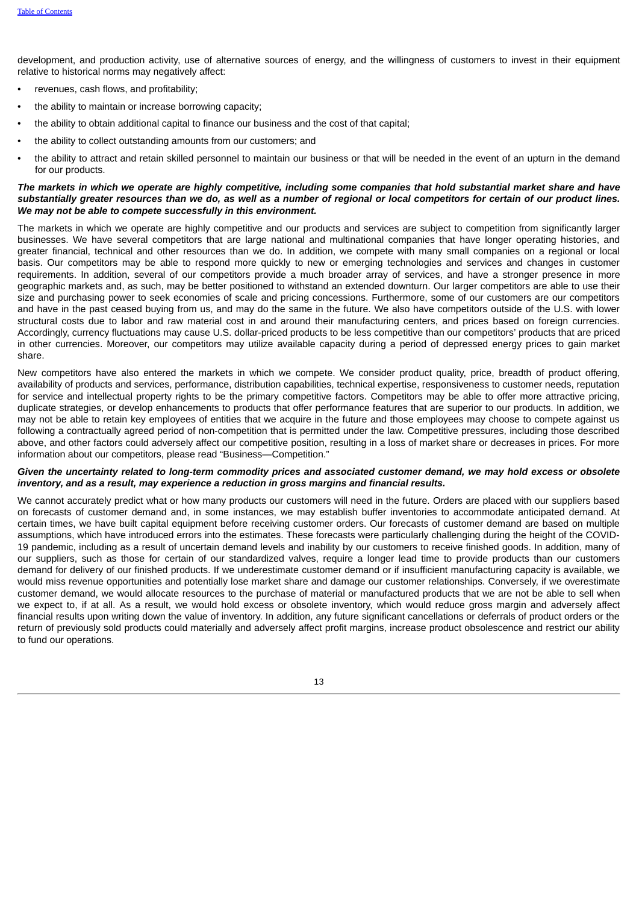development, and production activity, use of alternative sources of energy, and the willingness of customers to invest in their equipment relative to historical norms may negatively affect:

- revenues, cash flows, and profitability;
- the ability to maintain or increase borrowing capacity;
- the ability to obtain additional capital to finance our business and the cost of that capital;
- the ability to collect outstanding amounts from our customers; and
- the ability to attract and retain skilled personnel to maintain our business or that will be needed in the event of an upturn in the demand for our products.

***The markets in which we operate are highly competitive, including some companies that hold substantial market share and have substantially greater resources than we do, as well as a number of regional or local competitors for certain of our product lines. We may not be able to compete successfully in this environment.***

The markets in which we operate are highly competitive and our products and services are subject to competition from significantly larger businesses. We have several competitors that are large national and multinational companies that have longer operating histories, and greater financial, technical and other resources than we do. In addition, we compete with many small companies on a regional or local basis. Our competitors may be able to respond more quickly to new or emerging technologies and services and changes in customer requirements. In addition, several of our competitors provide a much broader array of services, and have a stronger presence in more geographic markets and, as such, may be better positioned to withstand an extended downturn. Our larger competitors are able to use their size and purchasing power to seek economies of scale and pricing concessions. Furthermore, some of our customers are our competitors and have in the past ceased buying from us, and may do the same in the future. We also have competitors outside of the U.S. with lower structural costs due to labor and raw material cost in and around their manufacturing centers, and prices based on foreign currencies. Accordingly, currency fluctuations may cause U.S. dollar-priced products to be less competitive than our competitors' products that are priced in other currencies. Moreover, our competitors may utilize available capacity during a period of depressed energy prices to gain market share.

New competitors have also entered the markets in which we compete. We consider product quality, price, breadth of product offering, availability of products and services, performance, distribution capabilities, technical expertise, responsiveness to customer needs, reputation for service and intellectual property rights to be the primary competitive factors. Competitors may be able to offer more attractive pricing, duplicate strategies, or develop enhancements to products that offer performance features that are superior to our products. In addition, we may not be able to retain key employees of entities that we acquire in the future and those employees may choose to compete against us following a contractually agreed period of non-competition that is permitted under the law. Competitive pressures, including those described above, and other factors could adversely affect our competitive position, resulting in a loss of market share or decreases in prices. For more information about our competitors, please read "Business—Competition."

***Given the uncertainty related to long-term commodity prices and associated customer demand, we may hold excess or obsolete inventory, and as a result, may experience a reduction in gross margins and financial results.***

We cannot accurately predict what or how many products our customers will need in the future. Orders are placed with our suppliers based on forecasts of customer demand and, in some instances, we may establish buffer inventories to accommodate anticipated demand. At certain times, we have built capital equipment before receiving customer orders. Our forecasts of customer demand are based on multiple assumptions, which have introduced errors into the estimates. These forecasts were particularly challenging during the height of the COVID-19 pandemic, including as a result of uncertain demand levels and inability by our customers to receive finished goods. In addition, many of our suppliers, such as those for certain of our standardized valves, require a longer lead time to provide products than our customers demand for delivery of our finished products. If we underestimate customer demand or if insufficient manufacturing capacity is available, we would miss revenue opportunities and potentially lose market share and damage our customer relationships. Conversely, if we overestimate customer demand, we would allocate resources to the purchase of material or manufactured products that we are not be able to sell when we expect to, if at all. As a result, we would hold excess or obsolete inventory, which would reduce gross margin and adversely affect financial results upon writing down the value of inventory. In addition, any future significant cancellations or deferrals of product orders or the return of previously sold products could materially and adversely affect profit margins, increase product obsolescence and restrict our ability to fund our operations.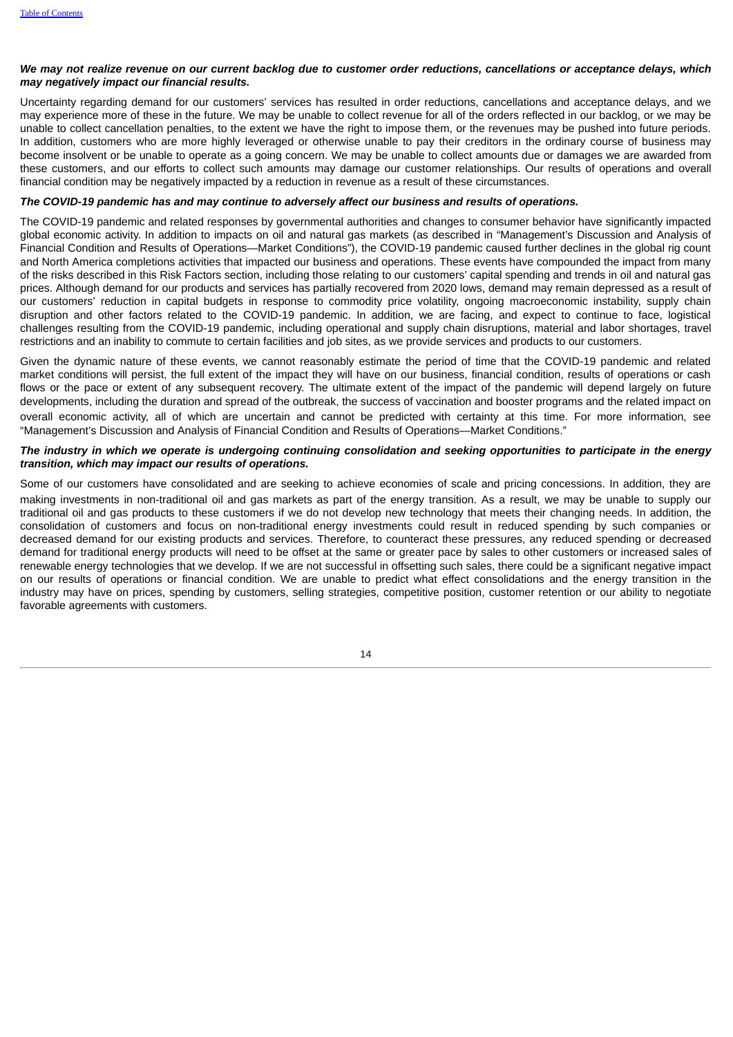***We may not realize revenue on our current backlog due to customer order reductions, cancellations or acceptance delays, which may negatively impact our financial results.***

Uncertainty regarding demand for our customers' services has resulted in order reductions, cancellations and acceptance delays, and we may experience more of these in the future. We may be unable to collect revenue for all of the orders reflected in our backlog, or we may be unable to collect cancellation penalties, to the extent we have the right to impose them, or the revenues may be pushed into future periods. In addition, customers who are more highly leveraged or otherwise unable to pay their creditors in the ordinary course of business may become insolvent or be unable to operate as a going concern. We may be unable to collect amounts due or damages we are awarded from these customers, and our efforts to collect such amounts may damage our customer relationships. Our results of operations and overall financial condition may be negatively impacted by a reduction in revenue as a result of these circumstances.

***The COVID-19 pandemic has and may continue to adversely affect our business and results of operations.***

The COVID-19 pandemic and related responses by governmental authorities and changes to consumer behavior have significantly impacted global economic activity. In addition to impacts on oil and natural gas markets (as described in "Management's Discussion and Analysis of Financial Condition and Results of Operations—Market Conditions"), the COVID-19 pandemic caused further declines in the global rig count and North America completions activities that impacted our business and operations. These events have compounded the impact from many of the risks described in this Risk Factors section, including those relating to our customers' capital spending and trends in oil and natural gas prices. Although demand for our products and services has partially recovered from 2020 lows, demand may remain depressed as a result of our customers' reduction in capital budgets in response to commodity price volatility, ongoing macroeconomic instability, supply chain disruption and other factors related to the COVID-19 pandemic. In addition, we are facing, and expect to continue to face, logistical challenges resulting from the COVID-19 pandemic, including operational and supply chain disruptions, material and labor shortages, travel restrictions and an inability to commute to certain facilities and job sites, as we provide services and products to our customers.

Given the dynamic nature of these events, we cannot reasonably estimate the period of time that the COVID-19 pandemic and related market conditions will persist, the full extent of the impact they will have on our business, financial condition, results of operations or cash flows or the pace or extent of any subsequent recovery. The ultimate extent of the impact of the pandemic will depend largely on future developments, including the duration and spread of the outbreak, the success of vaccination and booster programs and the related impact on overall economic activity, all of which are uncertain and cannot be predicted with certainty at this time. For more information, see "Management's Discussion and Analysis of Financial Condition and Results of Operations—Market Conditions."

***The industry in which we operate is undergoing continuing consolidation and seeking opportunities to participate in the energy transition, which may impact our results of operations.***

Some of our customers have consolidated and are seeking to achieve economies of scale and pricing concessions. In addition, they are making investments in non-traditional oil and gas markets as part of the energy transition. As a result, we may be unable to supply our traditional oil and gas products to these customers if we do not develop new technology that meets their changing needs. In addition, the consolidation of customers and focus on non-traditional energy investments could result in reduced spending by such companies or decreased demand for our existing products and services. Therefore, to counteract these pressures, any reduced spending or decreased demand for traditional energy products will need to be offset at the same or greater pace by sales to other customers or increased sales of renewable energy technologies that we develop. If we are not successful in offsetting such sales, there could be a significant negative impact on our results of operations or financial condition. We are unable to predict what effect consolidations and the energy transition in the industry may have on prices, spending by customers, selling strategies, competitive position, customer retention or our ability to negotiate favorable agreements with customers.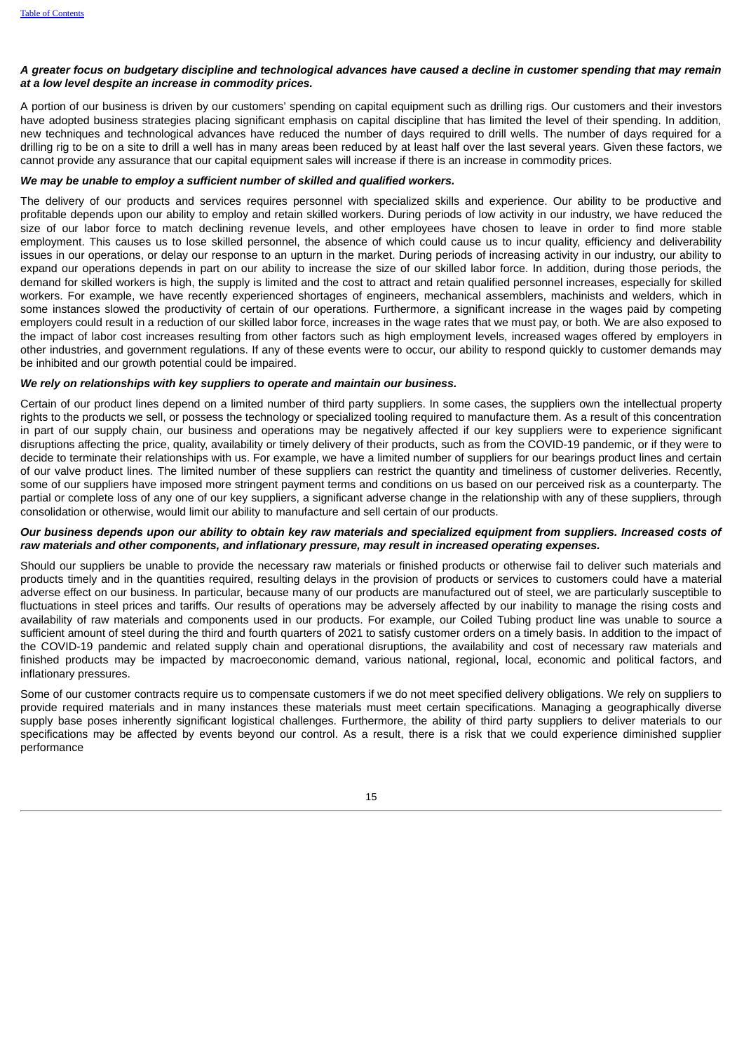***A greater focus on budgetary discipline and technological advances have caused a decline in customer spending that may remain at a low level despite an increase in commodity prices.***

A portion of our business is driven by our customers' spending on capital equipment such as drilling rigs. Our customers and their investors have adopted business strategies placing significant emphasis on capital discipline that has limited the level of their spending. In addition, new techniques and technological advances have reduced the number of days required to drill wells. The number of days required for a drilling rig to be on a site to drill a well has in many areas been reduced by at least half over the last several years. Given these factors, we cannot provide any assurance that our capital equipment sales will increase if there is an increase in commodity prices.

***We may be unable to employ a sufficient number of skilled and qualified workers.***

The delivery of our products and services requires personnel with specialized skills and experience. Our ability to be productive and profitable depends upon our ability to employ and retain skilled workers. During periods of low activity in our industry, we have reduced the size of our labor force to match declining revenue levels, and other employees have chosen to leave in order to find more stable employment. This causes us to lose skilled personnel, the absence of which could cause us to incur quality, efficiency and deliverability issues in our operations, or delay our response to an upturn in the market. During periods of increasing activity in our industry, our ability to expand our operations depends in part on our ability to increase the size of our skilled labor force. In addition, during those periods, the demand for skilled workers is high, the supply is limited and the cost to attract and retain qualified personnel increases, especially for skilled workers. For example, we have recently experienced shortages of engineers, mechanical assemblers, machinists and welders, which in some instances slowed the productivity of certain of our operations. Furthermore, a significant increase in the wages paid by competing employers could result in a reduction of our skilled labor force, increases in the wage rates that we must pay, or both. We are also exposed to the impact of labor cost increases resulting from other factors such as high employment levels, increased wages offered by employers in other industries, and government regulations. If any of these events were to occur, our ability to respond quickly to customer demands may be inhibited and our growth potential could be impaired.

***We rely on relationships with key suppliers to operate and maintain our business.***

Certain of our product lines depend on a limited number of third party suppliers. In some cases, the suppliers own the intellectual property rights to the products we sell, or possess the technology or specialized tooling required to manufacture them. As a result of this concentration in part of our supply chain, our business and operations may be negatively affected if our key suppliers were to experience significant disruptions affecting the price, quality, availability or timely delivery of their products, such as from the COVID-19 pandemic, or if they were to decide to terminate their relationships with us. For example, we have a limited number of suppliers for our bearings product lines and certain of our valve product lines. The limited number of these suppliers can restrict the quantity and timeliness of customer deliveries. Recently, some of our suppliers have imposed more stringent payment terms and conditions on us based on our perceived risk as a counterparty. The partial or complete loss of any one of our key suppliers, a significant adverse change in the relationship with any of these suppliers, through consolidation or otherwise, would limit our ability to manufacture and sell certain of our products.

***Our business depends upon our ability to obtain key raw materials and specialized equipment from suppliers. Increased costs of raw materials and other components, and inflationary pressure, may result in increased operating expenses.***

Should our suppliers be unable to provide the necessary raw materials or finished products or otherwise fail to deliver such materials and products timely and in the quantities required, resulting delays in the provision of products or services to customers could have a material adverse effect on our business. In particular, because many of our products are manufactured out of steel, we are particularly susceptible to fluctuations in steel prices and tariffs. Our results of operations may be adversely affected by our inability to manage the rising costs and availability of raw materials and components used in our products. For example, our Coiled Tubing product line was unable to source a sufficient amount of steel during the third and fourth quarters of 2021 to satisfy customer orders on a timely basis. In addition to the impact of the COVID-19 pandemic and related supply chain and operational disruptions, the availability and cost of necessary raw materials and finished products may be impacted by macroeconomic demand, various national, regional, local, economic and political factors, and inflationary pressures.

Some of our customer contracts require us to compensate customers if we do not meet specified delivery obligations. We rely on suppliers to provide required materials and in many instances these materials must meet certain specifications. Managing a geographically diverse supply base poses inherently significant logistical challenges. Furthermore, the ability of third party suppliers to deliver materials to our specifications may be affected by events beyond our control. As a result, there is a risk that we could experience diminished supplier performance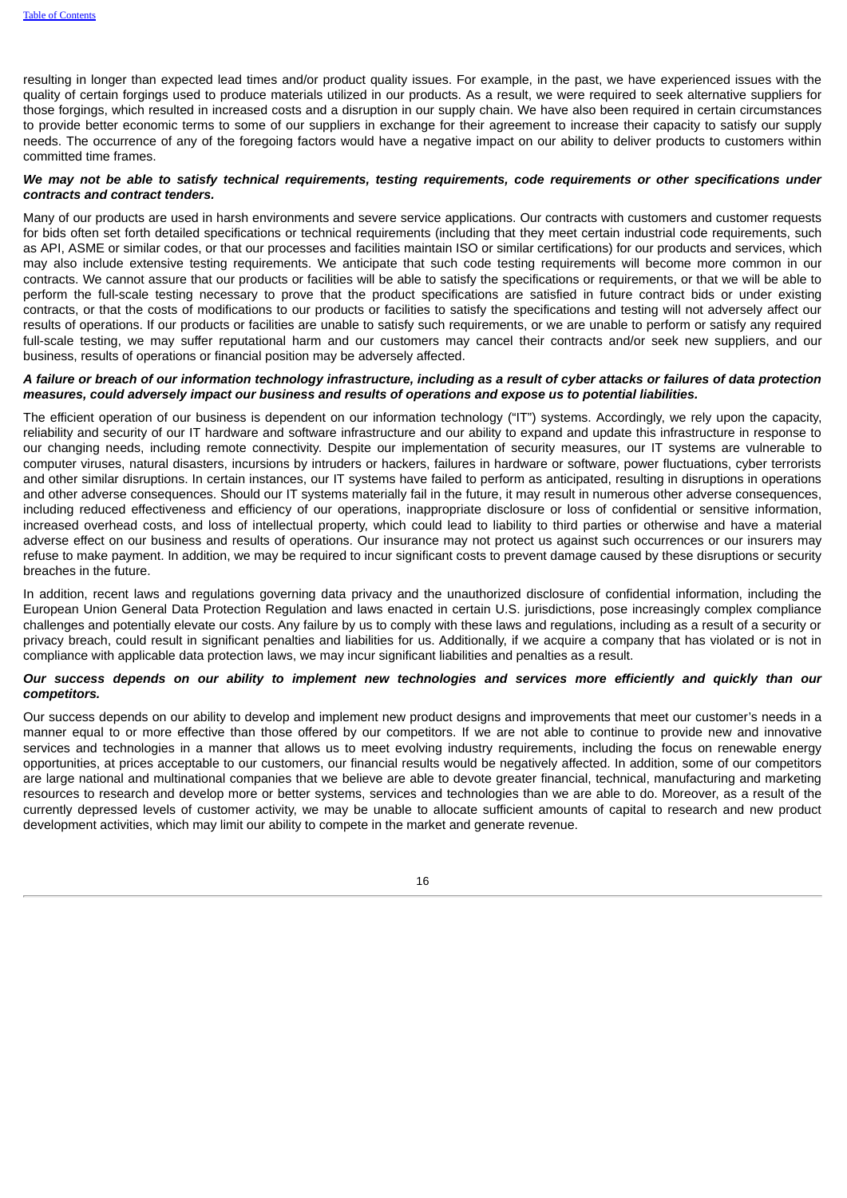resulting in longer than expected lead times and/or product quality issues. For example, in the past, we have experienced issues with the quality of certain forgings used to produce materials utilized in our products. As a result, we were required to seek alternative suppliers for those forgings, which resulted in increased costs and a disruption in our supply chain. We have also been required in certain circumstances to provide better economic terms to some of our suppliers in exchange for their agreement to increase their capacity to satisfy our supply needs. The occurrence of any of the foregoing factors would have a negative impact on our ability to deliver products to customers within committed time frames.

***We may not be able to satisfy technical requirements, testing requirements, code requirements or other specifications under contracts and contract tenders.***

Many of our products are used in harsh environments and severe service applications. Our contracts with customers and customer requests for bids often set forth detailed specifications or technical requirements (including that they meet certain industrial code requirements, such as API, ASME or similar codes, or that our processes and facilities maintain ISO or similar certifications) for our products and services, which may also include extensive testing requirements. We anticipate that such code testing requirements will become more common in our contracts. We cannot assure that our products or facilities will be able to satisfy the specifications or requirements, or that we will be able to perform the full-scale testing necessary to prove that the product specifications are satisfied in future contract bids or under existing contracts, or that the costs of modifications to our products or facilities to satisfy the specifications and testing will not adversely affect our results of operations. If our products or facilities are unable to satisfy such requirements, or we are unable to perform or satisfy any required full-scale testing, we may suffer reputational harm and our customers may cancel their contracts and/or seek new suppliers, and our business, results of operations or financial position may be adversely affected.

***A failure or breach of our information technology infrastructure, including as a result of cyber attacks or failures of data protection measures, could adversely impact our business and results of operations and expose us to potential liabilities.***

The efficient operation of our business is dependent on our information technology ("IT") systems. Accordingly, we rely upon the capacity, reliability and security of our IT hardware and software infrastructure and our ability to expand and update this infrastructure in response to our changing needs, including remote connectivity. Despite our implementation of security measures, our IT systems are vulnerable to computer viruses, natural disasters, incursions by intruders or hackers, failures in hardware or software, power fluctuations, cyber terrorists and other similar disruptions. In certain instances, our IT systems have failed to perform as anticipated, resulting in disruptions in operations and other adverse consequences. Should our IT systems materially fail in the future, it may result in numerous other adverse consequences, including reduced effectiveness and efficiency of our operations, inappropriate disclosure or loss of confidential or sensitive information, increased overhead costs, and loss of intellectual property, which could lead to liability to third parties or otherwise and have a material adverse effect on our business and results of operations. Our insurance may not protect us against such occurrences or our insurers may refuse to make payment. In addition, we may be required to incur significant costs to prevent damage caused by these disruptions or security breaches in the future.

In addition, recent laws and regulations governing data privacy and the unauthorized disclosure of confidential information, including the European Union General Data Protection Regulation and laws enacted in certain U.S. jurisdictions, pose increasingly complex compliance challenges and potentially elevate our costs. Any failure by us to comply with these laws and regulations, including as a result of a security or privacy breach, could result in significant penalties and liabilities for us. Additionally, if we acquire a company that has violated or is not in compliance with applicable data protection laws, we may incur significant liabilities and penalties as a result.

***Our success depends on our ability to implement new technologies and services more efficiently and quickly than our competitors.***

Our success depends on our ability to develop and implement new product designs and improvements that meet our customer's needs in a manner equal to or more effective than those offered by our competitors. If we are not able to continue to provide new and innovative services and technologies in a manner that allows us to meet evolving industry requirements, including the focus on renewable energy opportunities, at prices acceptable to our customers, our financial results would be negatively affected. In addition, some of our competitors are large national and multinational companies that we believe are able to devote greater financial, technical, manufacturing and marketing resources to research and develop more or better systems, services and technologies than we are able to do. Moreover, as a result of the currently depressed levels of customer activity, we may be unable to allocate sufficient amounts of capital to research and new product development activities, which may limit our ability to compete in the market and generate revenue.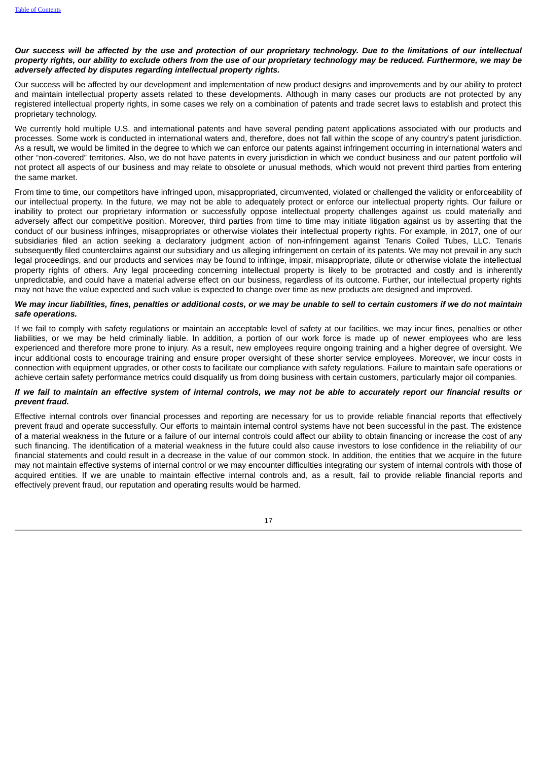***Our success will be affected by the use and protection of our proprietary technology. Due to the limitations of our intellectual property rights, our ability to exclude others from the use of our proprietary technology may be reduced. Furthermore, we may be adversely affected by disputes regarding intellectual property rights.***

Our success will be affected by our development and implementation of new product designs and improvements and by our ability to protect and maintain intellectual property assets related to these developments. Although in many cases our products are not protected by any registered intellectual property rights, in some cases we rely on a combination of patents and trade secret laws to establish and protect this proprietary technology.

We currently hold multiple U.S. and international patents and have several pending patent applications associated with our products and processes. Some work is conducted in international waters and, therefore, does not fall within the scope of any country's patent jurisdiction. As a result, we would be limited in the degree to which we can enforce our patents against infringement occurring in international waters and other "non-covered" territories. Also, we do not have patents in every jurisdiction in which we conduct business and our patent portfolio will not protect all aspects of our business and may relate to obsolete or unusual methods, which would not prevent third parties from entering the same market.

From time to time, our competitors have infringed upon, misappropriated, circumvented, violated or challenged the validity or enforceability of our intellectual property. In the future, we may not be able to adequately protect or enforce our intellectual property rights. Our failure or inability to protect our proprietary information or successfully oppose intellectual property challenges against us could materially and adversely affect our competitive position. Moreover, third parties from time to time may initiate litigation against us by asserting that the conduct of our business infringes, misappropriates or otherwise violates their intellectual property rights. For example, in 2017, one of our subsidiaries filed an action seeking a declaratory judgment action of non-infringement against Tenaris Coiled Tubes, LLC. Tenaris subsequently filed counterclaims against our subsidiary and us alleging infringement on certain of its patents. We may not prevail in any such legal proceedings, and our products and services may be found to infringe, impair, misappropriate, dilute or otherwise violate the intellectual property rights of others. Any legal proceeding concerning intellectual property is likely to be protracted and costly and is inherently unpredictable, and could have a material adverse effect on our business, regardless of its outcome. Further, our intellectual property rights may not have the value expected and such value is expected to change over time as new products are designed and improved.

***We may incur liabilities, fines, penalties or additional costs, or we may be unable to sell to certain customers if we do not maintain safe operations.***

If we fail to comply with safety regulations or maintain an acceptable level of safety at our facilities, we may incur fines, penalties or other liabilities, or we may be held criminally liable. In addition, a portion of our work force is made up of newer employees who are less experienced and therefore more prone to injury. As a result, new employees require ongoing training and a higher degree of oversight. We incur additional costs to encourage training and ensure proper oversight of these shorter service employees. Moreover, we incur costs in connection with equipment upgrades, or other costs to facilitate our compliance with safety regulations. Failure to maintain safe operations or achieve certain safety performance metrics could disqualify us from doing business with certain customers, particularly major oil companies.

***If we fail to maintain an effective system of internal controls, we may not be able to accurately report our financial results or prevent fraud.***

Effective internal controls over financial processes and reporting are necessary for us to provide reliable financial reports that effectively prevent fraud and operate successfully. Our efforts to maintain internal control systems have not been successful in the past. The existence of a material weakness in the future or a failure of our internal controls could affect our ability to obtain financing or increase the cost of any such financing. The identification of a material weakness in the future could also cause investors to lose confidence in the reliability of our financial statements and could result in a decrease in the value of our common stock. In addition, the entities that we acquire in the future may not maintain effective systems of internal control or we may encounter difficulties integrating our system of internal controls with those of acquired entities. If we are unable to maintain effective internal controls and, as a result, fail to provide reliable financial reports and effectively prevent fraud, our reputation and operating results would be harmed.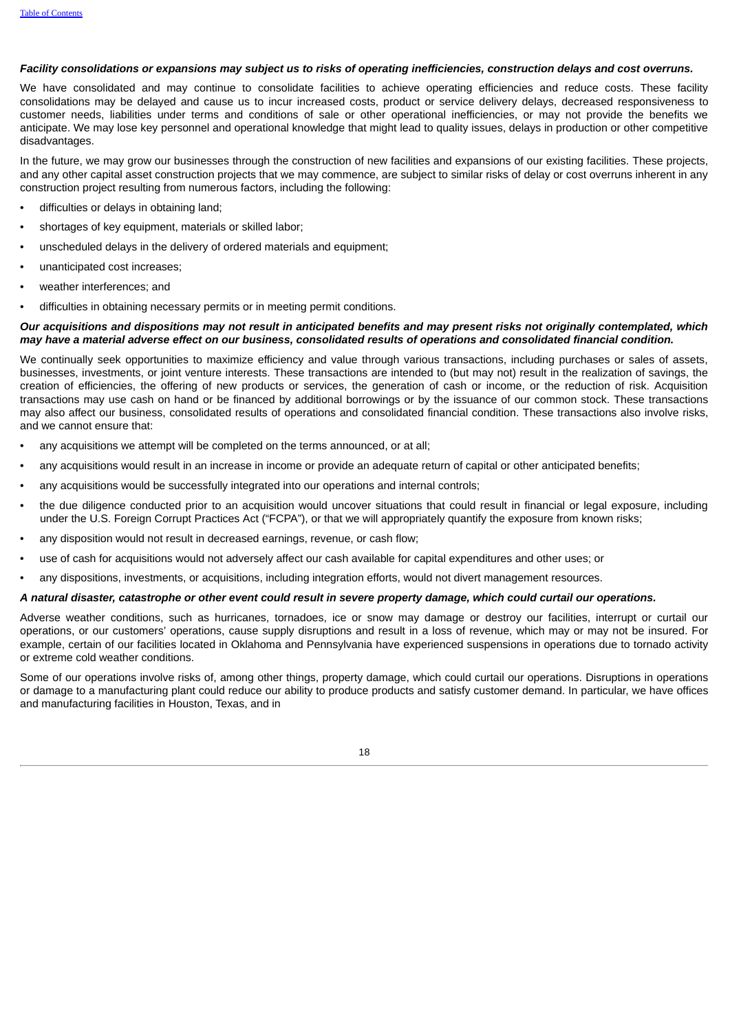***Facility consolidations or expansions may subject us to risks of operating inefficiencies, construction delays and cost overruns.***

We have consolidated and may continue to consolidate facilities to achieve operating efficiencies and reduce costs. These facility consolidations may be delayed and cause us to incur increased costs, product or service delivery delays, decreased responsiveness to customer needs, liabilities under terms and conditions of sale or other operational inefficiencies, or may not provide the benefits we anticipate. We may lose key personnel and operational knowledge that might lead to quality issues, delays in production or other competitive disadvantages.

In the future, we may grow our businesses through the construction of new facilities and expansions of our existing facilities. These projects, and any other capital asset construction projects that we may commence, are subject to similar risks of delay or cost overruns inherent in any construction project resulting from numerous factors, including the following:

- difficulties or delays in obtaining land;
- shortages of key equipment, materials or skilled labor;
- unscheduled delays in the delivery of ordered materials and equipment;
- unanticipated cost increases;
- weather interferences; and
- difficulties in obtaining necessary permits or in meeting permit conditions.

***Our acquisitions and dispositions may not result in anticipated benefits and may present risks not originally contemplated, which may have a material adverse effect on our business, consolidated results of operations and consolidated financial condition.***

We continually seek opportunities to maximize efficiency and value through various transactions, including purchases or sales of assets, businesses, investments, or joint venture interests. These transactions are intended to (but may not) result in the realization of savings, the creation of efficiencies, the offering of new products or services, the generation of cash or income, or the reduction of risk. Acquisition transactions may use cash on hand or be financed by additional borrowings or by the issuance of our common stock. These transactions may also affect our business, consolidated results of operations and consolidated financial condition. These transactions also involve risks, and we cannot ensure that:

- any acquisitions we attempt will be completed on the terms announced, or at all;
- any acquisitions would result in an increase in income or provide an adequate return of capital or other anticipated benefits;
- any acquisitions would be successfully integrated into our operations and internal controls;
- the due diligence conducted prior to an acquisition would uncover situations that could result in financial or legal exposure, including under the U.S. Foreign Corrupt Practices Act ("FCPA"), or that we will appropriately quantify the exposure from known risks;
- any disposition would not result in decreased earnings, revenue, or cash flow;
- use of cash for acquisitions would not adversely affect our cash available for capital expenditures and other uses; or
- any dispositions, investments, or acquisitions, including integration efforts, would not divert management resources.

***A natural disaster, catastrophe or other event could result in severe property damage, which could curtail our operations.***

Adverse weather conditions, such as hurricanes, tornadoes, ice or snow may damage or destroy our facilities, interrupt or curtail our operations, or our customers' operations, cause supply disruptions and result in a loss of revenue, which may or may not be insured. For example, certain of our facilities located in Oklahoma and Pennsylvania have experienced suspensions in operations due to tornado activity or extreme cold weather conditions.

Some of our operations involve risks of, among other things, property damage, which could curtail our operations. Disruptions in operations or damage to a manufacturing plant could reduce our ability to produce products and satisfy customer demand. In particular, we have offices and manufacturing facilities in Houston, Texas, and in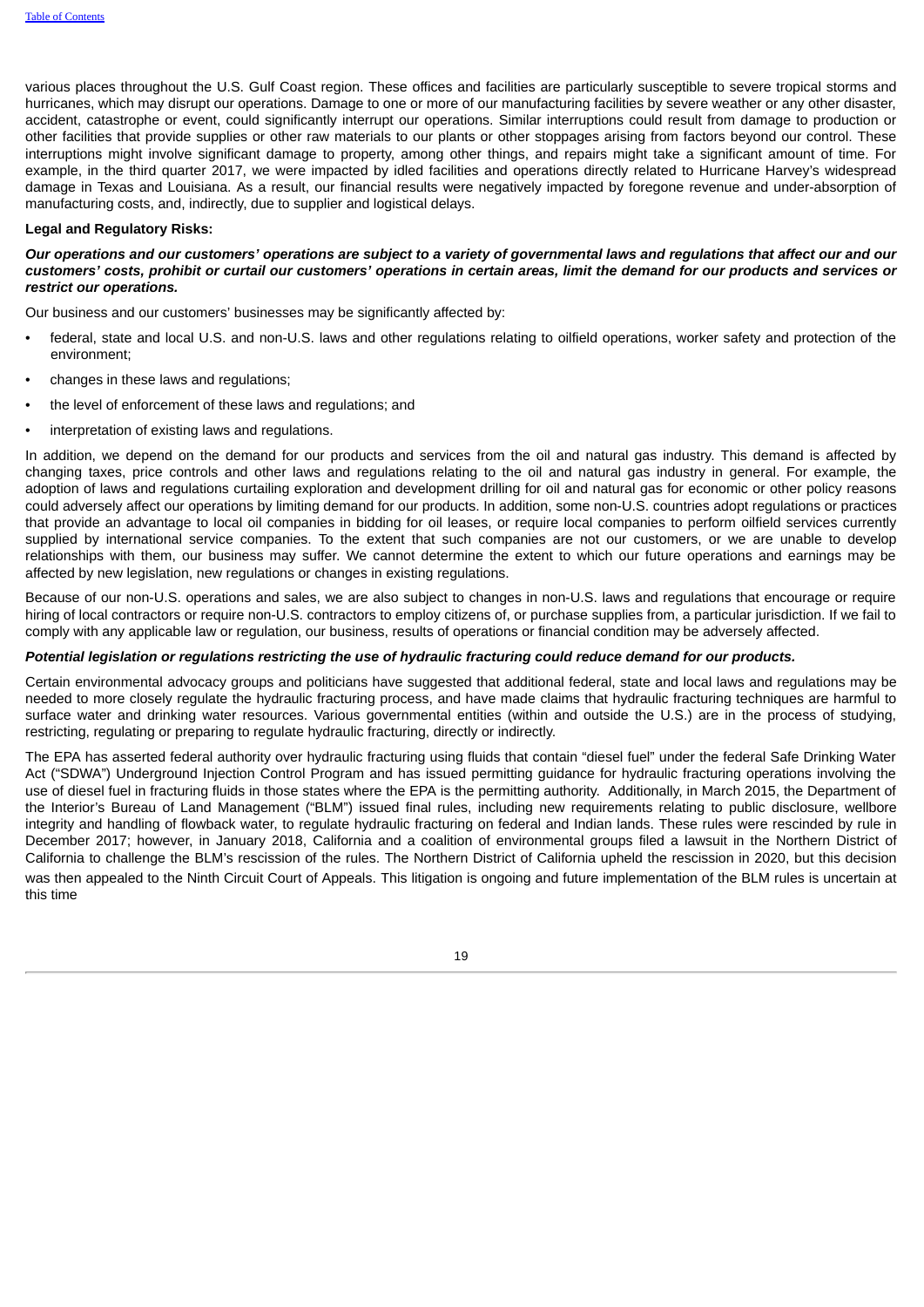various places throughout the U.S. Gulf Coast region. These offices and facilities are particularly susceptible to severe tropical storms and hurricanes, which may disrupt our operations. Damage to one or more of our manufacturing facilities by severe weather or any other disaster, accident, catastrophe or event, could significantly interrupt our operations. Similar interruptions could result from damage to production or other facilities that provide supplies or other raw materials to our plants or other stoppages arising from factors beyond our control. These interruptions might involve significant damage to property, among other things, and repairs might take a significant amount of time. For example, in the third quarter 2017, we were impacted by idled facilities and operations directly related to Hurricane Harvey's widespread damage in Texas and Louisiana. As a result, our financial results were negatively impacted by foregone revenue and under-absorption of manufacturing costs, and, indirectly, due to supplier and logistical delays.

**Legal and Regulatory Risks:**

***Our operations and our customers' operations are subject to a variety of governmental laws and regulations that affect our and our customers' costs, prohibit or curtail our customers' operations in certain areas, limit the demand for our products and services or restrict our operations.***

Our business and our customers' businesses may be significantly affected by:

- federal, state and local U.S. and non-U.S. laws and other regulations relating to oilfield operations, worker safety and protection of the environment;
- changes in these laws and regulations;
- the level of enforcement of these laws and regulations; and
- interpretation of existing laws and regulations.

In addition, we depend on the demand for our products and services from the oil and natural gas industry. This demand is affected by changing taxes, price controls and other laws and regulations relating to the oil and natural gas industry in general. For example, the adoption of laws and regulations curtailing exploration and development drilling for oil and natural gas for economic or other policy reasons could adversely affect our operations by limiting demand for our products. In addition, some non-U.S. countries adopt regulations or practices that provide an advantage to local oil companies in bidding for oil leases, or require local companies to perform oilfield services currently supplied by international service companies. To the extent that such companies are not our customers, or we are unable to develop relationships with them, our business may suffer. We cannot determine the extent to which our future operations and earnings may be affected by new legislation, new regulations or changes in existing regulations.

Because of our non-U.S. operations and sales, we are also subject to changes in non-U.S. laws and regulations that encourage or require hiring of local contractors or require non-U.S. contractors to employ citizens of, or purchase supplies from, a particular jurisdiction. If we fail to comply with any applicable law or regulation, our business, results of operations or financial condition may be adversely affected.

***Potential legislation or regulations restricting the use of hydraulic fracturing could reduce demand for our products.***

Certain environmental advocacy groups and politicians have suggested that additional federal, state and local laws and regulations may be needed to more closely regulate the hydraulic fracturing process, and have made claims that hydraulic fracturing techniques are harmful to surface water and drinking water resources. Various governmental entities (within and outside the U.S.) are in the process of studying, restricting, regulating or preparing to regulate hydraulic fracturing, directly or indirectly.

The EPA has asserted federal authority over hydraulic fracturing using fluids that contain "diesel fuel" under the federal Safe Drinking Water Act ("SDWA") Underground Injection Control Program and has issued permitting guidance for hydraulic fracturing operations involving the use of diesel fuel in fracturing fluids in those states where the EPA is the permitting authority. Additionally, in March 2015, the Department of the Interior's Bureau of Land Management ("BLM") issued final rules, including new requirements relating to public disclosure, wellbore integrity and handling of flowback water, to regulate hydraulic fracturing on federal and Indian lands. These rules were rescinded by rule in December 2017; however, in January 2018, California and a coalition of environmental groups filed a lawsuit in the Northern District of California to challenge the BLM's rescission of the rules. The Northern District of California upheld the rescission in 2020, but this decision was then appealed to the Ninth Circuit Court of Appeals. This litigation is ongoing and future implementation of the BLM rules is uncertain at this time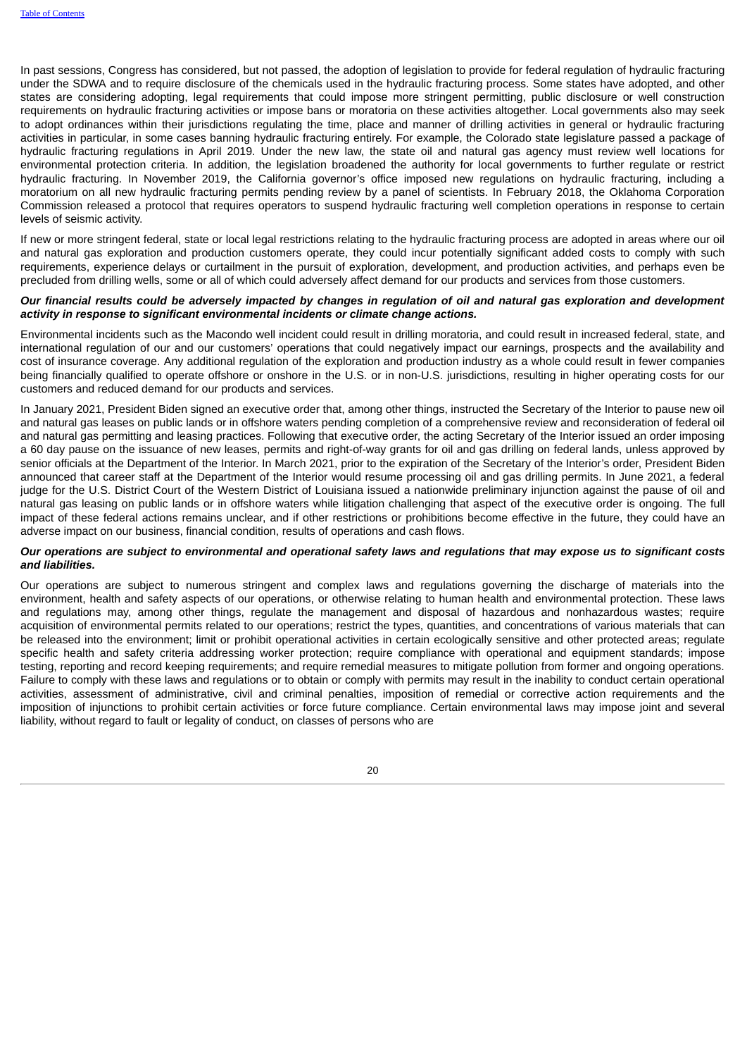In past sessions, Congress has considered, but not passed, the adoption of legislation to provide for federal regulation of hydraulic fracturing under the SDWA and to require disclosure of the chemicals used in the hydraulic fracturing process. Some states have adopted, and other states are considering adopting, legal requirements that could impose more stringent permitting, public disclosure or well construction requirements on hydraulic fracturing activities or impose bans or moratoria on these activities altogether. Local governments also may seek to adopt ordinances within their jurisdictions regulating the time, place and manner of drilling activities in general or hydraulic fracturing activities in particular, in some cases banning hydraulic fracturing entirely. For example, the Colorado state legislature passed a package of hydraulic fracturing regulations in April 2019. Under the new law, the state oil and natural gas agency must review well locations for environmental protection criteria. In addition, the legislation broadened the authority for local governments to further regulate or restrict hydraulic fracturing. In November 2019, the California governor's office imposed new regulations on hydraulic fracturing, including a moratorium on all new hydraulic fracturing permits pending review by a panel of scientists. In February 2018, the Oklahoma Corporation Commission released a protocol that requires operators to suspend hydraulic fracturing well completion operations in response to certain levels of seismic activity.

If new or more stringent federal, state or local legal restrictions relating to the hydraulic fracturing process are adopted in areas where our oil and natural gas exploration and production customers operate, they could incur potentially significant added costs to comply with such requirements, experience delays or curtailment in the pursuit of exploration, development, and production activities, and perhaps even be precluded from drilling wells, some or all of which could adversely affect demand for our products and services from those customers.

***Our financial results could be adversely impacted by changes in regulation of oil and natural gas exploration and development activity in response to significant environmental incidents or climate change actions.***

Environmental incidents such as the Macondo well incident could result in drilling moratoria, and could result in increased federal, state, and international regulation of our and our customers' operations that could negatively impact our earnings, prospects and the availability and cost of insurance coverage. Any additional regulation of the exploration and production industry as a whole could result in fewer companies being financially qualified to operate offshore or onshore in the U.S. or in non-U.S. jurisdictions, resulting in higher operating costs for our customers and reduced demand for our products and services.

In January 2021, President Biden signed an executive order that, among other things, instructed the Secretary of the Interior to pause new oil and natural gas leases on public lands or in offshore waters pending completion of a comprehensive review and reconsideration of federal oil and natural gas permitting and leasing practices. Following that executive order, the acting Secretary of the Interior issued an order imposing a 60 day pause on the issuance of new leases, permits and right-of-way grants for oil and gas drilling on federal lands, unless approved by senior officials at the Department of the Interior. In March 2021, prior to the expiration of the Secretary of the Interior's order, President Biden announced that career staff at the Department of the Interior would resume processing oil and gas drilling permits. In June 2021, a federal judge for the U.S. District Court of the Western District of Louisiana issued a nationwide preliminary injunction against the pause of oil and natural gas leasing on public lands or in offshore waters while litigation challenging that aspect of the executive order is ongoing. The full impact of these federal actions remains unclear, and if other restrictions or prohibitions become effective in the future, they could have an adverse impact on our business, financial condition, results of operations and cash flows.

***Our operations are subject to environmental and operational safety laws and regulations that may expose us to significant costs and liabilities.***

Our operations are subject to numerous stringent and complex laws and regulations governing the discharge of materials into the environment, health and safety aspects of our operations, or otherwise relating to human health and environmental protection. These laws and regulations may, among other things, regulate the management and disposal of hazardous and nonhazardous wastes; require acquisition of environmental permits related to our operations; restrict the types, quantities, and concentrations of various materials that can be released into the environment; limit or prohibit operational activities in certain ecologically sensitive and other protected areas; regulate specific health and safety criteria addressing worker protection; require compliance with operational and equipment standards; impose testing, reporting and record keeping requirements; and require remedial measures to mitigate pollution from former and ongoing operations. Failure to comply with these laws and regulations or to obtain or comply with permits may result in the inability to conduct certain operational activities, assessment of administrative, civil and criminal penalties, imposition of remedial or corrective action requirements and the imposition of injunctions to prohibit certain activities or force future compliance. Certain environmental laws may impose joint and several liability, without regard to fault or legality of conduct, on classes of persons who are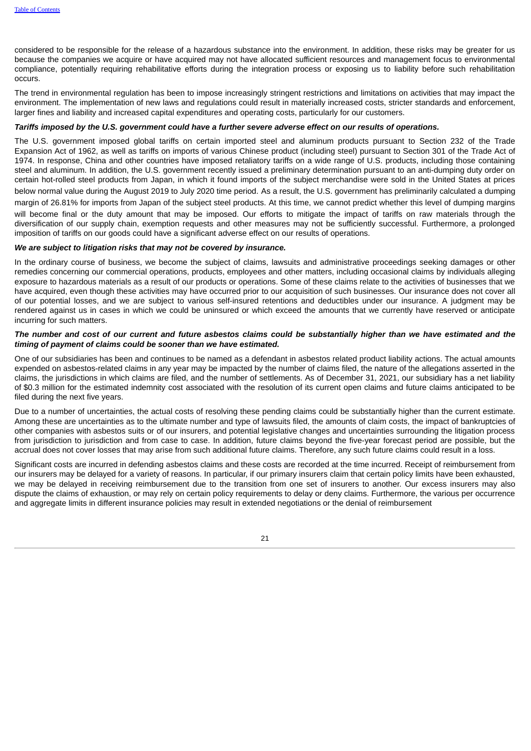considered to be responsible for the release of a hazardous substance into the environment. In addition, these risks may be greater for us because the companies we acquire or have acquired may not have allocated sufficient resources and management focus to environmental compliance, potentially requiring rehabilitative efforts during the integration process or exposing us to liability before such rehabilitation occurs.

The trend in environmental regulation has been to impose increasingly stringent restrictions and limitations on activities that may impact the environment. The implementation of new laws and regulations could result in materially increased costs, stricter standards and enforcement, larger fines and liability and increased capital expenditures and operating costs, particularly for our customers.

***Tariffs imposed by the U.S. government could have a further severe adverse effect on our results of operations.***

The U.S. government imposed global tariffs on certain imported steel and aluminum products pursuant to Section 232 of the Trade Expansion Act of 1962, as well as tariffs on imports of various Chinese product (including steel) pursuant to Section 301 of the Trade Act of 1974. In response, China and other countries have imposed retaliatory tariffs on a wide range of U.S. products, including those containing steel and aluminum. In addition, the U.S. government recently issued a preliminary determination pursuant to an anti-dumping duty order on certain hot-rolled steel products from Japan, in which it found imports of the subject merchandise were sold in the United States at prices below normal value during the August 2019 to July 2020 time period. As a result, the U.S. government has preliminarily calculated a dumping margin of 26.81% for imports from Japan of the subject steel products. At this time, we cannot predict whether this level of dumping margins will become final or the duty amount that may be imposed. Our efforts to mitigate the impact of tariffs on raw materials through the diversification of our supply chain, exemption requests and other measures may not be sufficiently successful. Furthermore, a prolonged imposition of tariffs on our goods could have a significant adverse effect on our results of operations.

***We are subject to litigation risks that may not be covered by insurance.***

In the ordinary course of business, we become the subject of claims, lawsuits and administrative proceedings seeking damages or other remedies concerning our commercial operations, products, employees and other matters, including occasional claims by individuals alleging exposure to hazardous materials as a result of our products or operations. Some of these claims relate to the activities of businesses that we have acquired, even though these activities may have occurred prior to our acquisition of such businesses. Our insurance does not cover all of our potential losses, and we are subject to various self-insured retentions and deductibles under our insurance. A judgment may be rendered against us in cases in which we could be uninsured or which exceed the amounts that we currently have reserved or anticipate incurring for such matters.

***The number and cost of our current and future asbestos claims could be substantially higher than we have estimated and the timing of payment of claims could be sooner than we have estimated.***

One of our subsidiaries has been and continues to be named as a defendant in asbestos related product liability actions. The actual amounts expended on asbestos-related claims in any year may be impacted by the number of claims filed, the nature of the allegations asserted in the claims, the jurisdictions in which claims are filed, and the number of settlements. As of December 31, 2021, our subsidiary has a net liability of $0.3 million for the estimated indemnity cost associated with the resolution of its current open claims and future claims anticipated to be filed during the next five years.

Due to a number of uncertainties, the actual costs of resolving these pending claims could be substantially higher than the current estimate. Among these are uncertainties as to the ultimate number and type of lawsuits filed, the amounts of claim costs, the impact of bankruptcies of other companies with asbestos suits or of our insurers, and potential legislative changes and uncertainties surrounding the litigation process from jurisdiction to jurisdiction and from case to case. In addition, future claims beyond the five-year forecast period are possible, but the accrual does not cover losses that may arise from such additional future claims. Therefore, any such future claims could result in a loss.

Significant costs are incurred in defending asbestos claims and these costs are recorded at the time incurred. Receipt of reimbursement from our insurers may be delayed for a variety of reasons. In particular, if our primary insurers claim that certain policy limits have been exhausted, we may be delayed in receiving reimbursement due to the transition from one set of insurers to another. Our excess insurers may also dispute the claims of exhaustion, or may rely on certain policy requirements to delay or deny claims. Furthermore, the various per occurrence and aggregate limits in different insurance policies may result in extended negotiations or the denial of reimbursement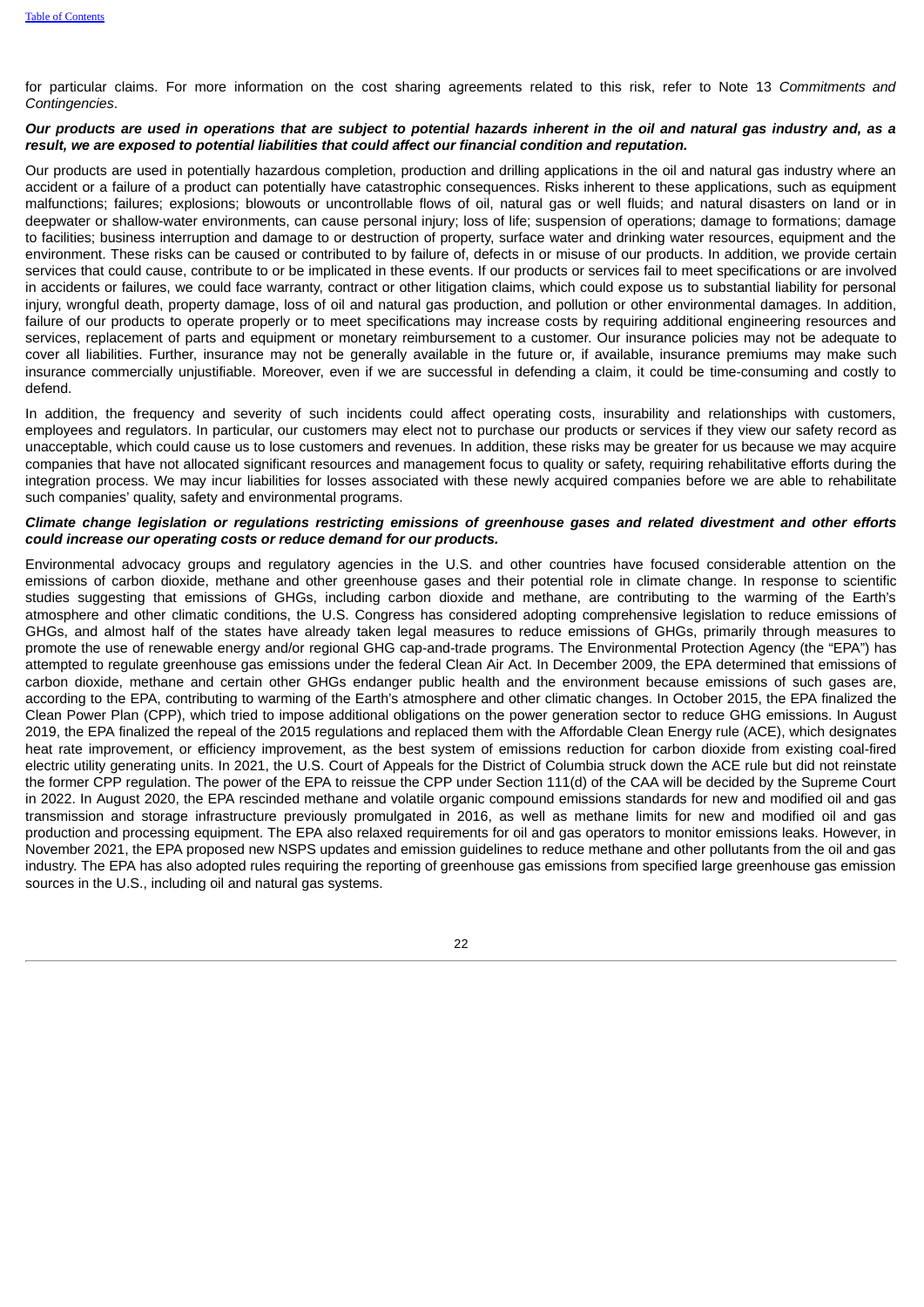for particular claims. For more information on the cost sharing agreements related to this risk, refer to Note 13 *Commitments and Contingencies*.

***Our products are used in operations that are subject to potential hazards inherent in the oil and natural gas industry and, as a result, we are exposed to potential liabilities that could affect our financial condition and reputation.***

Our products are used in potentially hazardous completion, production and drilling applications in the oil and natural gas industry where an accident or a failure of a product can potentially have catastrophic consequences. Risks inherent to these applications, such as equipment malfunctions; failures; explosions; blowouts or uncontrollable flows of oil, natural gas or well fluids; and natural disasters on land or in deepwater or shallow-water environments, can cause personal injury; loss of life; suspension of operations; damage to formations; damage to facilities; business interruption and damage to or destruction of property, surface water and drinking water resources, equipment and the environment. These risks can be caused or contributed to by failure of, defects in or misuse of our products. In addition, we provide certain services that could cause, contribute to or be implicated in these events. If our products or services fail to meet specifications or are involved in accidents or failures, we could face warranty, contract or other litigation claims, which could expose us to substantial liability for personal injury, wrongful death, property damage, loss of oil and natural gas production, and pollution or other environmental damages. In addition, failure of our products to operate properly or to meet specifications may increase costs by requiring additional engineering resources and services, replacement of parts and equipment or monetary reimbursement to a customer. Our insurance policies may not be adequate to cover all liabilities. Further, insurance may not be generally available in the future or, if available, insurance premiums may make such insurance commercially unjustifiable. Moreover, even if we are successful in defending a claim, it could be time-consuming and costly to defend.

In addition, the frequency and severity of such incidents could affect operating costs, insurability and relationships with customers, employees and regulators. In particular, our customers may elect not to purchase our products or services if they view our safety record as unacceptable, which could cause us to lose customers and revenues. In addition, these risks may be greater for us because we may acquire companies that have not allocated significant resources and management focus to quality or safety, requiring rehabilitative efforts during the integration process. We may incur liabilities for losses associated with these newly acquired companies before we are able to rehabilitate such companies' quality, safety and environmental programs.

***Climate change legislation or regulations restricting emissions of greenhouse gases and related divestment and other efforts could increase our operating costs or reduce demand for our products.***

Environmental advocacy groups and regulatory agencies in the U.S. and other countries have focused considerable attention on the emissions of carbon dioxide, methane and other greenhouse gases and their potential role in climate change. In response to scientific studies suggesting that emissions of GHGs, including carbon dioxide and methane, are contributing to the warming of the Earth's atmosphere and other climatic conditions, the U.S. Congress has considered adopting comprehensive legislation to reduce emissions of GHGs, and almost half of the states have already taken legal measures to reduce emissions of GHGs, primarily through measures to promote the use of renewable energy and/or regional GHG cap-and-trade programs. The Environmental Protection Agency (the "EPA") has attempted to regulate greenhouse gas emissions under the federal Clean Air Act. In December 2009, the EPA determined that emissions of carbon dioxide, methane and certain other GHGs endanger public health and the environment because emissions of such gases are, according to the EPA, contributing to warming of the Earth's atmosphere and other climatic changes. In October 2015, the EPA finalized the Clean Power Plan (CPP), which tried to impose additional obligations on the power generation sector to reduce GHG emissions. In August 2019, the EPA finalized the repeal of the 2015 regulations and replaced them with the Affordable Clean Energy rule (ACE), which designates heat rate improvement, or efficiency improvement, as the best system of emissions reduction for carbon dioxide from existing coal-fired electric utility generating units. In 2021, the U.S. Court of Appeals for the District of Columbia struck down the ACE rule but did not reinstate the former CPP regulation. The power of the EPA to reissue the CPP under Section 111(d) of the CAA will be decided by the Supreme Court in 2022. In August 2020, the EPA rescinded methane and volatile organic compound emissions standards for new and modified oil and gas transmission and storage infrastructure previously promulgated in 2016, as well as methane limits for new and modified oil and gas production and processing equipment. The EPA also relaxed requirements for oil and gas operators to monitor emissions leaks. However, in November 2021, the EPA proposed new NSPS updates and emission guidelines to reduce methane and other pollutants from the oil and gas industry. The EPA has also adopted rules requiring the reporting of greenhouse gas emissions from specified large greenhouse gas emission sources in the U.S., including oil and natural gas systems.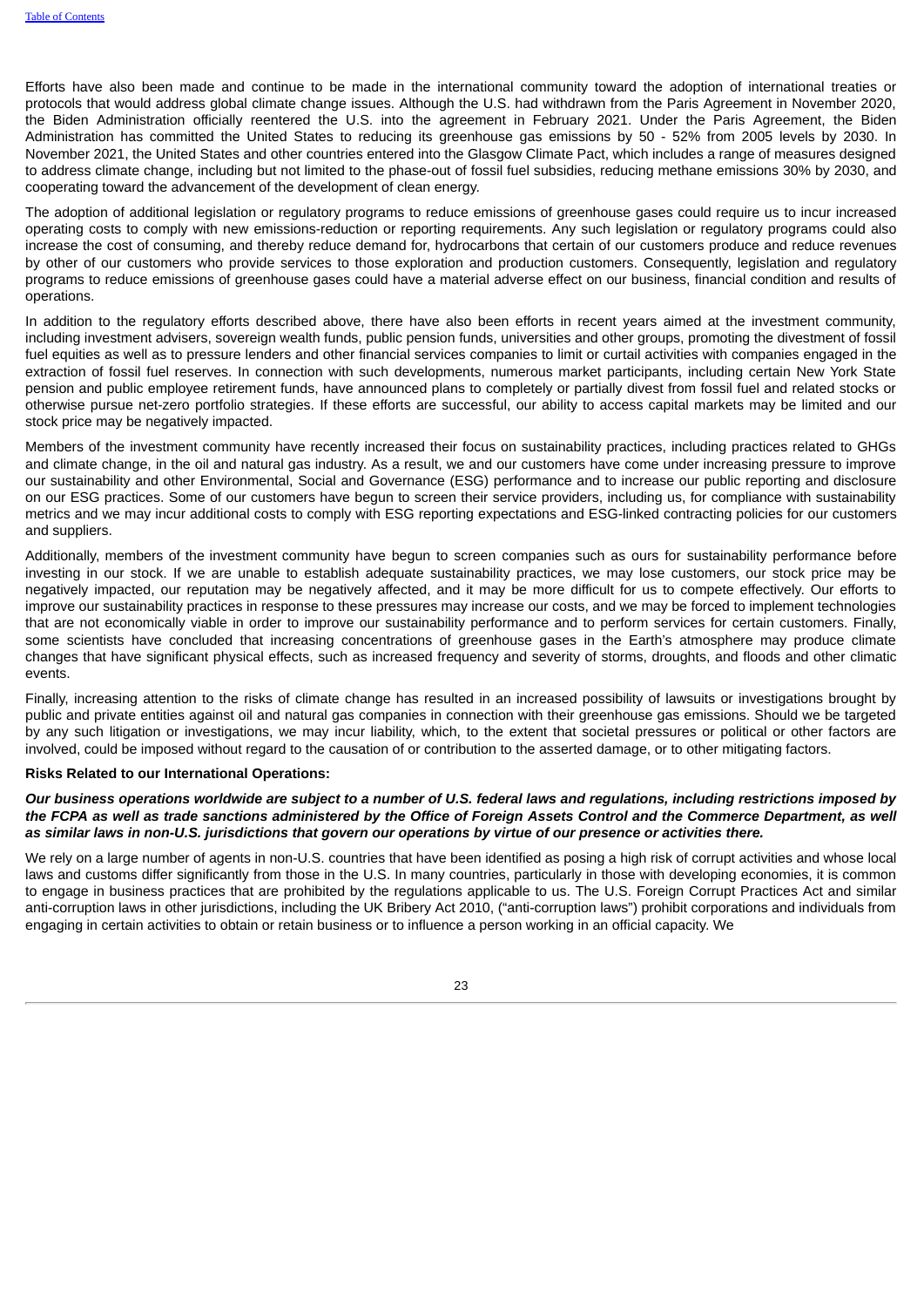Efforts have also been made and continue to be made in the international community toward the adoption of international treaties or protocols that would address global climate change issues. Although the U.S. had withdrawn from the Paris Agreement in November 2020, the Biden Administration officially reentered the U.S. into the agreement in February 2021. Under the Paris Agreement, the Biden Administration has committed the United States to reducing its greenhouse gas emissions by 50 - 52% from 2005 levels by 2030. In November 2021, the United States and other countries entered into the Glasgow Climate Pact, which includes a range of measures designed to address climate change, including but not limited to the phase-out of fossil fuel subsidies, reducing methane emissions 30% by 2030, and cooperating toward the advancement of the development of clean energy.

The adoption of additional legislation or regulatory programs to reduce emissions of greenhouse gases could require us to incur increased operating costs to comply with new emissions-reduction or reporting requirements. Any such legislation or regulatory programs could also increase the cost of consuming, and thereby reduce demand for, hydrocarbons that certain of our customers produce and reduce revenues by other of our customers who provide services to those exploration and production customers. Consequently, legislation and regulatory programs to reduce emissions of greenhouse gases could have a material adverse effect on our business, financial condition and results of operations.

In addition to the regulatory efforts described above, there have also been efforts in recent years aimed at the investment community, including investment advisers, sovereign wealth funds, public pension funds, universities and other groups, promoting the divestment of fossil fuel equities as well as to pressure lenders and other financial services companies to limit or curtail activities with companies engaged in the extraction of fossil fuel reserves. In connection with such developments, numerous market participants, including certain New York State pension and public employee retirement funds, have announced plans to completely or partially divest from fossil fuel and related stocks or otherwise pursue net-zero portfolio strategies. If these efforts are successful, our ability to access capital markets may be limited and our stock price may be negatively impacted.

Members of the investment community have recently increased their focus on sustainability practices, including practices related to GHGs and climate change, in the oil and natural gas industry. As a result, we and our customers have come under increasing pressure to improve our sustainability and other Environmental, Social and Governance (ESG) performance and to increase our public reporting and disclosure on our ESG practices. Some of our customers have begun to screen their service providers, including us, for compliance with sustainability metrics and we may incur additional costs to comply with ESG reporting expectations and ESG-linked contracting policies for our customers and suppliers.

Additionally, members of the investment community have begun to screen companies such as ours for sustainability performance before investing in our stock. If we are unable to establish adequate sustainability practices, we may lose customers, our stock price may be negatively impacted, our reputation may be negatively affected, and it may be more difficult for us to compete effectively. Our efforts to improve our sustainability practices in response to these pressures may increase our costs, and we may be forced to implement technologies that are not economically viable in order to improve our sustainability performance and to perform services for certain customers. Finally, some scientists have concluded that increasing concentrations of greenhouse gases in the Earth's atmosphere may produce climate changes that have significant physical effects, such as increased frequency and severity of storms, droughts, and floods and other climatic events.

Finally, increasing attention to the risks of climate change has resulted in an increased possibility of lawsuits or investigations brought by public and private entities against oil and natural gas companies in connection with their greenhouse gas emissions. Should we be targeted by any such litigation or investigations, we may incur liability, which, to the extent that societal pressures or political or other factors are involved, could be imposed without regard to the causation of or contribution to the asserted damage, or to other mitigating factors.

**Risks Related to our International Operations:**

***Our business operations worldwide are subject to a number of U.S. federal laws and regulations, including restrictions imposed by the FCPA as well as trade sanctions administered by the Office of Foreign Assets Control and the Commerce Department, as well as similar laws in non-U.S. jurisdictions that govern our operations by virtue of our presence or activities there.***

We rely on a large number of agents in non-U.S. countries that have been identified as posing a high risk of corrupt activities and whose local laws and customs differ significantly from those in the U.S. In many countries, particularly in those with developing economies, it is common to engage in business practices that are prohibited by the regulations applicable to us. The U.S. Foreign Corrupt Practices Act and similar anti-corruption laws in other jurisdictions, including the UK Bribery Act 2010, ("anti-corruption laws") prohibit corporations and individuals from engaging in certain activities to obtain or retain business or to influence a person working in an official capacity. We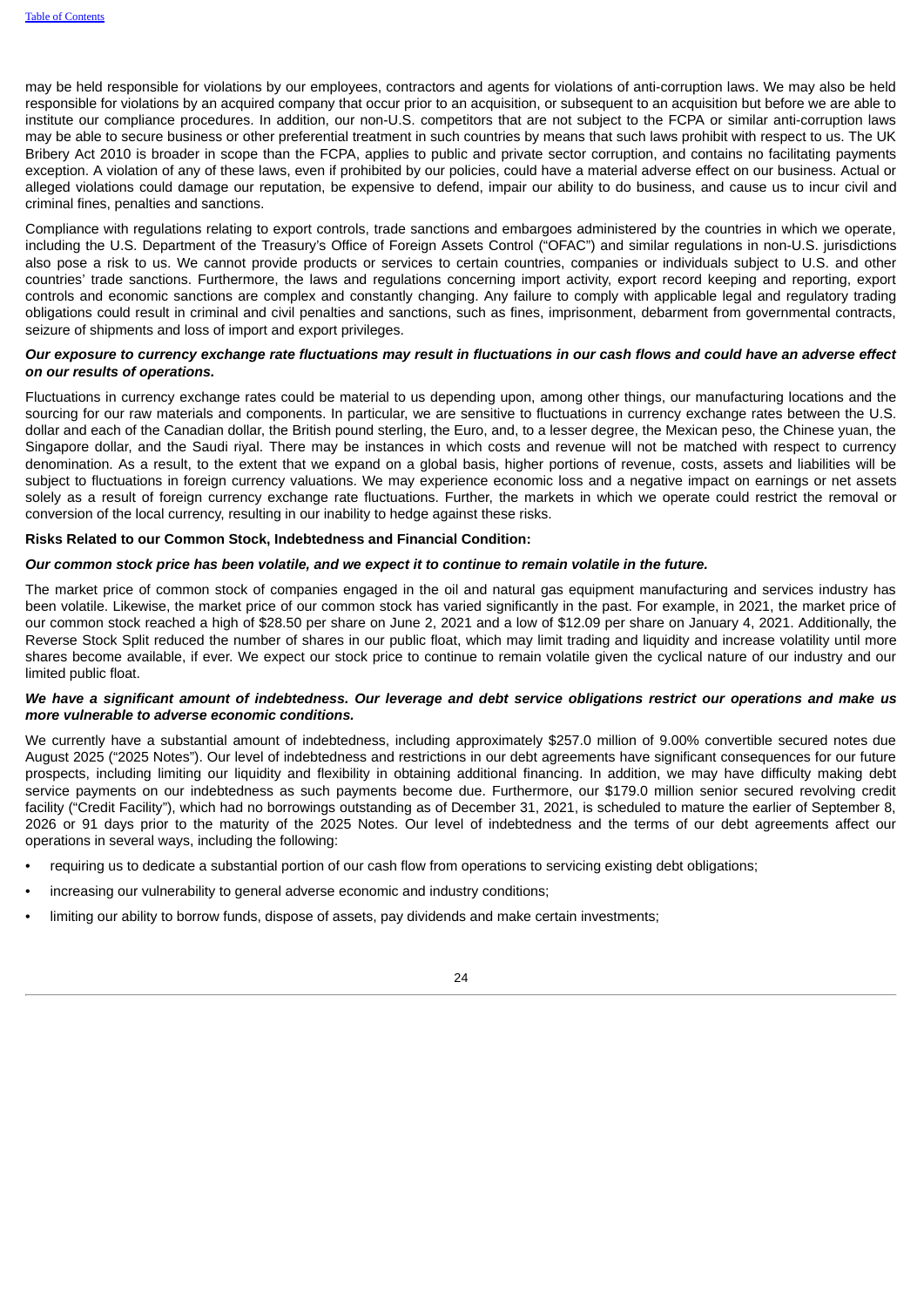may be held responsible for violations by our employees, contractors and agents for violations of anti-corruption laws. We may also be held responsible for violations by an acquired company that occur prior to an acquisition, or subsequent to an acquisition but before we are able to institute our compliance procedures. In addition, our non-U.S. competitors that are not subject to the FCPA or similar anti-corruption laws may be able to secure business or other preferential treatment in such countries by means that such laws prohibit with respect to us. The UK Bribery Act 2010 is broader in scope than the FCPA, applies to public and private sector corruption, and contains no facilitating payments exception. A violation of any of these laws, even if prohibited by our policies, could have a material adverse effect on our business. Actual or alleged violations could damage our reputation, be expensive to defend, impair our ability to do business, and cause us to incur civil and criminal fines, penalties and sanctions.

Compliance with regulations relating to export controls, trade sanctions and embargoes administered by the countries in which we operate, including the U.S. Department of the Treasury's Office of Foreign Assets Control ("OFAC") and similar regulations in non-U.S. jurisdictions also pose a risk to us. We cannot provide products or services to certain countries, companies or individuals subject to U.S. and other countries' trade sanctions. Furthermore, the laws and regulations concerning import activity, export record keeping and reporting, export controls and economic sanctions are complex and constantly changing. Any failure to comply with applicable legal and regulatory trading obligations could result in criminal and civil penalties and sanctions, such as fines, imprisonment, debarment from governmental contracts, seizure of shipments and loss of import and export privileges.

***Our exposure to currency exchange rate fluctuations may result in fluctuations in our cash flows and could have an adverse effect on our results of operations.***

Fluctuations in currency exchange rates could be material to us depending upon, among other things, our manufacturing locations and the sourcing for our raw materials and components. In particular, we are sensitive to fluctuations in currency exchange rates between the U.S. dollar and each of the Canadian dollar, the British pound sterling, the Euro, and, to a lesser degree, the Mexican peso, the Chinese yuan, the Singapore dollar, and the Saudi riyal. There may be instances in which costs and revenue will not be matched with respect to currency denomination. As a result, to the extent that we expand on a global basis, higher portions of revenue, costs, assets and liabilities will be subject to fluctuations in foreign currency valuations. We may experience economic loss and a negative impact on earnings or net assets solely as a result of foreign currency exchange rate fluctuations. Further, the markets in which we operate could restrict the removal or conversion of the local currency, resulting in our inability to hedge against these risks.

**Risks Related to our Common Stock, Indebtedness and Financial Condition:**

***Our common stock price has been volatile, and we expect it to continue to remain volatile in the future.***

The market price of common stock of companies engaged in the oil and natural gas equipment manufacturing and services industry has been volatile. Likewise, the market price of our common stock has varied significantly in the past. For example, in 2021, the market price of our common stock reached a high of $28.50 per share on June 2, 2021 and a low of $12.09 per share on January 4, 2021. Additionally, the Reverse Stock Split reduced the number of shares in our public float, which may limit trading and liquidity and increase volatility until more shares become available, if ever. We expect our stock price to continue to remain volatile given the cyclical nature of our industry and our limited public float.

***We have a significant amount of indebtedness. Our leverage and debt service obligations restrict our operations and make us more vulnerable to adverse economic conditions.***

We currently have a substantial amount of indebtedness, including approximately $257.0 million of 9.00% convertible secured notes due August 2025 ("2025 Notes"). Our level of indebtedness and restrictions in our debt agreements have significant consequences for our future prospects, including limiting our liquidity and flexibility in obtaining additional financing. In addition, we may have difficulty making debt service payments on our indebtedness as such payments become due. Furthermore, our $179.0 million senior secured revolving credit facility ("Credit Facility"), which had no borrowings outstanding as of December 31, 2021, is scheduled to mature the earlier of September 8, 2026 or 91 days prior to the maturity of the 2025 Notes. Our level of indebtedness and the terms of our debt agreements affect our operations in several ways, including the following:

- requiring us to dedicate a substantial portion of our cash flow from operations to servicing existing debt obligations;
- increasing our vulnerability to general adverse economic and industry conditions;
- limiting our ability to borrow funds, dispose of assets, pay dividends and make certain investments;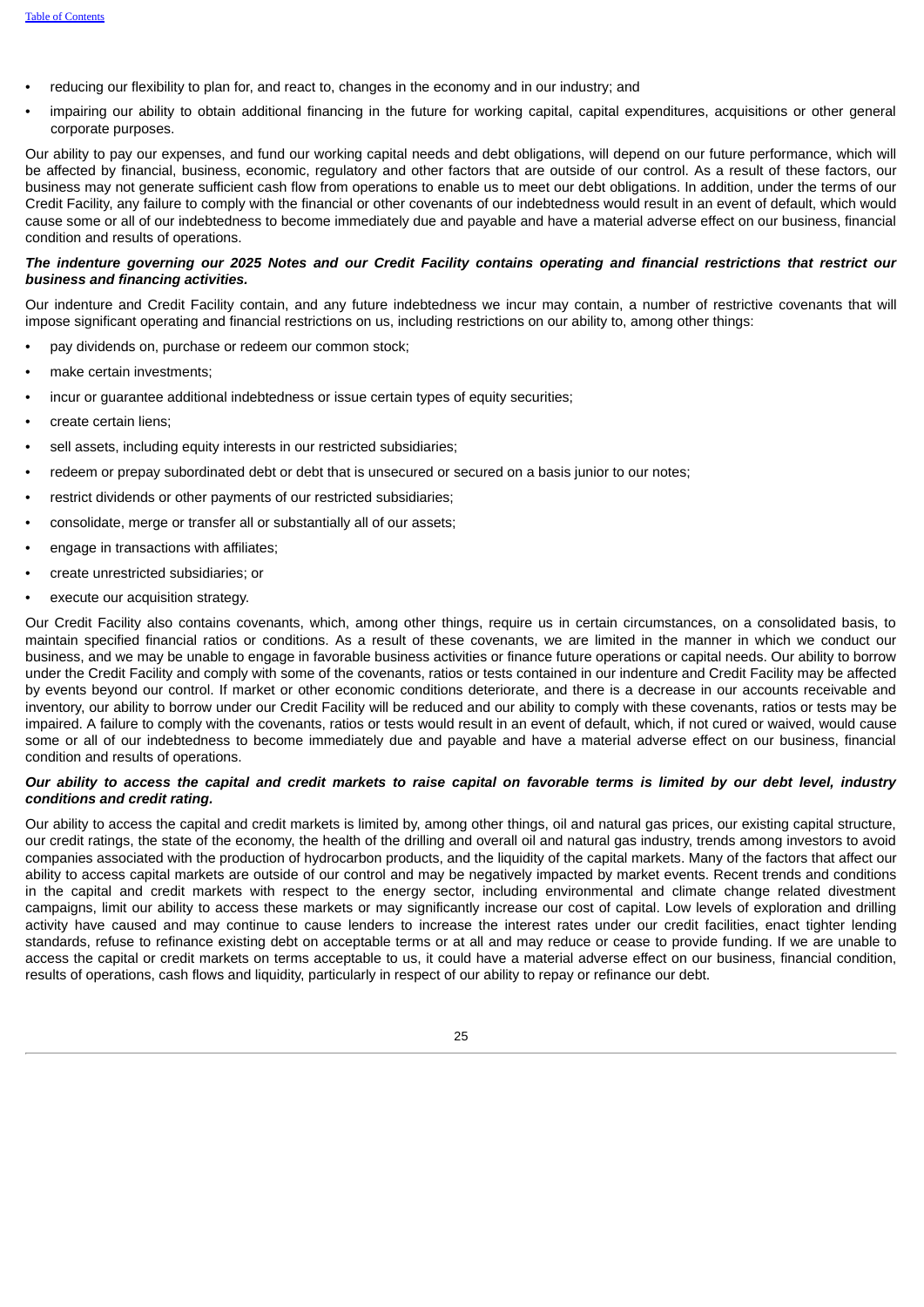- reducing our flexibility to plan for, and react to, changes in the economy and in our industry; and
- impairing our ability to obtain additional financing in the future for working capital, capital expenditures, acquisitions or other general corporate purposes.

Our ability to pay our expenses, and fund our working capital needs and debt obligations, will depend on our future performance, which will be affected by financial, business, economic, regulatory and other factors that are outside of our control. As a result of these factors, our business may not generate sufficient cash flow from operations to enable us to meet our debt obligations. In addition, under the terms of our Credit Facility, any failure to comply with the financial or other covenants of our indebtedness would result in an event of default, which would cause some or all of our indebtedness to become immediately due and payable and have a material adverse effect on our business, financial condition and results of operations.

***The indenture governing our 2025 Notes and our Credit Facility contains operating and financial restrictions that restrict our business and financing activities.***

Our indenture and Credit Facility contain, and any future indebtedness we incur may contain, a number of restrictive covenants that will impose significant operating and financial restrictions on us, including restrictions on our ability to, among other things:

- pay dividends on, purchase or redeem our common stock;
- make certain investments;
- incur or guarantee additional indebtedness or issue certain types of equity securities;
- create certain liens;
- sell assets, including equity interests in our restricted subsidiaries;
- redeem or prepay subordinated debt or debt that is unsecured or secured on a basis junior to our notes;
- restrict dividends or other payments of our restricted subsidiaries;
- consolidate, merge or transfer all or substantially all of our assets;
- engage in transactions with affiliates;
- create unrestricted subsidiaries; or
- execute our acquisition strategy.

Our Credit Facility also contains covenants, which, among other things, require us in certain circumstances, on a consolidated basis, to maintain specified financial ratios or conditions. As a result of these covenants, we are limited in the manner in which we conduct our business, and we may be unable to engage in favorable business activities or finance future operations or capital needs. Our ability to borrow under the Credit Facility and comply with some of the covenants, ratios or tests contained in our indenture and Credit Facility may be affected by events beyond our control. If market or other economic conditions deteriorate, and there is a decrease in our accounts receivable and inventory, our ability to borrow under our Credit Facility will be reduced and our ability to comply with these covenants, ratios or tests may be impaired. A failure to comply with the covenants, ratios or tests would result in an event of default, which, if not cured or waived, would cause some or all of our indebtedness to become immediately due and payable and have a material adverse effect on our business, financial condition and results of operations.

***Our ability to access the capital and credit markets to raise capital on favorable terms is limited by our debt level, industry conditions and credit rating.***

Our ability to access the capital and credit markets is limited by, among other things, oil and natural gas prices, our existing capital structure, our credit ratings, the state of the economy, the health of the drilling and overall oil and natural gas industry, trends among investors to avoid companies associated with the production of hydrocarbon products, and the liquidity of the capital markets. Many of the factors that affect our ability to access capital markets are outside of our control and may be negatively impacted by market events. Recent trends and conditions in the capital and credit markets with respect to the energy sector, including environmental and climate change related divestment campaigns, limit our ability to access these markets or may significantly increase our cost of capital. Low levels of exploration and drilling activity have caused and may continue to cause lenders to increase the interest rates under our credit facilities, enact tighter lending standards, refuse to refinance existing debt on acceptable terms or at all and may reduce or cease to provide funding. If we are unable to access the capital or credit markets on terms acceptable to us, it could have a material adverse effect on our business, financial condition, results of operations, cash flows and liquidity, particularly in respect of our ability to repay or refinance our debt.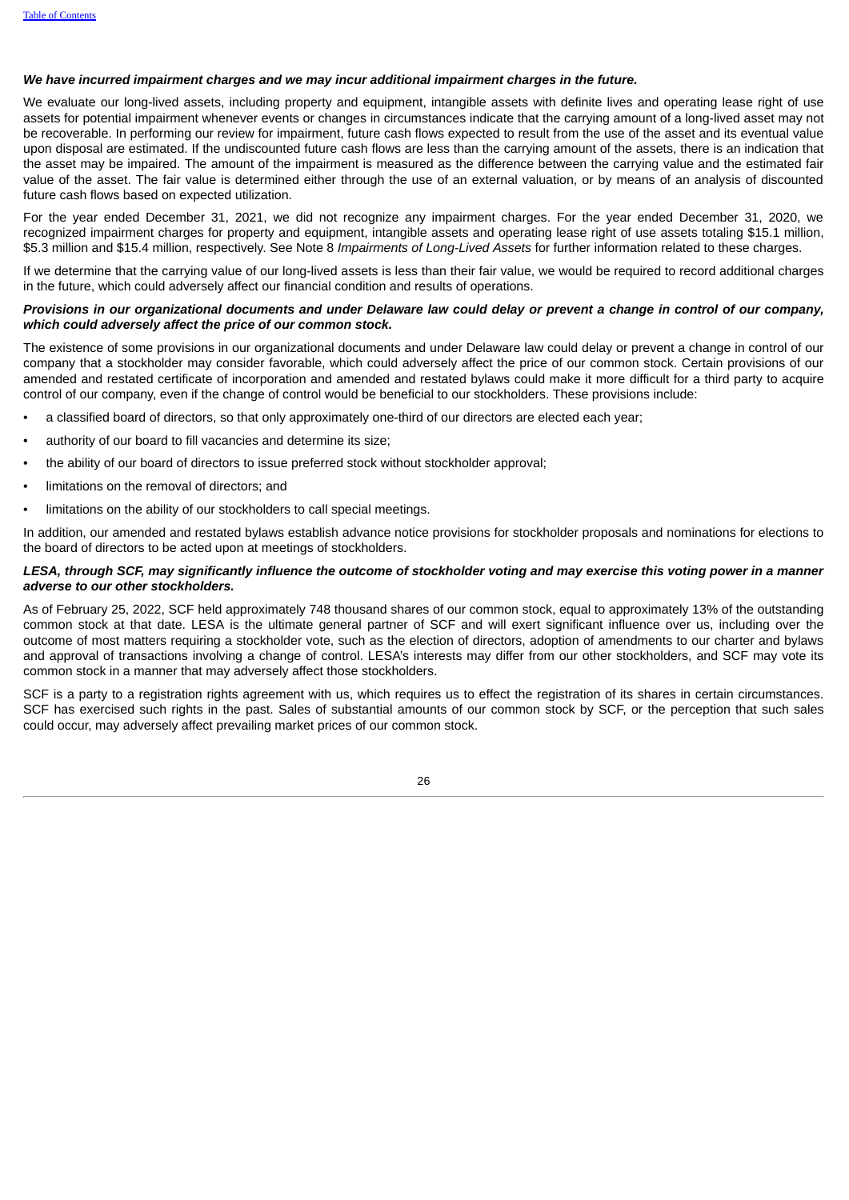***We have incurred impairment charges and we may incur additional impairment charges in the future.***

We evaluate our long-lived assets, including property and equipment, intangible assets with definite lives and operating lease right of use assets for potential impairment whenever events or changes in circumstances indicate that the carrying amount of a long-lived asset may not be recoverable. In performing our review for impairment, future cash flows expected to result from the use of the asset and its eventual value upon disposal are estimated. If the undiscounted future cash flows are less than the carrying amount of the assets, there is an indication that the asset may be impaired. The amount of the impairment is measured as the difference between the carrying value and the estimated fair value of the asset. The fair value is determined either through the use of an external valuation, or by means of an analysis of discounted future cash flows based on expected utilization.

For the year ended December 31, 2021, we did not recognize any impairment charges. For the year ended December 31, 2020, we recognized impairment charges for property and equipment, intangible assets and operating lease right of use assets totaling $15.1 million, $5.3 million and $15.4 million, respectively. See Note 8 *Impairments of Long-Lived Assets* for further information related to these charges.

If we determine that the carrying value of our long-lived assets is less than their fair value, we would be required to record additional charges in the future, which could adversely affect our financial condition and results of operations.

***Provisions in our organizational documents and under Delaware law could delay or prevent a change in control of our company, which could adversely affect the price of our common stock.***

The existence of some provisions in our organizational documents and under Delaware law could delay or prevent a change in control of our company that a stockholder may consider favorable, which could adversely affect the price of our common stock. Certain provisions of our amended and restated certificate of incorporation and amended and restated bylaws could make it more difficult for a third party to acquire control of our company, even if the change of control would be beneficial to our stockholders. These provisions include:

- a classified board of directors, so that only approximately one-third of our directors are elected each year;
- authority of our board to fill vacancies and determine its size;
- the ability of our board of directors to issue preferred stock without stockholder approval;
- limitations on the removal of directors; and
- limitations on the ability of our stockholders to call special meetings.

In addition, our amended and restated bylaws establish advance notice provisions for stockholder proposals and nominations for elections to the board of directors to be acted upon at meetings of stockholders.

***LESA, through SCF, may significantly influence the outcome of stockholder voting and may exercise this voting power in a manner adverse to our other stockholders.***

As of February 25, 2022, SCF held approximately 748 thousand shares of our common stock, equal to approximately 13% of the outstanding common stock at that date. LESA is the ultimate general partner of SCF and will exert significant influence over us, including over the outcome of most matters requiring a stockholder vote, such as the election of directors, adoption of amendments to our charter and bylaws and approval of transactions involving a change of control. LESA's interests may differ from our other stockholders, and SCF may vote its common stock in a manner that may adversely affect those stockholders.

SCF is a party to a registration rights agreement with us, which requires us to effect the registration of its shares in certain circumstances. SCF has exercised such rights in the past. Sales of substantial amounts of our common stock by SCF, or the perception that such sales could occur, may adversely affect prevailing market prices of our common stock.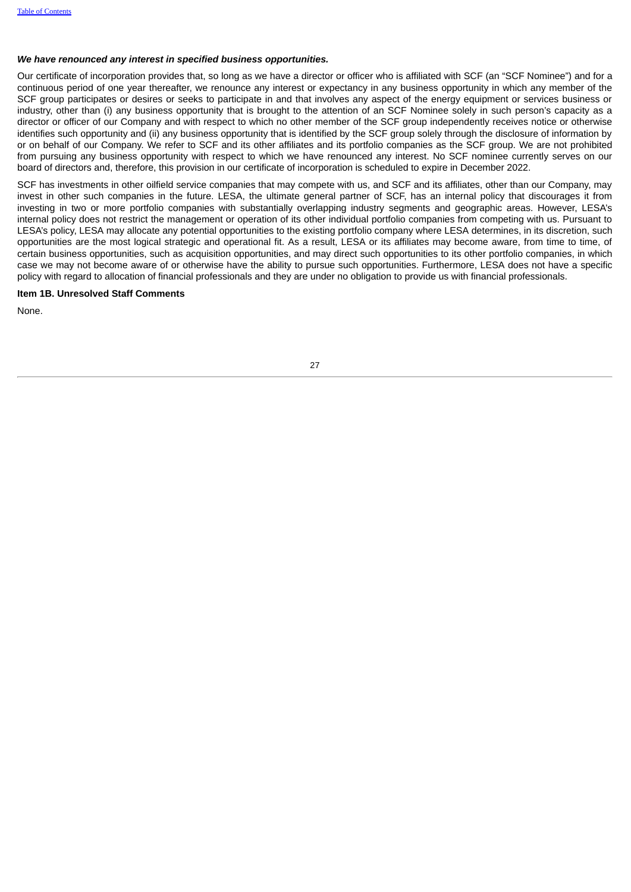***We have renounced any interest in specified business opportunities.***

Our certificate of incorporation provides that, so long as we have a director or officer who is affiliated with SCF (an "SCF Nominee") and for a continuous period of one year thereafter, we renounce any interest or expectancy in any business opportunity in which any member of the SCF group participates or desires or seeks to participate in and that involves any aspect of the energy equipment or services business or industry, other than (i) any business opportunity that is brought to the attention of an SCF Nominee solely in such person's capacity as a director or officer of our Company and with respect to which no other member of the SCF group independently receives notice or otherwise identifies such opportunity and (ii) any business opportunity that is identified by the SCF group solely through the disclosure of information by or on behalf of our Company. We refer to SCF and its other affiliates and its portfolio companies as the SCF group. We are not prohibited from pursuing any business opportunity with respect to which we have renounced any interest. No SCF nominee currently serves on our board of directors and, therefore, this provision in our certificate of incorporation is scheduled to expire in December 2022.

SCF has investments in other oilfield service companies that may compete with us, and SCF and its affiliates, other than our Company, may invest in other such companies in the future. LESA, the ultimate general partner of SCF, has an internal policy that discourages it from investing in two or more portfolio companies with substantially overlapping industry segments and geographic areas. However, LESA's internal policy does not restrict the management or operation of its other individual portfolio companies from competing with us. Pursuant to LESA's policy, LESA may allocate any potential opportunities to the existing portfolio company where LESA determines, in its discretion, such opportunities are the most logical strategic and operational fit. As a result, LESA or its affiliates may become aware, from time to time, of certain business opportunities, such as acquisition opportunities, and may direct such opportunities to its other portfolio companies, in which case we may not become aware of or otherwise have the ability to pursue such opportunities. Furthermore, LESA does not have a specific policy with regard to allocation of financial professionals and they are under no obligation to provide us with financial professionals.

**Item 1B. Unresolved Staff Comments**

None.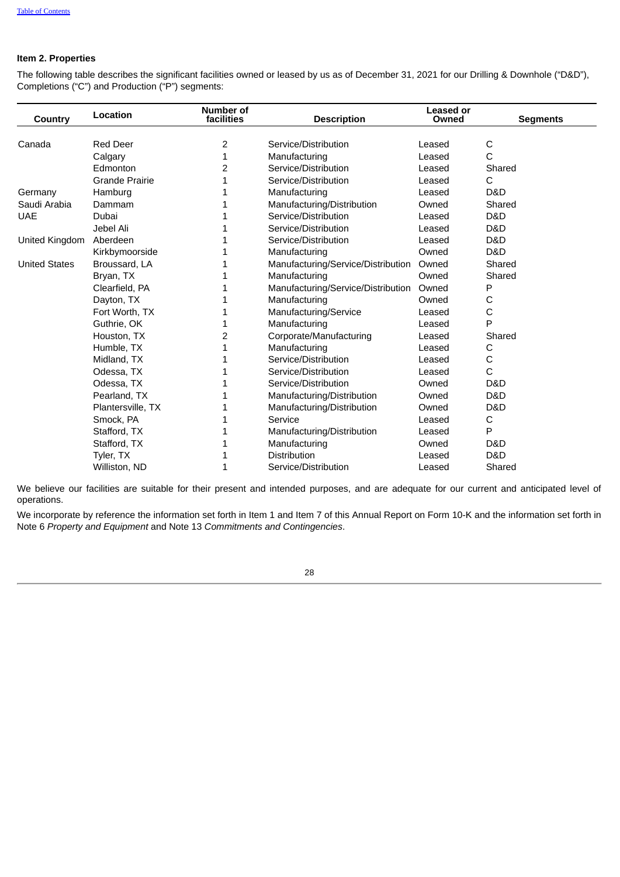**Item 2. Properties**

The following table describes the significant facilities owned or leased by us as of December 31, 2021 for our Drilling & Downhole ("D&D"), Completions ("C") and Production ("P") segments:

| Country | Location | Number of facilities | Description | Leased or Owned | Segments |
|---|---|---|---|---|---|
| Canada | Red Deer | 2 | Service/Distribution | Leased | C |
| | Calgary | 1 | Manufacturing | Leased | C |
| | Edmonton | 2 | Service/Distribution | Leased | Shared |
| | Grande Prairie | 1 | Service/Distribution | Leased | C |
| Germany | Hamburg | 1 | Manufacturing | Leased | D&D |
| Saudi Arabia | Dammam | 1 | Manufacturing/Distribution | Owned | Shared |
| UAE | Dubai | 1 | Service/Distribution | Leased | D&D |
| | Jebel Ali | 1 | Service/Distribution | Leased | D&D |
| United Kingdom | Aberdeen | 1 | Service/Distribution | Leased | D&D |
| | Kirkbymoorside | 1 | Manufacturing | Owned | D&D |
| United States | Broussard, LA | 1 | Manufacturing/Service/Distribution | Owned | Shared |
| | Bryan, TX | 1 | Manufacturing | Owned | Shared |
| | Clearfield, PA | 1 | Manufacturing/Service/Distribution | Owned | P |
| | Dayton, TX | 1 | Manufacturing | Owned | C |
| | Fort Worth, TX | 1 | Manufacturing/Service | Leased | C |
| | Guthrie, OK | 1 | Manufacturing | Leased | P |
| | Houston, TX | 2 | Corporate/Manufacturing | Leased | Shared |
| | Humble, TX | 1 | Manufacturing | Leased | C |
| | Midland, TX | 1 | Service/Distribution | Leased | C |
| | Odessa, TX | 1 | Service/Distribution | Leased | C |
| | Odessa, TX | 1 | Service/Distribution | Owned | D&D |
| | Pearland, TX | 1 | Manufacturing/Distribution | Owned | D&D |
| | Plantersville, TX | 1 | Manufacturing/Distribution | Owned | D&D |
| | Smock, PA | 1 | Service | Leased | C |
| | Stafford, TX | 1 | Manufacturing/Distribution | Leased | P |
| | Stafford, TX | 1 | Manufacturing | Owned | D&D |
| | Tyler, TX | 1 | Distribution | Leased | D&D |
| | Williston, ND | 1 | Service/Distribution | Leased | Shared |

We believe our facilities are suitable for their present and intended purposes, and are adequate for our current and anticipated level of operations.

We incorporate by reference the information set forth in Item 1 and Item 7 of this Annual Report on Form 10-K and the information set forth in Note 6 *Property and Equipment* and Note 13 *Commitments and Contingencies*.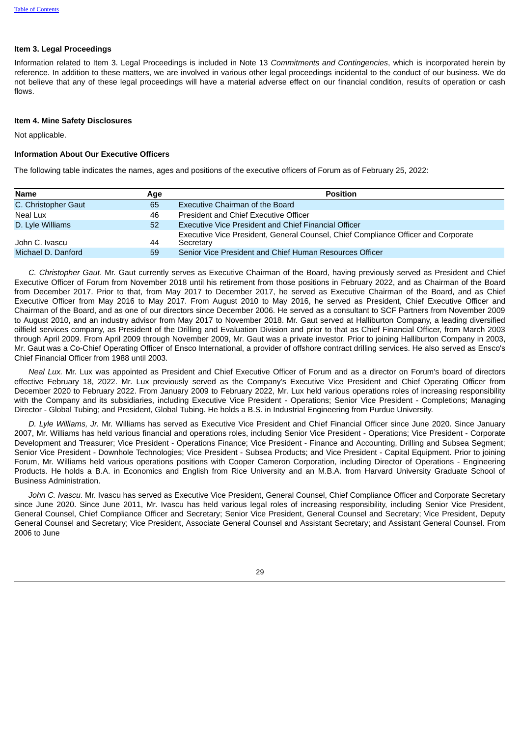### Item 3. Legal Proceedings

Information related to Item 3. Legal Proceedings is included in Note 13 *Commitments and Contingencies*, which is incorporated herein by reference. In addition to these matters, we are involved in various other legal proceedings incidental to the conduct of our business. We do not believe that any of these legal proceedings will have a material adverse effect on our financial condition, results of operation or cash flows.

### Item 4. Mine Safety Disclosures

Not applicable.

### Information About Our Executive Officers

The following table indicates the names, ages and positions of the executive officers of Forum as of February 25, 2022:

| Name | Age | Position |
|---|---|---|
| C. Christopher Gaut | 65 | Executive Chairman of the Board |
| Neal Lux | 46 | President and Chief Executive Officer |
| D. Lyle Williams | 52 | Executive Vice President and Chief Financial Officer |
| John C. Ivascu | 44 | Executive Vice President, General Counsel, Chief Compliance Officer and Corporate Secretary |
| Michael D. Danford | 59 | Senior Vice President and Chief Human Resources Officer |

*C. Christopher Gaut*. Mr. Gaut currently serves as Executive Chairman of the Board, having previously served as President and Chief Executive Officer of Forum from November 2018 until his retirement from those positions in February 2022, and as Chairman of the Board from December 2017. Prior to that, from May 2017 to December 2017, he served as Executive Chairman of the Board, and as Chief Executive Officer from May 2016 to May 2017. From August 2010 to May 2016, he served as President, Chief Executive Officer and Chairman of the Board, and as one of our directors since December 2006. He served as a consultant to SCF Partners from November 2009 to August 2010, and an industry advisor from May 2017 to November 2018. Mr. Gaut served at Halliburton Company, a leading diversified oilfield services company, as President of the Drilling and Evaluation Division and prior to that as Chief Financial Officer, from March 2003 through April 2009. From April 2009 through November 2009, Mr. Gaut was a private investor. Prior to joining Halliburton Company in 2003, Mr. Gaut was a Co-Chief Operating Officer of Ensco International, a provider of offshore contract drilling services. He also served as Ensco's Chief Financial Officer from 1988 until 2003.

*Neal Lux.* Mr. Lux was appointed as President and Chief Executive Officer of Forum and as a director on Forum's board of directors effective February 18, 2022. Mr. Lux previously served as the Company's Executive Vice President and Chief Operating Officer from December 2020 to February 2022. From January 2009 to February 2022, Mr. Lux held various operations roles of increasing responsibility with the Company and its subsidiaries, including Executive Vice President - Operations; Senior Vice President - Completions; Managing Director - Global Tubing; and President, Global Tubing. He holds a B.S. in Industrial Engineering from Purdue University.

*D. Lyle Williams, Jr.* Mr. Williams has served as Executive Vice President and Chief Financial Officer since June 2020. Since January 2007, Mr. Williams has held various financial and operations roles, including Senior Vice President - Operations; Vice President - Corporate Development and Treasurer; Vice President - Operations Finance; Vice President - Finance and Accounting, Drilling and Subsea Segment; Senior Vice President - Downhole Technologies; Vice President - Subsea Products; and Vice President - Capital Equipment. Prior to joining Forum, Mr. Williams held various operations positions with Cooper Cameron Corporation, including Director of Operations - Engineering Products. He holds a B.A. in Economics and English from Rice University and an M.B.A. from Harvard University Graduate School of Business Administration.

*John C. Ivascu*. Mr. Ivascu has served as Executive Vice President, General Counsel, Chief Compliance Officer and Corporate Secretary since June 2020. Since June 2011, Mr. Ivascu has held various legal roles of increasing responsibility, including Senior Vice President, General Counsel, Chief Compliance Officer and Secretary; Senior Vice President, General Counsel and Secretary; Vice President, Deputy General Counsel and Secretary; Vice President, Associate General Counsel and Assistant Secretary; and Assistant General Counsel. From 2006 to June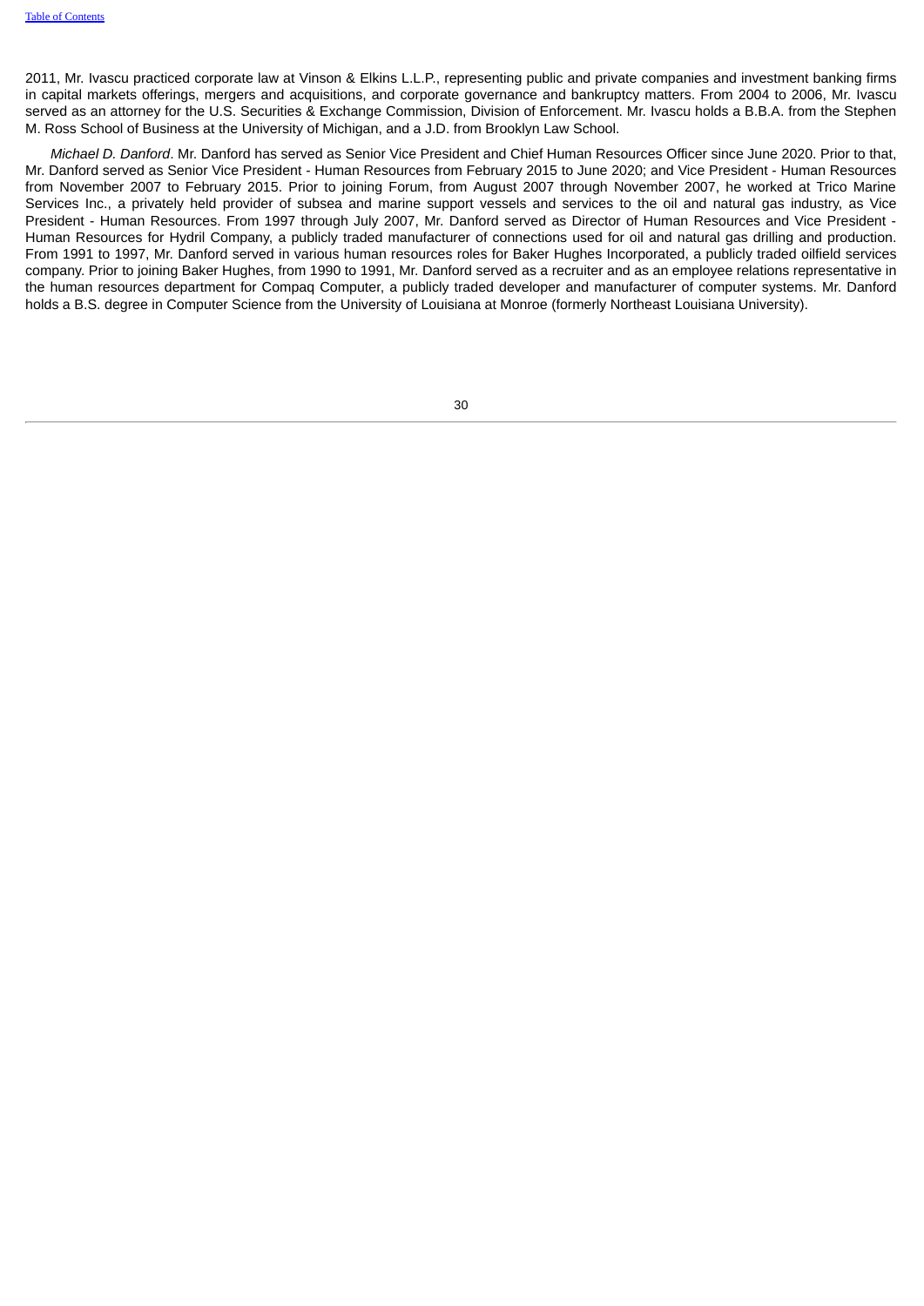2011, Mr. Ivascu practiced corporate law at Vinson & Elkins L.L.P., representing public and private companies and investment banking firms in capital markets offerings, mergers and acquisitions, and corporate governance and bankruptcy matters. From 2004 to 2006, Mr. Ivascu served as an attorney for the U.S. Securities & Exchange Commission, Division of Enforcement. Mr. Ivascu holds a B.B.A. from the Stephen M. Ross School of Business at the University of Michigan, and a J.D. from Brooklyn Law School.

*Michael D. Danford*. Mr. Danford has served as Senior Vice President and Chief Human Resources Officer since June 2020. Prior to that, Mr. Danford served as Senior Vice President - Human Resources from February 2015 to June 2020; and Vice President - Human Resources from November 2007 to February 2015. Prior to joining Forum, from August 2007 through November 2007, he worked at Trico Marine Services Inc., a privately held provider of subsea and marine support vessels and services to the oil and natural gas industry, as Vice President - Human Resources. From 1997 through July 2007, Mr. Danford served as Director of Human Resources and Vice President - Human Resources for Hydril Company, a publicly traded manufacturer of connections used for oil and natural gas drilling and production. From 1991 to 1997, Mr. Danford served in various human resources roles for Baker Hughes Incorporated, a publicly traded oilfield services company. Prior to joining Baker Hughes, from 1990 to 1991, Mr. Danford served as a recruiter and as an employee relations representative in the human resources department for Compaq Computer, a publicly traded developer and manufacturer of computer systems. Mr. Danford holds a B.S. degree in Computer Science from the University of Louisiana at Monroe (formerly Northeast Louisiana University).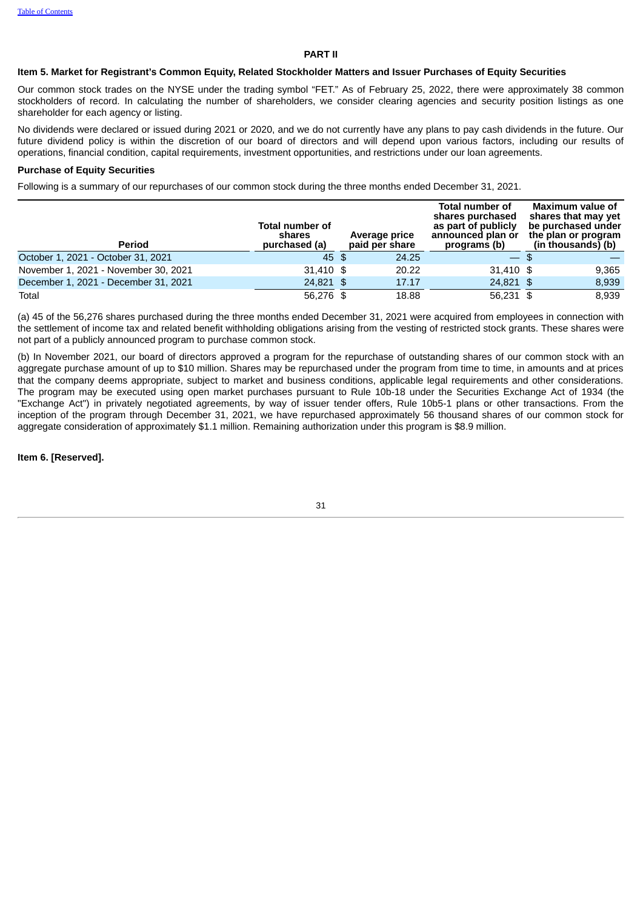## PART II

### Item 5. Market for Registrant's Common Equity, Related Stockholder Matters and Issuer Purchases of Equity Securities

Our common stock trades on the NYSE under the trading symbol "FET." As of February 25, 2022, there were approximately 38 common stockholders of record. In calculating the number of shareholders, we consider clearing agencies and security position listings as one shareholder for each agency or listing.

No dividends were declared or issued during 2021 or 2020, and we do not currently have any plans to pay cash dividends in the future. Our future dividend policy is within the discretion of our board of directors and will depend upon various factors, including our results of operations, financial condition, capital requirements, investment opportunities, and restrictions under our loan agreements.

**Purchase of Equity Securities**

Following is a summary of our repurchases of our common stock during the three months ended December 31, 2021.

| Period | Total number of shares purchased (a) | Average price paid per share | Total number of shares purchased as part of publicly announced plan or programs (b) | Maximum value of shares that may yet be purchased under the plan or program (in thousands) (b) |
|---|---|---|---|---|
| October 1, 2021 - October 31, 2021 | 45 | $ 24.25 | — | $ — |
| November 1, 2021 - November 30, 2021 | 31,410 | $ 20.22 | 31,410 | $ 9,365 |
| December 1, 2021 - December 31, 2021 | 24,821 | $ 17.17 | 24,821 | $ 8,939 |
| Total | 56,276 | $ 18.88 | 56,231 | $ 8,939 |

(a) 45 of the 56,276 shares purchased during the three months ended December 31, 2021 were acquired from employees in connection with the settlement of income tax and related benefit withholding obligations arising from the vesting of restricted stock grants. These shares were not part of a publicly announced program to purchase common stock.

(b) In November 2021, our board of directors approved a program for the repurchase of outstanding shares of our common stock with an aggregate purchase amount of up to $10 million. Shares may be repurchased under the program from time to time, in amounts and at prices that the company deems appropriate, subject to market and business conditions, applicable legal requirements and other considerations. The program may be executed using open market purchases pursuant to Rule 10b-18 under the Securities Exchange Act of 1934 (the "Exchange Act") in privately negotiated agreements, by way of issuer tender offers, Rule 10b5-1 plans or other transactions. From the inception of the program through December 31, 2021, we have repurchased approximately 56 thousand shares of our common stock for aggregate consideration of approximately $1.1 million. Remaining authorization under this program is $8.9 million.

### Item 6. [Reserved].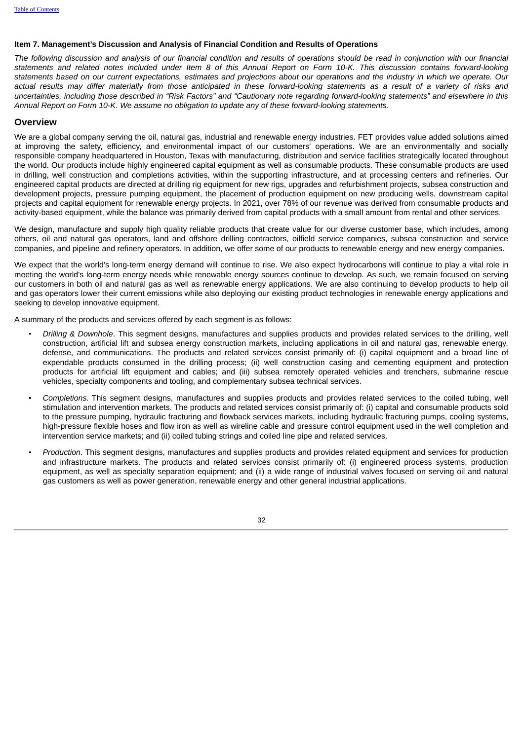### Item 7. Management's Discussion and Analysis of Financial Condition and Results of Operations

*The following discussion and analysis of our financial condition and results of operations should be read in conjunction with our financial statements and related notes included under Item 8 of this Annual Report on Form 10-K. This discussion contains forward-looking statements based on our current expectations, estimates and projections about our operations and the industry in which we operate. Our actual results may differ materially from those anticipated in these forward-looking statements as a result of a variety of risks and uncertainties, including those described in "Risk Factors" and "Cautionary note regarding forward-looking statements" and elsewhere in this Annual Report on Form 10-K. We assume no obligation to update any of these forward-looking statements.*

## Overview

We are a global company serving the oil, natural gas, industrial and renewable energy industries. FET provides value added solutions aimed at improving the safety, efficiency, and environmental impact of our customers' operations. We are an environmentally and socially responsible company headquartered in Houston, Texas with manufacturing, distribution and service facilities strategically located throughout the world. Our products include highly engineered capital equipment as well as consumable products. These consumable products are used in drilling, well construction and completions activities, within the supporting infrastructure, and at processing centers and refineries. Our engineered capital products are directed at drilling rig equipment for new rigs, upgrades and refurbishment projects, subsea construction and development projects, pressure pumping equipment, the placement of production equipment on new producing wells, downstream capital projects and capital equipment for renewable energy projects. In 2021, over 78% of our revenue was derived from consumable products and activity-based equipment, while the balance was primarily derived from capital products with a small amount from rental and other services.

We design, manufacture and supply high quality reliable products that create value for our diverse customer base, which includes, among others, oil and natural gas operators, land and offshore drilling contractors, oilfield service companies, subsea construction and service companies, and pipeline and refinery operators. In addition, we offer some of our products to renewable energy and new energy companies.

We expect that the world's long-term energy demand will continue to rise. We also expect hydrocarbons will continue to play a vital role in meeting the world's long-term energy needs while renewable energy sources continue to develop. As such, we remain focused on serving our customers in both oil and natural gas as well as renewable energy applications. We are also continuing to develop products to help oil and gas operators lower their current emissions while also deploying our existing product technologies in renewable energy applications and seeking to develop innovative equipment.

A summary of the products and services offered by each segment is as follows:

- *Drilling & Downhole*. This segment designs, manufactures and supplies products and provides related services to the drilling, well construction, artificial lift and subsea energy construction markets, including applications in oil and natural gas, renewable energy, defense, and communications. The products and related services consist primarily of: (i) capital equipment and a broad line of expendable products consumed in the drilling process; (ii) well construction casing and cementing equipment and protection products for artificial lift equipment and cables; and (iii) subsea remotely operated vehicles and trenchers, submarine rescue vehicles, specialty components and tooling, and complementary subsea technical services.

- *Completions.* This segment designs, manufactures and supplies products and provides related services to the coiled tubing, well stimulation and intervention markets. The products and related services consist primarily of: (i) capital and consumable products sold to the pressure pumping, hydraulic fracturing and flowback services markets, including hydraulic fracturing pumps, cooling systems, high-pressure flexible hoses and flow iron as well as wireline cable and pressure control equipment used in the well completion and intervention service markets; and (ii) coiled tubing strings and coiled line pipe and related services.

- *Production*. This segment designs, manufactures and supplies products and provides related equipment and services for production and infrastructure markets. The products and related services consist primarily of: (i) engineered process systems, production equipment, as well as specialty separation equipment; and (ii) a wide range of industrial valves focused on serving oil and natural gas customers as well as power generation, renewable energy and other general industrial applications.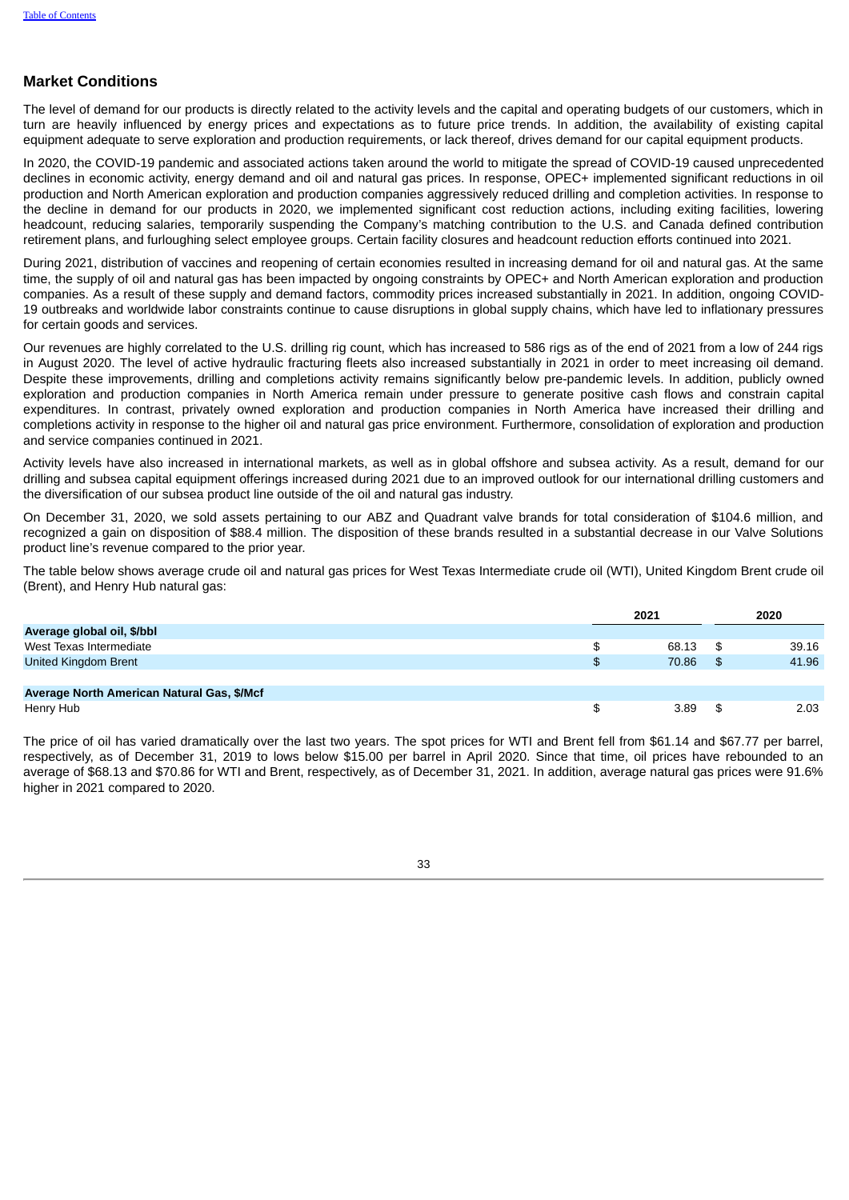## Market Conditions

The level of demand for our products is directly related to the activity levels and the capital and operating budgets of our customers, which in turn are heavily influenced by energy prices and expectations as to future price trends. In addition, the availability of existing capital equipment adequate to serve exploration and production requirements, or lack thereof, drives demand for our capital equipment products.

In 2020, the COVID-19 pandemic and associated actions taken around the world to mitigate the spread of COVID-19 caused unprecedented declines in economic activity, energy demand and oil and natural gas prices. In response, OPEC+ implemented significant reductions in oil production and North American exploration and production companies aggressively reduced drilling and completion activities. In response to the decline in demand for our products in 2020, we implemented significant cost reduction actions, including exiting facilities, lowering headcount, reducing salaries, temporarily suspending the Company's matching contribution to the U.S. and Canada defined contribution retirement plans, and furloughing select employee groups. Certain facility closures and headcount reduction efforts continued into 2021.

During 2021, distribution of vaccines and reopening of certain economies resulted in increasing demand for oil and natural gas. At the same time, the supply of oil and natural gas has been impacted by ongoing constraints by OPEC+ and North American exploration and production companies. As a result of these supply and demand factors, commodity prices increased substantially in 2021. In addition, ongoing COVID-19 outbreaks and worldwide labor constraints continue to cause disruptions in global supply chains, which have led to inflationary pressures for certain goods and services.

Our revenues are highly correlated to the U.S. drilling rig count, which has increased to 586 rigs as of the end of 2021 from a low of 244 rigs in August 2020. The level of active hydraulic fracturing fleets also increased substantially in 2021 in order to meet increasing oil demand. Despite these improvements, drilling and completions activity remains significantly below pre-pandemic levels. In addition, publicly owned exploration and production companies in North America remain under pressure to generate positive cash flows and constrain capital expenditures. In contrast, privately owned exploration and production companies in North America have increased their drilling and completions activity in response to the higher oil and natural gas price environment. Furthermore, consolidation of exploration and production and service companies continued in 2021.

Activity levels have also increased in international markets, as well as in global offshore and subsea activity. As a result, demand for our drilling and subsea capital equipment offerings increased during 2021 due to an improved outlook for our international drilling customers and the diversification of our subsea product line outside of the oil and natural gas industry.

On December 31, 2020, we sold assets pertaining to our ABZ and Quadrant valve brands for total consideration of $104.6 million, and recognized a gain on disposition of $88.4 million. The disposition of these brands resulted in a substantial decrease in our Valve Solutions product line's revenue compared to the prior year.

The table below shows average crude oil and natural gas prices for West Texas Intermediate crude oil (WTI), United Kingdom Brent crude oil (Brent), and Henry Hub natural gas:

| | 2021 | 2020 |
|---|---|---|
| **Average global oil, $/bbl** | | |
| West Texas Intermediate | $ 68.13 | $ 39.16 |
| United Kingdom Brent | $ 70.86 | $ 41.96 |
| | | |
| **Average North American Natural Gas, $/Mcf** | | |
| Henry Hub | $ 3.89 | $ 2.03 |

The price of oil has varied dramatically over the last two years. The spot prices for WTI and Brent fell from $61.14 and $67.77 per barrel, respectively, as of December 31, 2019 to lows below $15.00 per barrel in April 2020. Since that time, oil prices have rebounded to an average of $68.13 and $70.86 for WTI and Brent, respectively, as of December 31, 2021. In addition, average natural gas prices were 91.6% higher in 2021 compared to 2020.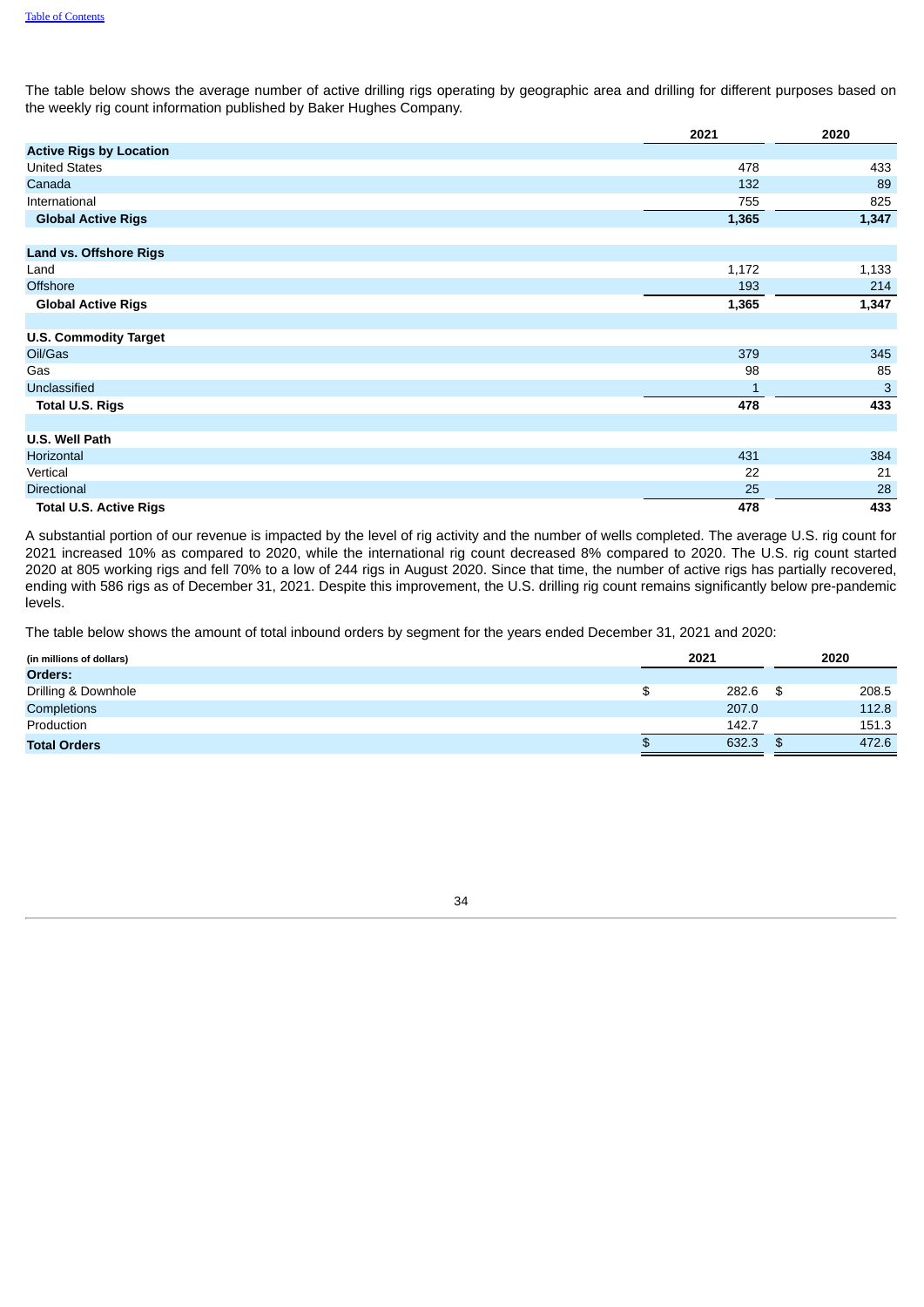The table below shows the average number of active drilling rigs operating by geographic area and drilling for different purposes based on the weekly rig count information published by Baker Hughes Company.

| | 2021 | 2020 |
|---|---|---|
| **Active Rigs by Location** | | |
| United States | 478 | 433 |
| Canada | 132 | 89 |
| International | 755 | 825 |
| **Global Active Rigs** | **1,365** | **1,347** |
| | | |
| **Land vs. Offshore Rigs** | | |
| Land | 1,172 | 1,133 |
| Offshore | 193 | 214 |
| **Global Active Rigs** | **1,365** | **1,347** |
| | | |
| **U.S. Commodity Target** | | |
| Oil/Gas | 379 | 345 |
| Gas | 98 | 85 |
| Unclassified | 1 | 3 |
| **Total U.S. Rigs** | **478** | **433** |
| | | |
| **U.S. Well Path** | | |
| Horizontal | 431 | 384 |
| Vertical | 22 | 21 |
| Directional | 25 | 28 |
| **Total U.S. Active Rigs** | **478** | **433** |

A substantial portion of our revenue is impacted by the level of rig activity and the number of wells completed. The average U.S. rig count for 2021 increased 10% as compared to 2020, while the international rig count decreased 8% compared to 2020. The U.S. rig count started 2020 at 805 working rigs and fell 70% to a low of 244 rigs in August 2020. Since that time, the number of active rigs has partially recovered, ending with 586 rigs as of December 31, 2021. Despite this improvement, the U.S. drilling rig count remains significantly below pre-pandemic levels.

The table below shows the amount of total inbound orders by segment for the years ended December 31, 2021 and 2020:

| (in millions of dollars) | 2021 | 2020 |
|---|---|---|
| **Orders:** | | |
| Drilling & Downhole | $ 282.6 | $ 208.5 |
| Completions | 207.0 | 112.8 |
| Production | 142.7 | 151.3 |
| **Total Orders** | $ 632.3 | $ 472.6 |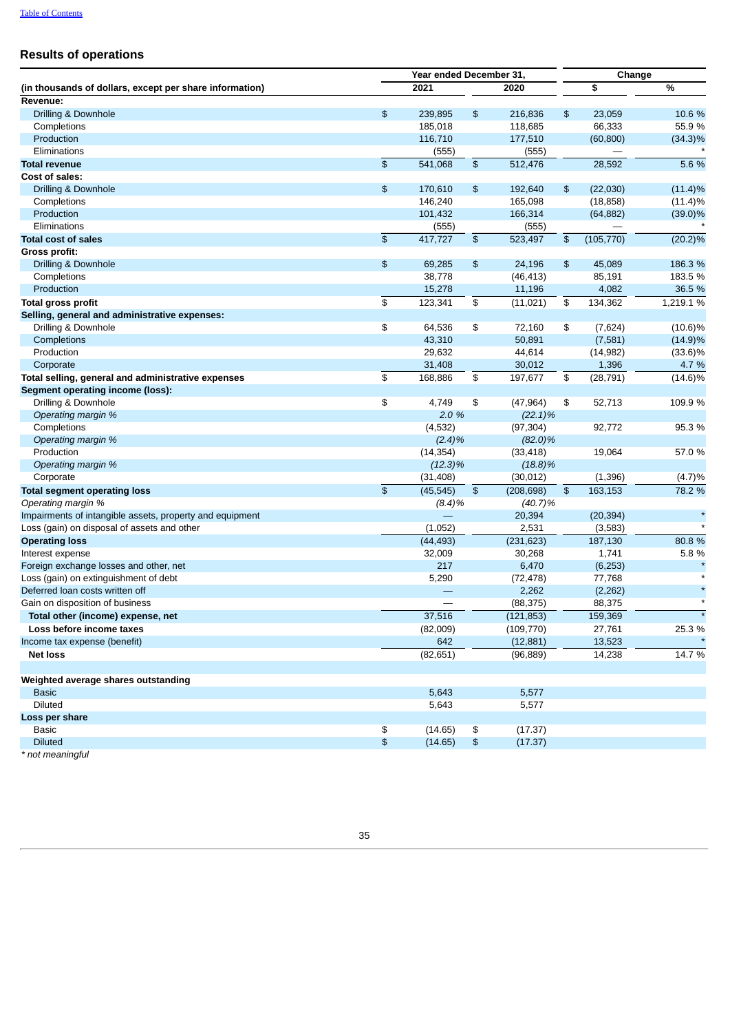## Results of operations

| (in thousands of dollars, except per share information) | Year ended December 31, 2021 | 2020 | Change $ | % |
|---|---|---|---|---|
| **Revenue:** | | | | |
| Drilling & Downhole | $ 239,895 | $ 216,836 | $ 23,059 | 10.6 % |
| Completions | 185,018 | 118,685 | 66,333 | 55.9 % |
| Production | 116,710 | 177,510 | (60,800) | (34.3)% |
| Eliminations | (555) | (555) | — | * |
| **Total revenue** | $ 541,068 | $ 512,476 | 28,592 | 5.6 % |
| **Cost of sales:** | | | | |
| Drilling & Downhole | $ 170,610 | $ 192,640 | $ (22,030) | (11.4)% |
| Completions | 146,240 | 165,098 | (18,858) | (11.4)% |
| Production | 101,432 | 166,314 | (64,882) | (39.0)% |
| Eliminations | (555) | (555) | — | * |
| **Total cost of sales** | $ 417,727 | $ 523,497 | $ (105,770) | (20.2)% |
| **Gross profit:** | | | | |
| Drilling & Downhole | $ 69,285 | $ 24,196 | $ 45,089 | 186.3 % |
| Completions | 38,778 | (46,413) | 85,191 | 183.5 % |
| Production | 15,278 | 11,196 | 4,082 | 36.5 % |
| **Total gross profit** | $ 123,341 | $ (11,021) | $ 134,362 | 1,219.1 % |
| **Selling, general and administrative expenses:** | | | | |
| Drilling & Downhole | $ 64,536 | $ 72,160 | $ (7,624) | (10.6)% |
| Completions | 43,310 | 50,891 | (7,581) | (14.9)% |
| Production | 29,632 | 44,614 | (14,982) | (33.6)% |
| Corporate | 31,408 | 30,012 | 1,396 | 4.7 % |
| **Total selling, general and administrative expenses** | $ 168,886 | $ 197,677 | $ (28,791) | (14.6)% |
| **Segment operating income (loss):** | | | | |
| Drilling & Downhole | $ 4,749 | $ (47,964) | $ 52,713 | 109.9 % |
| *Operating margin %* | *2.0 %* | *(22.1)%* | | |
| Completions | (4,532) | (97,304) | 92,772 | 95.3 % |
| *Operating margin %* | *(2.4)%* | *(82.0)%* | | |
| Production | (14,354) | (33,418) | 19,064 | 57.0 % |
| *Operating margin %* | *(12.3)%* | *(18.8)%* | | |
| Corporate | (31,408) | (30,012) | (1,396) | (4.7)% |
| **Total segment operating loss** | $ (45,545) | $ (208,698) | $ 163,153 | 78.2 % |
| *Operating margin %* | *(8.4)%* | *(40.7)%* | | |
| Impairments of intangible assets, property and equipment | — | 20,394 | (20,394) | * |
| Loss (gain) on disposal of assets and other | (1,052) | 2,531 | (3,583) | * |
| **Operating loss** | (44,493) | (231,623) | 187,130 | 80.8 % |
| Interest expense | 32,009 | 30,268 | 1,741 | 5.8 % |
| Foreign exchange losses and other, net | 217 | 6,470 | (6,253) | * |
| Loss (gain) on extinguishment of debt | 5,290 | (72,478) | 77,768 | * |
| Deferred loan costs written off | — | 2,262 | (2,262) | * |
| Gain on disposition of business | — | (88,375) | 88,375 | * |
| **Total other (income) expense, net** | 37,516 | (121,853) | 159,369 | * |
| **Loss before income taxes** | (82,009) | (109,770) | 27,761 | 25.3 % |
| Income tax expense (benefit) | 642 | (12,881) | 13,523 | * |
| **Net loss** | (82,651) | (96,889) | 14,238 | 14.7 % |
| | | | | |
| **Weighted average shares outstanding** | | | | |
| Basic | 5,643 | 5,577 | | |
| Diluted | 5,643 | 5,577 | | |
| **Loss per share** | | | | |
| Basic | $ (14.65) | $ (17.37) | | |
| Diluted | $ (14.65) | $ (17.37) | | |

*\* not meaningful*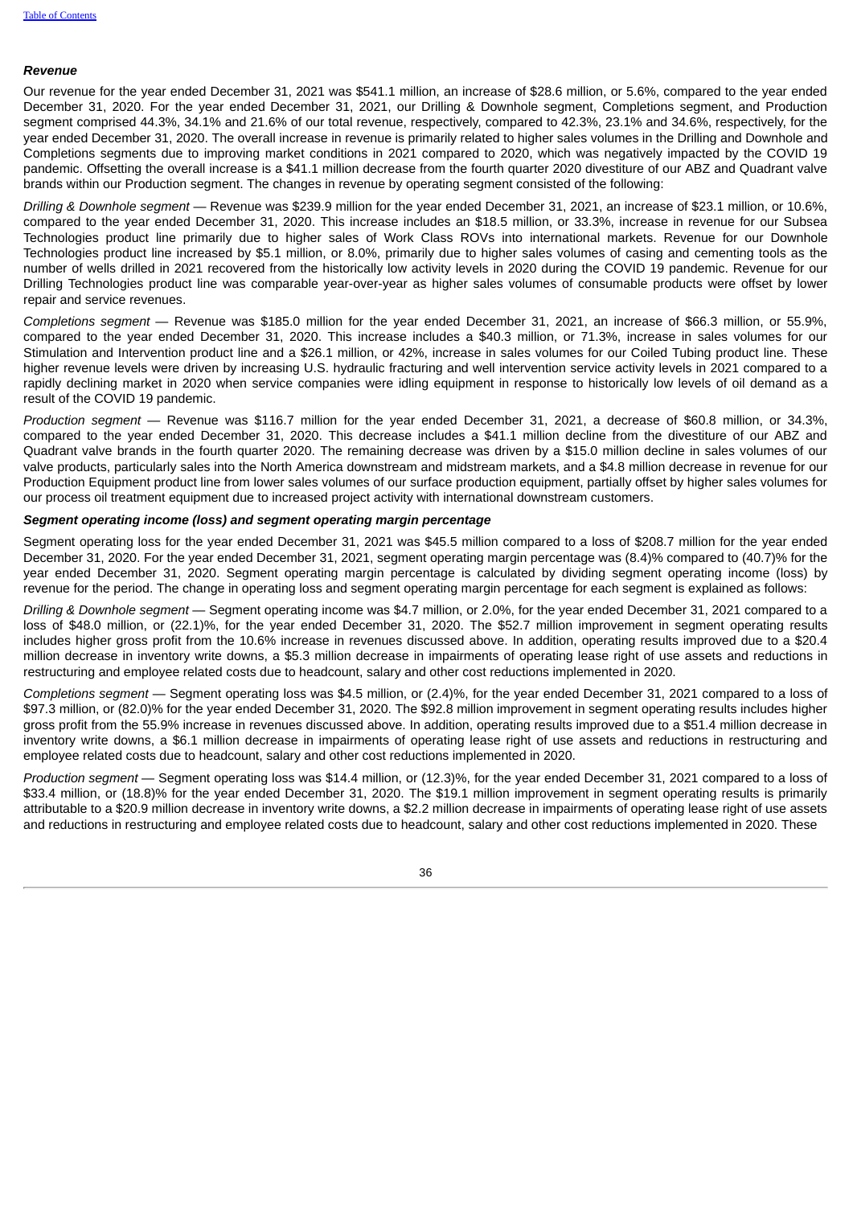***Revenue***

Our revenue for the year ended December 31, 2021 was $541.1 million, an increase of $28.6 million, or 5.6%, compared to the year ended December 31, 2020. For the year ended December 31, 2021, our Drilling & Downhole segment, Completions segment, and Production segment comprised 44.3%, 34.1% and 21.6% of our total revenue, respectively, compared to 42.3%, 23.1% and 34.6%, respectively, for the year ended December 31, 2020. The overall increase in revenue is primarily related to higher sales volumes in the Drilling and Downhole and Completions segments due to improving market conditions in 2021 compared to 2020, which was negatively impacted by the COVID 19 pandemic. Offsetting the overall increase is a $41.1 million decrease from the fourth quarter 2020 divestiture of our ABZ and Quadrant valve brands within our Production segment. The changes in revenue by operating segment consisted of the following:

*Drilling & Downhole segment* — Revenue was $239.9 million for the year ended December 31, 2021, an increase of $23.1 million, or 10.6%, compared to the year ended December 31, 2020. This increase includes an $18.5 million, or 33.3%, increase in revenue for our Subsea Technologies product line primarily due to higher sales of Work Class ROVs into international markets. Revenue for our Downhole Technologies product line increased by $5.1 million, or 8.0%, primarily due to higher sales volumes of casing and cementing tools as the number of wells drilled in 2021 recovered from the historically low activity levels in 2020 during the COVID 19 pandemic. Revenue for our Drilling Technologies product line was comparable year-over-year as higher sales volumes of consumable products were offset by lower repair and service revenues.

*Completions segment* — Revenue was $185.0 million for the year ended December 31, 2021, an increase of $66.3 million, or 55.9%, compared to the year ended December 31, 2020. This increase includes a $40.3 million, or 71.3%, increase in sales volumes for our Stimulation and Intervention product line and a $26.1 million, or 42%, increase in sales volumes for our Coiled Tubing product line. These higher revenue levels were driven by increasing U.S. hydraulic fracturing and well intervention service activity levels in 2021 compared to a rapidly declining market in 2020 when service companies were idling equipment in response to historically low levels of oil demand as a result of the COVID 19 pandemic.

*Production segment* — Revenue was $116.7 million for the year ended December 31, 2021, a decrease of $60.8 million, or 34.3%, compared to the year ended December 31, 2020. This decrease includes a $41.1 million decline from the divestiture of our ABZ and Quadrant valve brands in the fourth quarter 2020. The remaining decrease was driven by a $15.0 million decline in sales volumes of our valve products, particularly sales into the North America downstream and midstream markets, and a $4.8 million decrease in revenue for our Production Equipment product line from lower sales volumes of our surface production equipment, partially offset by higher sales volumes for our process oil treatment equipment due to increased project activity with international downstream customers.

***Segment operating income (loss) and segment operating margin percentage***

Segment operating loss for the year ended December 31, 2021 was $45.5 million compared to a loss of $208.7 million for the year ended December 31, 2020. For the year ended December 31, 2021, segment operating margin percentage was (8.4)% compared to (40.7)% for the year ended December 31, 2020. Segment operating margin percentage is calculated by dividing segment operating income (loss) by revenue for the period. The change in operating loss and segment operating margin percentage for each segment is explained as follows:

*Drilling & Downhole segment* — Segment operating income was $4.7 million, or 2.0%, for the year ended December 31, 2021 compared to a loss of $48.0 million, or (22.1)%, for the year ended December 31, 2020. The $52.7 million improvement in segment operating results includes higher gross profit from the 10.6% increase in revenues discussed above. In addition, operating results improved due to a $20.4 million decrease in inventory write downs, a $5.3 million decrease in impairments of operating lease right of use assets and reductions in restructuring and employee related costs due to headcount, salary and other cost reductions implemented in 2020.

*Completions segment* — Segment operating loss was $4.5 million, or (2.4)%, for the year ended December 31, 2021 compared to a loss of $97.3 million, or (82.0)% for the year ended December 31, 2020. The $92.8 million improvement in segment operating results includes higher gross profit from the 55.9% increase in revenues discussed above. In addition, operating results improved due to a $51.4 million decrease in inventory write downs, a $6.1 million decrease in impairments of operating lease right of use assets and reductions in restructuring and employee related costs due to headcount, salary and other cost reductions implemented in 2020.

*Production segment* — Segment operating loss was $14.4 million, or (12.3)%, for the year ended December 31, 2021 compared to a loss of $33.4 million, or (18.8)% for the year ended December 31, 2020. The $19.1 million improvement in segment operating results is primarily attributable to a $20.9 million decrease in inventory write downs, a $2.2 million decrease in impairments of operating lease right of use assets and reductions in restructuring and employee related costs due to headcount, salary and other cost reductions implemented in 2020. These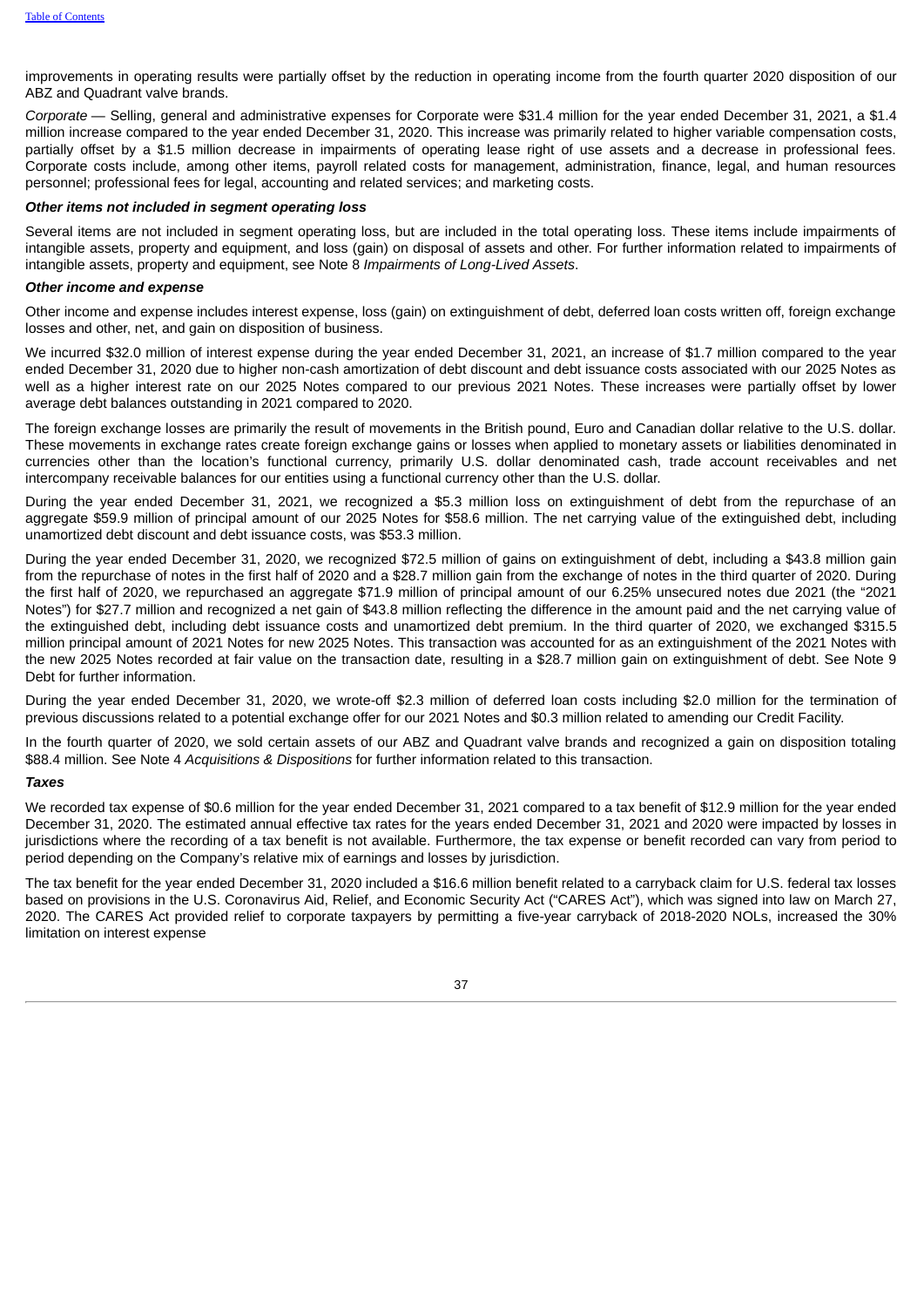improvements in operating results were partially offset by the reduction in operating income from the fourth quarter 2020 disposition of our ABZ and Quadrant valve brands.

*Corporate* — Selling, general and administrative expenses for Corporate were $31.4 million for the year ended December 31, 2021, a $1.4 million increase compared to the year ended December 31, 2020. This increase was primarily related to higher variable compensation costs, partially offset by a $1.5 million decrease in impairments of operating lease right of use assets and a decrease in professional fees. Corporate costs include, among other items, payroll related costs for management, administration, finance, legal, and human resources personnel; professional fees for legal, accounting and related services; and marketing costs.

***Other items not included in segment operating loss***

Several items are not included in segment operating loss, but are included in the total operating loss. These items include impairments of intangible assets, property and equipment, and loss (gain) on disposal of assets and other. For further information related to impairments of intangible assets, property and equipment, see Note 8 *Impairments of Long-Lived Assets*.

***Other income and expense***

Other income and expense includes interest expense, loss (gain) on extinguishment of debt, deferred loan costs written off, foreign exchange losses and other, net, and gain on disposition of business.

We incurred $32.0 million of interest expense during the year ended December 31, 2021, an increase of $1.7 million compared to the year ended December 31, 2020 due to higher non-cash amortization of debt discount and debt issuance costs associated with our 2025 Notes as well as a higher interest rate on our 2025 Notes compared to our previous 2021 Notes. These increases were partially offset by lower average debt balances outstanding in 2021 compared to 2020.

The foreign exchange losses are primarily the result of movements in the British pound, Euro and Canadian dollar relative to the U.S. dollar. These movements in exchange rates create foreign exchange gains or losses when applied to monetary assets or liabilities denominated in currencies other than the location's functional currency, primarily U.S. dollar denominated cash, trade account receivables and net intercompany receivable balances for our entities using a functional currency other than the U.S. dollar.

During the year ended December 31, 2021, we recognized a $5.3 million loss on extinguishment of debt from the repurchase of an aggregate $59.9 million of principal amount of our 2025 Notes for $58.6 million. The net carrying value of the extinguished debt, including unamortized debt discount and debt issuance costs, was $53.3 million.

During the year ended December 31, 2020, we recognized $72.5 million of gains on extinguishment of debt, including a $43.8 million gain from the repurchase of notes in the first half of 2020 and a $28.7 million gain from the exchange of notes in the third quarter of 2020. During the first half of 2020, we repurchased an aggregate $71.9 million of principal amount of our 6.25% unsecured notes due 2021 (the "2021 Notes") for $27.7 million and recognized a net gain of $43.8 million reflecting the difference in the amount paid and the net carrying value of the extinguished debt, including debt issuance costs and unamortized debt premium. In the third quarter of 2020, we exchanged $315.5 million principal amount of 2021 Notes for new 2025 Notes. This transaction was accounted for as an extinguishment of the 2021 Notes with the new 2025 Notes recorded at fair value on the transaction date, resulting in a $28.7 million gain on extinguishment of debt. See Note 9 Debt for further information.

During the year ended December 31, 2020, we wrote-off $2.3 million of deferred loan costs including $2.0 million for the termination of previous discussions related to a potential exchange offer for our 2021 Notes and $0.3 million related to amending our Credit Facility.

In the fourth quarter of 2020, we sold certain assets of our ABZ and Quadrant valve brands and recognized a gain on disposition totaling $88.4 million. See Note 4 *Acquisitions & Dispositions* for further information related to this transaction.

***Taxes***

We recorded tax expense of $0.6 million for the year ended December 31, 2021 compared to a tax benefit of $12.9 million for the year ended December 31, 2020. The estimated annual effective tax rates for the years ended December 31, 2021 and 2020 were impacted by losses in jurisdictions where the recording of a tax benefit is not available. Furthermore, the tax expense or benefit recorded can vary from period to period depending on the Company's relative mix of earnings and losses by jurisdiction.

The tax benefit for the year ended December 31, 2020 included a $16.6 million benefit related to a carryback claim for U.S. federal tax losses based on provisions in the U.S. Coronavirus Aid, Relief, and Economic Security Act ("CARES Act"), which was signed into law on March 27, 2020. The CARES Act provided relief to corporate taxpayers by permitting a five-year carryback of 2018-2020 NOLs, increased the 30% limitation on interest expense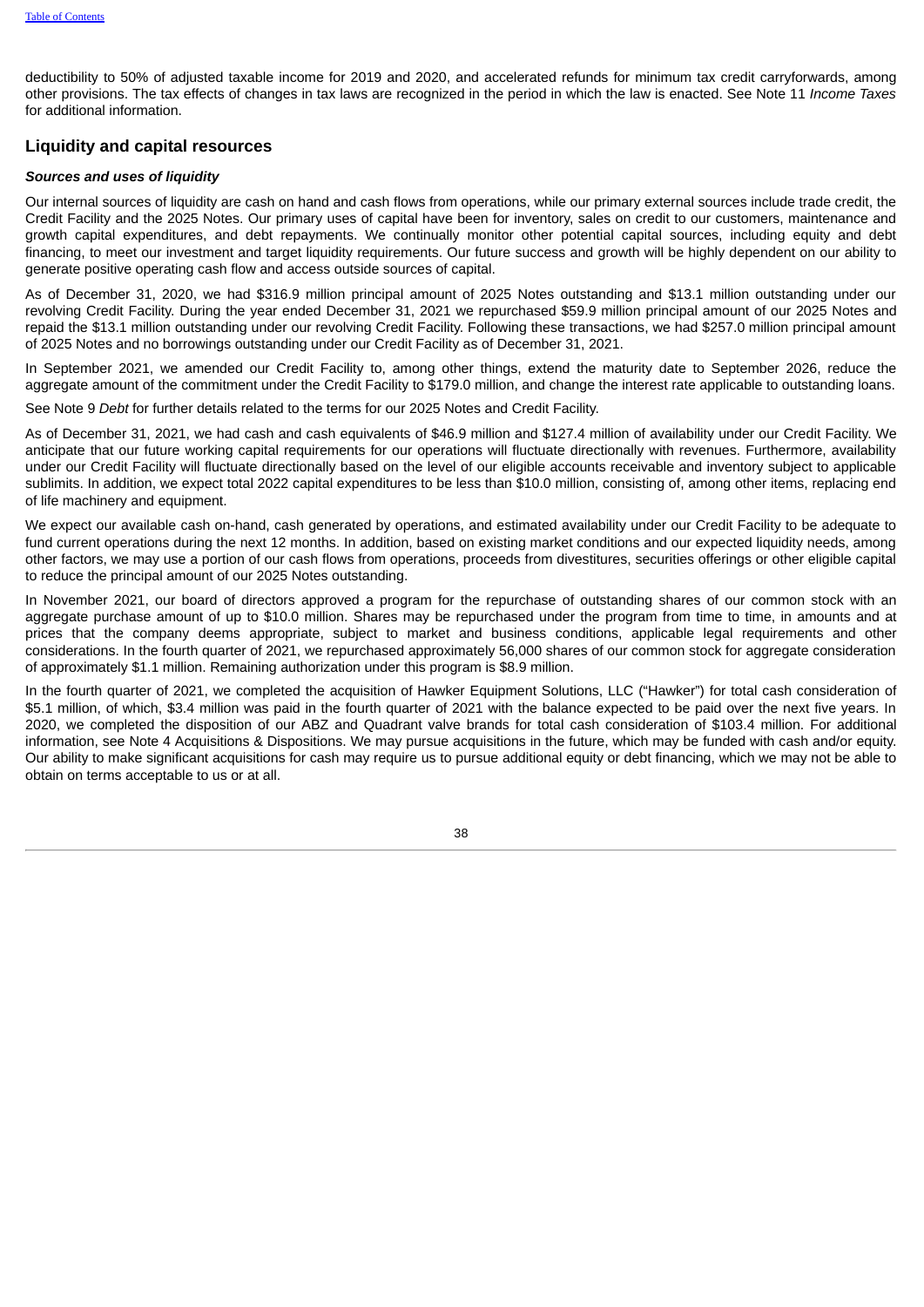deductibility to 50% of adjusted taxable income for 2019 and 2020, and accelerated refunds for minimum tax credit carryforwards, among other provisions. The tax effects of changes in tax laws are recognized in the period in which the law is enacted. See Note 11 *Income Taxes* for additional information.

## Liquidity and capital resources

***Sources and uses of liquidity***

Our internal sources of liquidity are cash on hand and cash flows from operations, while our primary external sources include trade credit, the Credit Facility and the 2025 Notes. Our primary uses of capital have been for inventory, sales on credit to our customers, maintenance and growth capital expenditures, and debt repayments. We continually monitor other potential capital sources, including equity and debt financing, to meet our investment and target liquidity requirements. Our future success and growth will be highly dependent on our ability to generate positive operating cash flow and access outside sources of capital.

As of December 31, 2020, we had $316.9 million principal amount of 2025 Notes outstanding and $13.1 million outstanding under our revolving Credit Facility. During the year ended December 31, 2021 we repurchased $59.9 million principal amount of our 2025 Notes and repaid the $13.1 million outstanding under our revolving Credit Facility. Following these transactions, we had $257.0 million principal amount of 2025 Notes and no borrowings outstanding under our Credit Facility as of December 31, 2021.

In September 2021, we amended our Credit Facility to, among other things, extend the maturity date to September 2026, reduce the aggregate amount of the commitment under the Credit Facility to $179.0 million, and change the interest rate applicable to outstanding loans.

See Note 9 *Debt* for further details related to the terms for our 2025 Notes and Credit Facility.

As of December 31, 2021, we had cash and cash equivalents of $46.9 million and $127.4 million of availability under our Credit Facility. We anticipate that our future working capital requirements for our operations will fluctuate directionally with revenues. Furthermore, availability under our Credit Facility will fluctuate directionally based on the level of our eligible accounts receivable and inventory subject to applicable sublimits. In addition, we expect total 2022 capital expenditures to be less than $10.0 million, consisting of, among other items, replacing end of life machinery and equipment.

We expect our available cash on-hand, cash generated by operations, and estimated availability under our Credit Facility to be adequate to fund current operations during the next 12 months. In addition, based on existing market conditions and our expected liquidity needs, among other factors, we may use a portion of our cash flows from operations, proceeds from divestitures, securities offerings or other eligible capital to reduce the principal amount of our 2025 Notes outstanding.

In November 2021, our board of directors approved a program for the repurchase of outstanding shares of our common stock with an aggregate purchase amount of up to $10.0 million. Shares may be repurchased under the program from time to time, in amounts and at prices that the company deems appropriate, subject to market and business conditions, applicable legal requirements and other considerations. In the fourth quarter of 2021, we repurchased approximately 56,000 shares of our common stock for aggregate consideration of approximately $1.1 million. Remaining authorization under this program is $8.9 million.

In the fourth quarter of 2021, we completed the acquisition of Hawker Equipment Solutions, LLC ("Hawker") for total cash consideration of $5.1 million, of which, $3.4 million was paid in the fourth quarter of 2021 with the balance expected to be paid over the next five years. In 2020, we completed the disposition of our ABZ and Quadrant valve brands for total cash consideration of $103.4 million. For additional information, see Note 4 Acquisitions & Dispositions. We may pursue acquisitions in the future, which may be funded with cash and/or equity. Our ability to make significant acquisitions for cash may require us to pursue additional equity or debt financing, which we may not be able to obtain on terms acceptable to us or at all.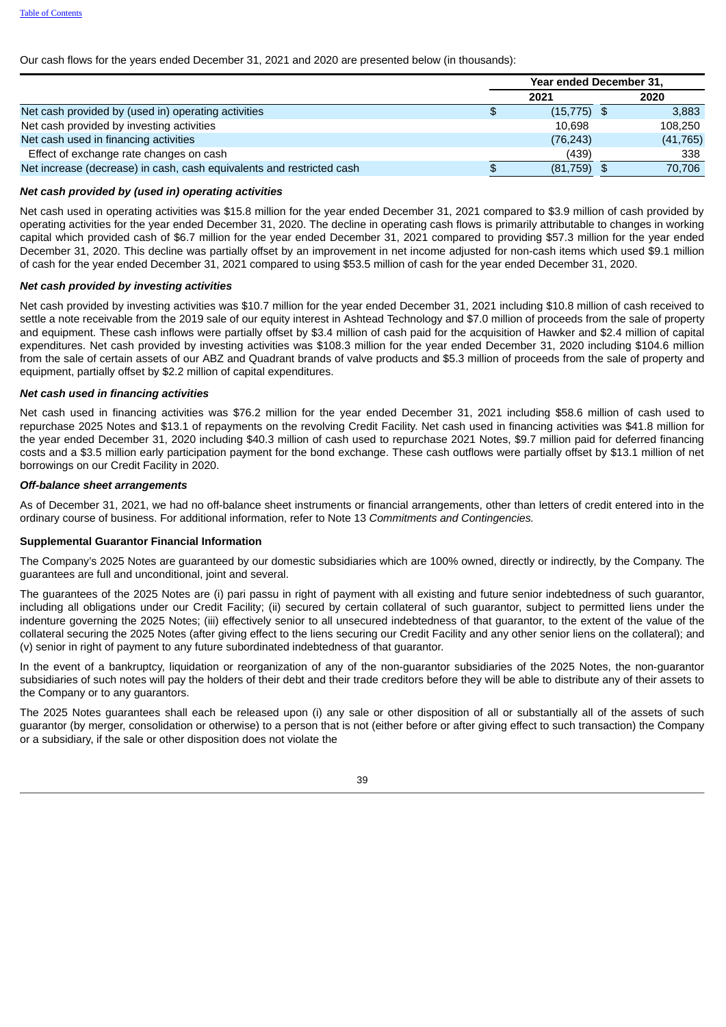Our cash flows for the years ended December 31, 2021 and 2020 are presented below (in thousands):

| | Year ended December 31, | |
|---|---|---|
| | 2021 | 2020 |
| Net cash provided by (used in) operating activities | $ (15,775) | $ 3,883 |
| Net cash provided by investing activities | 10,698 | 108,250 |
| Net cash used in financing activities | (76,243) | (41,765) |
| Effect of exchange rate changes on cash | (439) | 338 |
| Net increase (decrease) in cash, cash equivalents and restricted cash | $ (81,759) | $ 70,706 |

***Net cash provided by (used in) operating activities***

Net cash used in operating activities was $15.8 million for the year ended December 31, 2021 compared to $3.9 million of cash provided by operating activities for the year ended December 31, 2020. The decline in operating cash flows is primarily attributable to changes in working capital which provided cash of $6.7 million for the year ended December 31, 2021 compared to providing $57.3 million for the year ended December 31, 2020. This decline was partially offset by an improvement in net income adjusted for non-cash items which used $9.1 million of cash for the year ended December 31, 2021 compared to using $53.5 million of cash for the year ended December 31, 2020.

***Net cash provided by investing activities***

Net cash provided by investing activities was $10.7 million for the year ended December 31, 2021 including $10.8 million of cash received to settle a note receivable from the 2019 sale of our equity interest in Ashtead Technology and $7.0 million of proceeds from the sale of property and equipment. These cash inflows were partially offset by $3.4 million of cash paid for the acquisition of Hawker and $2.4 million of capital expenditures. Net cash provided by investing activities was $108.3 million for the year ended December 31, 2020 including $104.6 million from the sale of certain assets of our ABZ and Quadrant brands of valve products and $5.3 million of proceeds from the sale of property and equipment, partially offset by $2.2 million of capital expenditures.

***Net cash used in financing activities***

Net cash used in financing activities was $76.2 million for the year ended December 31, 2021 including $58.6 million of cash used to repurchase 2025 Notes and $13.1 of repayments on the revolving Credit Facility. Net cash used in financing activities was $41.8 million for the year ended December 31, 2020 including $40.3 million of cash used to repurchase 2021 Notes, $9.7 million paid for deferred financing costs and a $3.5 million early participation payment for the bond exchange. These cash outflows were partially offset by $13.1 million of net borrowings on our Credit Facility in 2020.

***Off-balance sheet arrangements***

As of December 31, 2021, we had no off-balance sheet instruments or financial arrangements, other than letters of credit entered into in the ordinary course of business. For additional information, refer to Note 13 *Commitments and Contingencies.*

**Supplemental Guarantor Financial Information**

The Company's 2025 Notes are guaranteed by our domestic subsidiaries which are 100% owned, directly or indirectly, by the Company. The guarantees are full and unconditional, joint and several.

The guarantees of the 2025 Notes are (i) pari passu in right of payment with all existing and future senior indebtedness of such guarantor, including all obligations under our Credit Facility; (ii) secured by certain collateral of such guarantor, subject to permitted liens under the indenture governing the 2025 Notes; (iii) effectively senior to all unsecured indebtedness of that guarantor, to the extent of the value of the collateral securing the 2025 Notes (after giving effect to the liens securing our Credit Facility and any other senior liens on the collateral); and (v) senior in right of payment to any future subordinated indebtedness of that guarantor.

In the event of a bankruptcy, liquidation or reorganization of any of the non-guarantor subsidiaries of the 2025 Notes, the non-guarantor subsidiaries of such notes will pay the holders of their debt and their trade creditors before they will be able to distribute any of their assets to the Company or to any guarantors.

The 2025 Notes guarantees shall each be released upon (i) any sale or other disposition of all or substantially all of the assets of such guarantor (by merger, consolidation or otherwise) to a person that is not (either before or after giving effect to such transaction) the Company or a subsidiary, if the sale or other disposition does not violate the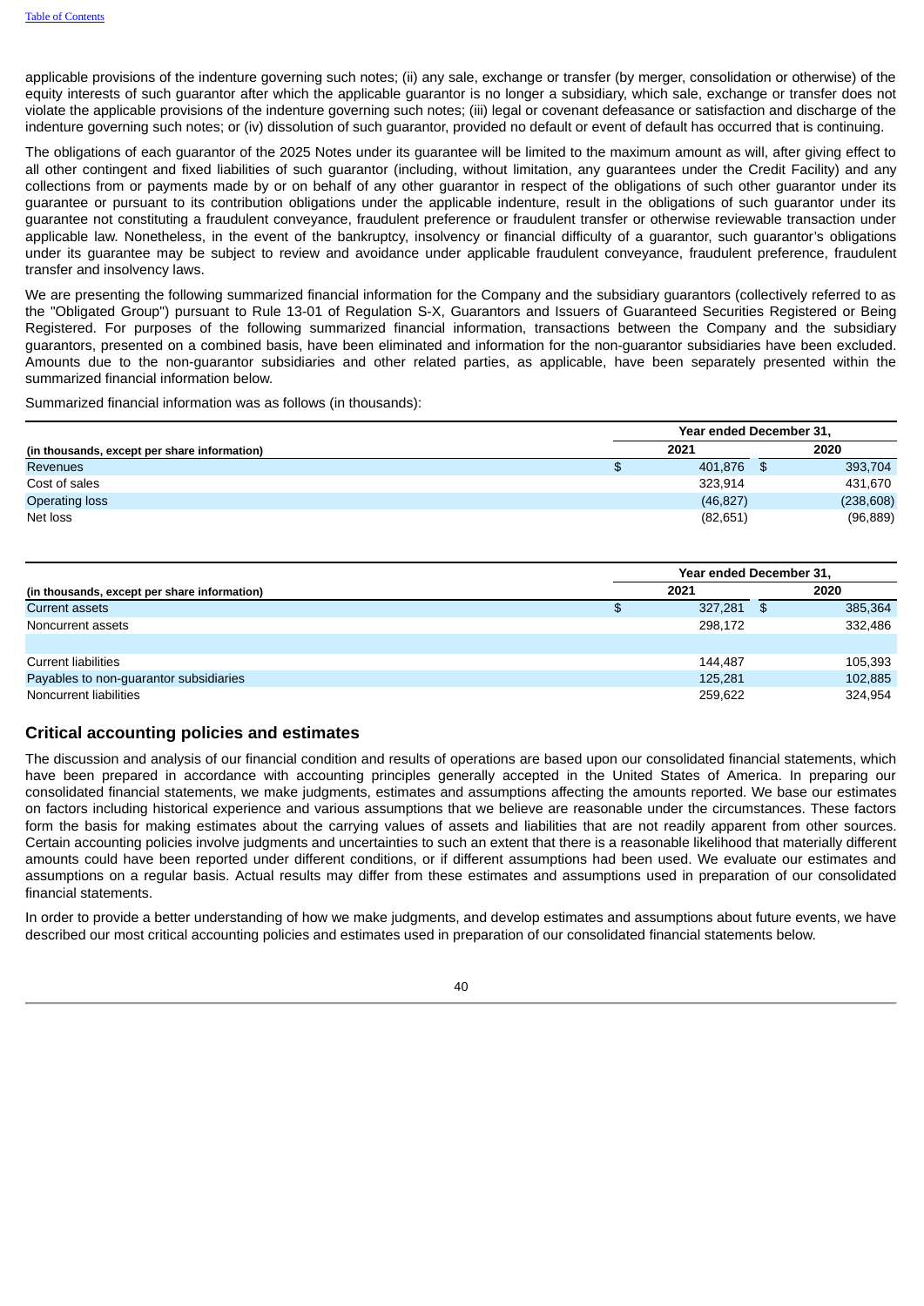applicable provisions of the indenture governing such notes; (ii) any sale, exchange or transfer (by merger, consolidation or otherwise) of the equity interests of such guarantor after which the applicable guarantor is no longer a subsidiary, which sale, exchange or transfer does not violate the applicable provisions of the indenture governing such notes; (iii) legal or covenant defeasance or satisfaction and discharge of the indenture governing such notes; or (iv) dissolution of such guarantor, provided no default or event of default has occurred that is continuing.

The obligations of each guarantor of the 2025 Notes under its guarantee will be limited to the maximum amount as will, after giving effect to all other contingent and fixed liabilities of such guarantor (including, without limitation, any guarantees under the Credit Facility) and any collections from or payments made by or on behalf of any other guarantor in respect of the obligations of such other guarantor under its guarantee or pursuant to its contribution obligations under the applicable indenture, result in the obligations of such guarantor under its guarantee not constituting a fraudulent conveyance, fraudulent preference or fraudulent transfer or otherwise reviewable transaction under applicable law. Nonetheless, in the event of the bankruptcy, insolvency or financial difficulty of a guarantor, such guarantor's obligations under its guarantee may be subject to review and avoidance under applicable fraudulent conveyance, fraudulent preference, fraudulent transfer and insolvency laws.

We are presenting the following summarized financial information for the Company and the subsidiary guarantors (collectively referred to as the "Obligated Group") pursuant to Rule 13-01 of Regulation S-X, Guarantors and Issuers of Guaranteed Securities Registered or Being Registered. For purposes of the following summarized financial information, transactions between the Company and the subsidiary guarantors, presented on a combined basis, have been eliminated and information for the non-guarantor subsidiaries have been excluded. Amounts due to the non-guarantor subsidiaries and other related parties, as applicable, have been separately presented within the summarized financial information below.

Summarized financial information was as follows (in thousands):

| (in thousands, except per share information) | Year ended December 31, 2021 | 2020 |
|---|---|---|
| Revenues | $ 401,876 | $ 393,704 |
| Cost of sales | 323,914 | 431,670 |
| Operating loss | (46,827) | (238,608) |
| Net loss | (82,651) | (96,889) |

| (in thousands, except per share information) | Year ended December 31, 2021 | 2020 |
|---|---|---|
| Current assets | $ 327,281 | $ 385,364 |
| Noncurrent assets | 298,172 | 332,486 |
| | | |
| Current liabilities | 144,487 | 105,393 |
| Payables to non-guarantor subsidiaries | 125,281 | 102,885 |
| Noncurrent liabilities | 259,622 | 324,954 |

## Critical accounting policies and estimates

The discussion and analysis of our financial condition and results of operations are based upon our consolidated financial statements, which have been prepared in accordance with accounting principles generally accepted in the United States of America. In preparing our consolidated financial statements, we make judgments, estimates and assumptions affecting the amounts reported. We base our estimates on factors including historical experience and various assumptions that we believe are reasonable under the circumstances. These factors form the basis for making estimates about the carrying values of assets and liabilities that are not readily apparent from other sources. Certain accounting policies involve judgments and uncertainties to such an extent that there is a reasonable likelihood that materially different amounts could have been reported under different conditions, or if different assumptions had been used. We evaluate our estimates and assumptions on a regular basis. Actual results may differ from these estimates and assumptions used in preparation of our consolidated financial statements.

In order to provide a better understanding of how we make judgments, and develop estimates and assumptions about future events, we have described our most critical accounting policies and estimates used in preparation of our consolidated financial statements below.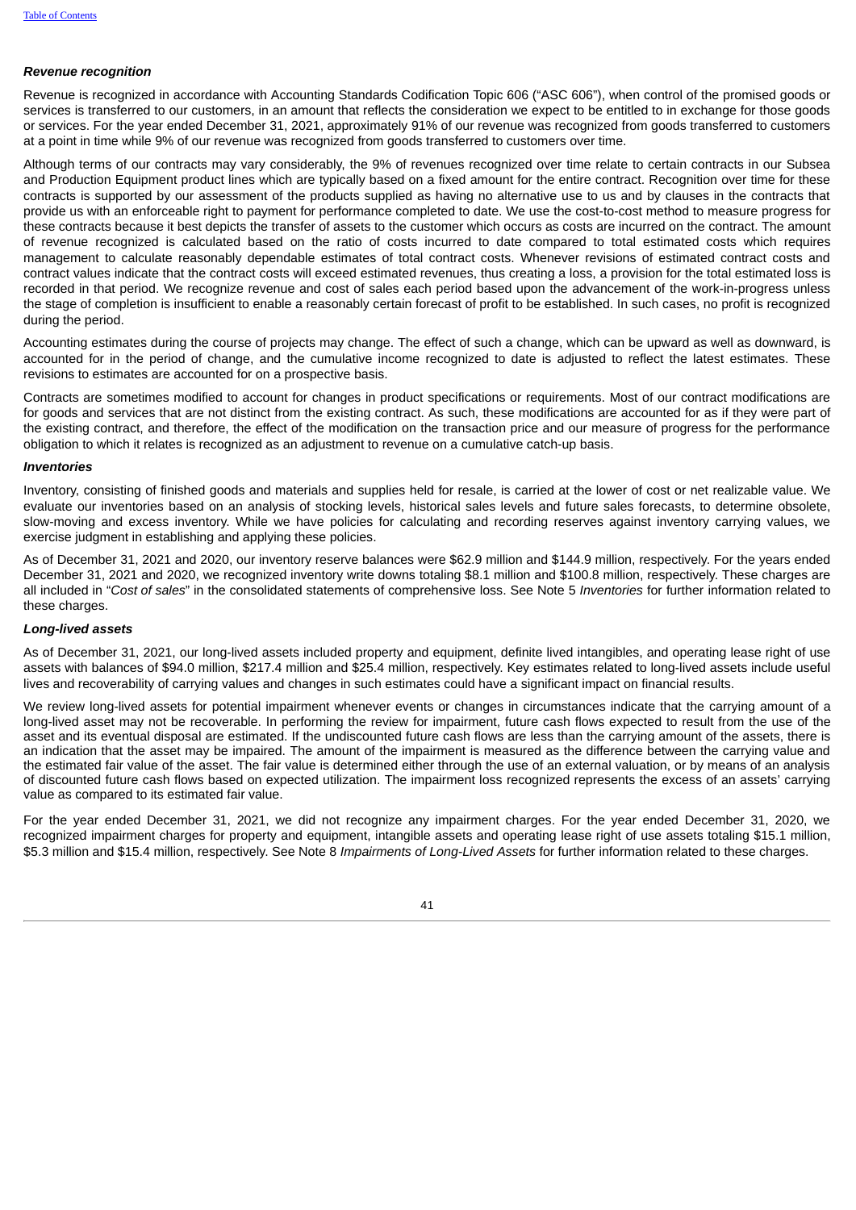***Revenue recognition***

Revenue is recognized in accordance with Accounting Standards Codification Topic 606 ("ASC 606"), when control of the promised goods or services is transferred to our customers, in an amount that reflects the consideration we expect to be entitled to in exchange for those goods or services. For the year ended December 31, 2021, approximately 91% of our revenue was recognized from goods transferred to customers at a point in time while 9% of our revenue was recognized from goods transferred to customers over time.

Although terms of our contracts may vary considerably, the 9% of revenues recognized over time relate to certain contracts in our Subsea and Production Equipment product lines which are typically based on a fixed amount for the entire contract. Recognition over time for these contracts is supported by our assessment of the products supplied as having no alternative use to us and by clauses in the contracts that provide us with an enforceable right to payment for performance completed to date. We use the cost-to-cost method to measure progress for these contracts because it best depicts the transfer of assets to the customer which occurs as costs are incurred on the contract. The amount of revenue recognized is calculated based on the ratio of costs incurred to date compared to total estimated costs which requires management to calculate reasonably dependable estimates of total contract costs. Whenever revisions of estimated contract costs and contract values indicate that the contract costs will exceed estimated revenues, thus creating a loss, a provision for the total estimated loss is recorded in that period. We recognize revenue and cost of sales each period based upon the advancement of the work-in-progress unless the stage of completion is insufficient to enable a reasonably certain forecast of profit to be established. In such cases, no profit is recognized during the period.

Accounting estimates during the course of projects may change. The effect of such a change, which can be upward as well as downward, is accounted for in the period of change, and the cumulative income recognized to date is adjusted to reflect the latest estimates. These revisions to estimates are accounted for on a prospective basis.

Contracts are sometimes modified to account for changes in product specifications or requirements. Most of our contract modifications are for goods and services that are not distinct from the existing contract. As such, these modifications are accounted for as if they were part of the existing contract, and therefore, the effect of the modification on the transaction price and our measure of progress for the performance obligation to which it relates is recognized as an adjustment to revenue on a cumulative catch-up basis.

***Inventories***

Inventory, consisting of finished goods and materials and supplies held for resale, is carried at the lower of cost or net realizable value. We evaluate our inventories based on an analysis of stocking levels, historical sales levels and future sales forecasts, to determine obsolete, slow-moving and excess inventory. While we have policies for calculating and recording reserves against inventory carrying values, we exercise judgment in establishing and applying these policies.

As of December 31, 2021 and 2020, our inventory reserve balances were $62.9 million and $144.9 million, respectively. For the years ended December 31, 2021 and 2020, we recognized inventory write downs totaling $8.1 million and $100.8 million, respectively. These charges are all included in "*Cost of sales*" in the consolidated statements of comprehensive loss. See Note 5 *Inventories* for further information related to these charges.

***Long-lived assets***

As of December 31, 2021, our long-lived assets included property and equipment, definite lived intangibles, and operating lease right of use assets with balances of $94.0 million, $217.4 million and $25.4 million, respectively. Key estimates related to long-lived assets include useful lives and recoverability of carrying values and changes in such estimates could have a significant impact on financial results.

We review long-lived assets for potential impairment whenever events or changes in circumstances indicate that the carrying amount of a long-lived asset may not be recoverable. In performing the review for impairment, future cash flows expected to result from the use of the asset and its eventual disposal are estimated. If the undiscounted future cash flows are less than the carrying amount of the assets, there is an indication that the asset may be impaired. The amount of the impairment is measured as the difference between the carrying value and the estimated fair value of the asset. The fair value is determined either through the use of an external valuation, or by means of an analysis of discounted future cash flows based on expected utilization. The impairment loss recognized represents the excess of an assets' carrying value as compared to its estimated fair value.

For the year ended December 31, 2021, we did not recognize any impairment charges. For the year ended December 31, 2020, we recognized impairment charges for property and equipment, intangible assets and operating lease right of use assets totaling $15.1 million, $5.3 million and $15.4 million, respectively. See Note 8 *Impairments of Long-Lived Assets* for further information related to these charges.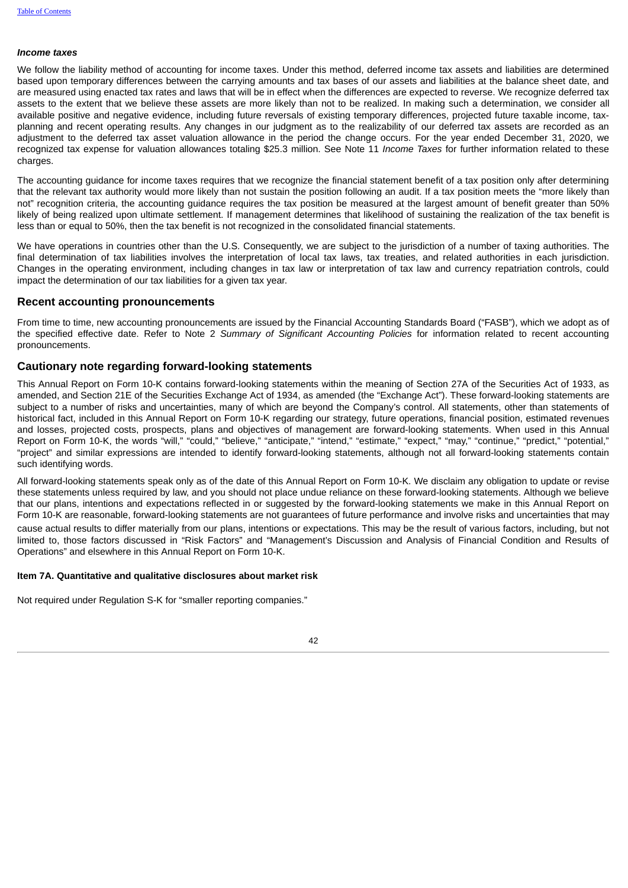### *Income taxes*

We follow the liability method of accounting for income taxes. Under this method, deferred income tax assets and liabilities are determined based upon temporary differences between the carrying amounts and tax bases of our assets and liabilities at the balance sheet date, and are measured using enacted tax rates and laws that will be in effect when the differences are expected to reverse. We recognize deferred tax assets to the extent that we believe these assets are more likely than not to be realized. In making such a determination, we consider all available positive and negative evidence, including future reversals of existing temporary differences, projected future taxable income, tax-planning and recent operating results. Any changes in our judgment as to the realizability of our deferred tax assets are recorded as an adjustment to the deferred tax asset valuation allowance in the period the change occurs. For the year ended December 31, 2020, we recognized tax expense for valuation allowances totaling $25.3 million. See Note 11 *Income Taxes* for further information related to these charges.

The accounting guidance for income taxes requires that we recognize the financial statement benefit of a tax position only after determining that the relevant tax authority would more likely than not sustain the position following an audit. If a tax position meets the "more likely than not" recognition criteria, the accounting guidance requires the tax position be measured at the largest amount of benefit greater than 50% likely of being realized upon ultimate settlement. If management determines that likelihood of sustaining the realization of the tax benefit is less than or equal to 50%, then the tax benefit is not recognized in the consolidated financial statements.

We have operations in countries other than the U.S. Consequently, we are subject to the jurisdiction of a number of taxing authorities. The final determination of tax liabilities involves the interpretation of local tax laws, tax treaties, and related authorities in each jurisdiction. Changes in the operating environment, including changes in tax law or interpretation of tax law and currency repatriation controls, could impact the determination of our tax liabilities for a given tax year.

## Recent accounting pronouncements

From time to time, new accounting pronouncements are issued by the Financial Accounting Standards Board ("FASB"), which we adopt as of the specified effective date. Refer to Note 2 *Summary of Significant Accounting Policies* for information related to recent accounting pronouncements.

## Cautionary note regarding forward-looking statements

This Annual Report on Form 10-K contains forward-looking statements within the meaning of Section 27A of the Securities Act of 1933, as amended, and Section 21E of the Securities Exchange Act of 1934, as amended (the "Exchange Act"). These forward-looking statements are subject to a number of risks and uncertainties, many of which are beyond the Company's control. All statements, other than statements of historical fact, included in this Annual Report on Form 10-K regarding our strategy, future operations, financial position, estimated revenues and losses, projected costs, prospects, plans and objectives of management are forward-looking statements. When used in this Annual Report on Form 10-K, the words "will," "could," "believe," "anticipate," "intend," "estimate," "expect," "may," "continue," "predict," "potential," "project" and similar expressions are intended to identify forward-looking statements, although not all forward-looking statements contain such identifying words.

All forward-looking statements speak only as of the date of this Annual Report on Form 10-K. We disclaim any obligation to update or revise these statements unless required by law, and you should not place undue reliance on these forward-looking statements. Although we believe that our plans, intentions and expectations reflected in or suggested by the forward-looking statements we make in this Annual Report on Form 10-K are reasonable, forward-looking statements are not guarantees of future performance and involve risks and uncertainties that may cause actual results to differ materially from our plans, intentions or expectations. This may be the result of various factors, including, but not limited to, those factors discussed in "Risk Factors" and "Management's Discussion and Analysis of Financial Condition and Results of Operations" and elsewhere in this Annual Report on Form 10-K.

**Item 7A. Quantitative and qualitative disclosures about market risk**

Not required under Regulation S-K for "smaller reporting companies."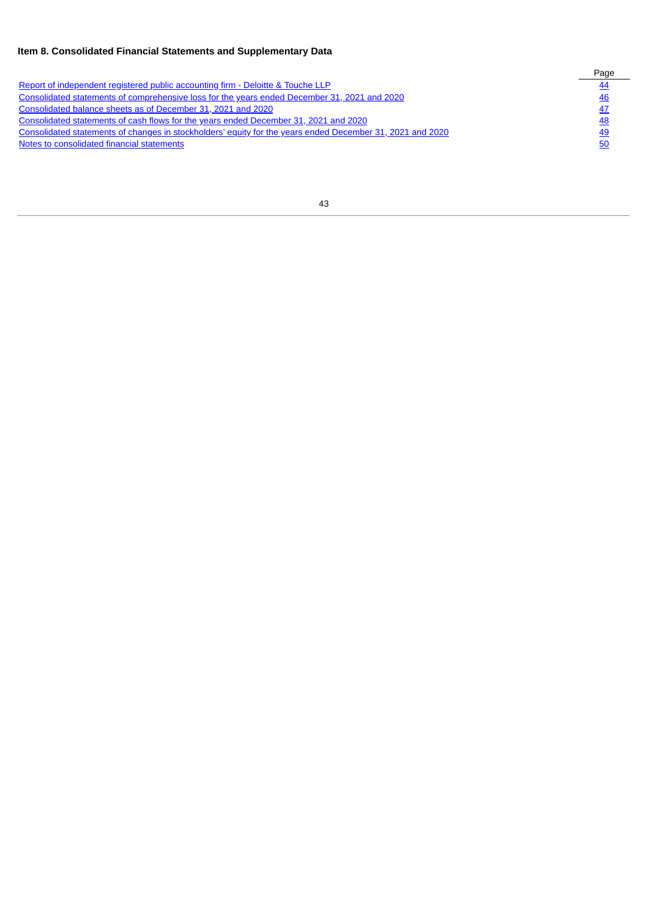### Item 8. Consolidated Financial Statements and Supplementary Data

| | Page |
|---|---|
| Report of independent registered public accounting firm - Deloitte & Touche LLP | 44 |
| Consolidated statements of comprehensive loss for the years ended December 31, 2021 and 2020 | 46 |
| Consolidated balance sheets as of December 31, 2021 and 2020 | 47 |
| Consolidated statements of cash flows for the years ended December 31, 2021 and 2020 | 48 |
| Consolidated statements of changes in stockholders' equity for the years ended December 31, 2021 and 2020 | 49 |
| Notes to consolidated financial statements | 50 |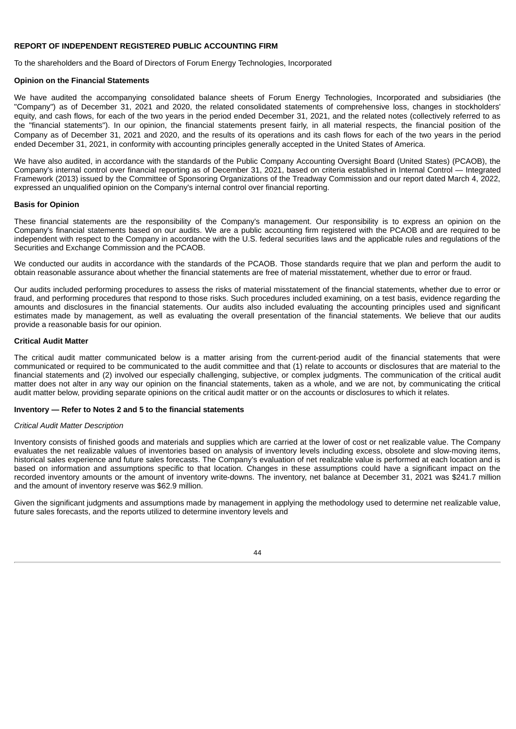**REPORT OF INDEPENDENT REGISTERED PUBLIC ACCOUNTING FIRM**

To the shareholders and the Board of Directors of Forum Energy Technologies, Incorporated

**Opinion on the Financial Statements**

We have audited the accompanying consolidated balance sheets of Forum Energy Technologies, Incorporated and subsidiaries (the "Company") as of December 31, 2021 and 2020, the related consolidated statements of comprehensive loss, changes in stockholders' equity, and cash flows, for each of the two years in the period ended December 31, 2021, and the related notes (collectively referred to as the "financial statements"). In our opinion, the financial statements present fairly, in all material respects, the financial position of the Company as of December 31, 2021 and 2020, and the results of its operations and its cash flows for each of the two years in the period ended December 31, 2021, in conformity with accounting principles generally accepted in the United States of America.

We have also audited, in accordance with the standards of the Public Company Accounting Oversight Board (United States) (PCAOB), the Company's internal control over financial reporting as of December 31, 2021, based on criteria established in Internal Control — Integrated Framework (2013) issued by the Committee of Sponsoring Organizations of the Treadway Commission and our report dated March 4, 2022, expressed an unqualified opinion on the Company's internal control over financial reporting.

**Basis for Opinion**

These financial statements are the responsibility of the Company's management. Our responsibility is to express an opinion on the Company's financial statements based on our audits. We are a public accounting firm registered with the PCAOB and are required to be independent with respect to the Company in accordance with the U.S. federal securities laws and the applicable rules and regulations of the Securities and Exchange Commission and the PCAOB.

We conducted our audits in accordance with the standards of the PCAOB. Those standards require that we plan and perform the audit to obtain reasonable assurance about whether the financial statements are free of material misstatement, whether due to error or fraud.

Our audits included performing procedures to assess the risks of material misstatement of the financial statements, whether due to error or fraud, and performing procedures that respond to those risks. Such procedures included examining, on a test basis, evidence regarding the amounts and disclosures in the financial statements. Our audits also included evaluating the accounting principles used and significant estimates made by management, as well as evaluating the overall presentation of the financial statements. We believe that our audits provide a reasonable basis for our opinion.

**Critical Audit Matter**

The critical audit matter communicated below is a matter arising from the current-period audit of the financial statements that were communicated or required to be communicated to the audit committee and that (1) relate to accounts or disclosures that are material to the financial statements and (2) involved our especially challenging, subjective, or complex judgments. The communication of the critical audit matter does not alter in any way our opinion on the financial statements, taken as a whole, and we are not, by communicating the critical audit matter below, providing separate opinions on the critical audit matter or on the accounts or disclosures to which it relates.

**Inventory — Refer to Notes 2 and 5 to the financial statements**

*Critical Audit Matter Description*

Inventory consists of finished goods and materials and supplies which are carried at the lower of cost or net realizable value. The Company evaluates the net realizable values of inventories based on analysis of inventory levels including excess, obsolete and slow-moving items, historical sales experience and future sales forecasts. The Company's evaluation of net realizable value is performed at each location and is based on information and assumptions specific to that location. Changes in these assumptions could have a significant impact on the recorded inventory amounts or the amount of inventory write-downs. The inventory, net balance at December 31, 2021 was $241.7 million and the amount of inventory reserve was $62.9 million.

Given the significant judgments and assumptions made by management in applying the methodology used to determine net realizable value, future sales forecasts, and the reports utilized to determine inventory levels and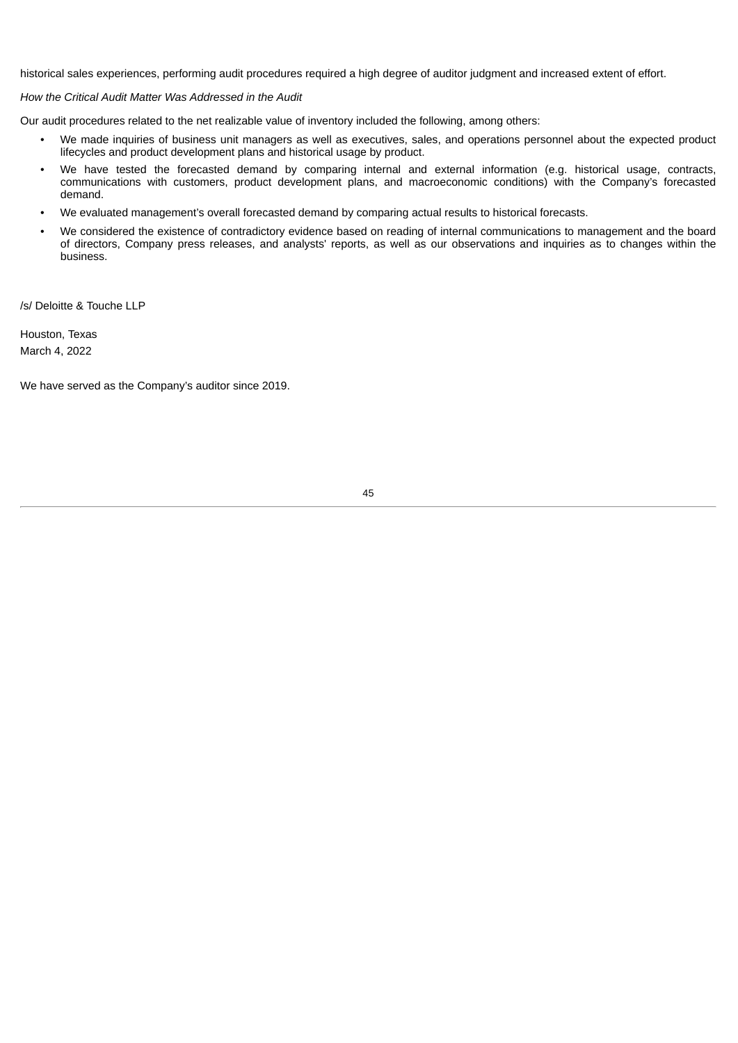historical sales experiences, performing audit procedures required a high degree of auditor judgment and increased extent of effort.

*How the Critical Audit Matter Was Addressed in the Audit*

Our audit procedures related to the net realizable value of inventory included the following, among others:

- We made inquiries of business unit managers as well as executives, sales, and operations personnel about the expected product lifecycles and product development plans and historical usage by product.
- We have tested the forecasted demand by comparing internal and external information (e.g. historical usage, contracts, communications with customers, product development plans, and macroeconomic conditions) with the Company's forecasted demand.
- We evaluated management's overall forecasted demand by comparing actual results to historical forecasts.
- We considered the existence of contradictory evidence based on reading of internal communications to management and the board of directors, Company press releases, and analysts' reports, as well as our observations and inquiries as to changes within the business.

/s/ Deloitte & Touche LLP

Houston, Texas
March 4, 2022

We have served as the Company's auditor since 2019.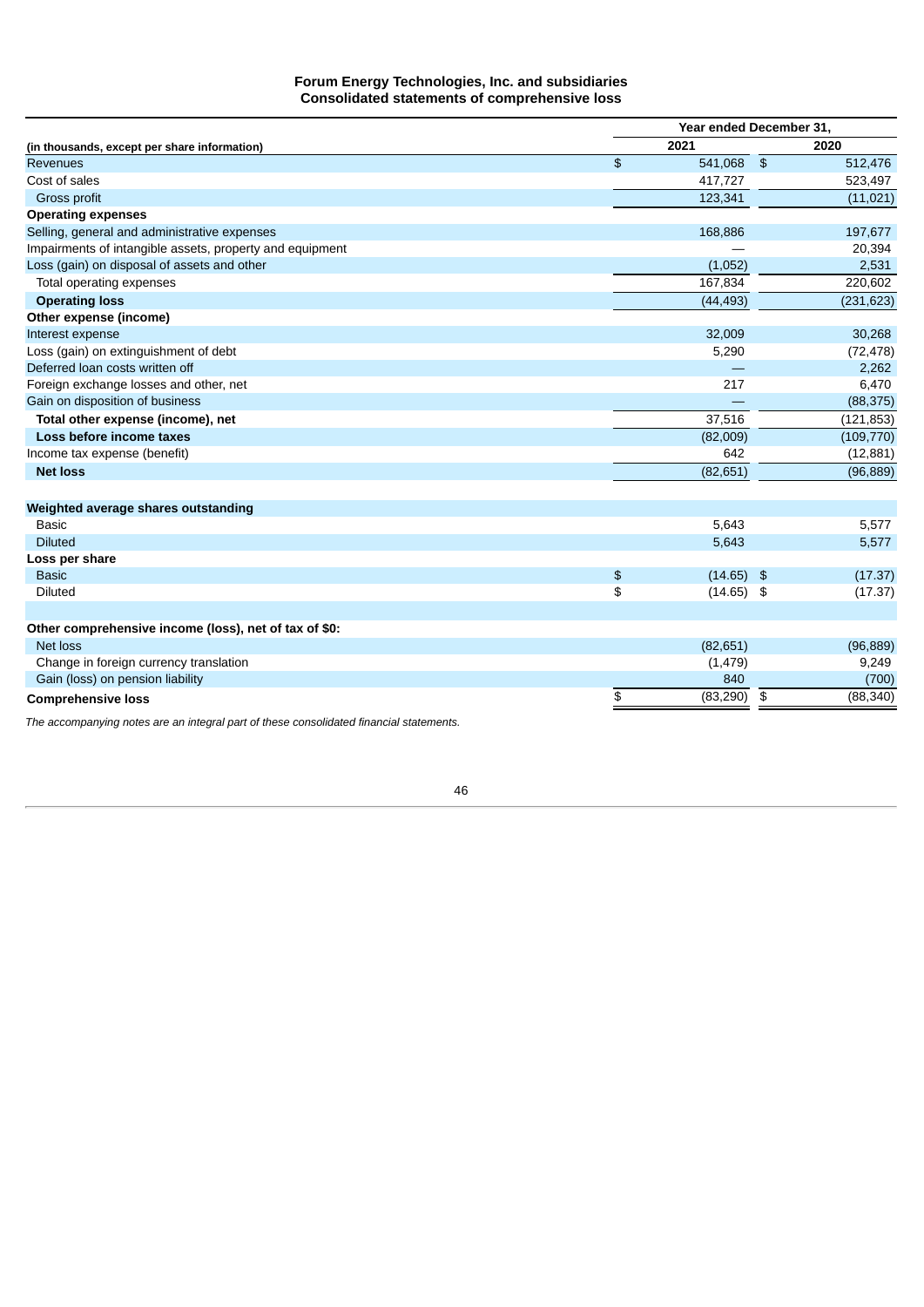**Forum Energy Technologies, Inc. and subsidiaries**
**Consolidated statements of comprehensive loss**

| (in thousands, except per share information) | Year ended December 31, 2021 | Year ended December 31, 2020 |
|---|---|---|
| Revenues | $ 541,068 | $ 512,476 |
| Cost of sales | 417,727 | 523,497 |
| Gross profit | 123,341 | (11,021) |
| **Operating expenses** | | |
| Selling, general and administrative expenses | 168,886 | 197,677 |
| Impairments of intangible assets, property and equipment | — | 20,394 |
| Loss (gain) on disposal of assets and other | (1,052) | 2,531 |
| Total operating expenses | 167,834 | 220,602 |
| **Operating loss** | (44,493) | (231,623) |
| **Other expense (income)** | | |
| Interest expense | 32,009 | 30,268 |
| Loss (gain) on extinguishment of debt | 5,290 | (72,478) |
| Deferred loan costs written off | — | 2,262 |
| Foreign exchange losses and other, net | 217 | 6,470 |
| Gain on disposition of business | — | (88,375) |
| **Total other expense (income), net** | 37,516 | (121,853) |
| **Loss before income taxes** | (82,009) | (109,770) |
| Income tax expense (benefit) | 642 | (12,881) |
| **Net loss** | (82,651) | (96,889) |
| | | |
| **Weighted average shares outstanding** | | |
| Basic | 5,643 | 5,577 |
| Diluted | 5,643 | 5,577 |
| **Loss per share** | | |
| Basic | $ (14.65) | $ (17.37) |
| Diluted | $ (14.65) | $ (17.37) |
| | | |
| **Other comprehensive income (loss), net of tax of $0:** | | |
| Net loss | (82,651) | (96,889) |
| Change in foreign currency translation | (1,479) | 9,249 |
| Gain (loss) on pension liability | 840 | (700) |
| **Comprehensive loss** | $ (83,290) | $ (88,340) |

*The accompanying notes are an integral part of these consolidated financial statements.*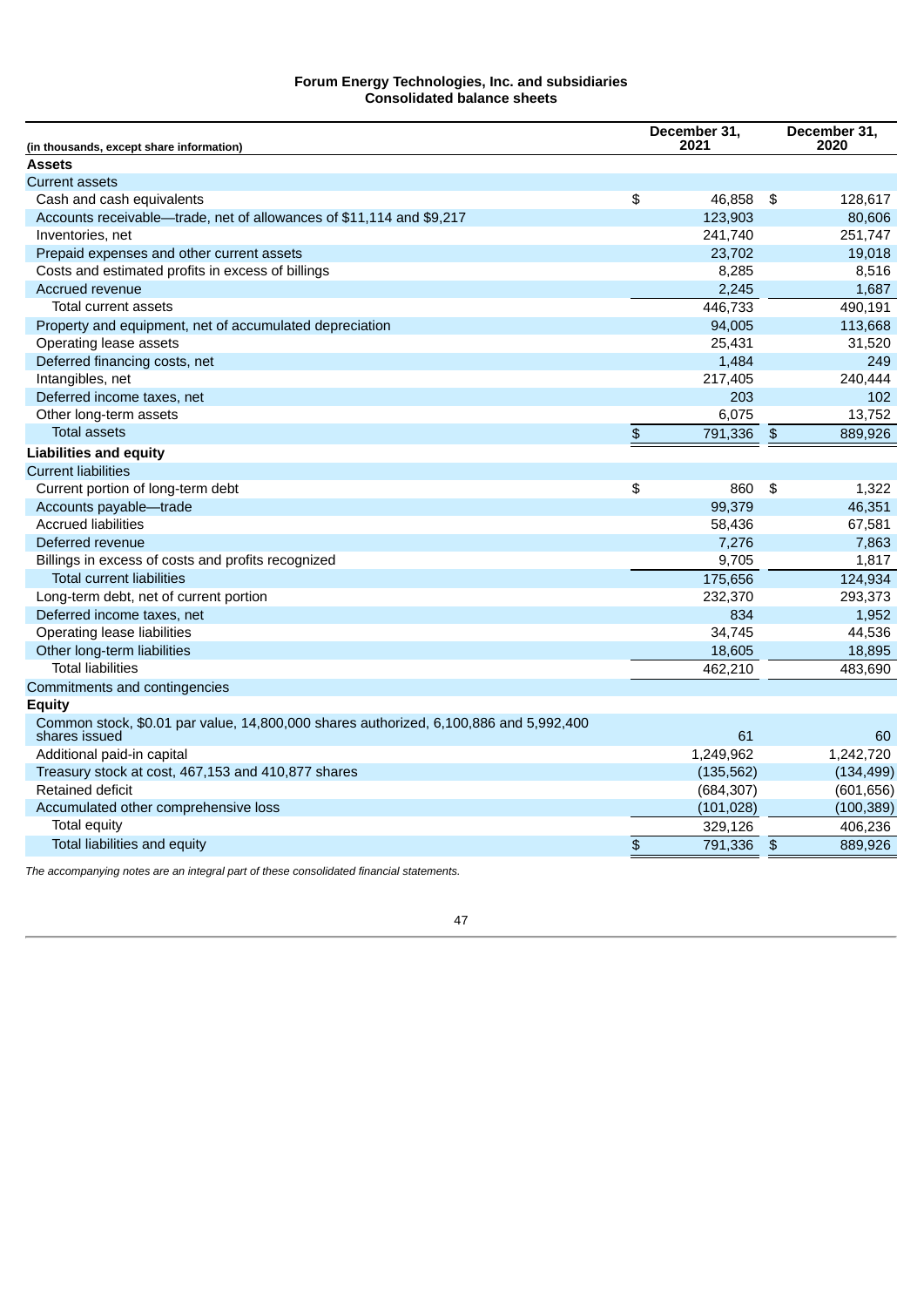**Forum Energy Technologies, Inc. and subsidiaries**
**Consolidated balance sheets**

| (in thousands, except share information) | December 31, 2021 | December 31, 2020 |
|---|---|---|
| **Assets** | | |
| Current assets | | |
| Cash and cash equivalents | $ 46,858 | $ 128,617 |
| Accounts receivable—trade, net of allowances of $11,114 and $9,217 | 123,903 | 80,606 |
| Inventories, net | 241,740 | 251,747 |
| Prepaid expenses and other current assets | 23,702 | 19,018 |
| Costs and estimated profits in excess of billings | 8,285 | 8,516 |
| Accrued revenue | 2,245 | 1,687 |
| Total current assets | 446,733 | 490,191 |
| Property and equipment, net of accumulated depreciation | 94,005 | 113,668 |
| Operating lease assets | 25,431 | 31,520 |
| Deferred financing costs, net | 1,484 | 249 |
| Intangibles, net | 217,405 | 240,444 |
| Deferred income taxes, net | 203 | 102 |
| Other long-term assets | 6,075 | 13,752 |
| Total assets | $ 791,336 | $ 889,926 |
| **Liabilities and equity** | | |
| Current liabilities | | |
| Current portion of long-term debt | $ 860 | $ 1,322 |
| Accounts payable—trade | 99,379 | 46,351 |
| Accrued liabilities | 58,436 | 67,581 |
| Deferred revenue | 7,276 | 7,863 |
| Billings in excess of costs and profits recognized | 9,705 | 1,817 |
| Total current liabilities | 175,656 | 124,934 |
| Long-term debt, net of current portion | 232,370 | 293,373 |
| Deferred income taxes, net | 834 | 1,952 |
| Operating lease liabilities | 34,745 | 44,536 |
| Other long-term liabilities | 18,605 | 18,895 |
| Total liabilities | 462,210 | 483,690 |
| Commitments and contingencies | | |
| **Equity** | | |
| Common stock, $0.01 par value, 14,800,000 shares authorized, 6,100,886 and 5,992,400 shares issued | 61 | 60 |
| Additional paid-in capital | 1,249,962 | 1,242,720 |
| Treasury stock at cost, 467,153 and 410,877 shares | (135,562) | (134,499) |
| Retained deficit | (684,307) | (601,656) |
| Accumulated other comprehensive loss | (101,028) | (100,389) |
| Total equity | 329,126 | 406,236 |
| Total liabilities and equity | $ 791,336 | $ 889,926 |

*The accompanying notes are an integral part of these consolidated financial statements.*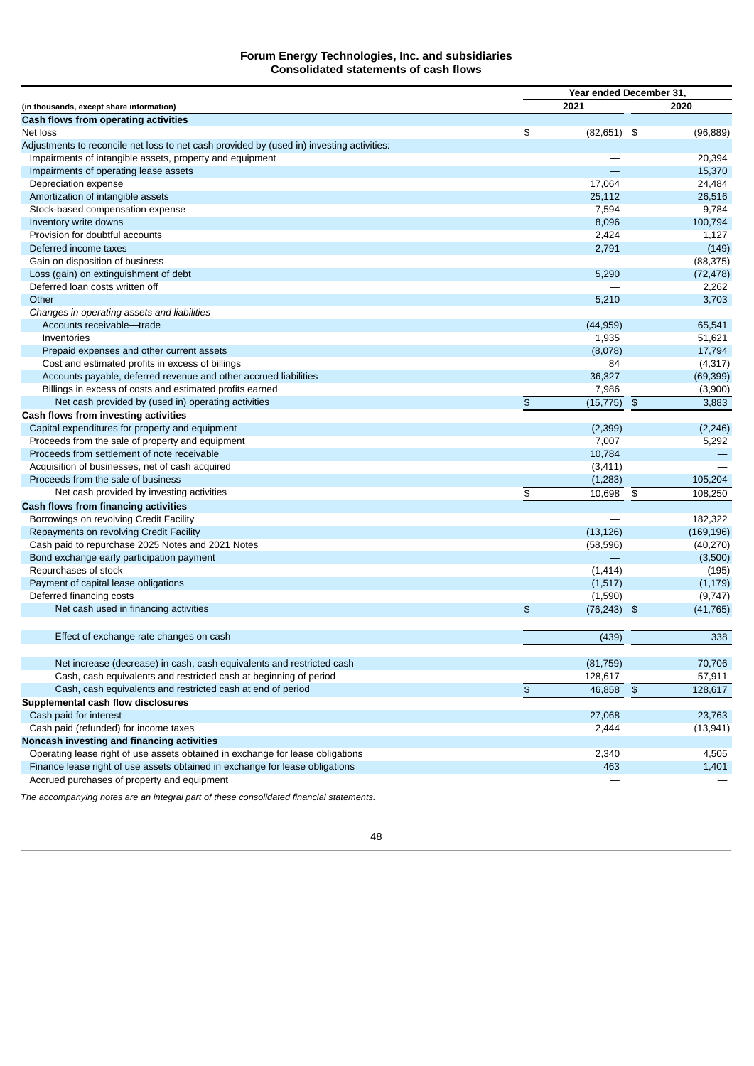**Forum Energy Technologies, Inc. and subsidiaries**
**Consolidated statements of cash flows**

| (in thousands, except share information) | Year ended December 31, 2021 | 2020 |
|---|---|---|
| **Cash flows from operating activities** | | |
| Net loss | $ (82,651) | $ (96,889) |
| Adjustments to reconcile net loss to net cash provided by (used in) investing activities: | | |
| Impairments of intangible assets, property and equipment | — | 20,394 |
| Impairments of operating lease assets | — | 15,370 |
| Depreciation expense | 17,064 | 24,484 |
| Amortization of intangible assets | 25,112 | 26,516 |
| Stock-based compensation expense | 7,594 | 9,784 |
| Inventory write downs | 8,096 | 100,794 |
| Provision for doubtful accounts | 2,424 | 1,127 |
| Deferred income taxes | 2,791 | (149) |
| Gain on disposition of business | — | (88,375) |
| Loss (gain) on extinguishment of debt | 5,290 | (72,478) |
| Deferred loan costs written off | — | 2,262 |
| Other | 5,210 | 3,703 |
| *Changes in operating assets and liabilities* | | |
| Accounts receivable—trade | (44,959) | 65,541 |
| Inventories | 1,935 | 51,621 |
| Prepaid expenses and other current assets | (8,078) | 17,794 |
| Cost and estimated profits in excess of billings | 84 | (4,317) |
| Accounts payable, deferred revenue and other accrued liabilities | 36,327 | (69,399) |
| Billings in excess of costs and estimated profits earned | 7,986 | (3,900) |
| Net cash provided by (used in) operating activities | $ (15,775) | $ 3,883 |
| **Cash flows from investing activities** | | |
| Capital expenditures for property and equipment | (2,399) | (2,246) |
| Proceeds from the sale of property and equipment | 7,007 | 5,292 |
| Proceeds from settlement of note receivable | 10,784 | — |
| Acquisition of businesses, net of cash acquired | (3,411) | — |
| Proceeds from the sale of business | (1,283) | 105,204 |
| Net cash provided by investing activities | $ 10,698 | $ 108,250 |
| **Cash flows from financing activities** | | |
| Borrowings on revolving Credit Facility | — | 182,322 |
| Repayments on revolving Credit Facility | (13,126) | (169,196) |
| Cash paid to repurchase 2025 Notes and 2021 Notes | (58,596) | (40,270) |
| Bond exchange early participation payment | — | (3,500) |
| Repurchases of stock | (1,414) | (195) |
| Payment of capital lease obligations | (1,517) | (1,179) |
| Deferred financing costs | (1,590) | (9,747) |
| Net cash used in financing activities | $ (76,243) | $ (41,765) |
| | | |
| Effect of exchange rate changes on cash | (439) | 338 |
| | | |
| Net increase (decrease) in cash, cash equivalents and restricted cash | (81,759) | 70,706 |
| Cash, cash equivalents and restricted cash at beginning of period | 128,617 | 57,911 |
| Cash, cash equivalents and restricted cash at end of period | $ 46,858 | $ 128,617 |
| **Supplemental cash flow disclosures** | | |
| Cash paid for interest | 27,068 | 23,763 |
| Cash paid (refunded) for income taxes | 2,444 | (13,941) |
| **Noncash investing and financing activities** | | |
| Operating lease right of use assets obtained in exchange for lease obligations | 2,340 | 4,505 |
| Finance lease right of use assets obtained in exchange for lease obligations | 463 | 1,401 |
| Accrued purchases of property and equipment | — | — |

*The accompanying notes are an integral part of these consolidated financial statements.*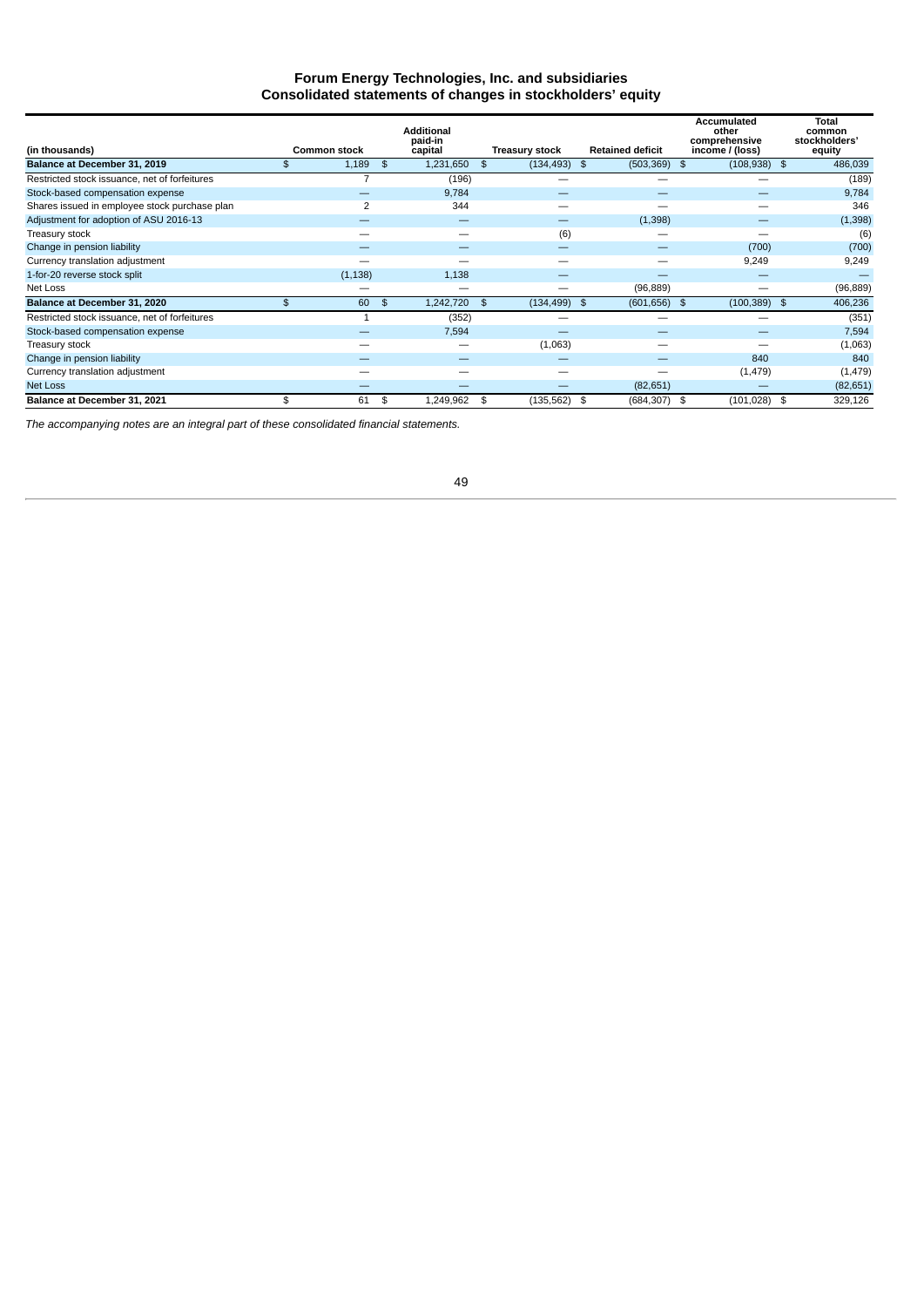# Forum Energy Technologies, Inc. and subsidiaries
## Consolidated statements of changes in stockholders' equity

| (in thousands) | Common stock | Additional paid-in capital | Treasury stock | Retained deficit | Accumulated other comprehensive income / (loss) | Total common stockholders' equity |
|---|---|---|---|---|---|---|
| **Balance at December 31, 2019** | $ 1,189 | $ 1,231,650 | $ (134,493) | $ (503,369) | $ (108,938) | $ 486,039 |
| Restricted stock issuance, net of forfeitures | 7 | (196) | — | — | — | (189) |
| Stock-based compensation expense | — | 9,784 | — | — | — | 9,784 |
| Shares issued in employee stock purchase plan | 2 | 344 | — | — | — | 346 |
| Adjustment for adoption of ASU 2016-13 | — | — | — | (1,398) | — | (1,398) |
| Treasury stock | — | — | (6) | — | — | (6) |
| Change in pension liability | — | — | — | — | (700) | (700) |
| Currency translation adjustment | — | — | — | — | 9,249 | 9,249 |
| 1-for-20 reverse stock split | (1,138) | 1,138 | — | — | — | — |
| Net Loss | — | — | — | (96,889) | — | (96,889) |
| **Balance at December 31, 2020** | $ 60 | $ 1,242,720 | $ (134,499) | $ (601,656) | $ (100,389) | $ 406,236 |
| Restricted stock issuance, net of forfeitures | 1 | (352) | — | — | — | (351) |
| Stock-based compensation expense | — | 7,594 | — | — | — | 7,594 |
| Treasury stock | — | — | (1,063) | — | — | (1,063) |
| Change in pension liability | — | — | — | — | 840 | 840 |
| Currency translation adjustment | — | — | — | — | (1,479) | (1,479) |
| Net Loss | — | — | — | (82,651) | — | (82,651) |
| **Balance at December 31, 2021** | $ 61 | $ 1,249,962 | $ (135,562) | $ (684,307) | $ (101,028) | $ 329,126 |

*The accompanying notes are an integral part of these consolidated financial statements.*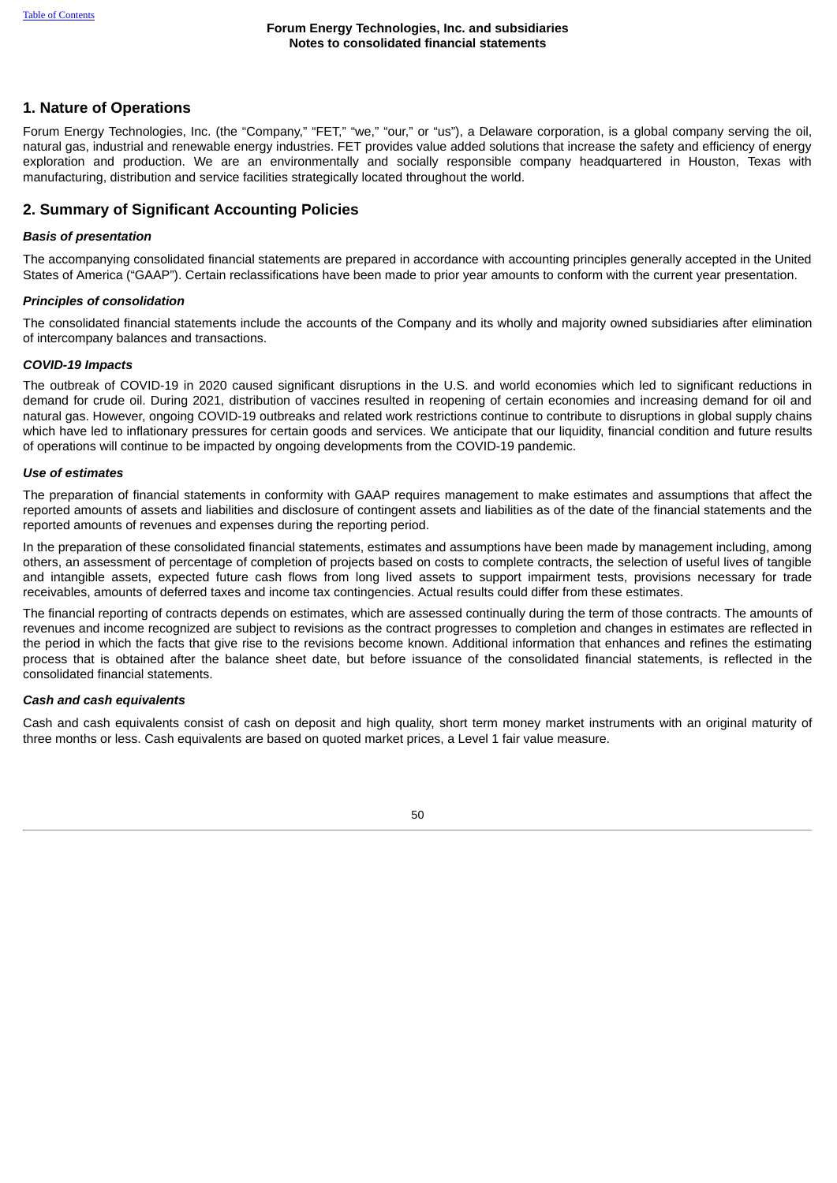## 1. Nature of Operations

Forum Energy Technologies, Inc. (the "Company," "FET," "we," "our," or "us"), a Delaware corporation, is a global company serving the oil, natural gas, industrial and renewable energy industries. FET provides value added solutions that increase the safety and efficiency of energy exploration and production. We are an environmentally and socially responsible company headquartered in Houston, Texas with manufacturing, distribution and service facilities strategically located throughout the world.

## 2. Summary of Significant Accounting Policies

***Basis of presentation***

The accompanying consolidated financial statements are prepared in accordance with accounting principles generally accepted in the United States of America ("GAAP"). Certain reclassifications have been made to prior year amounts to conform with the current year presentation.

***Principles of consolidation***

The consolidated financial statements include the accounts of the Company and its wholly and majority owned subsidiaries after elimination of intercompany balances and transactions.

***COVID-19 Impacts***

The outbreak of COVID-19 in 2020 caused significant disruptions in the U.S. and world economies which led to significant reductions in demand for crude oil. During 2021, distribution of vaccines resulted in reopening of certain economies and increasing demand for oil and natural gas. However, ongoing COVID-19 outbreaks and related work restrictions continue to contribute to disruptions in global supply chains which have led to inflationary pressures for certain goods and services. We anticipate that our liquidity, financial condition and future results of operations will continue to be impacted by ongoing developments from the COVID-19 pandemic.

***Use of estimates***

The preparation of financial statements in conformity with GAAP requires management to make estimates and assumptions that affect the reported amounts of assets and liabilities and disclosure of contingent assets and liabilities as of the date of the financial statements and the reported amounts of revenues and expenses during the reporting period.

In the preparation of these consolidated financial statements, estimates and assumptions have been made by management including, among others, an assessment of percentage of completion of projects based on costs to complete contracts, the selection of useful lives of tangible and intangible assets, expected future cash flows from long lived assets to support impairment tests, provisions necessary for trade receivables, amounts of deferred taxes and income tax contingencies. Actual results could differ from these estimates.

The financial reporting of contracts depends on estimates, which are assessed continually during the term of those contracts. The amounts of revenues and income recognized are subject to revisions as the contract progresses to completion and changes in estimates are reflected in the period in which the facts that give rise to the revisions become known. Additional information that enhances and refines the estimating process that is obtained after the balance sheet date, but before issuance of the consolidated financial statements, is reflected in the consolidated financial statements.

***Cash and cash equivalents***

Cash and cash equivalents consist of cash on deposit and high quality, short term money market instruments with an original maturity of three months or less. Cash equivalents are based on quoted market prices, a Level 1 fair value measure.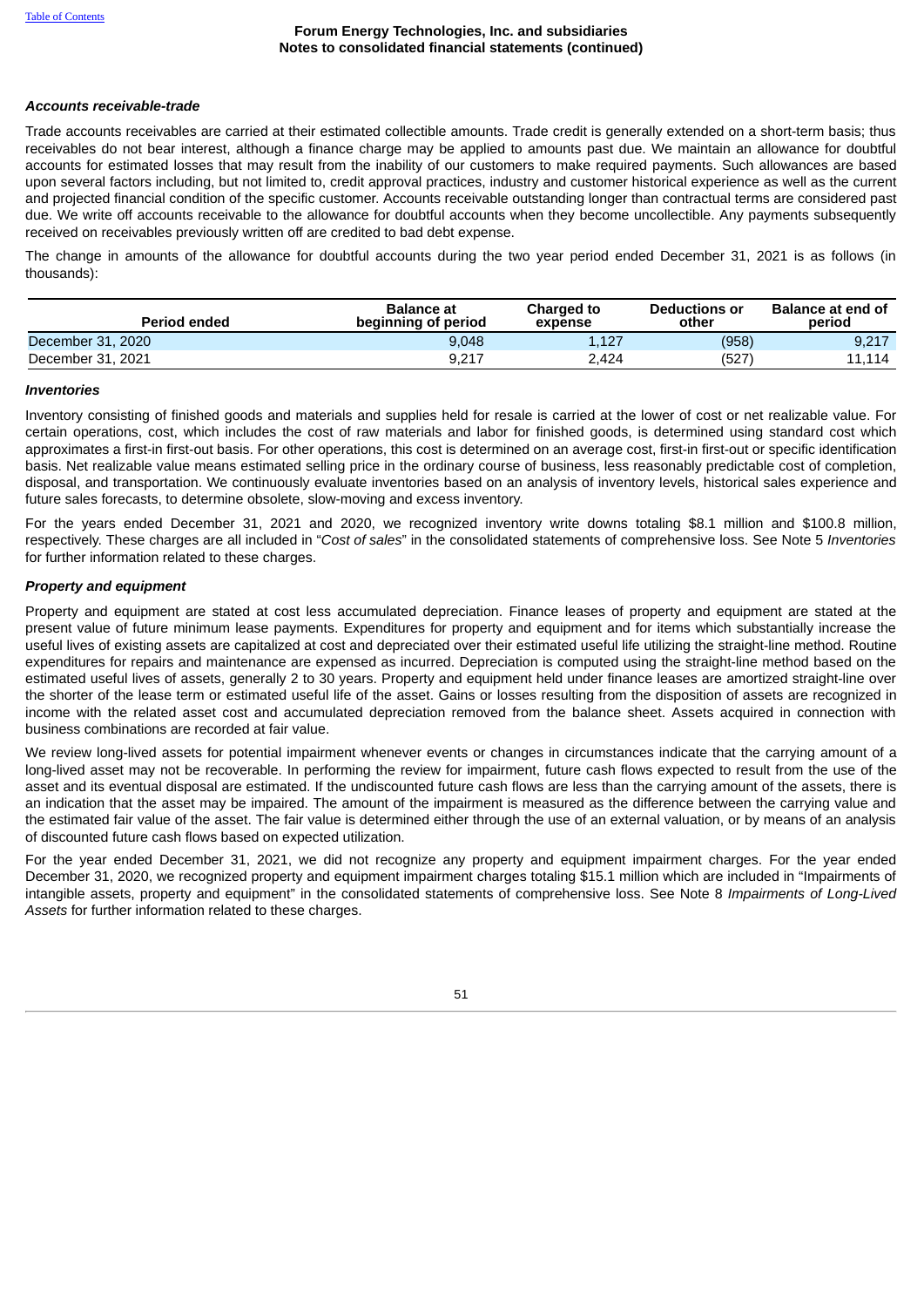### *Accounts receivable-trade*

Trade accounts receivables are carried at their estimated collectible amounts. Trade credit is generally extended on a short-term basis; thus receivables do not bear interest, although a finance charge may be applied to amounts past due. We maintain an allowance for doubtful accounts for estimated losses that may result from the inability of our customers to make required payments. Such allowances are based upon several factors including, but not limited to, credit approval practices, industry and customer historical experience as well as the current and projected financial condition of the specific customer. Accounts receivable outstanding longer than contractual terms are considered past due. We write off accounts receivable to the allowance for doubtful accounts when they become uncollectible. Any payments subsequently received on receivables previously written off are credited to bad debt expense.

The change in amounts of the allowance for doubtful accounts during the two year period ended December 31, 2021 is as follows (in thousands):

| Period ended | Balance at beginning of period | Charged to expense | Deductions or other | Balance at end of period |
|---|---|---|---|---|
| December 31, 2020 | 9,048 | 1,127 | (958) | 9,217 |
| December 31, 2021 | 9,217 | 2,424 | (527) | 11,114 |

### *Inventories*

Inventory consisting of finished goods and materials and supplies held for resale is carried at the lower of cost or net realizable value. For certain operations, cost, which includes the cost of raw materials and labor for finished goods, is determined using standard cost which approximates a first-in first-out basis. For other operations, this cost is determined on an average cost, first-in first-out or specific identification basis. Net realizable value means estimated selling price in the ordinary course of business, less reasonably predictable cost of completion, disposal, and transportation. We continuously evaluate inventories based on an analysis of inventory levels, historical sales experience and future sales forecasts, to determine obsolete, slow-moving and excess inventory.

For the years ended December 31, 2021 and 2020, we recognized inventory write downs totaling $8.1 million and $100.8 million, respectively. These charges are all included in "*Cost of sales*" in the consolidated statements of comprehensive loss. See Note 5 *Inventories* for further information related to these charges.

### *Property and equipment*

Property and equipment are stated at cost less accumulated depreciation. Finance leases of property and equipment are stated at the present value of future minimum lease payments. Expenditures for property and equipment and for items which substantially increase the useful lives of existing assets are capitalized at cost and depreciated over their estimated useful life utilizing the straight-line method. Routine expenditures for repairs and maintenance are expensed as incurred. Depreciation is computed using the straight-line method based on the estimated useful lives of assets, generally 2 to 30 years. Property and equipment held under finance leases are amortized straight-line over the shorter of the lease term or estimated useful life of the asset. Gains or losses resulting from the disposition of assets are recognized in income with the related asset cost and accumulated depreciation removed from the balance sheet. Assets acquired in connection with business combinations are recorded at fair value.

We review long-lived assets for potential impairment whenever events or changes in circumstances indicate that the carrying amount of a long-lived asset may not be recoverable. In performing the review for impairment, future cash flows expected to result from the use of the asset and its eventual disposal are estimated. If the undiscounted future cash flows are less than the carrying amount of the assets, there is an indication that the asset may be impaired. The amount of the impairment is measured as the difference between the carrying value and the estimated fair value of the asset. The fair value is determined either through the use of an external valuation, or by means of an analysis of discounted future cash flows based on expected utilization.

For the year ended December 31, 2021, we did not recognize any property and equipment impairment charges. For the year ended December 31, 2020, we recognized property and equipment impairment charges totaling $15.1 million which are included in "Impairments of intangible assets, property and equipment" in the consolidated statements of comprehensive loss. See Note 8 *Impairments of Long-Lived Assets* for further information related to these charges.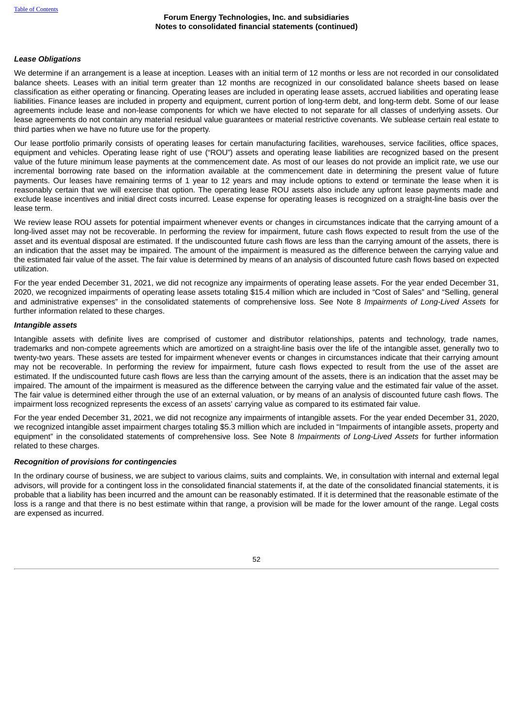### *Lease Obligations*

We determine if an arrangement is a lease at inception. Leases with an initial term of 12 months or less are not recorded in our consolidated balance sheets. Leases with an initial term greater than 12 months are recognized in our consolidated balance sheets based on lease classification as either operating or financing. Operating leases are included in operating lease assets, accrued liabilities and operating lease liabilities. Finance leases are included in property and equipment, current portion of long-term debt, and long-term debt. Some of our lease agreements include lease and non-lease components for which we have elected to not separate for all classes of underlying assets. Our lease agreements do not contain any material residual value guarantees or material restrictive covenants. We sublease certain real estate to third parties when we have no future use for the property.

Our lease portfolio primarily consists of operating leases for certain manufacturing facilities, warehouses, service facilities, office spaces, equipment and vehicles. Operating lease right of use ("ROU") assets and operating lease liabilities are recognized based on the present value of the future minimum lease payments at the commencement date. As most of our leases do not provide an implicit rate, we use our incremental borrowing rate based on the information available at the commencement date in determining the present value of future payments. Our leases have remaining terms of 1 year to 12 years and may include options to extend or terminate the lease when it is reasonably certain that we will exercise that option. The operating lease ROU assets also include any upfront lease payments made and exclude lease incentives and initial direct costs incurred. Lease expense for operating leases is recognized on a straight-line basis over the lease term.

We review lease ROU assets for potential impairment whenever events or changes in circumstances indicate that the carrying amount of a long-lived asset may not be recoverable. In performing the review for impairment, future cash flows expected to result from the use of the asset and its eventual disposal are estimated. If the undiscounted future cash flows are less than the carrying amount of the assets, there is an indication that the asset may be impaired. The amount of the impairment is measured as the difference between the carrying value and the estimated fair value of the asset. The fair value is determined by means of an analysis of discounted future cash flows based on expected utilization.

For the year ended December 31, 2021, we did not recognize any impairments of operating lease assets. For the year ended December 31, 2020, we recognized impairments of operating lease assets totaling $15.4 million which are included in "Cost of Sales" and "Selling, general and administrative expenses" in the consolidated statements of comprehensive loss. See Note 8 *Impairments of Long-Lived Assets* for further information related to these charges.

### *Intangible assets*

Intangible assets with definite lives are comprised of customer and distributor relationships, patents and technology, trade names, trademarks and non-compete agreements which are amortized on a straight-line basis over the life of the intangible asset, generally two to twenty-two years. These assets are tested for impairment whenever events or changes in circumstances indicate that their carrying amount may not be recoverable. In performing the review for impairment, future cash flows expected to result from the use of the asset are estimated. If the undiscounted future cash flows are less than the carrying amount of the assets, there is an indication that the asset may be impaired. The amount of the impairment is measured as the difference between the carrying value and the estimated fair value of the asset. The fair value is determined either through the use of an external valuation, or by means of an analysis of discounted future cash flows. The impairment loss recognized represents the excess of an assets' carrying value as compared to its estimated fair value.

For the year ended December 31, 2021, we did not recognize any impairments of intangible assets. For the year ended December 31, 2020, we recognized intangible asset impairment charges totaling $5.3 million which are included in "Impairments of intangible assets, property and equipment" in the consolidated statements of comprehensive loss. See Note 8 *Impairments of Long-Lived Assets* for further information related to these charges.

### *Recognition of provisions for contingencies*

In the ordinary course of business, we are subject to various claims, suits and complaints. We, in consultation with internal and external legal advisors, will provide for a contingent loss in the consolidated financial statements if, at the date of the consolidated financial statements, it is probable that a liability has been incurred and the amount can be reasonably estimated. If it is determined that the reasonable estimate of the loss is a range and that there is no best estimate within that range, a provision will be made for the lower amount of the range. Legal costs are expensed as incurred.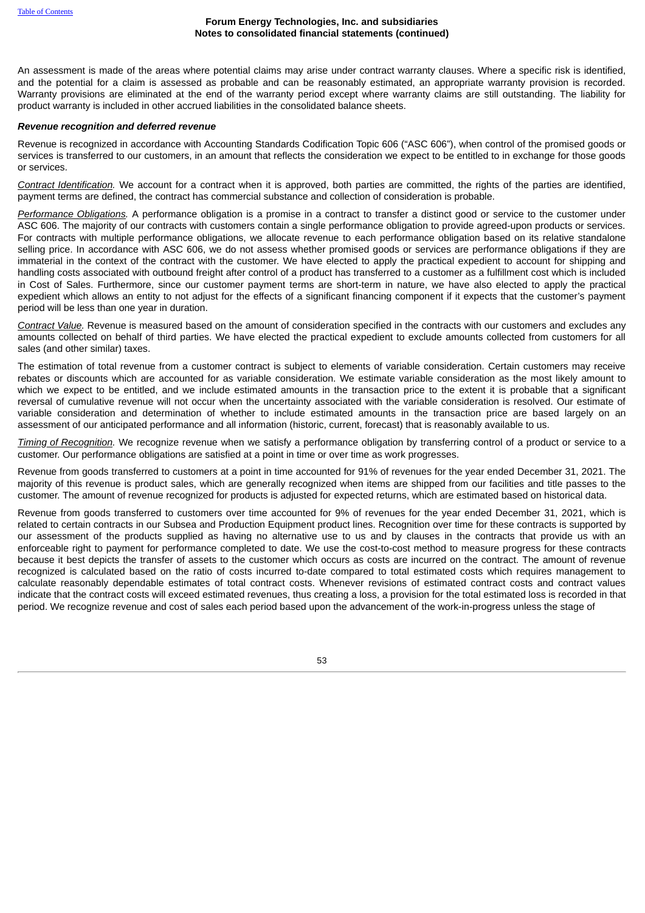An assessment is made of the areas where potential claims may arise under contract warranty clauses. Where a specific risk is identified, and the potential for a claim is assessed as probable and can be reasonably estimated, an appropriate warranty provision is recorded. Warranty provisions are eliminated at the end of the warranty period except where warranty claims are still outstanding. The liability for product warranty is included in other accrued liabilities in the consolidated balance sheets.

***Revenue recognition and deferred revenue***

Revenue is recognized in accordance with Accounting Standards Codification Topic 606 ("ASC 606"), when control of the promised goods or services is transferred to our customers, in an amount that reflects the consideration we expect to be entitled to in exchange for those goods or services.

*Contract Identification.* We account for a contract when it is approved, both parties are committed, the rights of the parties are identified, payment terms are defined, the contract has commercial substance and collection of consideration is probable.

*Performance Obligations.* A performance obligation is a promise in a contract to transfer a distinct good or service to the customer under ASC 606. The majority of our contracts with customers contain a single performance obligation to provide agreed-upon products or services. For contracts with multiple performance obligations, we allocate revenue to each performance obligation based on its relative standalone selling price. In accordance with ASC 606, we do not assess whether promised goods or services are performance obligations if they are immaterial in the context of the contract with the customer. We have elected to apply the practical expedient to account for shipping and handling costs associated with outbound freight after control of a product has transferred to a customer as a fulfillment cost which is included in Cost of Sales. Furthermore, since our customer payment terms are short-term in nature, we have also elected to apply the practical expedient which allows an entity to not adjust for the effects of a significant financing component if it expects that the customer's payment period will be less than one year in duration.

*Contract Value.* Revenue is measured based on the amount of consideration specified in the contracts with our customers and excludes any amounts collected on behalf of third parties. We have elected the practical expedient to exclude amounts collected from customers for all sales (and other similar) taxes.

The estimation of total revenue from a customer contract is subject to elements of variable consideration. Certain customers may receive rebates or discounts which are accounted for as variable consideration. We estimate variable consideration as the most likely amount to which we expect to be entitled, and we include estimated amounts in the transaction price to the extent it is probable that a significant reversal of cumulative revenue will not occur when the uncertainty associated with the variable consideration is resolved. Our estimate of variable consideration and determination of whether to include estimated amounts in the transaction price are based largely on an assessment of our anticipated performance and all information (historic, current, forecast) that is reasonably available to us.

*Timing of Recognition.* We recognize revenue when we satisfy a performance obligation by transferring control of a product or service to a customer. Our performance obligations are satisfied at a point in time or over time as work progresses.

Revenue from goods transferred to customers at a point in time accounted for 91% of revenues for the year ended December 31, 2021. The majority of this revenue is product sales, which are generally recognized when items are shipped from our facilities and title passes to the customer. The amount of revenue recognized for products is adjusted for expected returns, which are estimated based on historical data.

Revenue from goods transferred to customers over time accounted for 9% of revenues for the year ended December 31, 2021, which is related to certain contracts in our Subsea and Production Equipment product lines. Recognition over time for these contracts is supported by our assessment of the products supplied as having no alternative use to us and by clauses in the contracts that provide us with an enforceable right to payment for performance completed to date. We use the cost-to-cost method to measure progress for these contracts because it best depicts the transfer of assets to the customer which occurs as costs are incurred on the contract. The amount of revenue recognized is calculated based on the ratio of costs incurred to-date compared to total estimated costs which requires management to calculate reasonably dependable estimates of total contract costs. Whenever revisions of estimated contract costs and contract values indicate that the contract costs will exceed estimated revenues, thus creating a loss, a provision for the total estimated loss is recorded in that period. We recognize revenue and cost of sales each period based upon the advancement of the work-in-progress unless the stage of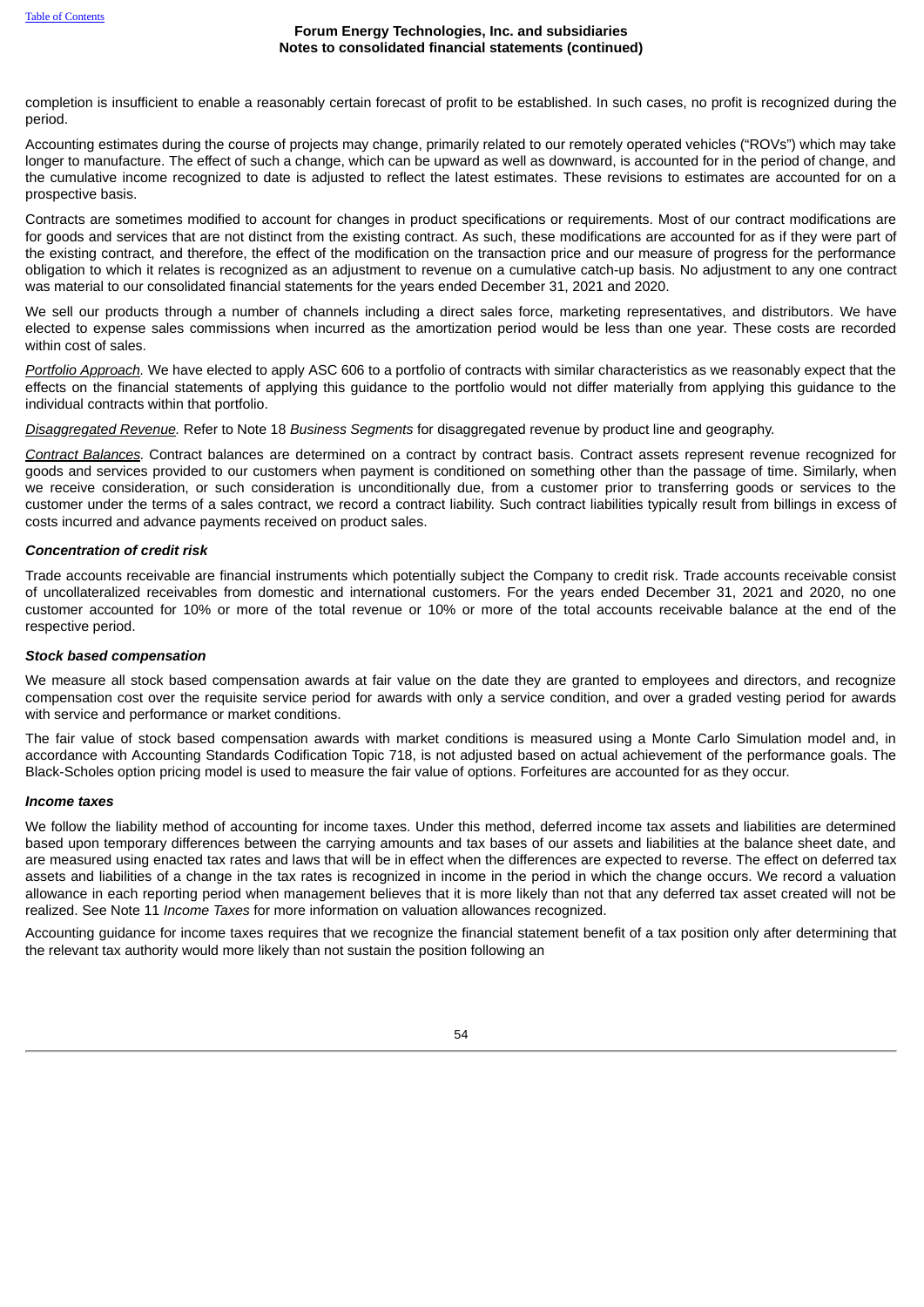completion is insufficient to enable a reasonably certain forecast of profit to be established. In such cases, no profit is recognized during the period.

Accounting estimates during the course of projects may change, primarily related to our remotely operated vehicles ("ROVs") which may take longer to manufacture. The effect of such a change, which can be upward as well as downward, is accounted for in the period of change, and the cumulative income recognized to date is adjusted to reflect the latest estimates. These revisions to estimates are accounted for on a prospective basis.

Contracts are sometimes modified to account for changes in product specifications or requirements. Most of our contract modifications are for goods and services that are not distinct from the existing contract. As such, these modifications are accounted for as if they were part of the existing contract, and therefore, the effect of the modification on the transaction price and our measure of progress for the performance obligation to which it relates is recognized as an adjustment to revenue on a cumulative catch-up basis. No adjustment to any one contract was material to our consolidated financial statements for the years ended December 31, 2021 and 2020.

We sell our products through a number of channels including a direct sales force, marketing representatives, and distributors. We have elected to expense sales commissions when incurred as the amortization period would be less than one year. These costs are recorded within cost of sales.

*Portfolio Approach.* We have elected to apply ASC 606 to a portfolio of contracts with similar characteristics as we reasonably expect that the effects on the financial statements of applying this guidance to the portfolio would not differ materially from applying this guidance to the individual contracts within that portfolio.

*Disaggregated Revenue.* Refer to Note 18 *Business Segments* for disaggregated revenue by product line and geography.

*Contract Balances.* Contract balances are determined on a contract by contract basis. Contract assets represent revenue recognized for goods and services provided to our customers when payment is conditioned on something other than the passage of time. Similarly, when we receive consideration, or such consideration is unconditionally due, from a customer prior to transferring goods or services to the customer under the terms of a sales contract, we record a contract liability. Such contract liabilities typically result from billings in excess of costs incurred and advance payments received on product sales.

***Concentration of credit risk***

Trade accounts receivable are financial instruments which potentially subject the Company to credit risk. Trade accounts receivable consist of uncollateralized receivables from domestic and international customers. For the years ended December 31, 2021 and 2020, no one customer accounted for 10% or more of the total revenue or 10% or more of the total accounts receivable balance at the end of the respective period.

***Stock based compensation***

We measure all stock based compensation awards at fair value on the date they are granted to employees and directors, and recognize compensation cost over the requisite service period for awards with only a service condition, and over a graded vesting period for awards with service and performance or market conditions.

The fair value of stock based compensation awards with market conditions is measured using a Monte Carlo Simulation model and, in accordance with Accounting Standards Codification Topic 718, is not adjusted based on actual achievement of the performance goals. The Black-Scholes option pricing model is used to measure the fair value of options. Forfeitures are accounted for as they occur.

***Income taxes***

We follow the liability method of accounting for income taxes. Under this method, deferred income tax assets and liabilities are determined based upon temporary differences between the carrying amounts and tax bases of our assets and liabilities at the balance sheet date, and are measured using enacted tax rates and laws that will be in effect when the differences are expected to reverse. The effect on deferred tax assets and liabilities of a change in the tax rates is recognized in income in the period in which the change occurs. We record a valuation allowance in each reporting period when management believes that it is more likely than not that any deferred tax asset created will not be realized. See Note 11 *Income Taxes* for more information on valuation allowances recognized.

Accounting guidance for income taxes requires that we recognize the financial statement benefit of a tax position only after determining that the relevant tax authority would more likely than not sustain the position following an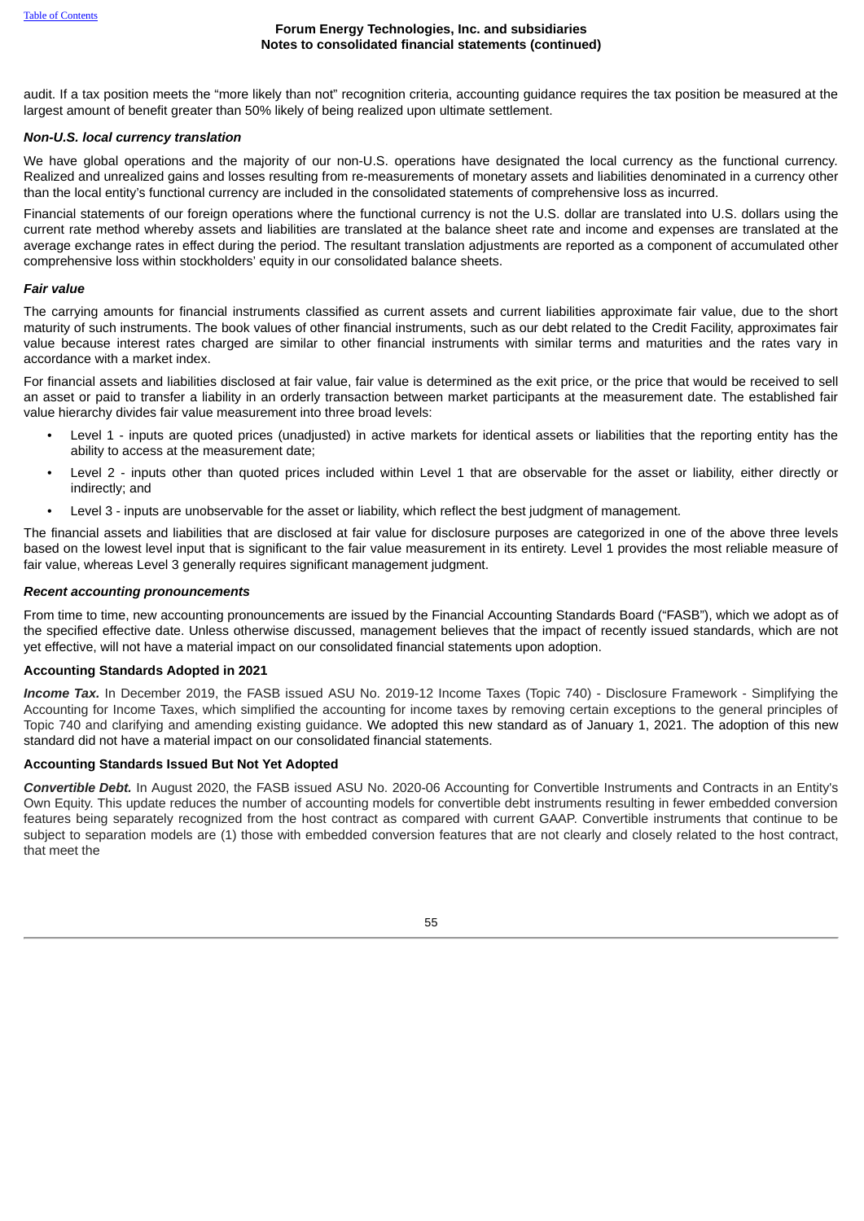audit. If a tax position meets the “more likely than not” recognition criteria, accounting guidance requires the tax position be measured at the largest amount of benefit greater than 50% likely of being realized upon ultimate settlement.

***Non-U.S. local currency translation***

We have global operations and the majority of our non-U.S. operations have designated the local currency as the functional currency. Realized and unrealized gains and losses resulting from re-measurements of monetary assets and liabilities denominated in a currency other than the local entity’s functional currency are included in the consolidated statements of comprehensive loss as incurred.

Financial statements of our foreign operations where the functional currency is not the U.S. dollar are translated into U.S. dollars using the current rate method whereby assets and liabilities are translated at the balance sheet rate and income and expenses are translated at the average exchange rates in effect during the period. The resultant translation adjustments are reported as a component of accumulated other comprehensive loss within stockholders’ equity in our consolidated balance sheets.

***Fair value***

The carrying amounts for financial instruments classified as current assets and current liabilities approximate fair value, due to the short maturity of such instruments. The book values of other financial instruments, such as our debt related to the Credit Facility, approximates fair value because interest rates charged are similar to other financial instruments with similar terms and maturities and the rates vary in accordance with a market index.

For financial assets and liabilities disclosed at fair value, fair value is determined as the exit price, or the price that would be received to sell an asset or paid to transfer a liability in an orderly transaction between market participants at the measurement date. The established fair value hierarchy divides fair value measurement into three broad levels:

- Level 1 - inputs are quoted prices (unadjusted) in active markets for identical assets or liabilities that the reporting entity has the ability to access at the measurement date;
- Level 2 - inputs other than quoted prices included within Level 1 that are observable for the asset or liability, either directly or indirectly; and
- Level 3 - inputs are unobservable for the asset or liability, which reflect the best judgment of management.

The financial assets and liabilities that are disclosed at fair value for disclosure purposes are categorized in one of the above three levels based on the lowest level input that is significant to the fair value measurement in its entirety. Level 1 provides the most reliable measure of fair value, whereas Level 3 generally requires significant management judgment.

***Recent accounting pronouncements***

From time to time, new accounting pronouncements are issued by the Financial Accounting Standards Board (“FASB”), which we adopt as of the specified effective date. Unless otherwise discussed, management believes that the impact of recently issued standards, which are not yet effective, will not have a material impact on our consolidated financial statements upon adoption.

**Accounting Standards Adopted in 2021**

***Income Tax.*** In December 2019, the FASB issued ASU No. 2019-12 Income Taxes (Topic 740) - Disclosure Framework - Simplifying the Accounting for Income Taxes, which simplified the accounting for income taxes by removing certain exceptions to the general principles of Topic 740 and clarifying and amending existing guidance. We adopted this new standard as of January 1, 2021. The adoption of this new standard did not have a material impact on our consolidated financial statements.

**Accounting Standards Issued But Not Yet Adopted**

***Convertible Debt.*** In August 2020, the FASB issued ASU No. 2020-06 Accounting for Convertible Instruments and Contracts in an Entity's Own Equity. This update reduces the number of accounting models for convertible debt instruments resulting in fewer embedded conversion features being separately recognized from the host contract as compared with current GAAP. Convertible instruments that continue to be subject to separation models are (1) those with embedded conversion features that are not clearly and closely related to the host contract, that meet the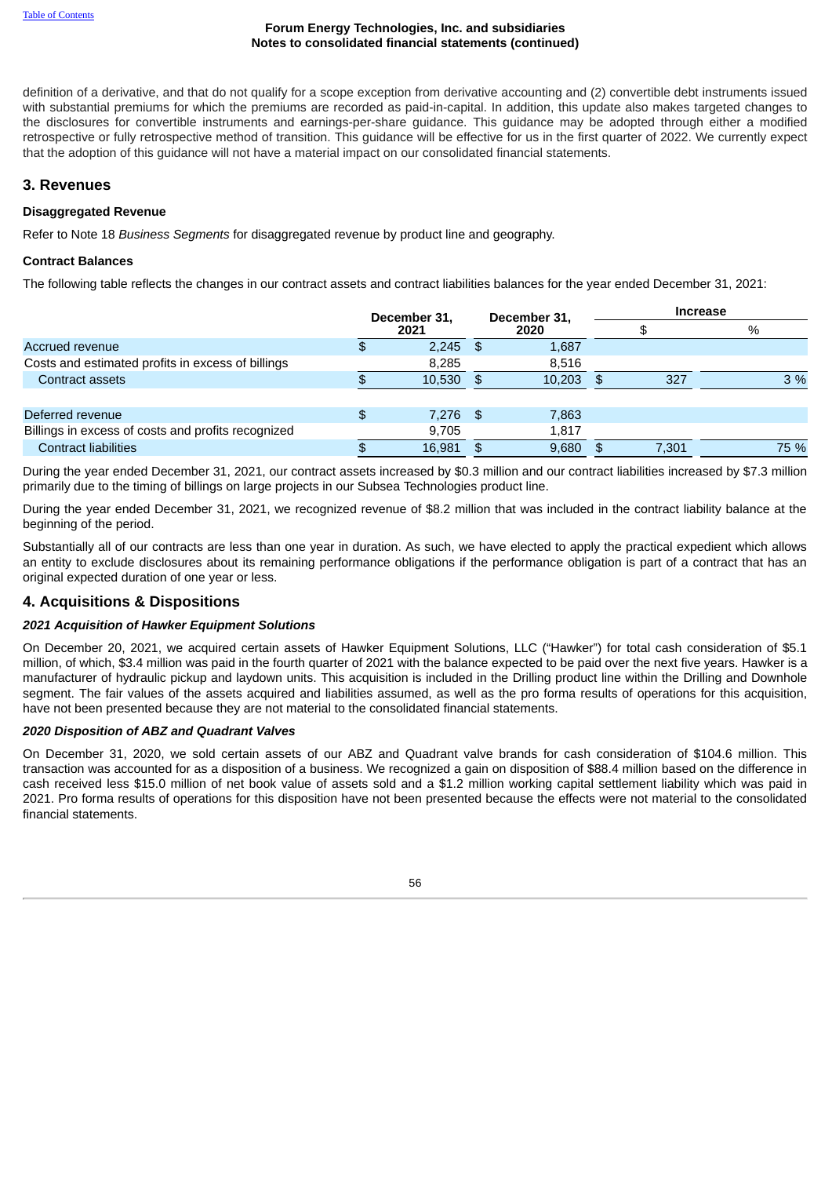definition of a derivative, and that do not qualify for a scope exception from derivative accounting and (2) convertible debt instruments issued with substantial premiums for which the premiums are recorded as paid-in-capital. In addition, this update also makes targeted changes to the disclosures for convertible instruments and earnings-per-share guidance. This guidance may be adopted through either a modified retrospective or fully retrospective method of transition. This guidance will be effective for us in the first quarter of 2022. We currently expect that the adoption of this guidance will not have a material impact on our consolidated financial statements.

## 3. Revenues

**Disaggregated Revenue**

Refer to Note 18 *Business Segments* for disaggregated revenue by product line and geography.

**Contract Balances**

The following table reflects the changes in our contract assets and contract liabilities balances for the year ended December 31, 2021:

| | December 31, 2021 | December 31, 2020 | Increase | |
|---|---|---|---|---|
| | | | $ | % |
| Accrued revenue | $ 2,245 | $ 1,687 | | |
| Costs and estimated profits in excess of billings | 8,285 | 8,516 | | |
| Contract assets | $ 10,530 | $ 10,203 | $ 327 | 3 % |
| | | | | |
| Deferred revenue | $ 7,276 | $ 7,863 | | |
| Billings in excess of costs and profits recognized | 9,705 | 1,817 | | |
| Contract liabilities | $ 16,981 | $ 9,680 | $ 7,301 | 75 % |

During the year ended December 31, 2021, our contract assets increased by $0.3 million and our contract liabilities increased by $7.3 million primarily due to the timing of billings on large projects in our Subsea Technologies product line.

During the year ended December 31, 2021, we recognized revenue of $8.2 million that was included in the contract liability balance at the beginning of the period.

Substantially all of our contracts are less than one year in duration. As such, we have elected to apply the practical expedient which allows an entity to exclude disclosures about its remaining performance obligations if the performance obligation is part of a contract that has an original expected duration of one year or less.

## 4. Acquisitions & Dispositions

***2021 Acquisition of Hawker Equipment Solutions***

On December 20, 2021, we acquired certain assets of Hawker Equipment Solutions, LLC ("Hawker") for total cash consideration of $5.1 million, of which, $3.4 million was paid in the fourth quarter of 2021 with the balance expected to be paid over the next five years. Hawker is a manufacturer of hydraulic pickup and laydown units. This acquisition is included in the Drilling product line within the Drilling and Downhole segment. The fair values of the assets acquired and liabilities assumed, as well as the pro forma results of operations for this acquisition, have not been presented because they are not material to the consolidated financial statements.

***2020 Disposition of ABZ and Quadrant Valves***

On December 31, 2020, we sold certain assets of our ABZ and Quadrant valve brands for cash consideration of $104.6 million. This transaction was accounted for as a disposition of a business. We recognized a gain on disposition of $88.4 million based on the difference in cash received less $15.0 million of net book value of assets sold and a $1.2 million working capital settlement liability which was paid in 2021. Pro forma results of operations for this disposition have not been presented because the effects were not material to the consolidated financial statements.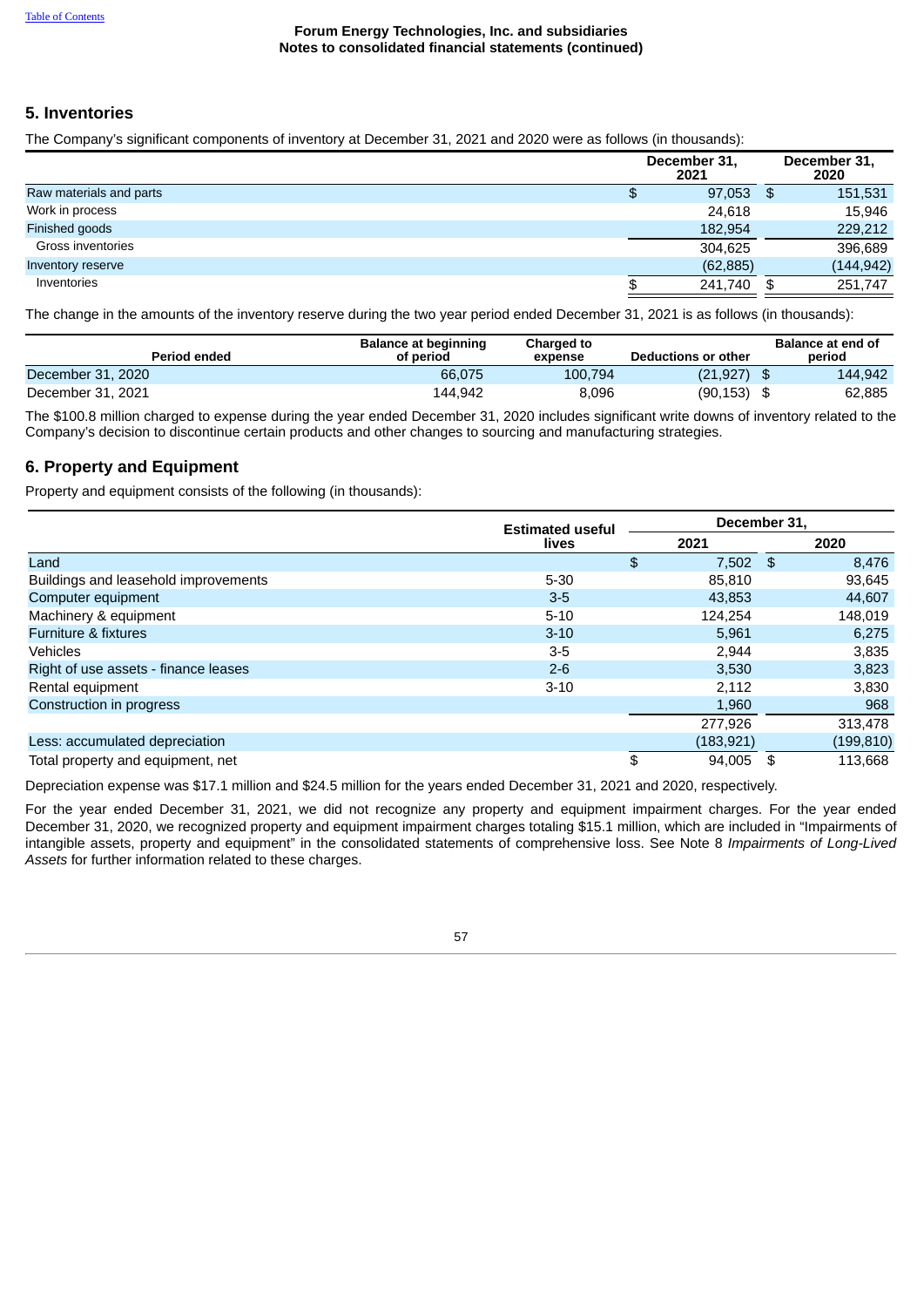## 5. Inventories

The Company's significant components of inventory at December 31, 2021 and 2020 were as follows (in thousands):

| | December 31, 2021 | December 31, 2020 |
|---|---|---|
| Raw materials and parts | $ 97,053 | $ 151,531 |
| Work in process | 24,618 | 15,946 |
| Finished goods | 182,954 | 229,212 |
| Gross inventories | 304,625 | 396,689 |
| Inventory reserve | (62,885) | (144,942) |
| Inventories | $ 241,740 | $ 251,747 |

The change in the amounts of the inventory reserve during the two year period ended December 31, 2021 is as follows (in thousands):

| Period ended | Balance at beginning of period | Charged to expense | Deductions or other | Balance at end of period |
|---|---|---|---|---|
| December 31, 2020 | 66,075 | 100,794 | (21,927) | $ 144,942 |
| December 31, 2021 | 144,942 | 8,096 | (90,153) | $ 62,885 |

The $100.8 million charged to expense during the year ended December 31, 2020 includes significant write downs of inventory related to the Company's decision to discontinue certain products and other changes to sourcing and manufacturing strategies.

## 6. Property and Equipment

Property and equipment consists of the following (in thousands):

| | Estimated useful lives | December 31, 2021 | December 31, 2020 |
|---|---|---|---|
| Land | | $ 7,502 | $ 8,476 |
| Buildings and leasehold improvements | 5-30 | 85,810 | 93,645 |
| Computer equipment | 3-5 | 43,853 | 44,607 |
| Machinery & equipment | 5-10 | 124,254 | 148,019 |
| Furniture & fixtures | 3-10 | 5,961 | 6,275 |
| Vehicles | 3-5 | 2,944 | 3,835 |
| Right of use assets - finance leases | 2-6 | 3,530 | 3,823 |
| Rental equipment | 3-10 | 2,112 | 3,830 |
| Construction in progress | | 1,960 | 968 |
| | | 277,926 | 313,478 |
| Less: accumulated depreciation | | (183,921) | (199,810) |
| Total property and equipment, net | | $ 94,005 | $ 113,668 |

Depreciation expense was $17.1 million and $24.5 million for the years ended December 31, 2021 and 2020, respectively.

For the year ended December 31, 2021, we did not recognize any property and equipment impairment charges. For the year ended December 31, 2020, we recognized property and equipment impairment charges totaling $15.1 million, which are included in "Impairments of intangible assets, property and equipment" in the consolidated statements of comprehensive loss. See Note 8 *Impairments of Long-Lived Assets* for further information related to these charges.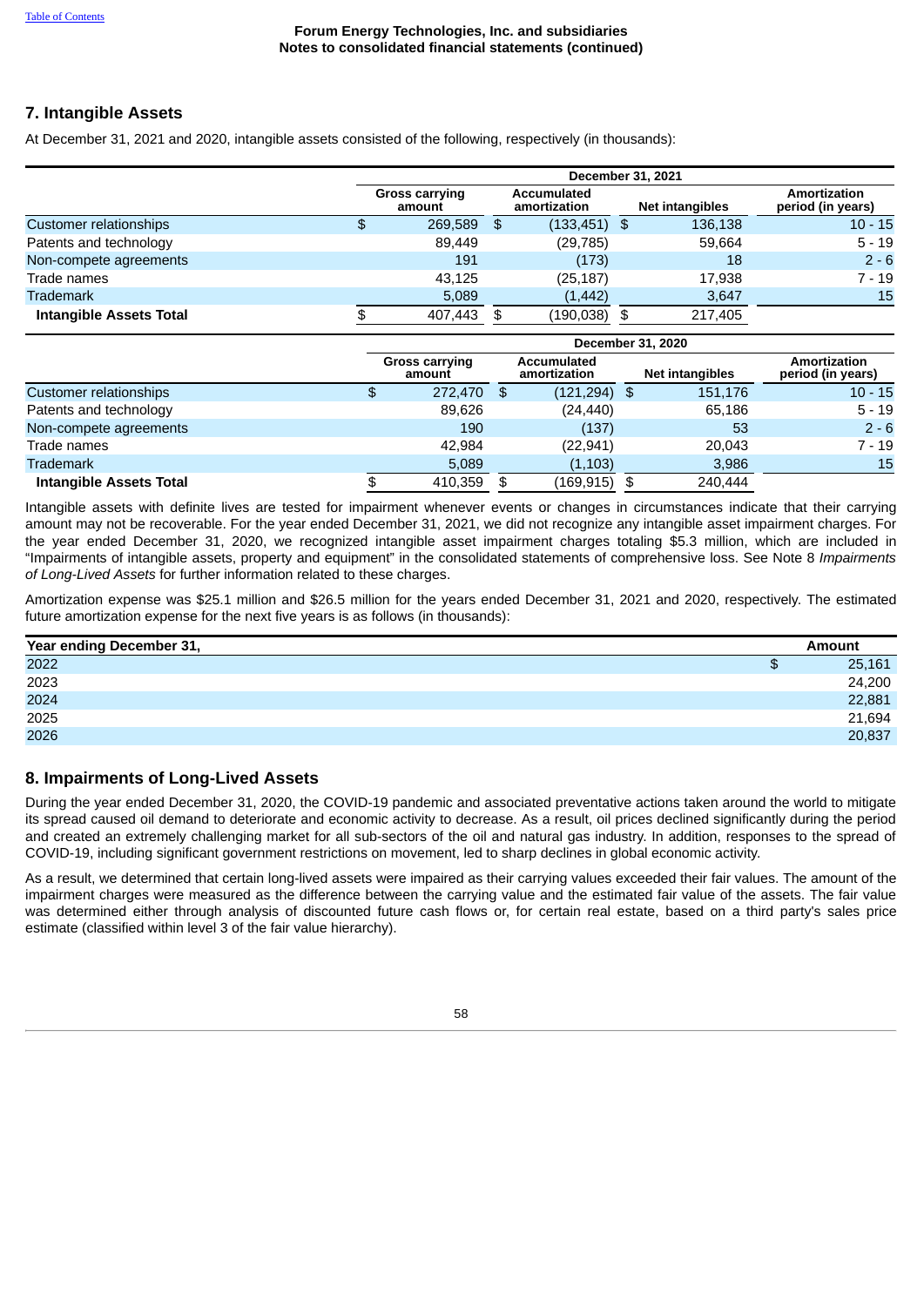## 7. Intangible Assets

At December 31, 2021 and 2020, intangible assets consisted of the following, respectively (in thousands):

| | December 31, 2021 | | | |
|---|---|---|---|---|
| | Gross carrying amount | Accumulated amortization | Net intangibles | Amortization period (in years) |
| Customer relationships | $ 269,589 | $ (133,451) | $ 136,138 | 10 - 15 |
| Patents and technology | 89,449 | (29,785) | 59,664 | 5 - 19 |
| Non-compete agreements | 191 | (173) | 18 | 2 - 6 |
| Trade names | 43,125 | (25,187) | 17,938 | 7 - 19 |
| Trademark | 5,089 | (1,442) | 3,647 | 15 |
| **Intangible Assets Total** | $ 407,443 | $ (190,038) | $ 217,405 | |

| | December 31, 2020 | | | |
|---|---|---|---|---|
| | Gross carrying amount | Accumulated amortization | Net intangibles | Amortization period (in years) |
| Customer relationships | $ 272,470 | $ (121,294) | $ 151,176 | 10 - 15 |
| Patents and technology | 89,626 | (24,440) | 65,186 | 5 - 19 |
| Non-compete agreements | 190 | (137) | 53 | 2 - 6 |
| Trade names | 42,984 | (22,941) | 20,043 | 7 - 19 |
| Trademark | 5,089 | (1,103) | 3,986 | 15 |
| **Intangible Assets Total** | $ 410,359 | $ (169,915) | $ 240,444 | |

Intangible assets with definite lives are tested for impairment whenever events or changes in circumstances indicate that their carrying amount may not be recoverable. For the year ended December 31, 2021, we did not recognize any intangible asset impairment charges. For the year ended December 31, 2020, we recognized intangible asset impairment charges totaling $5.3 million, which are included in "Impairments of intangible assets, property and equipment" in the consolidated statements of comprehensive loss. See Note 8 *Impairments of Long-Lived Assets* for further information related to these charges.

Amortization expense was $25.1 million and $26.5 million for the years ended December 31, 2021 and 2020, respectively. The estimated future amortization expense for the next five years is as follows (in thousands):

| Year ending December 31, | Amount |
|---|---|
| 2022 | $ 25,161 |
| 2023 | 24,200 |
| 2024 | 22,881 |
| 2025 | 21,694 |
| 2026 | 20,837 |

## 8. Impairments of Long-Lived Assets

During the year ended December 31, 2020, the COVID-19 pandemic and associated preventative actions taken around the world to mitigate its spread caused oil demand to deteriorate and economic activity to decrease. As a result, oil prices declined significantly during the period and created an extremely challenging market for all sub-sectors of the oil and natural gas industry. In addition, responses to the spread of COVID-19, including significant government restrictions on movement, led to sharp declines in global economic activity.

As a result, we determined that certain long-lived assets were impaired as their carrying values exceeded their fair values. The amount of the impairment charges were measured as the difference between the carrying value and the estimated fair value of the assets. The fair value was determined either through analysis of discounted future cash flows or, for certain real estate, based on a third party's sales price estimate (classified within level 3 of the fair value hierarchy).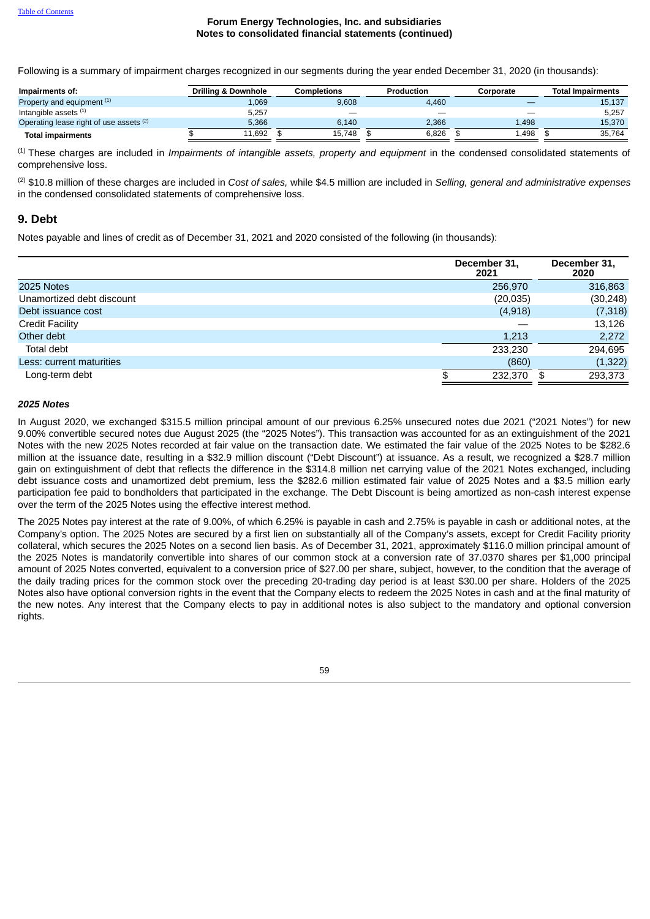Following is a summary of impairment charges recognized in our segments during the year ended December 31, 2020 (in thousands):

| Impairments of: | Drilling & Downhole | Completions | Production | Corporate | Total Impairments |
|---|---|---|---|---|---|
| Property and equipment [1] | 1,069 | 9,608 | 4,460 | — | 15,137 |
| Intangible assets [1] | 5,257 | — | — | — | 5,257 |
| Operating lease right of use assets [2] | 5,366 | 6,140 | 2,366 | 1,498 | 15,370 |
| **Total impairments** | $ 11,692 | $ 15,748 | $ 6,826 | $ 1,498 | $ 35,764 |

[1] These charges are included in *Impairments of intangible assets, property and equipment* in the condensed consolidated statements of comprehensive loss.

[2] $10.8 million of these charges are included in *Cost of sales,* while $4.5 million are included in *Selling, general and administrative expenses* in the condensed consolidated statements of comprehensive loss.

## 9. Debt

Notes payable and lines of credit as of December 31, 2021 and 2020 consisted of the following (in thousands):

| | December 31, 2021 | December 31, 2020 |
|---|---|---|
| 2025 Notes | 256,970 | 316,863 |
| Unamortized debt discount | (20,035) | (30,248) |
| Debt issuance cost | (4,918) | (7,318) |
| Credit Facility | — | 13,126 |
| Other debt | 1,213 | 2,272 |
| Total debt | 233,230 | 294,695 |
| Less: current maturities | (860) | (1,322) |
| Long-term debt | $ 232,370 | $ 293,373 |

### *2025 Notes*

In August 2020, we exchanged $315.5 million principal amount of our previous 6.25% unsecured notes due 2021 ("2021 Notes") for new 9.00% convertible secured notes due August 2025 (the "2025 Notes"). This transaction was accounted for as an extinguishment of the 2021 Notes with the new 2025 Notes recorded at fair value on the transaction date. We estimated the fair value of the 2025 Notes to be $282.6 million at the issuance date, resulting in a $32.9 million discount ("Debt Discount") at issuance. As a result, we recognized a $28.7 million gain on extinguishment of debt that reflects the difference in the $314.8 million net carrying value of the 2021 Notes exchanged, including debt issuance costs and unamortized debt premium, less the $282.6 million estimated fair value of 2025 Notes and a $3.5 million early participation fee paid to bondholders that participated in the exchange. The Debt Discount is being amortized as non-cash interest expense over the term of the 2025 Notes using the effective interest method.

The 2025 Notes pay interest at the rate of 9.00%, of which 6.25% is payable in cash and 2.75% is payable in cash or additional notes, at the Company's option. The 2025 Notes are secured by a first lien on substantially all of the Company's assets, except for Credit Facility priority collateral, which secures the 2025 Notes on a second lien basis. As of December 31, 2021, approximately $116.0 million principal amount of the 2025 Notes is mandatorily convertible into shares of our common stock at a conversion rate of 37.0370 shares per $1,000 principal amount of 2025 Notes converted, equivalent to a conversion price of $27.00 per share, subject, however, to the condition that the average of the daily trading prices for the common stock over the preceding 20-trading day period is at least $30.00 per share. Holders of the 2025 Notes also have optional conversion rights in the event that the Company elects to redeem the 2025 Notes in cash and at the final maturity of the new notes. Any interest that the Company elects to pay in additional notes is also subject to the mandatory and optional conversion rights.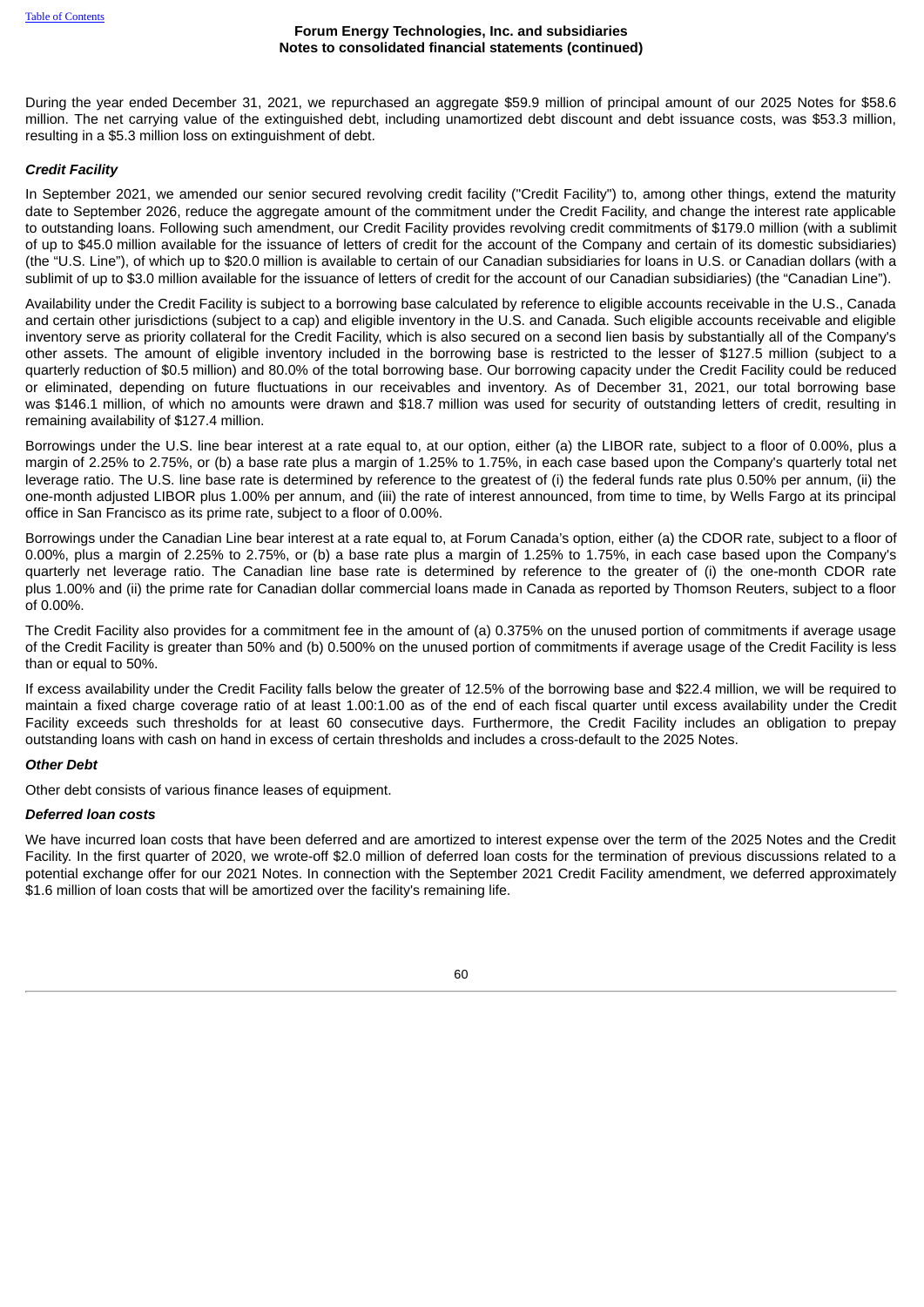During the year ended December 31, 2021, we repurchased an aggregate $59.9 million of principal amount of our 2025 Notes for $58.6 million. The net carrying value of the extinguished debt, including unamortized debt discount and debt issuance costs, was $53.3 million, resulting in a $5.3 million loss on extinguishment of debt.

***Credit Facility***

In September 2021, we amended our senior secured revolving credit facility ("Credit Facility") to, among other things, extend the maturity date to September 2026, reduce the aggregate amount of the commitment under the Credit Facility, and change the interest rate applicable to outstanding loans. Following such amendment, our Credit Facility provides revolving credit commitments of $179.0 million (with a sublimit of up to $45.0 million available for the issuance of letters of credit for the account of the Company and certain of its domestic subsidiaries) (the "U.S. Line"), of which up to $20.0 million is available to certain of our Canadian subsidiaries for loans in U.S. or Canadian dollars (with a sublimit of up to $3.0 million available for the issuance of letters of credit for the account of our Canadian subsidiaries) (the "Canadian Line").

Availability under the Credit Facility is subject to a borrowing base calculated by reference to eligible accounts receivable in the U.S., Canada and certain other jurisdictions (subject to a cap) and eligible inventory in the U.S. and Canada. Such eligible accounts receivable and eligible inventory serve as priority collateral for the Credit Facility, which is also secured on a second lien basis by substantially all of the Company's other assets. The amount of eligible inventory included in the borrowing base is restricted to the lesser of $127.5 million (subject to a quarterly reduction of $0.5 million) and 80.0% of the total borrowing base. Our borrowing capacity under the Credit Facility could be reduced or eliminated, depending on future fluctuations in our receivables and inventory. As of December 31, 2021, our total borrowing base was $146.1 million, of which no amounts were drawn and $18.7 million was used for security of outstanding letters of credit, resulting in remaining availability of $127.4 million.

Borrowings under the U.S. line bear interest at a rate equal to, at our option, either (a) the LIBOR rate, subject to a floor of 0.00%, plus a margin of 2.25% to 2.75%, or (b) a base rate plus a margin of 1.25% to 1.75%, in each case based upon the Company's quarterly total net leverage ratio. The U.S. line base rate is determined by reference to the greatest of (i) the federal funds rate plus 0.50% per annum, (ii) the one-month adjusted LIBOR plus 1.00% per annum, and (iii) the rate of interest announced, from time to time, by Wells Fargo at its principal office in San Francisco as its prime rate, subject to a floor of 0.00%.

Borrowings under the Canadian Line bear interest at a rate equal to, at Forum Canada's option, either (a) the CDOR rate, subject to a floor of 0.00%, plus a margin of 2.25% to 2.75%, or (b) a base rate plus a margin of 1.25% to 1.75%, in each case based upon the Company's quarterly net leverage ratio. The Canadian line base rate is determined by reference to the greater of (i) the one-month CDOR rate plus 1.00% and (ii) the prime rate for Canadian dollar commercial loans made in Canada as reported by Thomson Reuters, subject to a floor of 0.00%.

The Credit Facility also provides for a commitment fee in the amount of (a) 0.375% on the unused portion of commitments if average usage of the Credit Facility is greater than 50% and (b) 0.500% on the unused portion of commitments if average usage of the Credit Facility is less than or equal to 50%.

If excess availability under the Credit Facility falls below the greater of 12.5% of the borrowing base and $22.4 million, we will be required to maintain a fixed charge coverage ratio of at least 1.00:1.00 as of the end of each fiscal quarter until excess availability under the Credit Facility exceeds such thresholds for at least 60 consecutive days. Furthermore, the Credit Facility includes an obligation to prepay outstanding loans with cash on hand in excess of certain thresholds and includes a cross-default to the 2025 Notes.

***Other Debt***

Other debt consists of various finance leases of equipment.

***Deferred loan costs***

We have incurred loan costs that have been deferred and are amortized to interest expense over the term of the 2025 Notes and the Credit Facility. In the first quarter of 2020, we wrote-off $2.0 million of deferred loan costs for the termination of previous discussions related to a potential exchange offer for our 2021 Notes. In connection with the September 2021 Credit Facility amendment, we deferred approximately $1.6 million of loan costs that will be amortized over the facility's remaining life.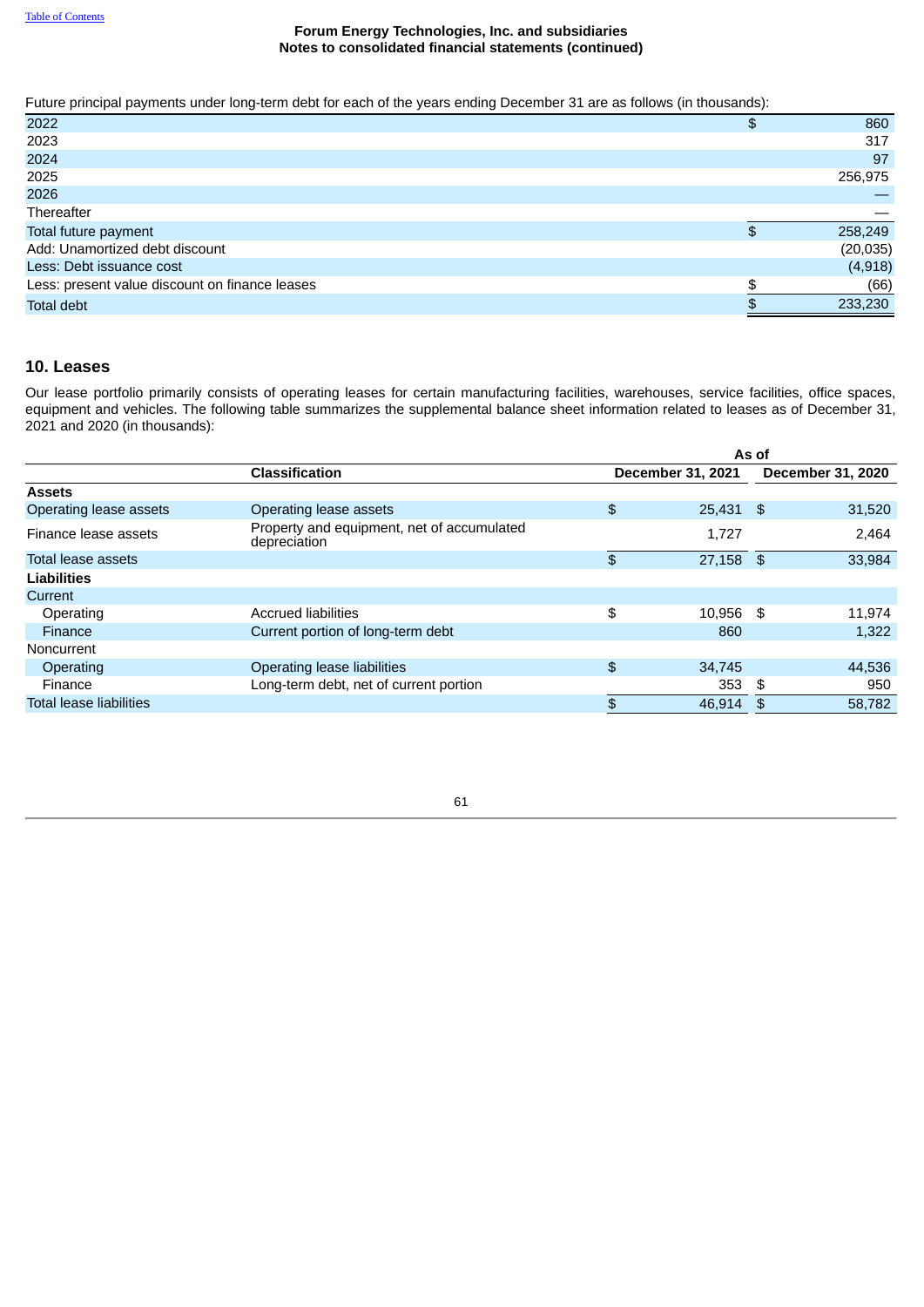Forum Energy Technologies, Inc. and subsidiaries
Notes to consolidated financial statements (continued)

Future principal payments under long-term debt for each of the years ending December 31 are as follows (in thousands):

| | |
|---|---|
| 2022 | $ 860 |
| 2023 | 317 |
| 2024 | 97 |
| 2025 | 256,975 |
| 2026 | — |
| Thereafter | — |
| Total future payment | $ 258,249 |
| Add: Unamortized debt discount | (20,035) |
| Less: Debt issuance cost | (4,918) |
| Less: present value discount on finance leases | $ (66) |
| Total debt | $ 233,230 |

## 10. Leases

Our lease portfolio primarily consists of operating leases for certain manufacturing facilities, warehouses, service facilities, office spaces, equipment and vehicles. The following table summarizes the supplemental balance sheet information related to leases as of December 31, 2021 and 2020 (in thousands):

| | | As of | |
|---|---|---|---|
| | Classification | December 31, 2021 | December 31, 2020 |
| **Assets** | | | |
| Operating lease assets | Operating lease assets | $ 25,431 | $ 31,520 |
| Finance lease assets | Property and equipment, net of accumulated depreciation | 1,727 | 2,464 |
| Total lease assets | | $ 27,158 | $ 33,984 |
| **Liabilities** | | | |
| Current | | | |
| Operating | Accrued liabilities | $ 10,956 | $ 11,974 |
| Finance | Current portion of long-term debt | 860 | 1,322 |
| Noncurrent | | | |
| Operating | Operating lease liabilities | $ 34,745 | 44,536 |
| Finance | Long-term debt, net of current portion | 353 | $ 950 |
| Total lease liabilities | | $ 46,914 | $ 58,782 |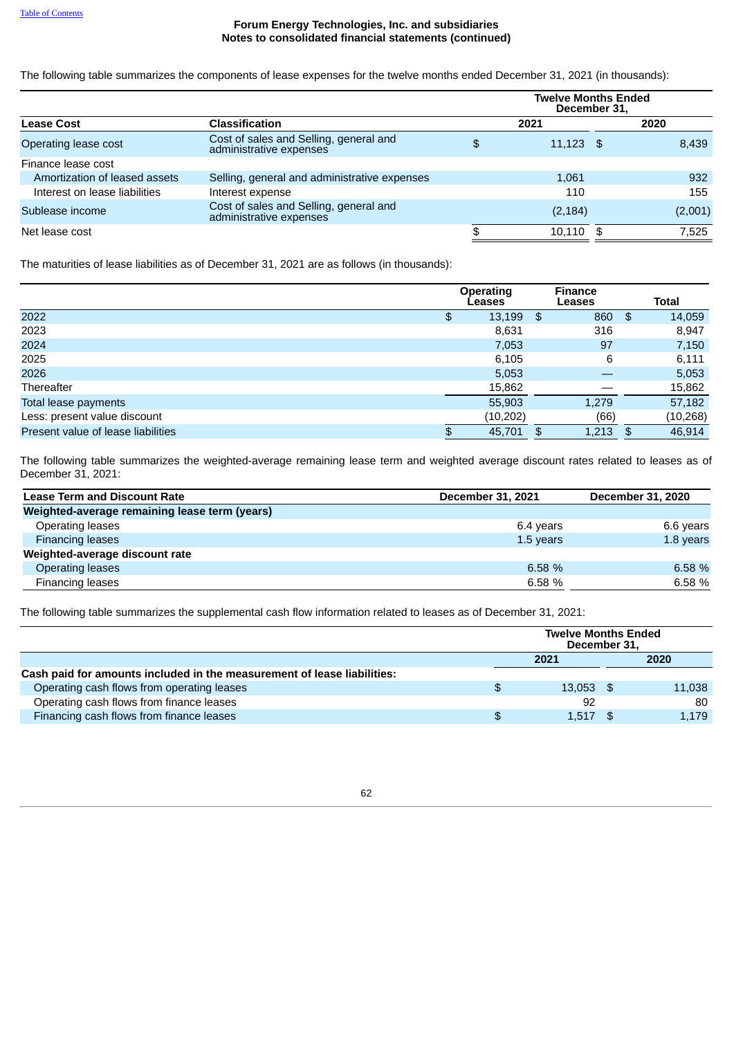Forum Energy Technologies, Inc. and subsidiaries
Notes to consolidated financial statements (continued)

The following table summarizes the components of lease expenses for the twelve months ended December 31, 2021 (in thousands):

| | | Twelve Months Ended December 31, | |
|---|---|---|---|
| **Lease Cost** | **Classification** | **2021** | **2020** |
| Operating lease cost | Cost of sales and Selling, general and administrative expenses | $ 11,123 | $ 8,439 |
| Finance lease cost | | | |
| Amortization of leased assets | Selling, general and administrative expenses | 1,061 | 932 |
| Interest on lease liabilities | Interest expense | 110 | 155 |
| Sublease income | Cost of sales and Selling, general and administrative expenses | (2,184) | (2,001) |
| Net lease cost | | $ 10,110 | $ 7,525 |

The maturities of lease liabilities as of December 31, 2021 are as follows (in thousands):

| | Operating Leases | Finance Leases | Total |
|---|---|---|---|
| 2022 | $ 13,199 | $ 860 | $ 14,059 |
| 2023 | 8,631 | 316 | 8,947 |
| 2024 | 7,053 | 97 | 7,150 |
| 2025 | 6,105 | 6 | 6,111 |
| 2026 | 5,053 | — | 5,053 |
| Thereafter | 15,862 | — | 15,862 |
| Total lease payments | 55,903 | 1,279 | 57,182 |
| Less: present value discount | (10,202) | (66) | (10,268) |
| Present value of lease liabilities | $ 45,701 | $ 1,213 | $ 46,914 |

The following table summarizes the weighted-average remaining lease term and weighted average discount rates related to leases as of December 31, 2021:

| Lease Term and Discount Rate | December 31, 2021 | December 31, 2020 |
|---|---|---|
| **Weighted-average remaining lease term (years)** | | |
| Operating leases | 6.4 years | 6.6 years |
| Financing leases | 1.5 years | 1.8 years |
| **Weighted-average discount rate** | | |
| Operating leases | 6.58 % | 6.58 % |
| Financing leases | 6.58 % | 6.58 % |

The following table summarizes the supplemental cash flow information related to leases as of December 31, 2021:

| | Twelve Months Ended December 31, | |
|---|---|---|
| | **2021** | **2020** |
| **Cash paid for amounts included in the measurement of lease liabilities:** | | |
| Operating cash flows from operating leases | $ 13,053 | $ 11,038 |
| Operating cash flows from finance leases | 92 | 80 |
| Financing cash flows from finance leases | $ 1,517 | $ 1,179 |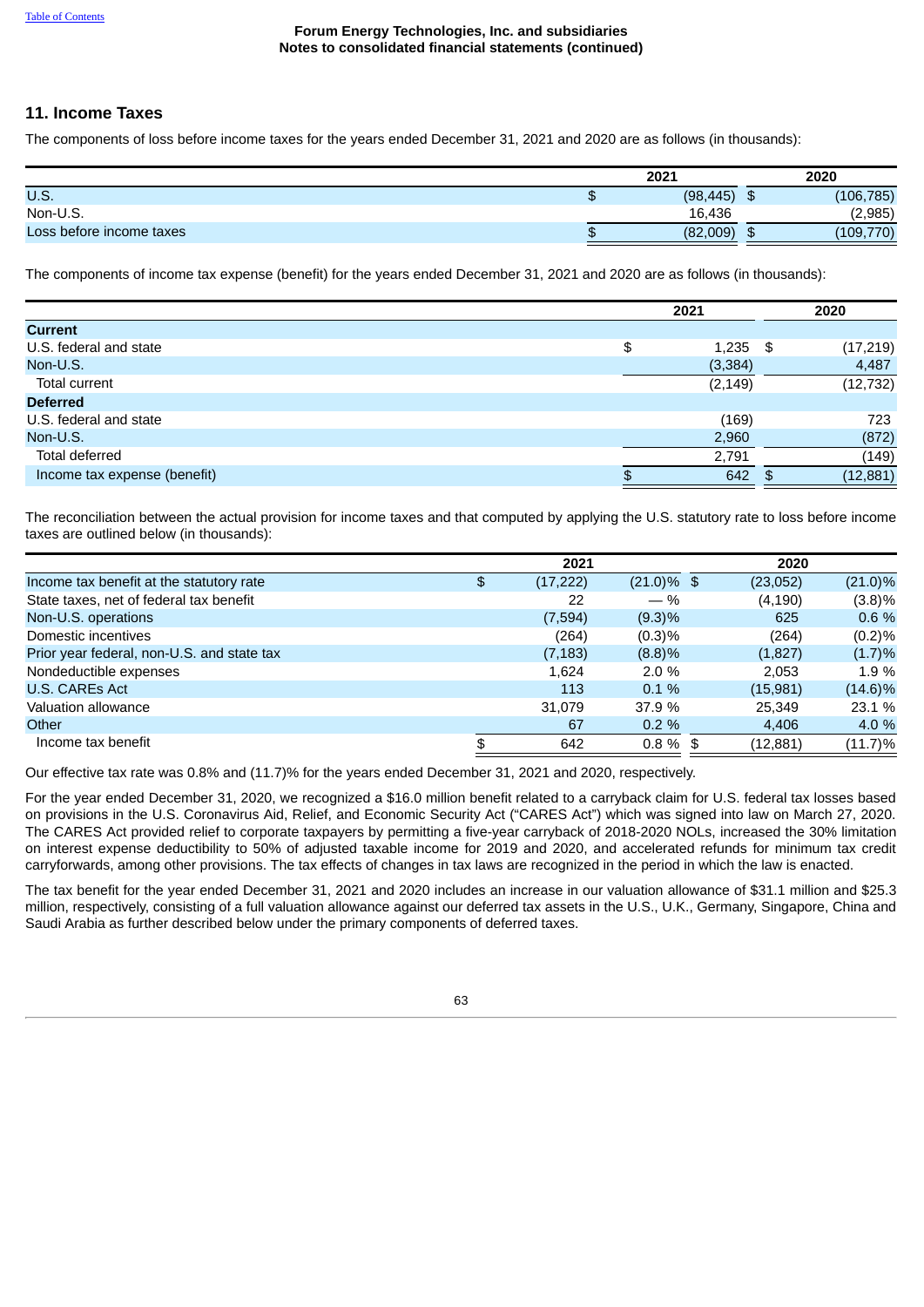Forum Energy Technologies, Inc. and subsidiaries
Notes to consolidated financial statements (continued)

## 11. Income Taxes

The components of loss before income taxes for the years ended December 31, 2021 and 2020 are as follows (in thousands):

| | 2021 | 2020 |
|---|---|---|
| U.S. | $ (98,445) | $ (106,785) |
| Non-U.S. | 16,436 | (2,985) |
| Loss before income taxes | $ (82,009) | $ (109,770) |

The components of income tax expense (benefit) for the years ended December 31, 2021 and 2020 are as follows (in thousands):

| | 2021 | 2020 |
|---|---|---|
| **Current** | | |
| U.S. federal and state | $ 1,235 | $ (17,219) |
| Non-U.S. | (3,384) | 4,487 |
| Total current | (2,149) | (12,732) |
| **Deferred** | | |
| U.S. federal and state | (169) | 723 |
| Non-U.S. | 2,960 | (872) |
| Total deferred | 2,791 | (149) |
| Income tax expense (benefit) | $ 642 | $ (12,881) |

The reconciliation between the actual provision for income taxes and that computed by applying the U.S. statutory rate to loss before income taxes are outlined below (in thousands):

| | 2021 | | 2020 | |
|---|---|---|---|---|
| Income tax benefit at the statutory rate | $ (17,222) | (21.0)% | $ (23,052) | (21.0)% |
| State taxes, net of federal tax benefit | 22 | — % | (4,190) | (3.8)% |
| Non-U.S. operations | (7,594) | (9.3)% | 625 | 0.6 % |
| Domestic incentives | (264) | (0.3)% | (264) | (0.2)% |
| Prior year federal, non-U.S. and state tax | (7,183) | (8.8)% | (1,827) | (1.7)% |
| Nondeductible expenses | 1,624 | 2.0 % | 2,053 | 1.9 % |
| U.S. CAREs Act | 113 | 0.1 % | (15,981) | (14.6)% |
| Valuation allowance | 31,079 | 37.9 % | 25,349 | 23.1 % |
| Other | 67 | 0.2 % | 4,406 | 4.0 % |
| Income tax benefit | $ 642 | 0.8 % | $ (12,881) | (11.7)% |

Our effective tax rate was 0.8% and (11.7)% for the years ended December 31, 2021 and 2020, respectively.

For the year ended December 31, 2020, we recognized a $16.0 million benefit related to a carryback claim for U.S. federal tax losses based on provisions in the U.S. Coronavirus Aid, Relief, and Economic Security Act ("CARES Act") which was signed into law on March 27, 2020. The CARES Act provided relief to corporate taxpayers by permitting a five-year carryback of 2018-2020 NOLs, increased the 30% limitation on interest expense deductibility to 50% of adjusted taxable income for 2019 and 2020, and accelerated refunds for minimum tax credit carryforwards, among other provisions. The tax effects of changes in tax laws are recognized in the period in which the law is enacted.

The tax benefit for the year ended December 31, 2021 and 2020 includes an increase in our valuation allowance of $31.1 million and $25.3 million, respectively, consisting of a full valuation allowance against our deferred tax assets in the U.S., U.K., Germany, Singapore, China and Saudi Arabia as further described below under the primary components of deferred taxes.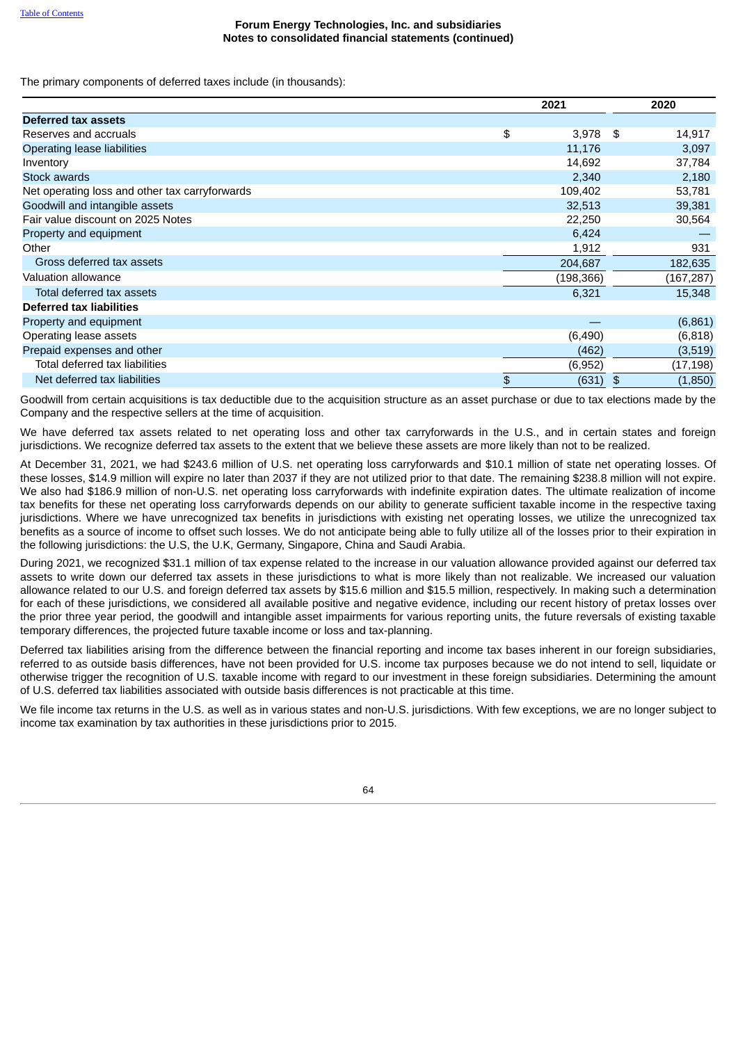The primary components of deferred taxes include (in thousands):

| | 2021 | 2020 |
|---|---|---|
| **Deferred tax assets** | | |
| Reserves and accruals | $ 3,978 | $ 14,917 |
| Operating lease liabilities | 11,176 | 3,097 |
| Inventory | 14,692 | 37,784 |
| Stock awards | 2,340 | 2,180 |
| Net operating loss and other tax carryforwards | 109,402 | 53,781 |
| Goodwill and intangible assets | 32,513 | 39,381 |
| Fair value discount on 2025 Notes | 22,250 | 30,564 |
| Property and equipment | 6,424 | — |
| Other | 1,912 | 931 |
| Gross deferred tax assets | 204,687 | 182,635 |
| Valuation allowance | (198,366) | (167,287) |
| Total deferred tax assets | 6,321 | 15,348 |
| **Deferred tax liabilities** | | |
| Property and equipment | — | (6,861) |
| Operating lease assets | (6,490) | (6,818) |
| Prepaid expenses and other | (462) | (3,519) |
| Total deferred tax liabilities | (6,952) | (17,198) |
| Net deferred tax liabilities | $ (631) | $ (1,850) |

Goodwill from certain acquisitions is tax deductible due to the acquisition structure as an asset purchase or due to tax elections made by the Company and the respective sellers at the time of acquisition.

We have deferred tax assets related to net operating loss and other tax carryforwards in the U.S., and in certain states and foreign jurisdictions. We recognize deferred tax assets to the extent that we believe these assets are more likely than not to be realized.

At December 31, 2021, we had $243.6 million of U.S. net operating loss carryforwards and $10.1 million of state net operating losses. Of these losses, $14.9 million will expire no later than 2037 if they are not utilized prior to that date. The remaining $238.8 million will not expire. We also had $186.9 million of non-U.S. net operating loss carryforwards with indefinite expiration dates. The ultimate realization of income tax benefits for these net operating loss carryforwards depends on our ability to generate sufficient taxable income in the respective taxing jurisdictions. Where we have unrecognized tax benefits in jurisdictions with existing net operating losses, we utilize the unrecognized tax benefits as a source of income to offset such losses. We do not anticipate being able to fully utilize all of the losses prior to their expiration in the following jurisdictions: the U.S, the U.K, Germany, Singapore, China and Saudi Arabia.

During 2021, we recognized $31.1 million of tax expense related to the increase in our valuation allowance provided against our deferred tax assets to write down our deferred tax assets in these jurisdictions to what is more likely than not realizable. We increased our valuation allowance related to our U.S. and foreign deferred tax assets by $15.6 million and $15.5 million, respectively. In making such a determination for each of these jurisdictions, we considered all available positive and negative evidence, including our recent history of pretax losses over the prior three year period, the goodwill and intangible asset impairments for various reporting units, the future reversals of existing taxable temporary differences, the projected future taxable income or loss and tax-planning.

Deferred tax liabilities arising from the difference between the financial reporting and income tax bases inherent in our foreign subsidiaries, referred to as outside basis differences, have not been provided for U.S. income tax purposes because we do not intend to sell, liquidate or otherwise trigger the recognition of U.S. taxable income with regard to our investment in these foreign subsidiaries. Determining the amount of U.S. deferred tax liabilities associated with outside basis differences is not practicable at this time.

We file income tax returns in the U.S. as well as in various states and non-U.S. jurisdictions. With few exceptions, we are no longer subject to income tax examination by tax authorities in these jurisdictions prior to 2015.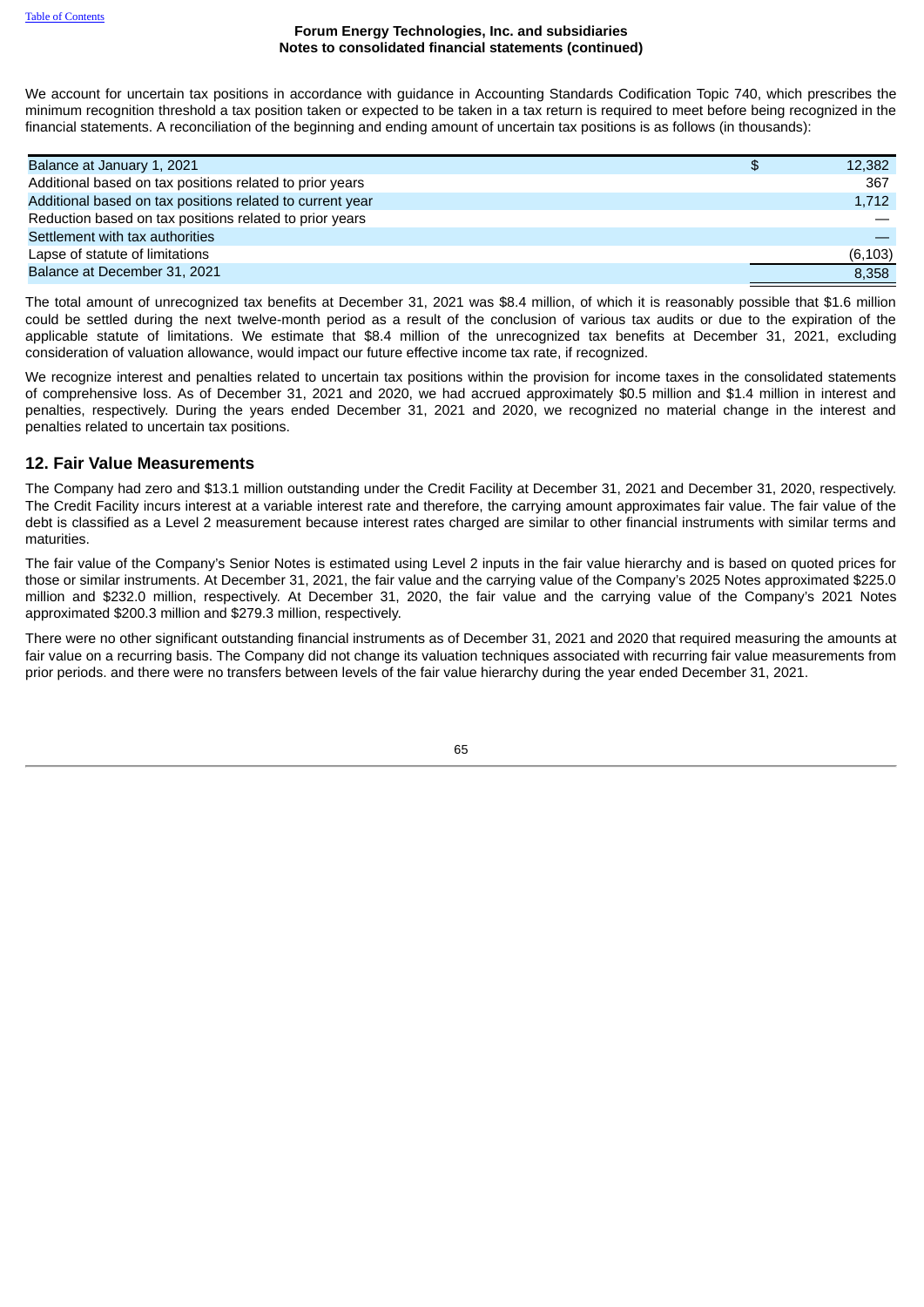We account for uncertain tax positions in accordance with guidance in Accounting Standards Codification Topic 740, which prescribes the minimum recognition threshold a tax position taken or expected to be taken in a tax return is required to meet before being recognized in the financial statements. A reconciliation of the beginning and ending amount of uncertain tax positions is as follows (in thousands):

| | | |
|---|---|---|
| Balance at January 1, 2021 | $ | 12,382 |
| Additional based on tax positions related to prior years | | 367 |
| Additional based on tax positions related to current year | | 1,712 |
| Reduction based on tax positions related to prior years | | — |
| Settlement with tax authorities | | — |
| Lapse of statute of limitations | | (6,103) |
| Balance at December 31, 2021 | | 8,358 |

The total amount of unrecognized tax benefits at December 31, 2021 was $8.4 million, of which it is reasonably possible that $1.6 million could be settled during the next twelve-month period as a result of the conclusion of various tax audits or due to the expiration of the applicable statute of limitations. We estimate that $8.4 million of the unrecognized tax benefits at December 31, 2021, excluding consideration of valuation allowance, would impact our future effective income tax rate, if recognized.

We recognize interest and penalties related to uncertain tax positions within the provision for income taxes in the consolidated statements of comprehensive loss. As of December 31, 2021 and 2020, we had accrued approximately $0.5 million and $1.4 million in interest and penalties, respectively. During the years ended December 31, 2021 and 2020, we recognized no material change in the interest and penalties related to uncertain tax positions.

## 12. Fair Value Measurements

The Company had zero and $13.1 million outstanding under the Credit Facility at December 31, 2021 and December 31, 2020, respectively. The Credit Facility incurs interest at a variable interest rate and therefore, the carrying amount approximates fair value. The fair value of the debt is classified as a Level 2 measurement because interest rates charged are similar to other financial instruments with similar terms and maturities.

The fair value of the Company's Senior Notes is estimated using Level 2 inputs in the fair value hierarchy and is based on quoted prices for those or similar instruments. At December 31, 2021, the fair value and the carrying value of the Company's 2025 Notes approximated $225.0 million and $232.0 million, respectively. At December 31, 2020, the fair value and the carrying value of the Company's 2021 Notes approximated $200.3 million and $279.3 million, respectively.

There were no other significant outstanding financial instruments as of December 31, 2021 and 2020 that required measuring the amounts at fair value on a recurring basis. The Company did not change its valuation techniques associated with recurring fair value measurements from prior periods. and there were no transfers between levels of the fair value hierarchy during the year ended December 31, 2021.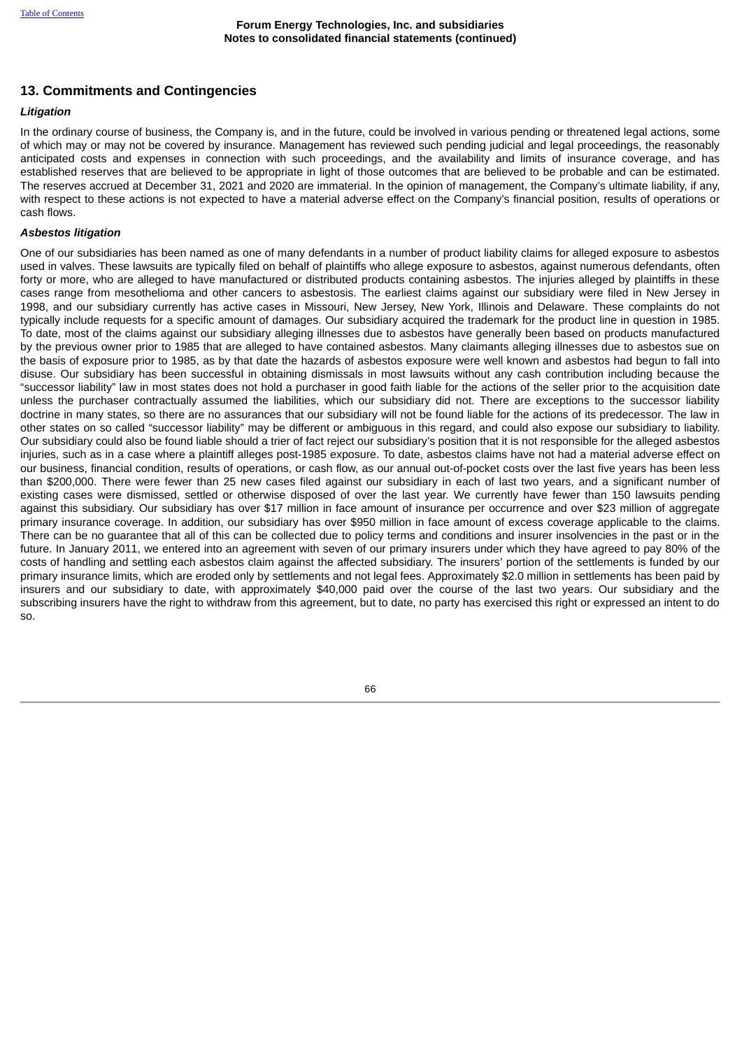## 13. Commitments and Contingencies

### *Litigation*

In the ordinary course of business, the Company is, and in the future, could be involved in various pending or threatened legal actions, some of which may or may not be covered by insurance. Management has reviewed such pending judicial and legal proceedings, the reasonably anticipated costs and expenses in connection with such proceedings, and the availability and limits of insurance coverage, and has established reserves that are believed to be appropriate in light of those outcomes that are believed to be probable and can be estimated. The reserves accrued at December 31, 2021 and 2020 are immaterial. In the opinion of management, the Company's ultimate liability, if any, with respect to these actions is not expected to have a material adverse effect on the Company's financial position, results of operations or cash flows.

### *Asbestos litigation*

One of our subsidiaries has been named as one of many defendants in a number of product liability claims for alleged exposure to asbestos used in valves. These lawsuits are typically filed on behalf of plaintiffs who allege exposure to asbestos, against numerous defendants, often forty or more, who are alleged to have manufactured or distributed products containing asbestos. The injuries alleged by plaintiffs in these cases range from mesothelioma and other cancers to asbestosis. The earliest claims against our subsidiary were filed in New Jersey in 1998, and our subsidiary currently has active cases in Missouri, New Jersey, New York, Illinois and Delaware. These complaints do not typically include requests for a specific amount of damages. Our subsidiary acquired the trademark for the product line in question in 1985. To date, most of the claims against our subsidiary alleging illnesses due to asbestos have generally been based on products manufactured by the previous owner prior to 1985 that are alleged to have contained asbestos. Many claimants alleging illnesses due to asbestos sue on the basis of exposure prior to 1985, as by that date the hazards of asbestos exposure were well known and asbestos had begun to fall into disuse. Our subsidiary has been successful in obtaining dismissals in most lawsuits without any cash contribution including because the "successor liability" law in most states does not hold a purchaser in good faith liable for the actions of the seller prior to the acquisition date unless the purchaser contractually assumed the liabilities, which our subsidiary did not. There are exceptions to the successor liability doctrine in many states, so there are no assurances that our subsidiary will not be found liable for the actions of its predecessor. The law in other states on so called "successor liability" may be different or ambiguous in this regard, and could also expose our subsidiary to liability. Our subsidiary could also be found liable should a trier of fact reject our subsidiary's position that it is not responsible for the alleged asbestos injuries, such as in a case where a plaintiff alleges post-1985 exposure. To date, asbestos claims have not had a material adverse effect on our business, financial condition, results of operations, or cash flow, as our annual out-of-pocket costs over the last five years has been less than $200,000. There were fewer than 25 new cases filed against our subsidiary in each of last two years, and a significant number of existing cases were dismissed, settled or otherwise disposed of over the last year. We currently have fewer than 150 lawsuits pending against this subsidiary. Our subsidiary has over $17 million in face amount of insurance per occurrence and over $23 million of aggregate primary insurance coverage. In addition, our subsidiary has over $950 million in face amount of excess coverage applicable to the claims. There can be no guarantee that all of this can be collected due to policy terms and conditions and insurer insolvencies in the past or in the future. In January 2011, we entered into an agreement with seven of our primary insurers under which they have agreed to pay 80% of the costs of handling and settling each asbestos claim against the affected subsidiary. The insurers' portion of the settlements is funded by our primary insurance limits, which are eroded only by settlements and not legal fees. Approximately $2.0 million in settlements has been paid by insurers and our subsidiary to date, with approximately $40,000 paid over the course of the last two years. Our subsidiary and the subscribing insurers have the right to withdraw from this agreement, but to date, no party has exercised this right or expressed an intent to do so.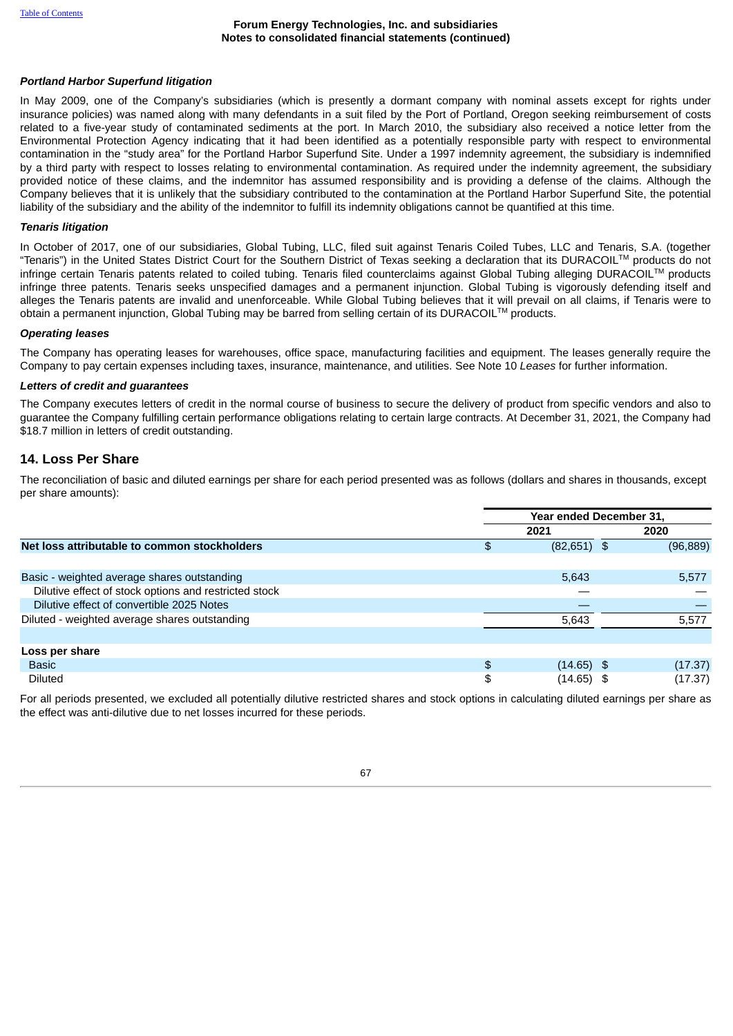*Portland Harbor Superfund litigation*

In May 2009, one of the Company's subsidiaries (which is presently a dormant company with nominal assets except for rights under insurance policies) was named along with many defendants in a suit filed by the Port of Portland, Oregon seeking reimbursement of costs related to a five-year study of contaminated sediments at the port. In March 2010, the subsidiary also received a notice letter from the Environmental Protection Agency indicating that it had been identified as a potentially responsible party with respect to environmental contamination in the "study area" for the Portland Harbor Superfund Site. Under a 1997 indemnity agreement, the subsidiary is indemnified by a third party with respect to losses relating to environmental contamination. As required under the indemnity agreement, the subsidiary provided notice of these claims, and the indemnitor has assumed responsibility and is providing a defense of the claims. Although the Company believes that it is unlikely that the subsidiary contributed to the contamination at the Portland Harbor Superfund Site, the potential liability of the subsidiary and the ability of the indemnitor to fulfill its indemnity obligations cannot be quantified at this time.

*Tenaris litigation*

In October of 2017, one of our subsidiaries, Global Tubing, LLC, filed suit against Tenaris Coiled Tubes, LLC and Tenaris, S.A. (together "Tenaris") in the United States District Court for the Southern District of Texas seeking a declaration that its DURACOIL™ products do not infringe certain Tenaris patents related to coiled tubing. Tenaris filed counterclaims against Global Tubing alleging DURACOIL™ products infringe three patents. Tenaris seeks unspecified damages and a permanent injunction. Global Tubing is vigorously defending itself and alleges the Tenaris patents are invalid and unenforceable. While Global Tubing believes that it will prevail on all claims, if Tenaris were to obtain a permanent injunction, Global Tubing may be barred from selling certain of its DURACOIL™ products.

*Operating leases*

The Company has operating leases for warehouses, office space, manufacturing facilities and equipment. The leases generally require the Company to pay certain expenses including taxes, insurance, maintenance, and utilities. See Note 10 *Leases* for further information.

*Letters of credit and guarantees*

The Company executes letters of credit in the normal course of business to secure the delivery of product from specific vendors and also to guarantee the Company fulfilling certain performance obligations relating to certain large contracts. At December 31, 2021, the Company had $18.7 million in letters of credit outstanding.

## 14. Loss Per Share

The reconciliation of basic and diluted earnings per share for each period presented was as follows (dollars and shares in thousands, except per share amounts):

| | Year ended December 31, | |
|---|---|---|
| | 2021 | 2020 |
| **Net loss attributable to common stockholders** | $ (82,651) | $ (96,889) |
| | | |
| Basic - weighted average shares outstanding | 5,643 | 5,577 |
| Dilutive effect of stock options and restricted stock | — | — |
| Dilutive effect of convertible 2025 Notes | — | — |
| Diluted - weighted average shares outstanding | 5,643 | 5,577 |
| | | |
| **Loss per share** | | |
| Basic | $ (14.65) | $ (17.37) |
| Diluted | $ (14.65) | $ (17.37) |

For all periods presented, we excluded all potentially dilutive restricted shares and stock options in calculating diluted earnings per share as the effect was anti-dilutive due to net losses incurred for these periods.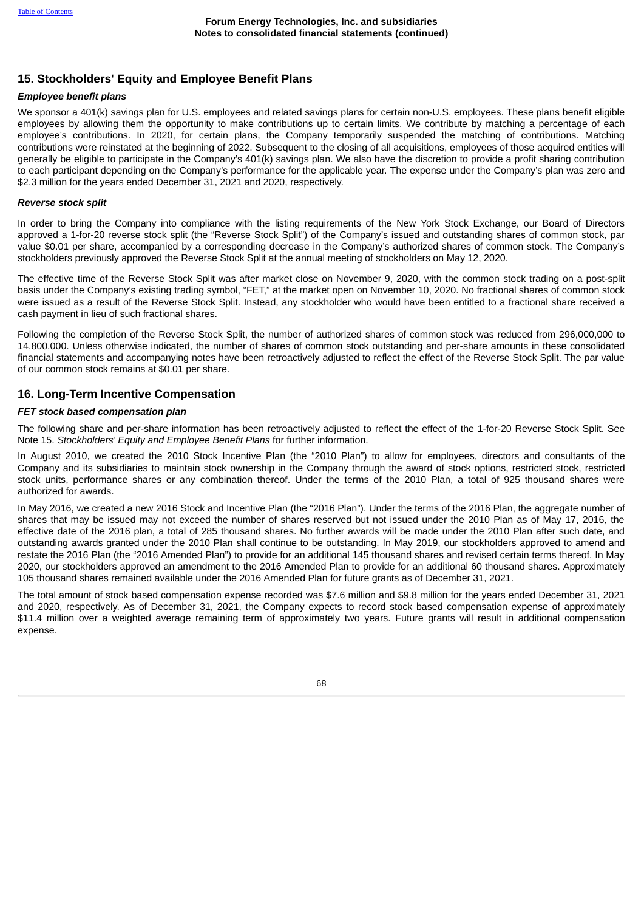## 15. Stockholders' Equity and Employee Benefit Plans

***Employee benefit plans***

We sponsor a 401(k) savings plan for U.S. employees and related savings plans for certain non-U.S. employees. These plans benefit eligible employees by allowing them the opportunity to make contributions up to certain limits. We contribute by matching a percentage of each employee's contributions. In 2020, for certain plans, the Company temporarily suspended the matching of contributions. Matching contributions were reinstated at the beginning of 2022. Subsequent to the closing of all acquisitions, employees of those acquired entities will generally be eligible to participate in the Company's 401(k) savings plan. We also have the discretion to provide a profit sharing contribution to each participant depending on the Company's performance for the applicable year. The expense under the Company's plan was zero and $2.3 million for the years ended December 31, 2021 and 2020, respectively.

***Reverse stock split***

In order to bring the Company into compliance with the listing requirements of the New York Stock Exchange, our Board of Directors approved a 1-for-20 reverse stock split (the "Reverse Stock Split") of the Company's issued and outstanding shares of common stock, par value $0.01 per share, accompanied by a corresponding decrease in the Company's authorized shares of common stock. The Company's stockholders previously approved the Reverse Stock Split at the annual meeting of stockholders on May 12, 2020.

The effective time of the Reverse Stock Split was after market close on November 9, 2020, with the common stock trading on a post-split basis under the Company's existing trading symbol, "FET," at the market open on November 10, 2020. No fractional shares of common stock were issued as a result of the Reverse Stock Split. Instead, any stockholder who would have been entitled to a fractional share received a cash payment in lieu of such fractional shares.

Following the completion of the Reverse Stock Split, the number of authorized shares of common stock was reduced from 296,000,000 to 14,800,000. Unless otherwise indicated, the number of shares of common stock outstanding and per-share amounts in these consolidated financial statements and accompanying notes have been retroactively adjusted to reflect the effect of the Reverse Stock Split. The par value of our common stock remains at $0.01 per share.

## 16. Long-Term Incentive Compensation

***FET stock based compensation plan***

The following share and per-share information has been retroactively adjusted to reflect the effect of the 1-for-20 Reverse Stock Split. See Note 15. *Stockholders' Equity and Employee Benefit Plans* for further information.

In August 2010, we created the 2010 Stock Incentive Plan (the "2010 Plan") to allow for employees, directors and consultants of the Company and its subsidiaries to maintain stock ownership in the Company through the award of stock options, restricted stock, restricted stock units, performance shares or any combination thereof. Under the terms of the 2010 Plan, a total of 925 thousand shares were authorized for awards.

In May 2016, we created a new 2016 Stock and Incentive Plan (the "2016 Plan"). Under the terms of the 2016 Plan, the aggregate number of shares that may be issued may not exceed the number of shares reserved but not issued under the 2010 Plan as of May 17, 2016, the effective date of the 2016 plan, a total of 285 thousand shares. No further awards will be made under the 2010 Plan after such date, and outstanding awards granted under the 2010 Plan shall continue to be outstanding. In May 2019, our stockholders approved to amend and restate the 2016 Plan (the "2016 Amended Plan") to provide for an additional 145 thousand shares and revised certain terms thereof. In May 2020, our stockholders approved an amendment to the 2016 Amended Plan to provide for an additional 60 thousand shares. Approximately 105 thousand shares remained available under the 2016 Amended Plan for future grants as of December 31, 2021.

The total amount of stock based compensation expense recorded was $7.6 million and $9.8 million for the years ended December 31, 2021 and 2020, respectively. As of December 31, 2021, the Company expects to record stock based compensation expense of approximately $11.4 million over a weighted average remaining term of approximately two years. Future grants will result in additional compensation expense.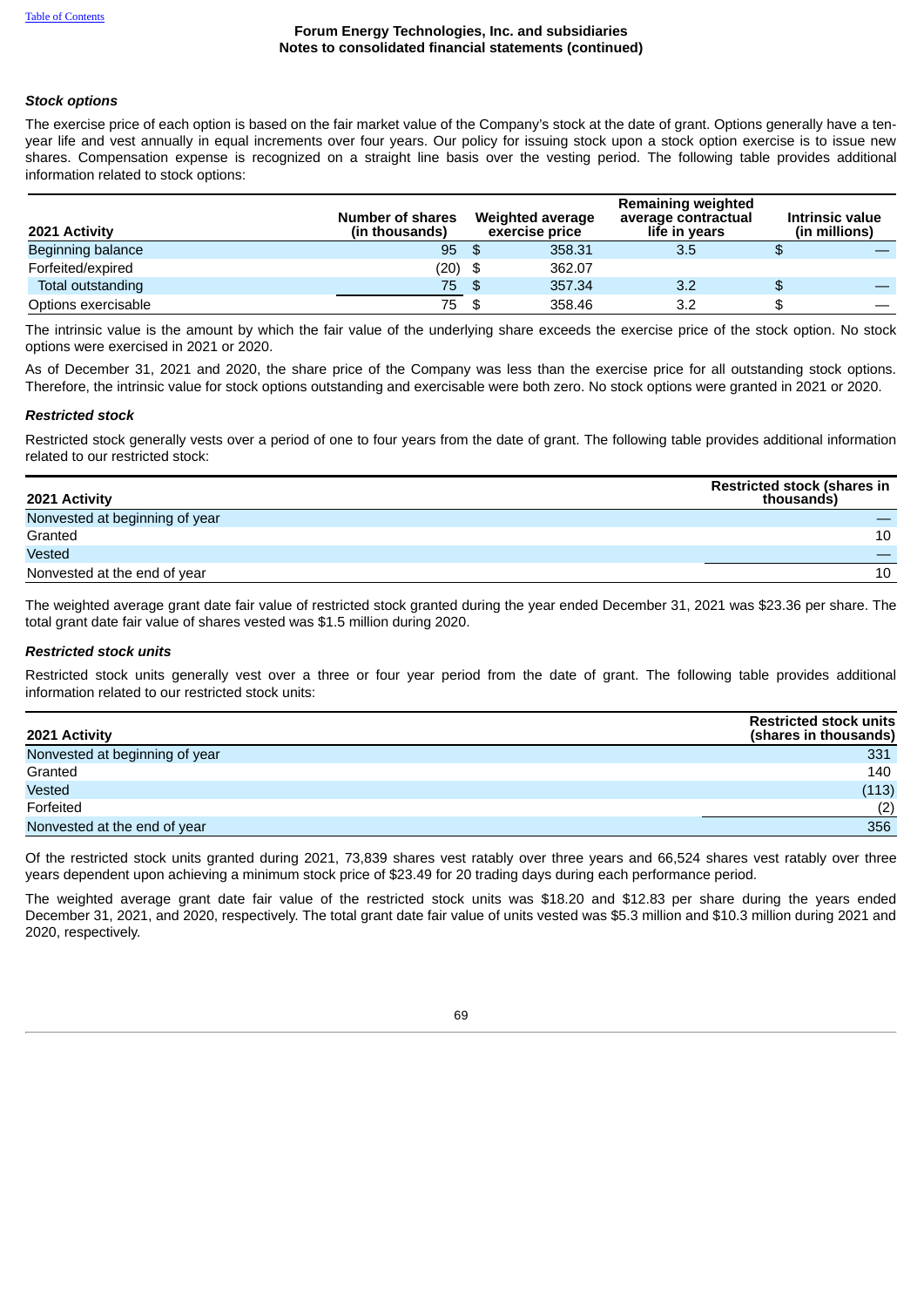### *Stock options*

The exercise price of each option is based on the fair market value of the Company's stock at the date of grant. Options generally have a ten-year life and vest annually in equal increments over four years. Our policy for issuing stock upon a stock option exercise is to issue new shares. Compensation expense is recognized on a straight line basis over the vesting period. The following table provides additional information related to stock options:

| 2021 Activity | Number of shares (in thousands) | Weighted average exercise price | Remaining weighted average contractual life in years | Intrinsic value (in millions) |
|---|---|---|---|---|
| Beginning balance | 95 | $ 358.31 | 3.5 | $ — |
| Forfeited/expired | (20) | $ 362.07 | | |
| Total outstanding | 75 | $ 357.34 | 3.2 | $ — |
| Options exercisable | 75 | $ 358.46 | 3.2 | $ — |

The intrinsic value is the amount by which the fair value of the underlying share exceeds the exercise price of the stock option. No stock options were exercised in 2021 or 2020.

As of December 31, 2021 and 2020, the share price of the Company was less than the exercise price for all outstanding stock options. Therefore, the intrinsic value for stock options outstanding and exercisable were both zero. No stock options were granted in 2021 or 2020.

### *Restricted stock*

Restricted stock generally vests over a period of one to four years from the date of grant. The following table provides additional information related to our restricted stock:

| 2021 Activity | Restricted stock (shares in thousands) |
|---|---|
| Nonvested at beginning of year | — |
| Granted | 10 |
| Vested | — |
| Nonvested at the end of year | 10 |

The weighted average grant date fair value of restricted stock granted during the year ended December 31, 2021 was $23.36 per share. The total grant date fair value of shares vested was $1.5 million during 2020.

### *Restricted stock units*

Restricted stock units generally vest over a three or four year period from the date of grant. The following table provides additional information related to our restricted stock units:

| 2021 Activity | Restricted stock units (shares in thousands) |
|---|---|
| Nonvested at beginning of year | 331 |
| Granted | 140 |
| Vested | (113) |
| Forfeited | (2) |
| Nonvested at the end of year | 356 |

Of the restricted stock units granted during 2021, 73,839 shares vest ratably over three years and 66,524 shares vest ratably over three years dependent upon achieving a minimum stock price of $23.49 for 20 trading days during each performance period.

The weighted average grant date fair value of the restricted stock units was $18.20 and $12.83 per share during the years ended December 31, 2021, and 2020, respectively. The total grant date fair value of units vested was $5.3 million and $10.3 million during 2021 and 2020, respectively.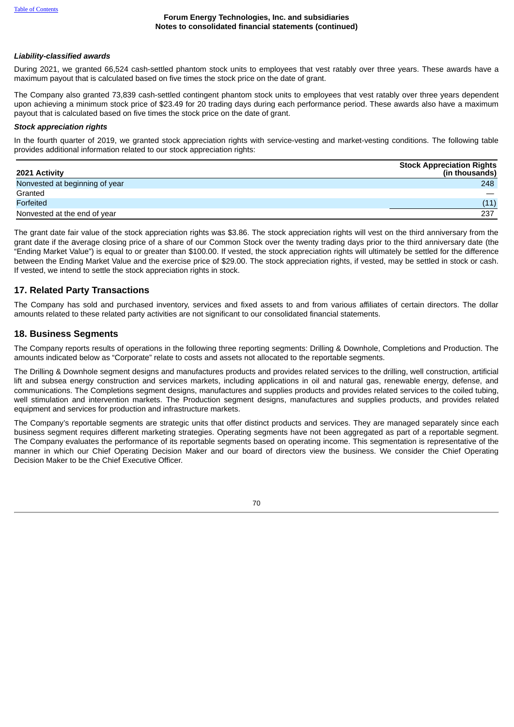***Liability-classified awards***

During 2021, we granted 66,524 cash-settled phantom stock units to employees that vest ratably over three years. These awards have a maximum payout that is calculated based on five times the stock price on the date of grant.

The Company also granted 73,839 cash-settled contingent phantom stock units to employees that vest ratably over three years dependent upon achieving a minimum stock price of $23.49 for 20 trading days during each performance period. These awards also have a maximum payout that is calculated based on five times the stock price on the date of grant.

***Stock appreciation rights***

In the fourth quarter of 2019, we granted stock appreciation rights with service-vesting and market-vesting conditions. The following table provides additional information related to our stock appreciation rights:

| 2021 Activity | Stock Appreciation Rights (in thousands) |
|---|---|
| Nonvested at beginning of year | 248 |
| Granted | — |
| Forfeited | (11) |
| Nonvested at the end of year | 237 |

The grant date fair value of the stock appreciation rights was $3.86. The stock appreciation rights will vest on the third anniversary from the grant date if the average closing price of a share of our Common Stock over the twenty trading days prior to the third anniversary date (the "Ending Market Value") is equal to or greater than $100.00. If vested, the stock appreciation rights will ultimately be settled for the difference between the Ending Market Value and the exercise price of $29.00. The stock appreciation rights, if vested, may be settled in stock or cash. If vested, we intend to settle the stock appreciation rights in stock.

## 17. Related Party Transactions

The Company has sold and purchased inventory, services and fixed assets to and from various affiliates of certain directors. The dollar amounts related to these related party activities are not significant to our consolidated financial statements.

## 18. Business Segments

The Company reports results of operations in the following three reporting segments: Drilling & Downhole, Completions and Production. The amounts indicated below as "Corporate" relate to costs and assets not allocated to the reportable segments.

The Drilling & Downhole segment designs and manufactures products and provides related services to the drilling, well construction, artificial lift and subsea energy construction and services markets, including applications in oil and natural gas, renewable energy, defense, and communications. The Completions segment designs, manufactures and supplies products and provides related services to the coiled tubing, well stimulation and intervention markets. The Production segment designs, manufactures and supplies products, and provides related equipment and services for production and infrastructure markets.

The Company's reportable segments are strategic units that offer distinct products and services. They are managed separately since each business segment requires different marketing strategies. Operating segments have not been aggregated as part of a reportable segment. The Company evaluates the performance of its reportable segments based on operating income. This segmentation is representative of the manner in which our Chief Operating Decision Maker and our board of directors view the business. We consider the Chief Operating Decision Maker to be the Chief Executive Officer.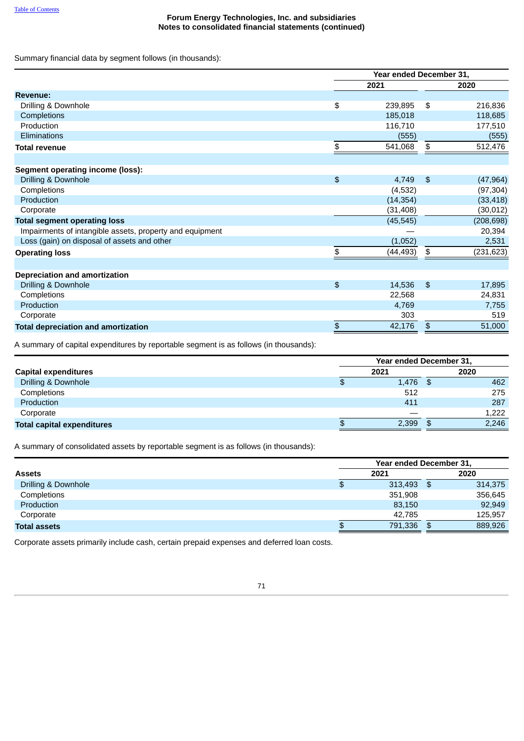Forum Energy Technologies, Inc. and subsidiaries
Notes to consolidated financial statements (continued)

Summary financial data by segment follows (in thousands):

| | Year ended December 31, | |
|---|---|---|
| | 2021 | 2020 |
| **Revenue:** | | |
| Drilling & Downhole | $ 239,895 | $ 216,836 |
| Completions | 185,018 | 118,685 |
| Production | 116,710 | 177,510 |
| Eliminations | (555) | (555) |
| **Total revenue** | $ 541,068 | $ 512,476 |
| | | |
| **Segment operating income (loss):** | | |
| Drilling & Downhole | $ 4,749 | $ (47,964) |
| Completions | (4,532) | (97,304) |
| Production | (14,354) | (33,418) |
| Corporate | (31,408) | (30,012) |
| **Total segment operating loss** | (45,545) | (208,698) |
| Impairments of intangible assets, property and equipment | — | 20,394 |
| Loss (gain) on disposal of assets and other | (1,052) | 2,531 |
| **Operating loss** | $ (44,493) | $ (231,623) |
| | | |
| **Depreciation and amortization** | | |
| Drilling & Downhole | $ 14,536 | $ 17,895 |
| Completions | 22,568 | 24,831 |
| Production | 4,769 | 7,755 |
| Corporate | 303 | 519 |
| **Total depreciation and amortization** | $ 42,176 | $ 51,000 |

A summary of capital expenditures by reportable segment is as follows (in thousands):

| | Year ended December 31, | |
|---|---|---|
| **Capital expenditures** | 2021 | 2020 |
| Drilling & Downhole | $ 1,476 | $ 462 |
| Completions | 512 | 275 |
| Production | 411 | 287 |
| Corporate | — | 1,222 |
| **Total capital expenditures** | $ 2,399 | $ 2,246 |

A summary of consolidated assets by reportable segment is as follows (in thousands):

| | Year ended December 31, | |
|---|---|---|
| **Assets** | 2021 | 2020 |
| Drilling & Downhole | $ 313,493 | $ 314,375 |
| Completions | 351,908 | 356,645 |
| Production | 83,150 | 92,949 |
| Corporate | 42,785 | 125,957 |
| **Total assets** | $ 791,336 | $ 889,926 |

Corporate assets primarily include cash, certain prepaid expenses and deferred loan costs.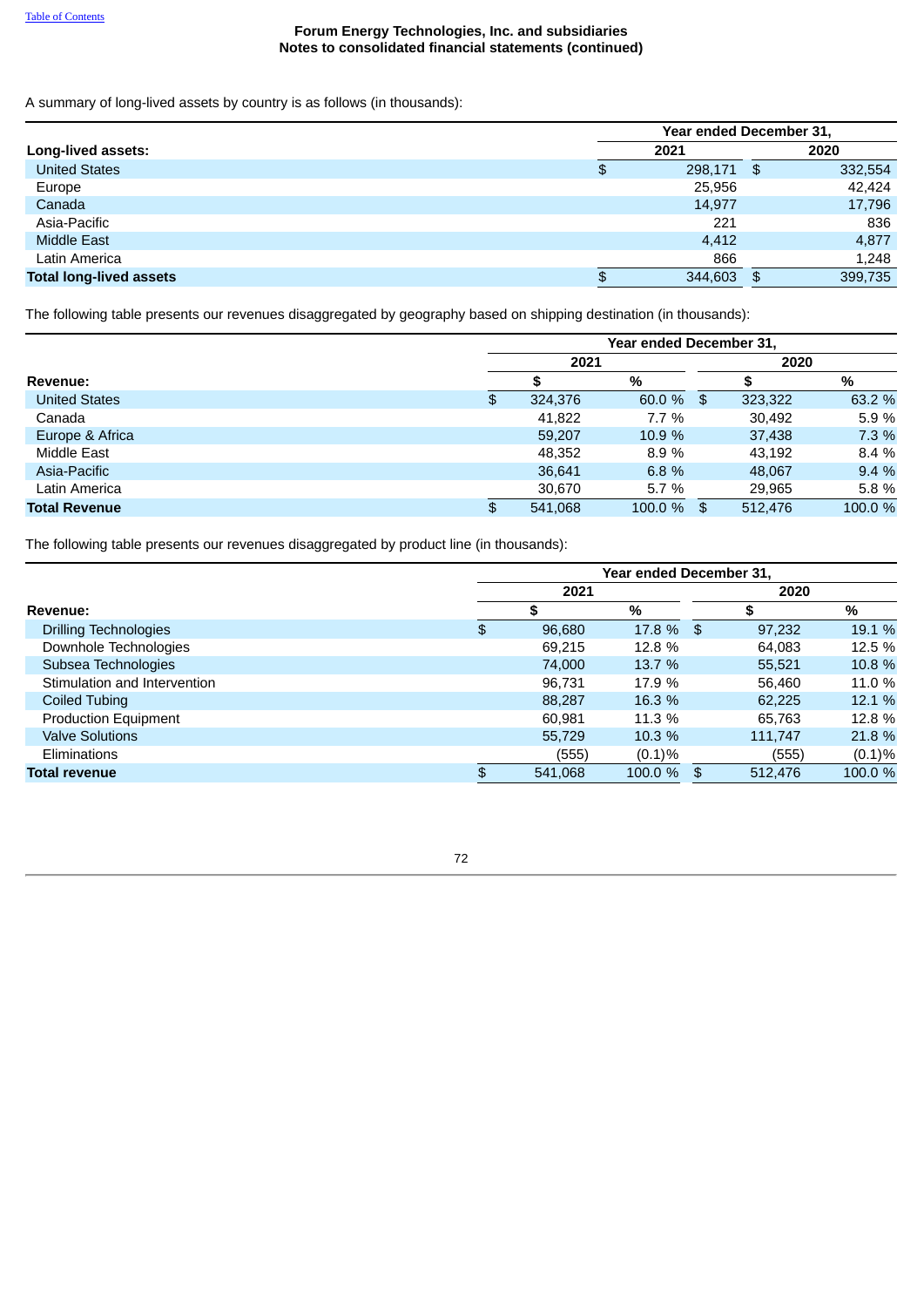Forum Energy Technologies, Inc. and subsidiaries
Notes to consolidated financial statements (continued)

A summary of long-lived assets by country is as follows (in thousands):

| | Year ended December 31, | |
|---|---|---|
| **Long-lived assets:** | **2021** | **2020** |
| United States | $ 298,171 | $ 332,554 |
| Europe | 25,956 | 42,424 |
| Canada | 14,977 | 17,796 |
| Asia-Pacific | 221 | 836 |
| Middle East | 4,412 | 4,877 |
| Latin America | 866 | 1,248 |
| **Total long-lived assets** | $ 344,603 | $ 399,735 |

The following table presents our revenues disaggregated by geography based on shipping destination (in thousands):

| | Year ended December 31, | | | |
|---|---|---|---|---|
| | **2021** | | **2020** | |
| **Revenue:** | **$** | **%** | **$** | **%** |
| United States | $ 324,376 | 60.0 % | $ 323,322 | 63.2 % |
| Canada | 41,822 | 7.7 % | 30,492 | 5.9 % |
| Europe & Africa | 59,207 | 10.9 % | 37,438 | 7.3 % |
| Middle East | 48,352 | 8.9 % | 43,192 | 8.4 % |
| Asia-Pacific | 36,641 | 6.8 % | 48,067 | 9.4 % |
| Latin America | 30,670 | 5.7 % | 29,965 | 5.8 % |
| **Total Revenue** | $ 541,068 | 100.0 % | $ 512,476 | 100.0 % |

The following table presents our revenues disaggregated by product line (in thousands):

| | Year ended December 31, | | | |
|---|---|---|---|---|
| | **2021** | | **2020** | |
| **Revenue:** | **$** | **%** | **$** | **%** |
| Drilling Technologies | $ 96,680 | 17.8 % | $ 97,232 | 19.1 % |
| Downhole Technologies | 69,215 | 12.8 % | 64,083 | 12.5 % |
| Subsea Technologies | 74,000 | 13.7 % | 55,521 | 10.8 % |
| Stimulation and Intervention | 96,731 | 17.9 % | 56,460 | 11.0 % |
| Coiled Tubing | 88,287 | 16.3 % | 62,225 | 12.1 % |
| Production Equipment | 60,981 | 11.3 % | 65,763 | 12.8 % |
| Valve Solutions | 55,729 | 10.3 % | 111,747 | 21.8 % |
| Eliminations | (555) | (0.1)% | (555) | (0.1)% |
| **Total revenue** | $ 541,068 | 100.0 % | $ 512,476 | 100.0 % |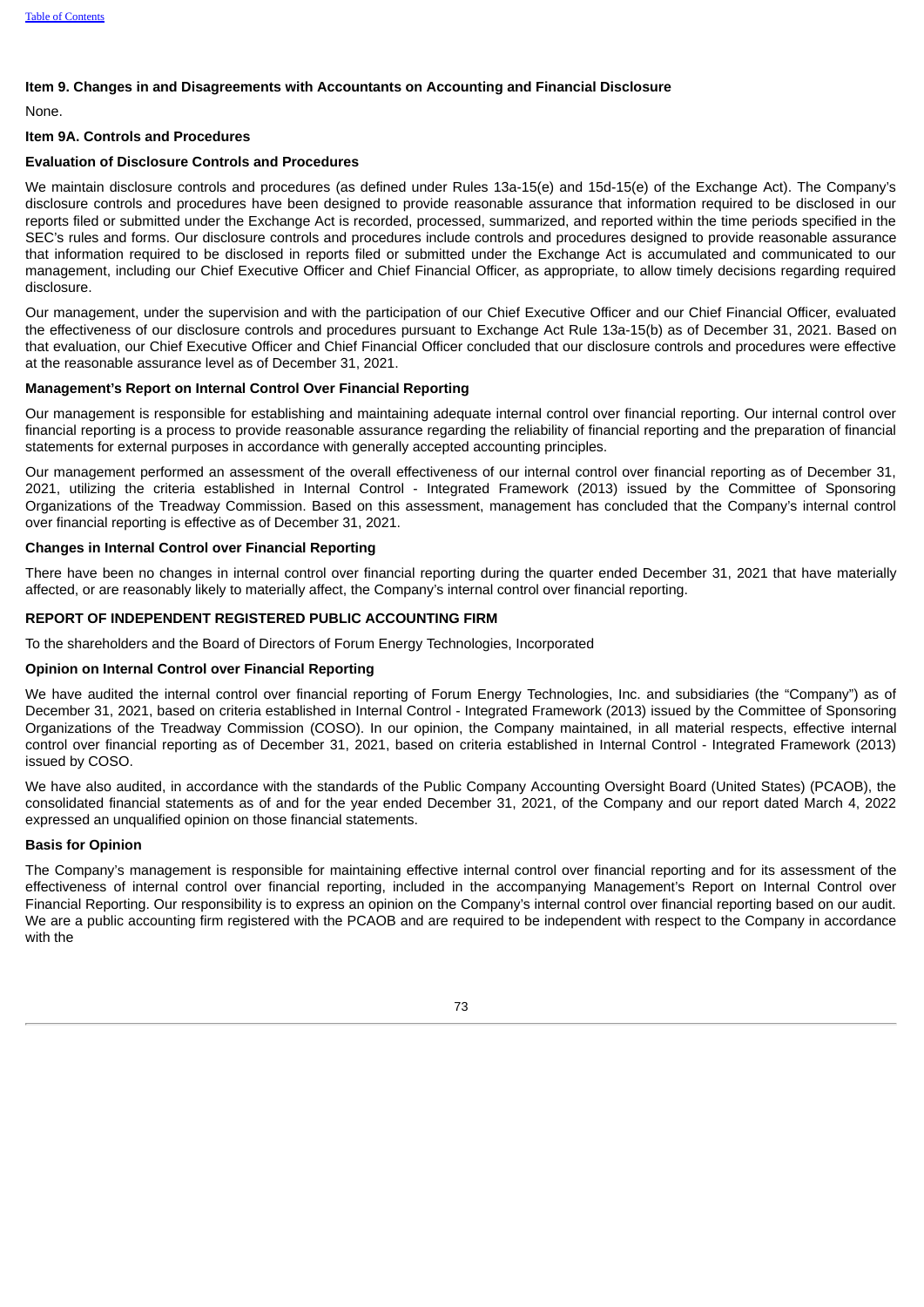### Item 9. Changes in and Disagreements with Accountants on Accounting and Financial Disclosure

None.

### Item 9A. Controls and Procedures

#### Evaluation of Disclosure Controls and Procedures

We maintain disclosure controls and procedures (as defined under Rules 13a-15(e) and 15d-15(e) of the Exchange Act). The Company's disclosure controls and procedures have been designed to provide reasonable assurance that information required to be disclosed in our reports filed or submitted under the Exchange Act is recorded, processed, summarized, and reported within the time periods specified in the SEC's rules and forms. Our disclosure controls and procedures include controls and procedures designed to provide reasonable assurance that information required to be disclosed in reports filed or submitted under the Exchange Act is accumulated and communicated to our management, including our Chief Executive Officer and Chief Financial Officer, as appropriate, to allow timely decisions regarding required disclosure.

Our management, under the supervision and with the participation of our Chief Executive Officer and our Chief Financial Officer, evaluated the effectiveness of our disclosure controls and procedures pursuant to Exchange Act Rule 13a-15(b) as of December 31, 2021. Based on that evaluation, our Chief Executive Officer and Chief Financial Officer concluded that our disclosure controls and procedures were effective at the reasonable assurance level as of December 31, 2021.

#### Management's Report on Internal Control Over Financial Reporting

Our management is responsible for establishing and maintaining adequate internal control over financial reporting. Our internal control over financial reporting is a process to provide reasonable assurance regarding the reliability of financial reporting and the preparation of financial statements for external purposes in accordance with generally accepted accounting principles.

Our management performed an assessment of the overall effectiveness of our internal control over financial reporting as of December 31, 2021, utilizing the criteria established in Internal Control - Integrated Framework (2013) issued by the Committee of Sponsoring Organizations of the Treadway Commission. Based on this assessment, management has concluded that the Company's internal control over financial reporting is effective as of December 31, 2021.

#### Changes in Internal Control over Financial Reporting

There have been no changes in internal control over financial reporting during the quarter ended December 31, 2021 that have materially affected, or are reasonably likely to materially affect, the Company's internal control over financial reporting.

### REPORT OF INDEPENDENT REGISTERED PUBLIC ACCOUNTING FIRM

To the shareholders and the Board of Directors of Forum Energy Technologies, Incorporated

#### Opinion on Internal Control over Financial Reporting

We have audited the internal control over financial reporting of Forum Energy Technologies, Inc. and subsidiaries (the "Company") as of December 31, 2021, based on criteria established in Internal Control - Integrated Framework (2013) issued by the Committee of Sponsoring Organizations of the Treadway Commission (COSO). In our opinion, the Company maintained, in all material respects, effective internal control over financial reporting as of December 31, 2021, based on criteria established in Internal Control - Integrated Framework (2013) issued by COSO.

We have also audited, in accordance with the standards of the Public Company Accounting Oversight Board (United States) (PCAOB), the consolidated financial statements as of and for the year ended December 31, 2021, of the Company and our report dated March 4, 2022 expressed an unqualified opinion on those financial statements.

#### Basis for Opinion

The Company's management is responsible for maintaining effective internal control over financial reporting and for its assessment of the effectiveness of internal control over financial reporting, included in the accompanying Management's Report on Internal Control over Financial Reporting. Our responsibility is to express an opinion on the Company's internal control over financial reporting based on our audit. We are a public accounting firm registered with the PCAOB and are required to be independent with respect to the Company in accordance with the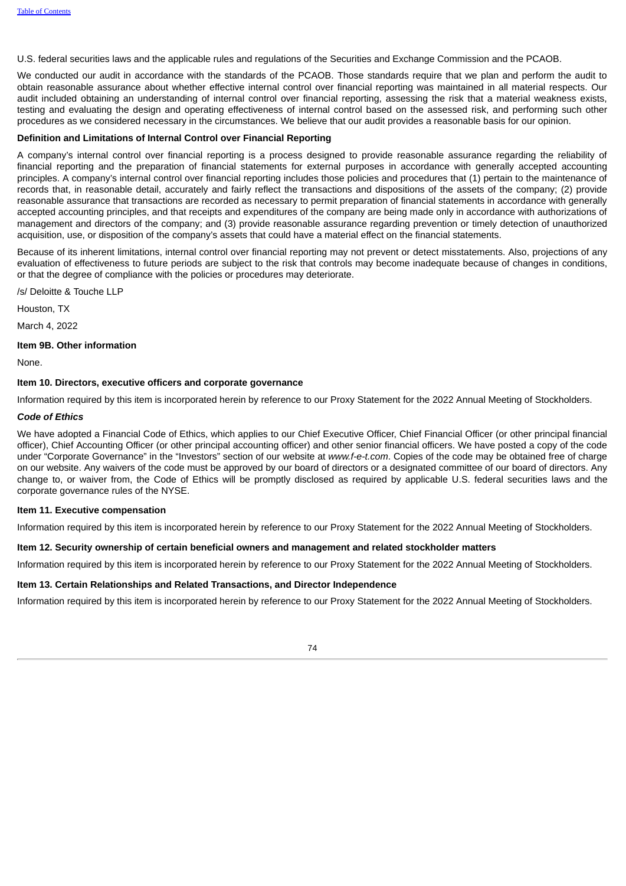U.S. federal securities laws and the applicable rules and regulations of the Securities and Exchange Commission and the PCAOB.

We conducted our audit in accordance with the standards of the PCAOB. Those standards require that we plan and perform the audit to obtain reasonable assurance about whether effective internal control over financial reporting was maintained in all material respects. Our audit included obtaining an understanding of internal control over financial reporting, assessing the risk that a material weakness exists, testing and evaluating the design and operating effectiveness of internal control based on the assessed risk, and performing such other procedures as we considered necessary in the circumstances. We believe that our audit provides a reasonable basis for our opinion.

**Definition and Limitations of Internal Control over Financial Reporting**

A company's internal control over financial reporting is a process designed to provide reasonable assurance regarding the reliability of financial reporting and the preparation of financial statements for external purposes in accordance with generally accepted accounting principles. A company's internal control over financial reporting includes those policies and procedures that (1) pertain to the maintenance of records that, in reasonable detail, accurately and fairly reflect the transactions and dispositions of the assets of the company; (2) provide reasonable assurance that transactions are recorded as necessary to permit preparation of financial statements in accordance with generally accepted accounting principles, and that receipts and expenditures of the company are being made only in accordance with authorizations of management and directors of the company; and (3) provide reasonable assurance regarding prevention or timely detection of unauthorized acquisition, use, or disposition of the company's assets that could have a material effect on the financial statements.

Because of its inherent limitations, internal control over financial reporting may not prevent or detect misstatements. Also, projections of any evaluation of effectiveness to future periods are subject to the risk that controls may become inadequate because of changes in conditions, or that the degree of compliance with the policies or procedures may deteriorate.

/s/ Deloitte & Touche LLP

Houston, TX

March 4, 2022

### Item 9B. Other information

None.

### Item 10. Directors, executive officers and corporate governance

Information required by this item is incorporated herein by reference to our Proxy Statement for the 2022 Annual Meeting of Stockholders.

***Code of Ethics***

We have adopted a Financial Code of Ethics, which applies to our Chief Executive Officer, Chief Financial Officer (or other principal financial officer), Chief Accounting Officer (or other principal accounting officer) and other senior financial officers. We have posted a copy of the code under "Corporate Governance" in the "Investors" section of our website at *www.f-e-t.com*. Copies of the code may be obtained free of charge on our website. Any waivers of the code must be approved by our board of directors or a designated committee of our board of directors. Any change to, or waiver from, the Code of Ethics will be promptly disclosed as required by applicable U.S. federal securities laws and the corporate governance rules of the NYSE.

### Item 11. Executive compensation

Information required by this item is incorporated herein by reference to our Proxy Statement for the 2022 Annual Meeting of Stockholders.

### Item 12. Security ownership of certain beneficial owners and management and related stockholder matters

Information required by this item is incorporated herein by reference to our Proxy Statement for the 2022 Annual Meeting of Stockholders.

### Item 13. Certain Relationships and Related Transactions, and Director Independence

Information required by this item is incorporated herein by reference to our Proxy Statement for the 2022 Annual Meeting of Stockholders.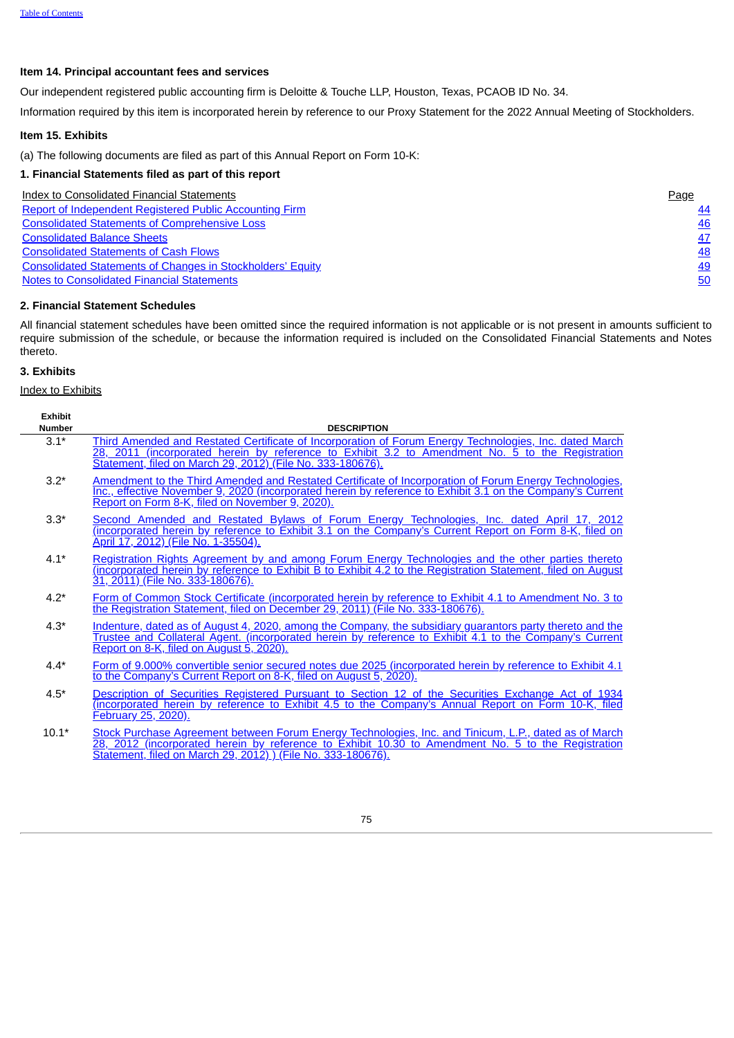## Item 14. Principal accountant fees and services

Our independent registered public accounting firm is Deloitte & Touche LLP, Houston, Texas, PCAOB ID No. 34.

Information required by this item is incorporated herein by reference to our Proxy Statement for the 2022 Annual Meeting of Stockholders.

## Item 15. Exhibits

(a) The following documents are filed as part of this Annual Report on Form 10-K:

### 1. Financial Statements filed as part of this report

| Index to Consolidated Financial Statements | Page |
|---|---|
| Report of Independent Registered Public Accounting Firm | 44 |
| Consolidated Statements of Comprehensive Loss | 46 |
| Consolidated Balance Sheets | 47 |
| Consolidated Statements of Cash Flows | 48 |
| Consolidated Statements of Changes in Stockholders' Equity | 49 |
| Notes to Consolidated Financial Statements | 50 |

### 2. Financial Statement Schedules

All financial statement schedules have been omitted since the required information is not applicable or is not present in amounts sufficient to require submission of the schedule, or because the information required is included on the Consolidated Financial Statements and Notes thereto.

### 3. Exhibits

Index to Exhibits

| Exhibit Number | DESCRIPTION |
|---|---|
| 3.1* | Third Amended and Restated Certificate of Incorporation of Forum Energy Technologies, Inc. dated March 28, 2011 (incorporated herein by reference to Exhibit 3.2 to Amendment No. 5 to the Registration Statement, filed on March 29, 2012) (File No. 333-180676). |
| 3.2* | Amendment to the Third Amended and Restated Certificate of Incorporation of Forum Energy Technologies, Inc., effective November 9, 2020 (incorporated herein by reference to Exhibit 3.1 on the Company's Current Report on Form 8-K, filed on November 9, 2020). |
| 3.3* | Second Amended and Restated Bylaws of Forum Energy Technologies, Inc. dated April 17, 2012 (incorporated herein by reference to Exhibit 3.1 on the Company's Current Report on Form 8-K, filed on April 17, 2012) (File No. 1-35504). |
| 4.1* | Registration Rights Agreement by and among Forum Energy Technologies and the other parties thereto (incorporated herein by reference to Exhibit B to Exhibit 4.2 to the Registration Statement, filed on August 31, 2011) (File No. 333-180676). |
| 4.2* | Form of Common Stock Certificate (incorporated herein by reference to Exhibit 4.1 to Amendment No. 3 to the Registration Statement, filed on December 29, 2011) (File No. 333-180676). |
| 4.3* | Indenture, dated as of August 4, 2020, among the Company, the subsidiary guarantors party thereto and the Trustee and Collateral Agent. (incorporated herein by reference to Exhibit 4.1 to the Company's Current Report on 8-K, filed on August 5, 2020). |
| 4.4* | Form of 9.000% convertible senior secured notes due 2025 (incorporated herein by reference to Exhibit 4.1 to the Company's Current Report on 8-K, filed on August 5, 2020). |
| 4.5* | Description of Securities Registered Pursuant to Section 12 of the Securities Exchange Act of 1934 (incorporated herein by reference to Exhibit 4.5 to the Company's Annual Report on Form 10-K, filed February 25, 2020). |
| 10.1* | Stock Purchase Agreement between Forum Energy Technologies, Inc. and Tinicum, L.P., dated as of March 28, 2012 (incorporated herein by reference to Exhibit 10.30 to Amendment No. 5 to the Registration Statement, filed on March 29, 2012) ) (File No. 333-180676). |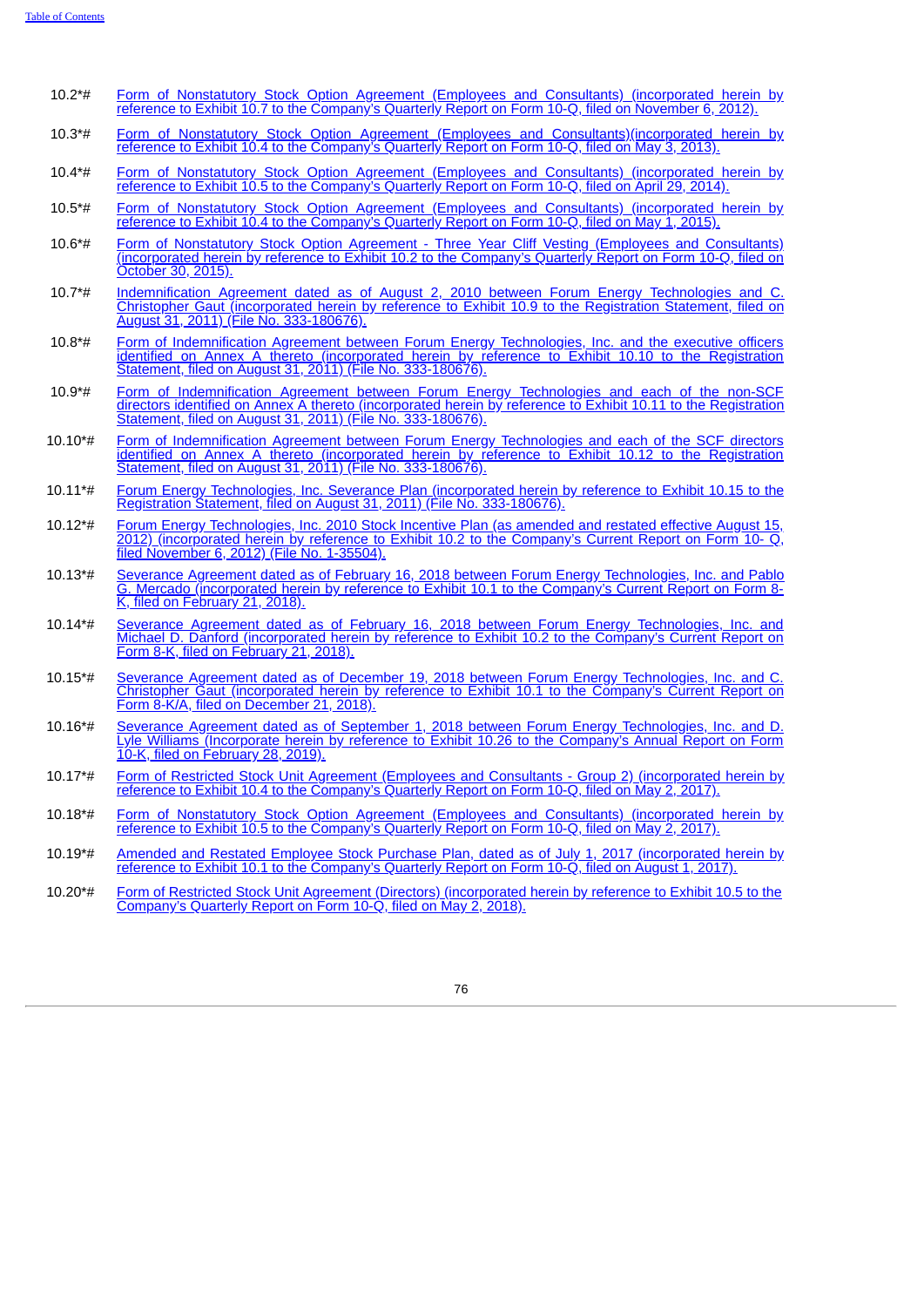| | |
|---|---|
| 10.2*# | Form of Nonstatutory Stock Option Agreement (Employees and Consultants) (incorporated herein by reference to Exhibit 10.7 to the Company's Quarterly Report on Form 10-Q, filed on November 6, 2012). |
| 10.3*# | Form of Nonstatutory Stock Option Agreement (Employees and Consultants)(incorporated herein by reference to Exhibit 10.4 to the Company's Quarterly Report on Form 10-Q, filed on May 3, 2013). |
| 10.4*# | Form of Nonstatutory Stock Option Agreement (Employees and Consultants) (incorporated herein by reference to Exhibit 10.5 to the Company's Quarterly Report on Form 10-Q, filed on April 29, 2014). |
| 10.5*# | Form of Nonstatutory Stock Option Agreement (Employees and Consultants) (incorporated herein by reference to Exhibit 10.4 to the Company's Quarterly Report on Form 10-Q, filed on May 1, 2015). |
| 10.6*# | Form of Nonstatutory Stock Option Agreement - Three Year Cliff Vesting (Employees and Consultants) (incorporated herein by reference to Exhibit 10.2 to the Company's Quarterly Report on Form 10-Q, filed on October 30, 2015). |
| 10.7*# | Indemnification Agreement dated as of August 2, 2010 between Forum Energy Technologies and C. Christopher Gaut (incorporated herein by reference to Exhibit 10.9 to the Registration Statement, filed on August 31, 2011) (File No. 333-180676). |
| 10.8*# | Form of Indemnification Agreement between Forum Energy Technologies, Inc. and the executive officers identified on Annex A thereto (incorporated herein by reference to Exhibit 10.10 to the Registration Statement, filed on August 31, 2011) (File No. 333-180676). |
| 10.9*# | Form of Indemnification Agreement between Forum Energy Technologies and each of the non-SCF directors identified on Annex A thereto (incorporated herein by reference to Exhibit 10.11 to the Registration Statement, filed on August 31, 2011) (File No. 333-180676). |
| 10.10*# | Form of Indemnification Agreement between Forum Energy Technologies and each of the SCF directors identified on Annex A thereto (incorporated herein by reference to Exhibit 10.12 to the Registration Statement, filed on August 31, 2011) (File No. 333-180676). |
| 10.11*# | Forum Energy Technologies, Inc. Severance Plan (incorporated herein by reference to Exhibit 10.15 to the Registration Statement, filed on August 31, 2011) (File No. 333-180676). |
| 10.12*# | Forum Energy Technologies, Inc. 2010 Stock Incentive Plan (as amended and restated effective August 15, 2012) (incorporated herein by reference to Exhibit 10.2 to the Company's Current Report on Form 10- Q, filed November 6, 2012) (File No. 1-35504). |
| 10.13*# | Severance Agreement dated as of February 16, 2018 between Forum Energy Technologies, Inc. and Pablo G. Mercado (incorporated herein by reference to Exhibit 10.1 to the Company's Current Report on Form 8-K, filed on February 21, 2018). |
| 10.14*# | Severance Agreement dated as of February 16, 2018 between Forum Energy Technologies, Inc. and Michael D. Danford (incorporated herein by reference to Exhibit 10.2 to the Company's Current Report on Form 8-K, filed on February 21, 2018). |
| 10.15*# | Severance Agreement dated as of December 19, 2018 between Forum Energy Technologies, Inc. and C. Christopher Gaut (incorporated herein by reference to Exhibit 10.1 to the Company's Current Report on Form 8-K/A, filed on December 21, 2018). |
| 10.16*# | Severance Agreement dated as of September 1, 2018 between Forum Energy Technologies, Inc. and D. Lyle Williams (Incorporate herein by reference to Exhibit 10.26 to the Company's Annual Report on Form 10-K, filed on February 28, 2019). |
| 10.17*# | Form of Restricted Stock Unit Agreement (Employees and Consultants - Group 2) (incorporated herein by reference to Exhibit 10.4 to the Company's Quarterly Report on Form 10-Q, filed on May 2, 2017). |
| 10.18*# | Form of Nonstatutory Stock Option Agreement (Employees and Consultants) (incorporated herein by reference to Exhibit 10.5 to the Company's Quarterly Report on Form 10-Q, filed on May 2, 2017). |
| 10.19*# | Amended and Restated Employee Stock Purchase Plan, dated as of July 1, 2017 (incorporated herein by reference to Exhibit 10.1 to the Company's Quarterly Report on Form 10-Q, filed on August 1, 2017). |
| 10.20*# | Form of Restricted Stock Unit Agreement (Directors) (incorporated herein by reference to Exhibit 10.5 to the Company's Quarterly Report on Form 10-Q, filed on May 2, 2018). |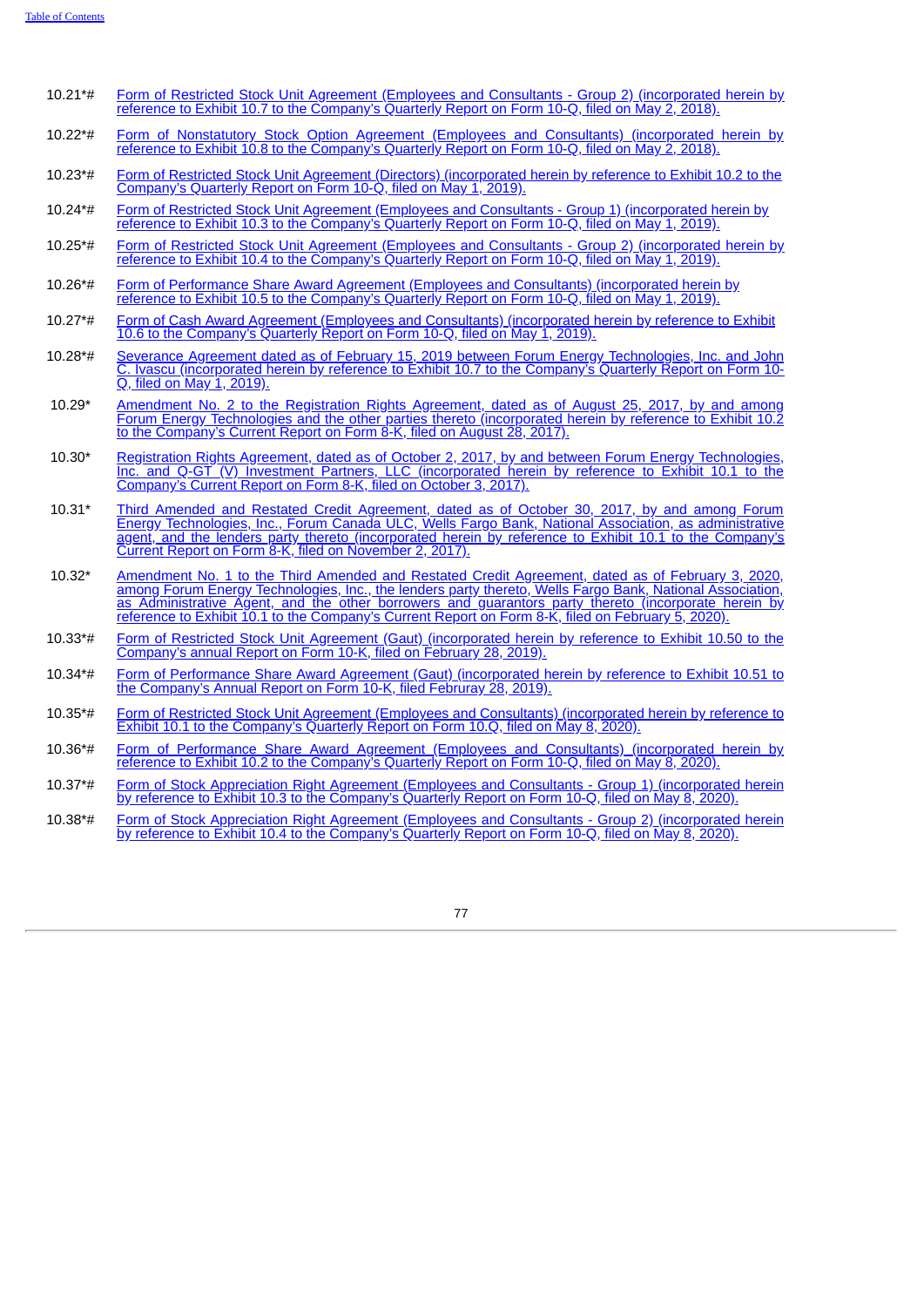| | |
|---|---|
| 10.21*# | Form of Restricted Stock Unit Agreement (Employees and Consultants - Group 2) (incorporated herein by reference to Exhibit 10.7 to the Company's Quarterly Report on Form 10-Q, filed on May 2, 2018). |
| 10.22*# | Form of Nonstatutory Stock Option Agreement (Employees and Consultants) (incorporated herein by reference to Exhibit 10.8 to the Company's Quarterly Report on Form 10-Q, filed on May 2, 2018). |
| 10.23*# | Form of Restricted Stock Unit Agreement (Directors) (incorporated herein by reference to Exhibit 10.2 to the Company's Quarterly Report on Form 10-Q, filed on May 1, 2019). |
| 10.24*# | Form of Restricted Stock Unit Agreement (Employees and Consultants - Group 1) (incorporated herein by reference to Exhibit 10.3 to the Company's Quarterly Report on Form 10-Q, filed on May 1, 2019). |
| 10.25*# | Form of Restricted Stock Unit Agreement (Employees and Consultants - Group 2) (incorporated herein by reference to Exhibit 10.4 to the Company's Quarterly Report on Form 10-Q, filed on May 1, 2019). |
| 10.26*# | Form of Performance Share Award Agreement (Employees and Consultants) (incorporated herein by reference to Exhibit 10.5 to the Company's Quarterly Report on Form 10-Q, filed on May 1, 2019). |
| 10.27*# | Form of Cash Award Agreement (Employees and Consultants) (incorporated herein by reference to Exhibit 10.6 to the Company's Quarterly Report on Form 10-Q, filed on May 1, 2019). |
| 10.28*# | Severance Agreement dated as of February 15, 2019 between Forum Energy Technologies, Inc. and John C. Ivascu (incorporated herein by reference to Exhibit 10.7 to the Company's Quarterly Report on Form 10-Q, filed on May 1, 2019). |
| 10.29* | Amendment No. 2 to the Registration Rights Agreement, dated as of August 25, 2017, by and among Forum Energy Technologies and the other parties thereto (incorporated herein by reference to Exhibit 10.2 to the Company's Current Report on Form 8-K, filed on August 28, 2017). |
| 10.30* | Registration Rights Agreement, dated as of October 2, 2017, by and between Forum Energy Technologies, Inc. and Q-GT (V) Investment Partners, LLC (incorporated herein by reference to Exhibit 10.1 to the Company's Current Report on Form 8-K, filed on October 3, 2017). |
| 10.31* | Third Amended and Restated Credit Agreement, dated as of October 30, 2017, by and among Forum Energy Technologies, Inc., Forum Canada ULC, Wells Fargo Bank, National Association, as administrative agent, and the lenders party thereto (incorporated herein by reference to Exhibit 10.1 to the Company's Current Report on Form 8-K, filed on November 2, 2017). |
| 10.32* | Amendment No. 1 to the Third Amended and Restated Credit Agreement, dated as of February 3, 2020, among Forum Energy Technologies, Inc., the lenders party thereto, Wells Fargo Bank, National Association, as Administrative Agent, and the other borrowers and guarantors party thereto (incorporate herein by reference to Exhibit 10.1 to the Company's Current Report on Form 8-K, filed on February 5, 2020). |
| 10.33*# | Form of Restricted Stock Unit Agreement (Gaut) (incorporated herein by reference to Exhibit 10.50 to the Company's annual Report on Form 10-K, filed on February 28, 2019). |
| 10.34*# | Form of Performance Share Award Agreement (Gaut) (incorporated herein by reference to Exhibit 10.51 to the Company's Annual Report on Form 10-K, filed Februray 28, 2019). |
| 10.35*# | Form of Restricted Stock Unit Agreement (Employees and Consultants) (incorporated herein by reference to Exhibit 10.1 to the Company's Quarterly Report on Form 10.Q, filed on May 8, 2020). |
| 10.36*# | Form of Performance Share Award Agreement (Employees and Consultants) (incorporated herein by reference to Exhibit 10.2 to the Company's Quarterly Report on Form 10-Q, filed on May 8, 2020). |
| 10.37*# | Form of Stock Appreciation Right Agreement (Employees and Consultants - Group 1) (incorporated herein by reference to Exhibit 10.3 to the Company's Quarterly Report on Form 10-Q, filed on May 8, 2020). |
| 10.38*# | Form of Stock Appreciation Right Agreement (Employees and Consultants - Group 2) (incorporated herein by reference to Exhibit 10.4 to the Company's Quarterly Report on Form 10-Q, filed on May 8, 2020). |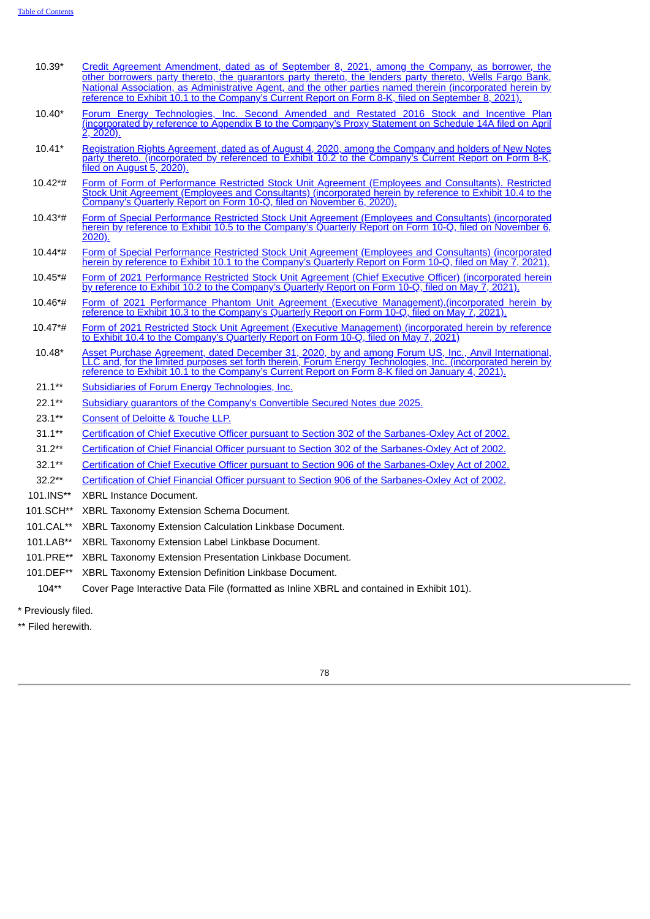| | |
|---|---|
| 10.39* | Credit Agreement Amendment, dated as of September 8, 2021, among the Company, as borrower, the other borrowers party thereto, the guarantors party thereto, the lenders party thereto, Wells Fargo Bank, National Association, as Administrative Agent, and the other parties named therein (incorporated herein by reference to Exhibit 10.1 to the Company's Current Report on Form 8-K, filed on September 8, 2021). |
| 10.40* | Forum Energy Technologies, Inc. Second Amended and Restated 2016 Stock and Incentive Plan (incorporated by reference to Appendix B to the Company's Proxy Statement on Schedule 14A filed on April 2, 2020). |
| 10.41* | Registration Rights Agreement, dated as of August 4, 2020, among the Company and holders of New Notes party thereto. (incorporated by referenced to Exhibit 10.2 to the Company's Current Report on Form 8-K, filed on August 5, 2020). |
| 10.42*# | Form of Form of Performance Restricted Stock Unit Agreement (Employees and Consultants). Restricted Stock Unit Agreement (Employees and Consultants) (incorporated herein by reference to Exhibit 10.4 to the Company's Quarterly Report on Form 10-Q, filed on November 6, 2020). |
| 10.43*# | Form of Special Performance Restricted Stock Unit Agreement (Employees and Consultants) (incorporated herein by reference to Exhibit 10.5 to the Company's Quarterly Report on Form 10-Q, filed on November 6, 2020). |
| 10.44*# | Form of Special Performance Restricted Stock Unit Agreement (Employees and Consultants) (incorporated herein by reference to Exhibit 10.1 to the Company's Quarterly Report on Form 10-Q, filed on May 7, 2021). |
| 10.45*# | Form of 2021 Performance Restricted Stock Unit Agreement (Chief Executive Officer) (incorporated herein by reference to Exhibit 10.2 to the Company's Quarterly Report on Form 10-Q, filed on May 7, 2021). |
| 10.46*# | Form of 2021 Performance Phantom Unit Agreement (Executive Management).(incorporated herein by reference to Exhibit 10.3 to the Company's Quarterly Report on Form 10-Q, filed on May 7, 2021). |
| 10.47*# | Form of 2021 Restricted Stock Unit Agreement (Executive Management) (incorporated herein by reference to Exhibit 10.4 to the Company's Quarterly Report on Form 10-Q, filed on May 7, 2021) |
| 10.48* | Asset Purchase Agreement, dated December 31, 2020, by and among Forum US, Inc., Anvil International, LLC and, for the limited purposes set forth therein, Forum Energy Technologies, Inc. (incorporated herein by reference to Exhibit 10.1 to the Company's Current Report on Form 8-K filed on January 4, 2021). |
| 21.1** | Subsidiaries of Forum Energy Technologies, Inc. |
| 22.1** | Subsidiary guarantors of the Company's Convertible Secured Notes due 2025. |
| 23.1** | Consent of Deloitte & Touche LLP. |
| 31.1** | Certification of Chief Executive Officer pursuant to Section 302 of the Sarbanes-Oxley Act of 2002. |
| 31.2** | Certification of Chief Financial Officer pursuant to Section 302 of the Sarbanes-Oxley Act of 2002. |
| 32.1** | Certification of Chief Executive Officer pursuant to Section 906 of the Sarbanes-Oxley Act of 2002. |
| 32.2** | Certification of Chief Financial Officer pursuant to Section 906 of the Sarbanes-Oxley Act of 2002. |
| 101.INS** | XBRL Instance Document. |
| 101.SCH** | XBRL Taxonomy Extension Schema Document. |
| 101.CAL** | XBRL Taxonomy Extension Calculation Linkbase Document. |
| 101.LAB** | XBRL Taxonomy Extension Label Linkbase Document. |
| 101.PRE** | XBRL Taxonomy Extension Presentation Linkbase Document. |
| 101.DEF** | XBRL Taxonomy Extension Definition Linkbase Document. |
| 104** | Cover Page Interactive Data File (formatted as Inline XBRL and contained in Exhibit 101). |

* Previously filed.

** Filed herewith.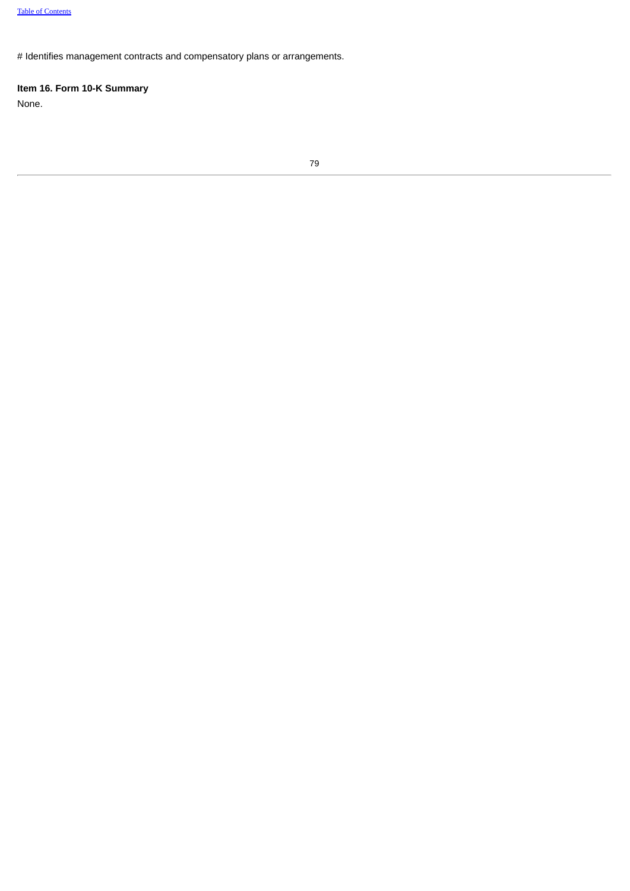# Identifies management contracts and compensatory plans or arrangements.

**Item 16. Form 10-K Summary**

None.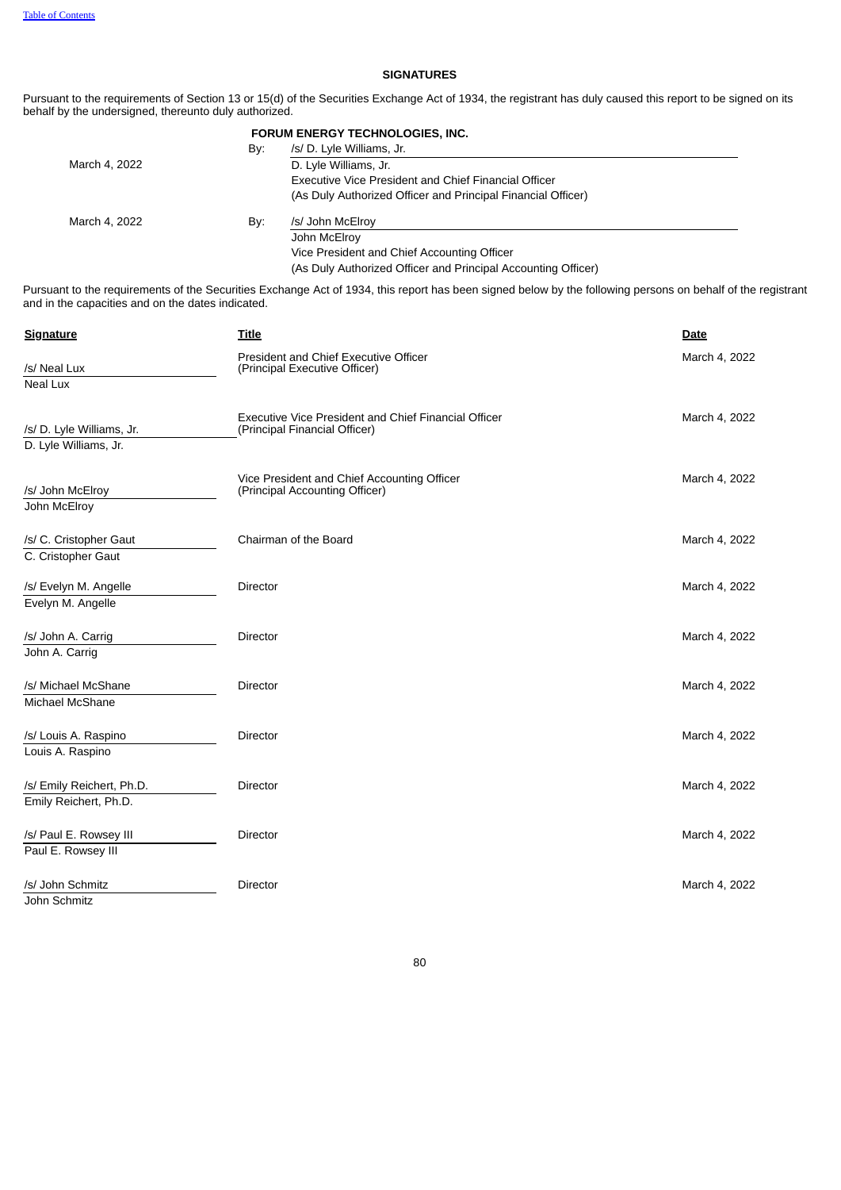## SIGNATURES

Pursuant to the requirements of Section 13 or 15(d) of the Securities Exchange Act of 1934, the registrant has duly caused this report to be signed on its behalf by the undersigned, thereunto duly authorized.

**FORUM ENERGY TECHNOLOGIES, INC.**

| | | |
|---|---|---|
| March 4, 2022 | By: | /s/ D. Lyle Williams, Jr. |
| | | D. Lyle Williams, Jr. |
| | | Executive Vice President and Chief Financial Officer |
| | | (As Duly Authorized Officer and Principal Financial Officer) |
| March 4, 2022 | By: | /s/ John McElroy |
| | | John McElroy |
| | | Vice President and Chief Accounting Officer |
| | | (As Duly Authorized Officer and Principal Accounting Officer) |

Pursuant to the requirements of the Securities Exchange Act of 1934, this report has been signed below by the following persons on behalf of the registrant and in the capacities and on the dates indicated.

| Signature | Title | Date |
|---|---|---|
| /s/ Neal Lux<br>Neal Lux | President and Chief Executive Officer (Principal Executive Officer) | March 4, 2022 |
| /s/ D. Lyle Williams, Jr.<br>D. Lyle Williams, Jr. | Executive Vice President and Chief Financial Officer (Principal Financial Officer) | March 4, 2022 |
| /s/ John McElroy<br>John McElroy | Vice President and Chief Accounting Officer (Principal Accounting Officer) | March 4, 2022 |
| /s/ C. Cristopher Gaut<br>C. Cristopher Gaut | Chairman of the Board | March 4, 2022 |
| /s/ Evelyn M. Angelle<br>Evelyn M. Angelle | Director | March 4, 2022 |
| /s/ John A. Carrig<br>John A. Carrig | Director | March 4, 2022 |
| /s/ Michael McShane<br>Michael McShane | Director | March 4, 2022 |
| /s/ Louis A. Raspino<br>Louis A. Raspino | Director | March 4, 2022 |
| /s/ Emily Reichert, Ph.D.<br>Emily Reichert, Ph.D. | Director | March 4, 2022 |
| /s/ Paul E. Rowsey III<br>Paul E. Rowsey III | Director | March 4, 2022 |
| /s/ John Schmitz<br>John Schmitz | Director | March 4, 2022 |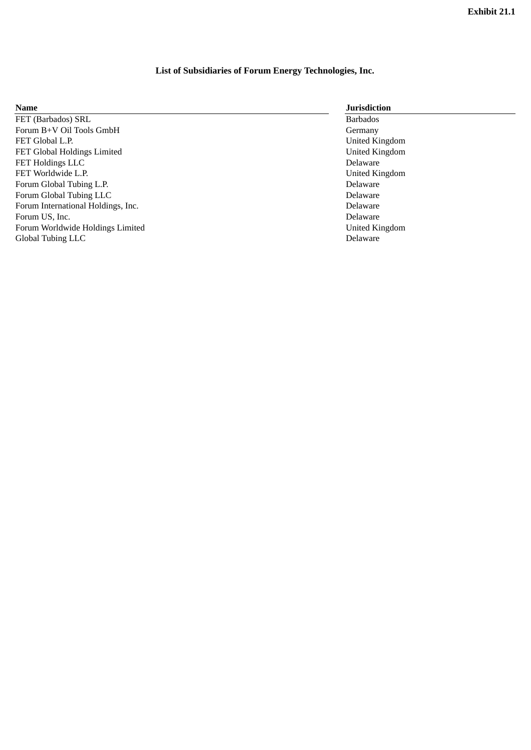Exhibit 21.1

# List of Subsidiaries of Forum Energy Technologies, Inc.

| Name | Jurisdiction |
|---|---|
| FET (Barbados) SRL | Barbados |
| Forum B+V Oil Tools GmbH | Germany |
| FET Global L.P. | United Kingdom |
| FET Global Holdings Limited | United Kingdom |
| FET Holdings LLC | Delaware |
| FET Worldwide L.P. | United Kingdom |
| Forum Global Tubing L.P. | Delaware |
| Forum Global Tubing LLC | Delaware |
| Forum International Holdings, Inc. | Delaware |
| Forum US, Inc. | Delaware |
| Forum Worldwide Holdings Limited | United Kingdom |
| Global Tubing LLC | Delaware |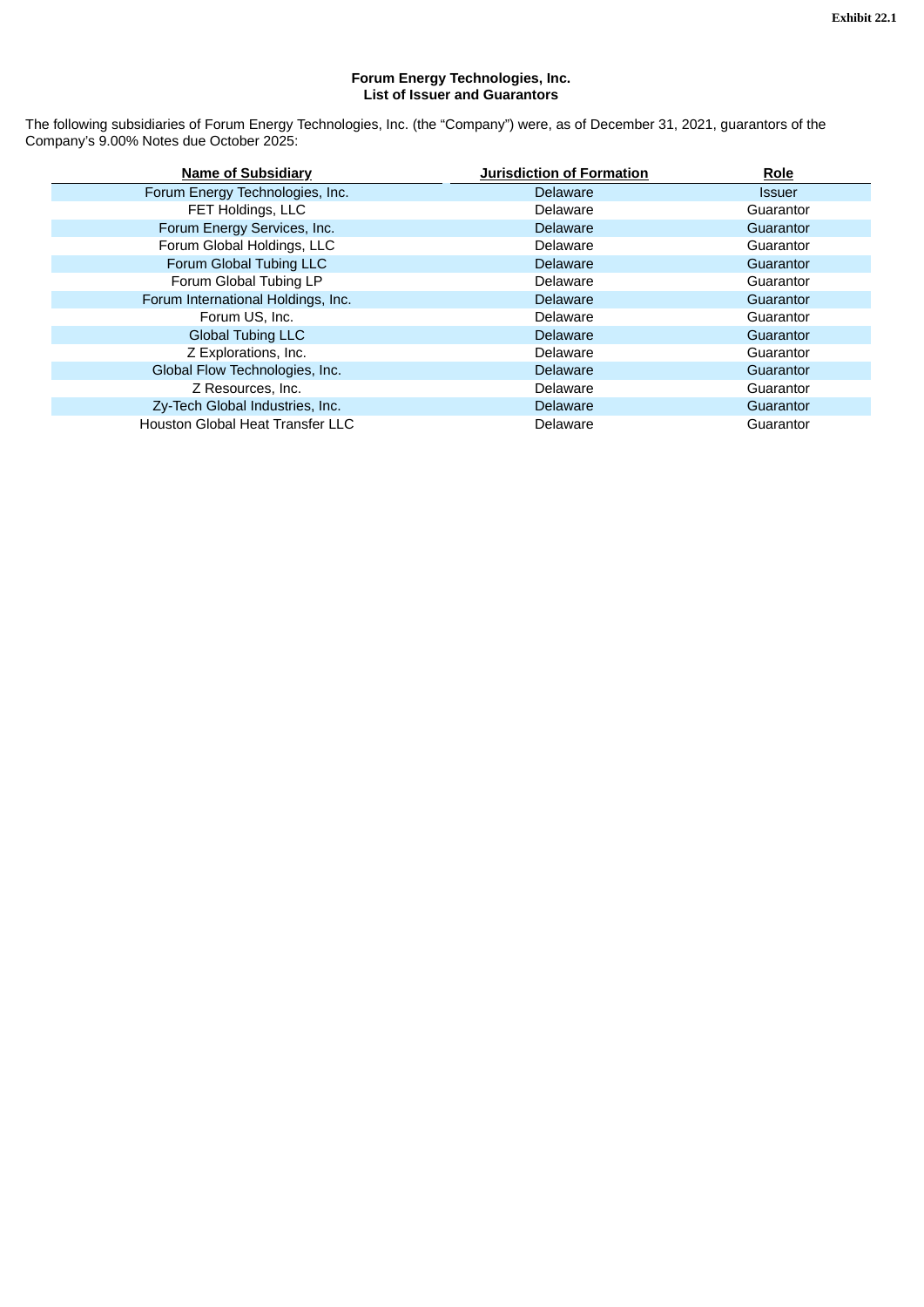Exhibit 22.1

**Forum Energy Technologies, Inc.**
**List of Issuer and Guarantors**

The following subsidiaries of Forum Energy Technologies, Inc. (the "Company") were, as of December 31, 2021, guarantors of the Company's 9.00% Notes due October 2025:

| Name of Subsidiary | Jurisdiction of Formation | Role |
|---|---|---|
| Forum Energy Technologies, Inc. | Delaware | Issuer |
| FET Holdings, LLC | Delaware | Guarantor |
| Forum Energy Services, Inc. | Delaware | Guarantor |
| Forum Global Holdings, LLC | Delaware | Guarantor |
| Forum Global Tubing LLC | Delaware | Guarantor |
| Forum Global Tubing LP | Delaware | Guarantor |
| Forum International Holdings, Inc. | Delaware | Guarantor |
| Forum US, Inc. | Delaware | Guarantor |
| Global Tubing LLC | Delaware | Guarantor |
| Z Explorations, Inc. | Delaware | Guarantor |
| Global Flow Technologies, Inc. | Delaware | Guarantor |
| Z Resources, Inc. | Delaware | Guarantor |
| Zy-Tech Global Industries, Inc. | Delaware | Guarantor |
| Houston Global Heat Transfer LLC | Delaware | Guarantor |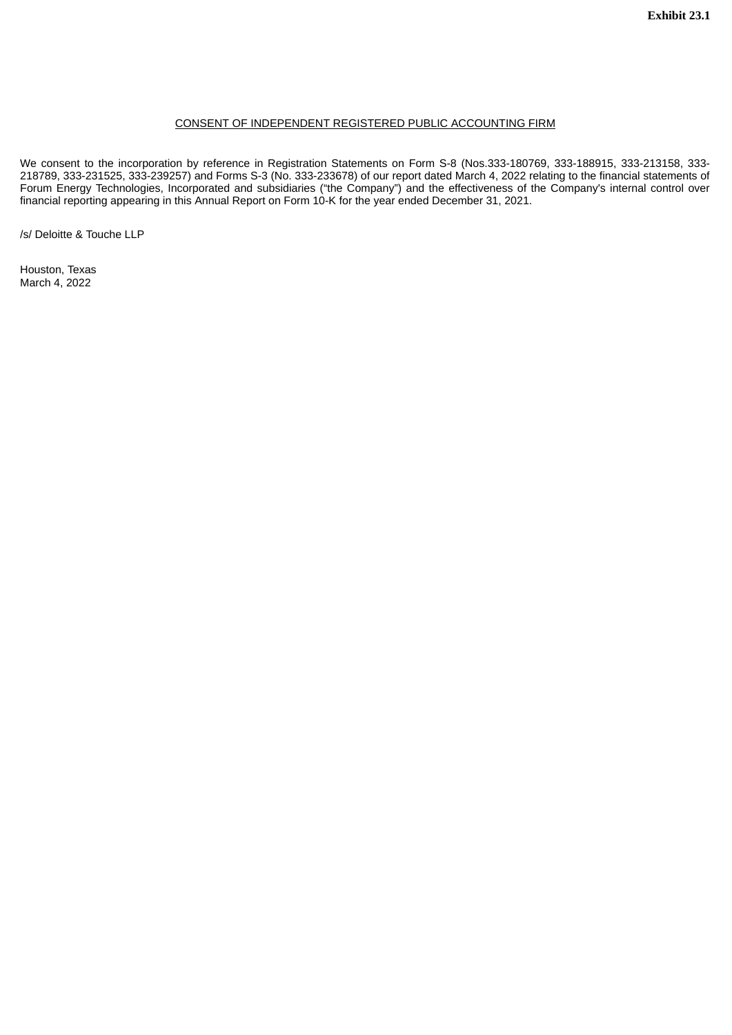**Exhibit 23.1**

CONSENT OF INDEPENDENT REGISTERED PUBLIC ACCOUNTING FIRM

We consent to the incorporation by reference in Registration Statements on Form S-8 (Nos.333-180769, 333-188915, 333-213158, 333-218789, 333-231525, 333-239257) and Forms S-3 (No. 333-233678) of our report dated March 4, 2022 relating to the financial statements of Forum Energy Technologies, Incorporated and subsidiaries (“the Company”) and the effectiveness of the Company's internal control over financial reporting appearing in this Annual Report on Form 10-K for the year ended December 31, 2021.

/s/ Deloitte & Touche LLP

Houston, Texas
March 4, 2022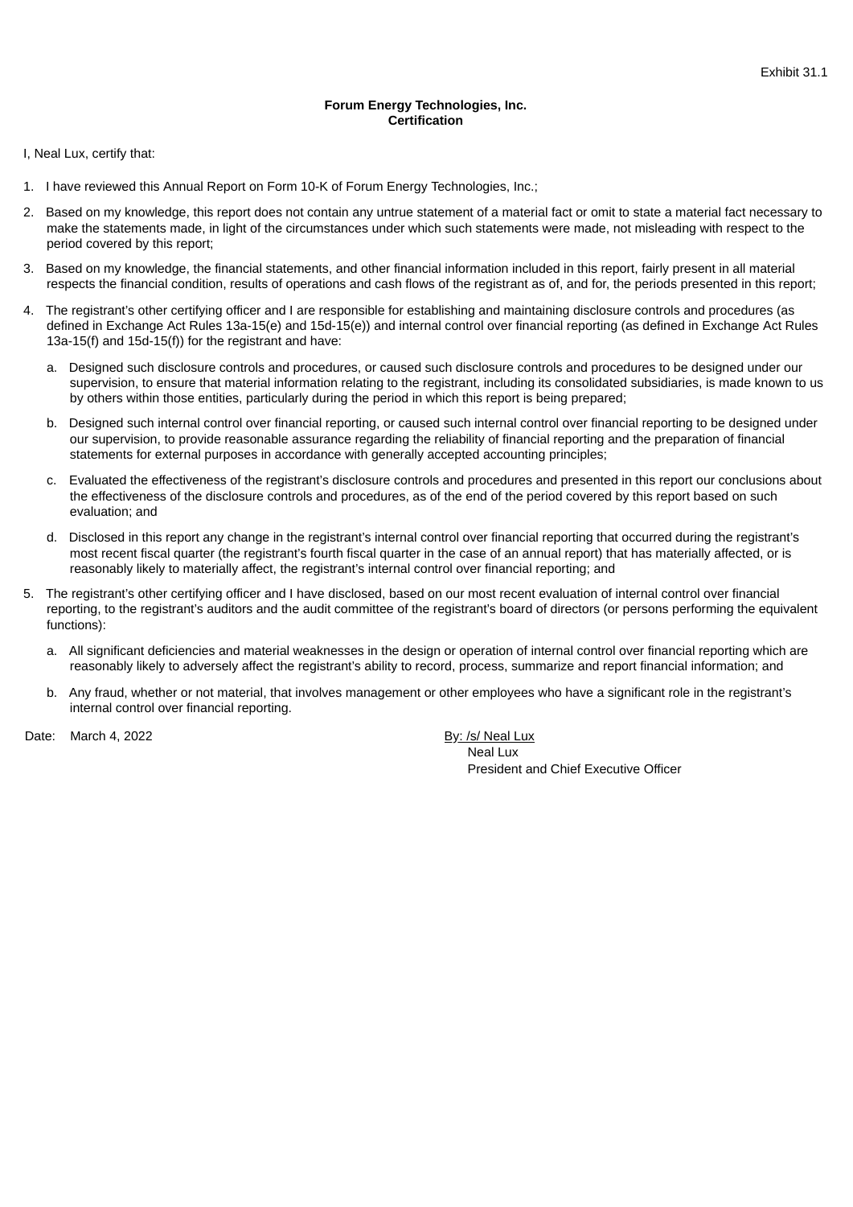Exhibit 31.1

**Forum Energy Technologies, Inc.**
**Certification**

I, Neal Lux, certify that:

1. I have reviewed this Annual Report on Form 10-K of Forum Energy Technologies, Inc.;
2. Based on my knowledge, this report does not contain any untrue statement of a material fact or omit to state a material fact necessary to make the statements made, in light of the circumstances under which such statements were made, not misleading with respect to the period covered by this report;
3. Based on my knowledge, the financial statements, and other financial information included in this report, fairly present in all material respects the financial condition, results of operations and cash flows of the registrant as of, and for, the periods presented in this report;
4. The registrant's other certifying officer and I are responsible for establishing and maintaining disclosure controls and procedures (as defined in Exchange Act Rules 13a-15(e) and 15d-15(e)) and internal control over financial reporting (as defined in Exchange Act Rules 13a-15(f) and 15d-15(f)) for the registrant and have:
   a. Designed such disclosure controls and procedures, or caused such disclosure controls and procedures to be designed under our supervision, to ensure that material information relating to the registrant, including its consolidated subsidiaries, is made known to us by others within those entities, particularly during the period in which this report is being prepared;
   b. Designed such internal control over financial reporting, or caused such internal control over financial reporting to be designed under our supervision, to provide reasonable assurance regarding the reliability of financial reporting and the preparation of financial statements for external purposes in accordance with generally accepted accounting principles;
   c. Evaluated the effectiveness of the registrant's disclosure controls and procedures and presented in this report our conclusions about the effectiveness of the disclosure controls and procedures, as of the end of the period covered by this report based on such evaluation; and
   d. Disclosed in this report any change in the registrant's internal control over financial reporting that occurred during the registrant's most recent fiscal quarter (the registrant's fourth fiscal quarter in the case of an annual report) that has materially affected, or is reasonably likely to materially affect, the registrant's internal control over financial reporting; and
5. The registrant's other certifying officer and I have disclosed, based on our most recent evaluation of internal control over financial reporting, to the registrant's auditors and the audit committee of the registrant's board of directors (or persons performing the equivalent functions):
   a. All significant deficiencies and material weaknesses in the design or operation of internal control over financial reporting which are reasonably likely to adversely affect the registrant's ability to record, process, summarize and report financial information; and
   b. Any fraud, whether or not material, that involves management or other employees who have a significant role in the registrant's internal control over financial reporting.

Date: March 4, 2022

By: /s/ Neal Lux
Neal Lux
President and Chief Executive Officer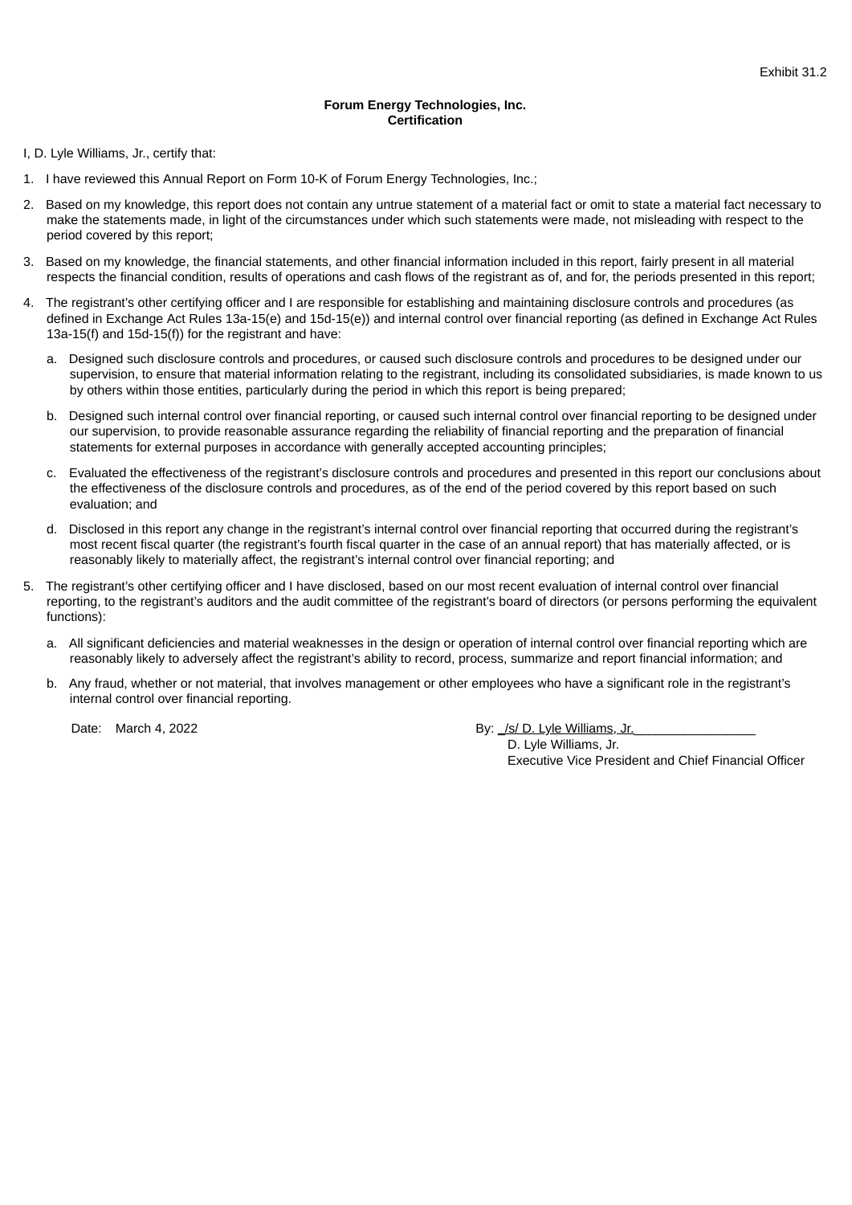Exhibit 31.2

**Forum Energy Technologies, Inc.**
**Certification**

I, D. Lyle Williams, Jr., certify that:

1. I have reviewed this Annual Report on Form 10-K of Forum Energy Technologies, Inc.;
2. Based on my knowledge, this report does not contain any untrue statement of a material fact or omit to state a material fact necessary to make the statements made, in light of the circumstances under which such statements were made, not misleading with respect to the period covered by this report;
3. Based on my knowledge, the financial statements, and other financial information included in this report, fairly present in all material respects the financial condition, results of operations and cash flows of the registrant as of, and for, the periods presented in this report;
4. The registrant's other certifying officer and I are responsible for establishing and maintaining disclosure controls and procedures (as defined in Exchange Act Rules 13a-15(e) and 15d-15(e)) and internal control over financial reporting (as defined in Exchange Act Rules 13a-15(f) and 15d-15(f)) for the registrant and have:
   a. Designed such disclosure controls and procedures, or caused such disclosure controls and procedures to be designed under our supervision, to ensure that material information relating to the registrant, including its consolidated subsidiaries, is made known to us by others within those entities, particularly during the period in which this report is being prepared;
   b. Designed such internal control over financial reporting, or caused such internal control over financial reporting to be designed under our supervision, to provide reasonable assurance regarding the reliability of financial reporting and the preparation of financial statements for external purposes in accordance with generally accepted accounting principles;
   c. Evaluated the effectiveness of the registrant's disclosure controls and procedures and presented in this report our conclusions about the effectiveness of the disclosure controls and procedures, as of the end of the period covered by this report based on such evaluation; and
   d. Disclosed in this report any change in the registrant's internal control over financial reporting that occurred during the registrant's most recent fiscal quarter (the registrant's fourth fiscal quarter in the case of an annual report) that has materially affected, or is reasonably likely to materially affect, the registrant's internal control over financial reporting; and
5. The registrant's other certifying officer and I have disclosed, based on our most recent evaluation of internal control over financial reporting, to the registrant's auditors and the audit committee of the registrant's board of directors (or persons performing the equivalent functions):
   a. All significant deficiencies and material weaknesses in the design or operation of internal control over financial reporting which are reasonably likely to adversely affect the registrant's ability to record, process, summarize and report financial information; and
   b. Any fraud, whether or not material, that involves management or other employees who have a significant role in the registrant's internal control over financial reporting.

Date: March 4, 2022

By: /s/ D. Lyle Williams, Jr.
D. Lyle Williams, Jr.
Executive Vice President and Chief Financial Officer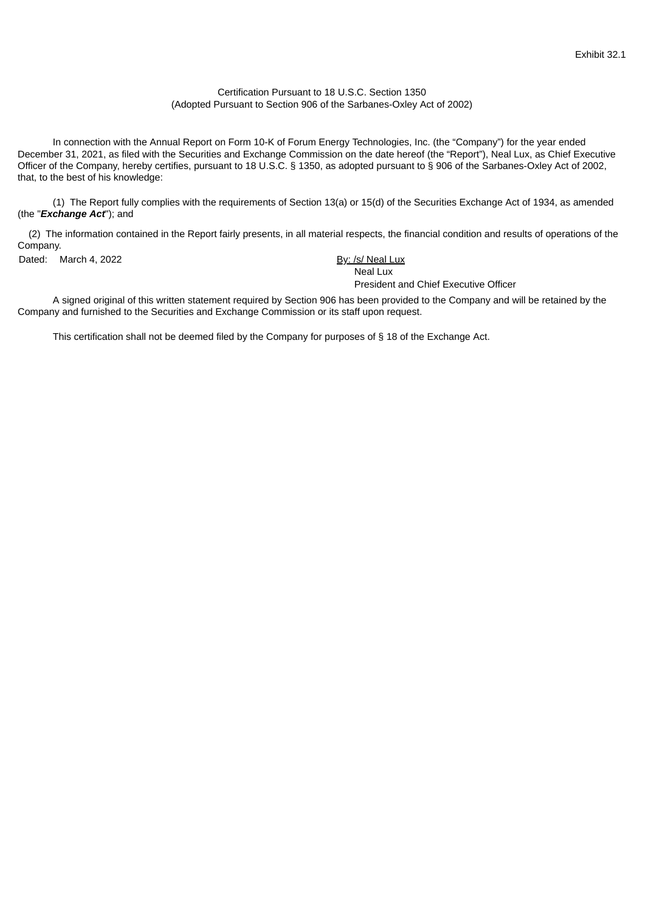Exhibit 32.1

Certification Pursuant to 18 U.S.C. Section 1350
(Adopted Pursuant to Section 906 of the Sarbanes-Oxley Act of 2002)

In connection with the Annual Report on Form 10-K of Forum Energy Technologies, Inc. (the “Company”) for the year ended December 31, 2021, as filed with the Securities and Exchange Commission on the date hereof (the “Report”), Neal Lux, as Chief Executive Officer of the Company, hereby certifies, pursuant to 18 U.S.C. § 1350, as adopted pursuant to § 906 of the Sarbanes-Oxley Act of 2002, that, to the best of his knowledge:

(1) The Report fully complies with the requirements of Section 13(a) or 15(d) of the Securities Exchange Act of 1934, as amended (the "***Exchange Act***"); and

(2) The information contained in the Report fairly presents, in all material respects, the financial condition and results of operations of the Company.

Dated: March 4, 2022

By: /s/ Neal Lux
Neal Lux
President and Chief Executive Officer

A signed original of this written statement required by Section 906 has been provided to the Company and will be retained by the Company and furnished to the Securities and Exchange Commission or its staff upon request.

This certification shall not be deemed filed by the Company for purposes of § 18 of the Exchange Act.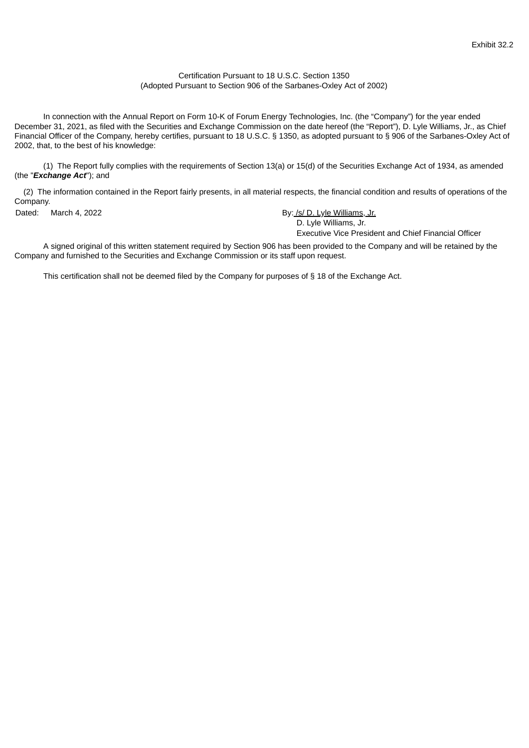Exhibit 32.2

Certification Pursuant to 18 U.S.C. Section 1350
(Adopted Pursuant to Section 906 of the Sarbanes-Oxley Act of 2002)

In connection with the Annual Report on Form 10-K of Forum Energy Technologies, Inc. (the "Company") for the year ended December 31, 2021, as filed with the Securities and Exchange Commission on the date hereof (the "Report"), D. Lyle Williams, Jr., as Chief Financial Officer of the Company, hereby certifies, pursuant to 18 U.S.C. § 1350, as adopted pursuant to § 906 of the Sarbanes-Oxley Act of 2002, that, to the best of his knowledge:

(1) The Report fully complies with the requirements of Section 13(a) or 15(d) of the Securities Exchange Act of 1934, as amended (the "***Exchange Act***"); and

(2) The information contained in the Report fairly presents, in all material respects, the financial condition and results of operations of the Company.

Dated: March 4, 2022

By: /s/ D. Lyle Williams, Jr.
D. Lyle Williams, Jr.
Executive Vice President and Chief Financial Officer

A signed original of this written statement required by Section 906 has been provided to the Company and will be retained by the Company and furnished to the Securities and Exchange Commission or its staff upon request.

This certification shall not be deemed filed by the Company for purposes of § 18 of the Exchange Act.